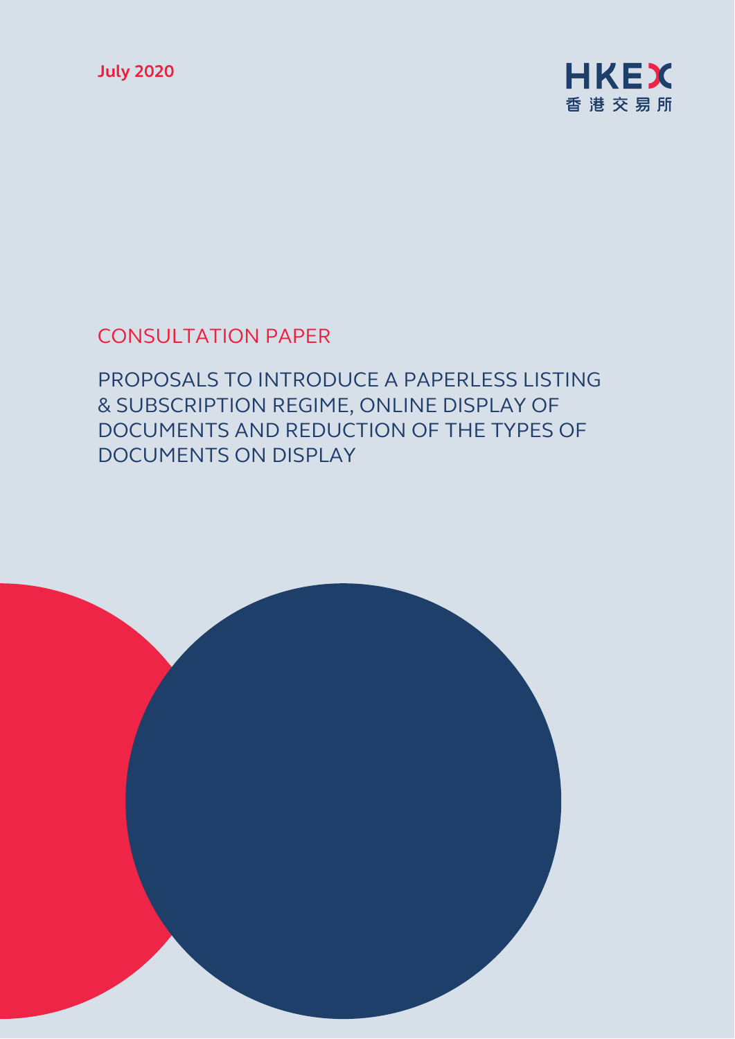July 2020

HKEX
香港交易所

# CONSULTATION PAPER

## PROPOSALS TO INTRODUCE A PAPERLESS LISTING & SUBSCRIPTION REGIME, ONLINE DISPLAY OF DOCUMENTS AND REDUCTION OF THE TYPES OF DOCUMENTS ON DISPLAY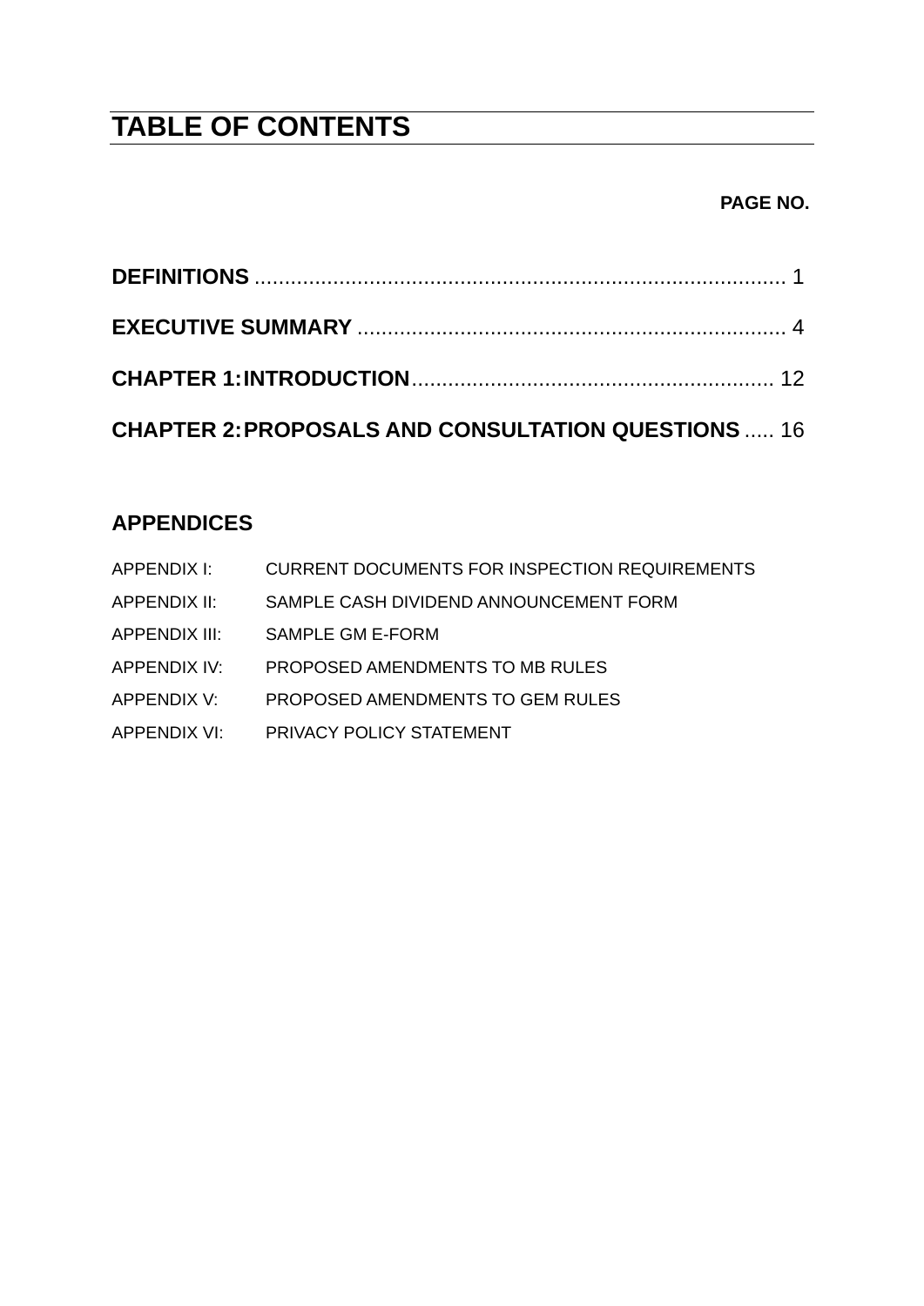# TABLE OF CONTENTS

| | PAGE NO. |
|---|---|
| **DEFINITIONS** | 1 |
| **EXECUTIVE SUMMARY** | 4 |
| **CHAPTER 1: INTRODUCTION** | 12 |
| **CHAPTER 2: PROPOSALS AND CONSULTATION QUESTIONS** | 16 |

## APPENDICES

| | |
|---|---|
| APPENDIX I: | CURRENT DOCUMENTS FOR INSPECTION REQUIREMENTS |
| APPENDIX II: | SAMPLE CASH DIVIDEND ANNOUNCEMENT FORM |
| APPENDIX III: | SAMPLE GM E-FORM |
| APPENDIX IV: | PROPOSED AMENDMENTS TO MB RULES |
| APPENDIX V: | PROPOSED AMENDMENTS TO GEM RULES |
| APPENDIX VI: | PRIVACY POLICY STATEMENT |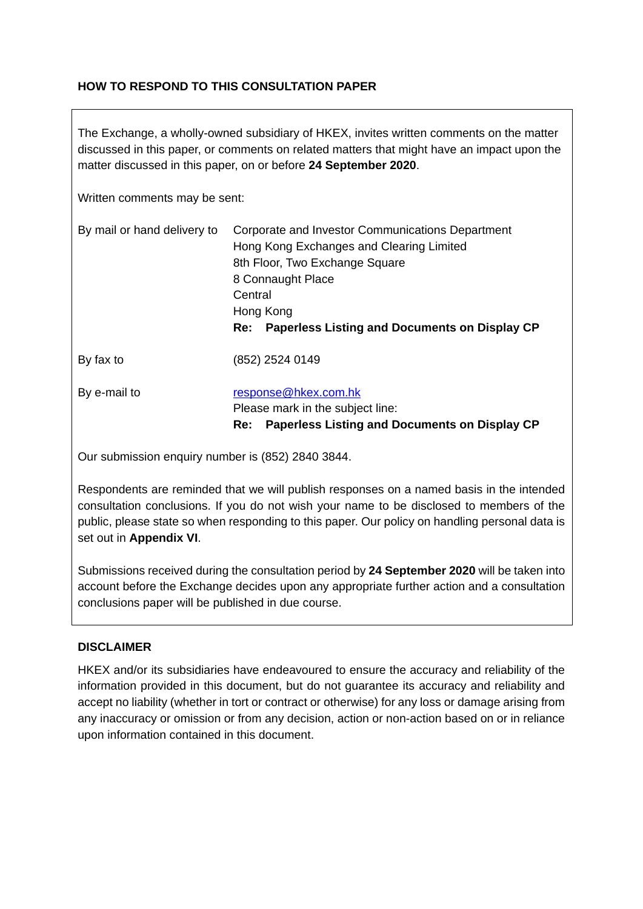## HOW TO RESPOND TO THIS CONSULTATION PAPER

The Exchange, a wholly-owned subsidiary of HKEX, invites written comments on the matter discussed in this paper, or comments on related matters that might have an impact upon the matter discussed in this paper, on or before **24 September 2020**.

Written comments may be sent:

| | |
|---|---|
| By mail or hand delivery to | Corporate and Investor Communications Department<br>Hong Kong Exchanges and Clearing Limited<br>8th Floor, Two Exchange Square<br>8 Connaught Place<br>Central<br>Hong Kong<br>**Re: Paperless Listing and Documents on Display CP** |
| By fax to | (852) 2524 0149 |
| By e-mail to | response@hkex.com.hk<br>Please mark in the subject line:<br>**Re: Paperless Listing and Documents on Display CP** |

Our submission enquiry number is (852) 2840 3844.

Respondents are reminded that we will publish responses on a named basis in the intended consultation conclusions. If you do not wish your name to be disclosed to members of the public, please state so when responding to this paper. Our policy on handling personal data is set out in **Appendix VI**.

Submissions received during the consultation period by **24 September 2020** will be taken into account before the Exchange decides upon any appropriate further action and a consultation conclusions paper will be published in due course.

## DISCLAIMER

HKEX and/or its subsidiaries have endeavoured to ensure the accuracy and reliability of the information provided in this document, but do not guarantee its accuracy and reliability and accept no liability (whether in tort or contract or otherwise) for any loss or damage arising from any inaccuracy or omission or from any decision, action or non-action based on or in reliance upon information contained in this document.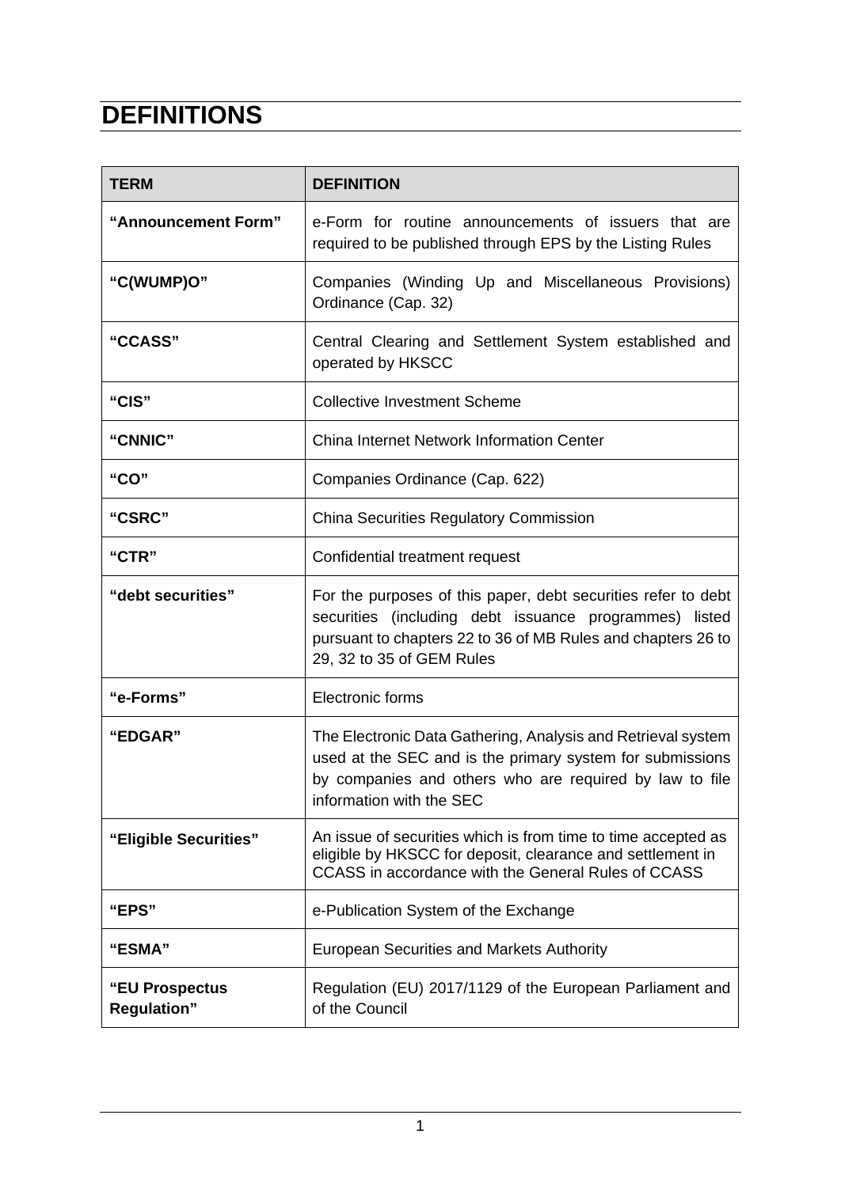# DEFINITIONS

| TERM | DEFINITION |
|---|---|
| **"Announcement Form"** | e-Form for routine announcements of issuers that are required to be published through EPS by the Listing Rules |
| **"C(WUMP)O"** | Companies (Winding Up and Miscellaneous Provisions) Ordinance (Cap. 32) |
| **"CCASS"** | Central Clearing and Settlement System established and operated by HKSCC |
| **"CIS"** | Collective Investment Scheme |
| **"CNNIC"** | China Internet Network Information Center |
| **"CO"** | Companies Ordinance (Cap. 622) |
| **"CSRC"** | China Securities Regulatory Commission |
| **"CTR"** | Confidential treatment request |
| **"debt securities"** | For the purposes of this paper, debt securities refer to debt securities (including debt issuance programmes) listed pursuant to chapters 22 to 36 of MB Rules and chapters 26 to 29, 32 to 35 of GEM Rules |
| **"e-Forms"** | Electronic forms |
| **"EDGAR"** | The Electronic Data Gathering, Analysis and Retrieval system used at the SEC and is the primary system for submissions by companies and others who are required by law to file information with the SEC |
| **"Eligible Securities"** | An issue of securities which is from time to time accepted as eligible by HKSCC for deposit, clearance and settlement in CCASS in accordance with the General Rules of CCASS |
| **"EPS"** | e-Publication System of the Exchange |
| **"ESMA"** | European Securities and Markets Authority |
| **"EU Prospectus Regulation"** | Regulation (EU) 2017/1129 of the European Parliament and of the Council |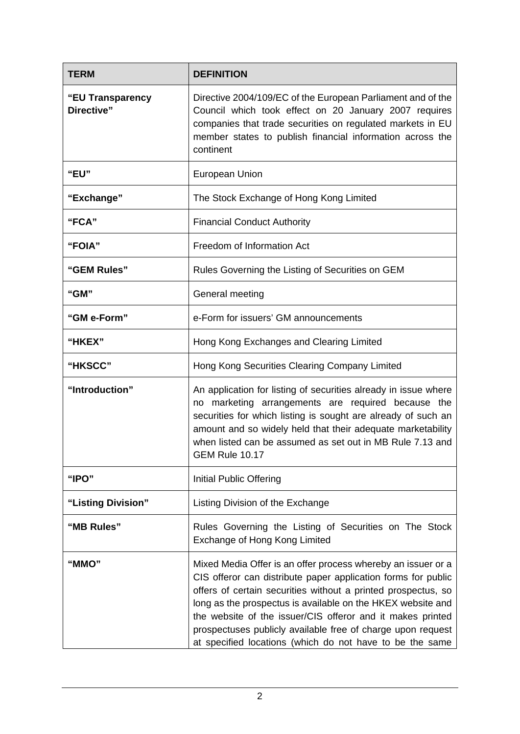| TERM | DEFINITION |
|---|---|
| **"EU Transparency Directive"** | Directive 2004/109/EC of the European Parliament and of the Council which took effect on 20 January 2007 requires companies that trade securities on regulated markets in EU member states to publish financial information across the continent |
| **"EU"** | European Union |
| **"Exchange"** | The Stock Exchange of Hong Kong Limited |
| **"FCA"** | Financial Conduct Authority |
| **"FOIA"** | Freedom of Information Act |
| **"GEM Rules"** | Rules Governing the Listing of Securities on GEM |
| **"GM"** | General meeting |
| **"GM e-Form"** | e-Form for issuers' GM announcements |
| **"HKEX"** | Hong Kong Exchanges and Clearing Limited |
| **"HKSCC"** | Hong Kong Securities Clearing Company Limited |
| **"Introduction"** | An application for listing of securities already in issue where no marketing arrangements are required because the securities for which listing is sought are already of such an amount and so widely held that their adequate marketability when listed can be assumed as set out in MB Rule 7.13 and GEM Rule 10.17 |
| **"IPO"** | Initial Public Offering |
| **"Listing Division"** | Listing Division of the Exchange |
| **"MB Rules"** | Rules Governing the Listing of Securities on The Stock Exchange of Hong Kong Limited |
| **"MMO"** | Mixed Media Offer is an offer process whereby an issuer or a CIS offeror can distribute paper application forms for public offers of certain securities without a printed prospectus, so long as the prospectus is available on the HKEX website and the website of the issuer/CIS offeror and it makes printed prospectuses publicly available free of charge upon request at specified locations (which do not have to be the same |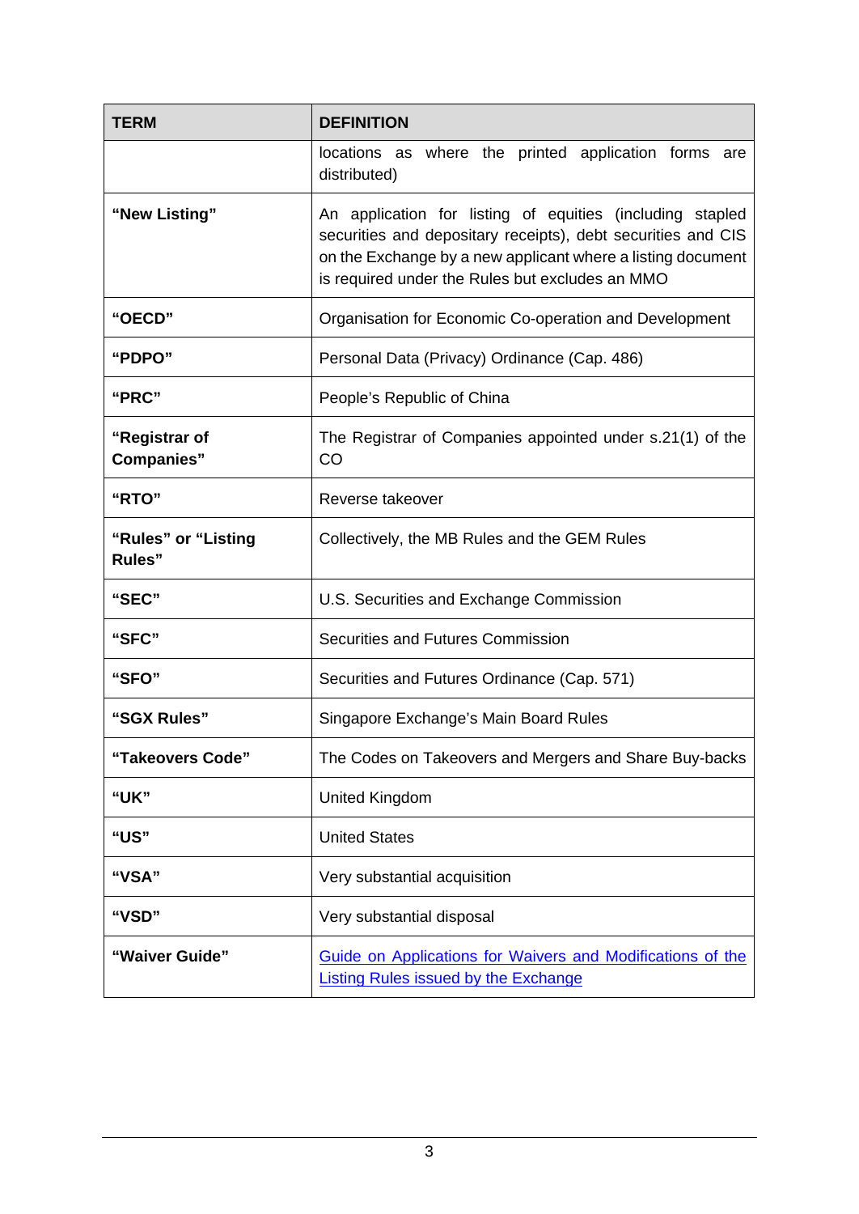| TERM | DEFINITION |
|---|---|
| | locations as where the printed application forms are distributed) |
| **“New Listing”** | An application for listing of equities (including stapled securities and depositary receipts), debt securities and CIS on the Exchange by a new applicant where a listing document is required under the Rules but excludes an MMO |
| **“OECD”** | Organisation for Economic Co-operation and Development |
| **“PDPO”** | Personal Data (Privacy) Ordinance (Cap. 486) |
| **“PRC”** | People’s Republic of China |
| **“Registrar of Companies”** | The Registrar of Companies appointed under s.21(1) of the CO |
| **“RTO”** | Reverse takeover |
| **“Rules” or “Listing Rules”** | Collectively, the MB Rules and the GEM Rules |
| **“SEC”** | U.S. Securities and Exchange Commission |
| **“SFC”** | Securities and Futures Commission |
| **“SFO”** | Securities and Futures Ordinance (Cap. 571) |
| **“SGX Rules”** | Singapore Exchange’s Main Board Rules |
| **“Takeovers Code”** | The Codes on Takeovers and Mergers and Share Buy-backs |
| **“UK”** | United Kingdom |
| **“US”** | United States |
| **“VSA”** | Very substantial acquisition |
| **“VSD”** | Very substantial disposal |
| **“Waiver Guide”** | Guide on Applications for Waivers and Modifications of the Listing Rules issued by the Exchange |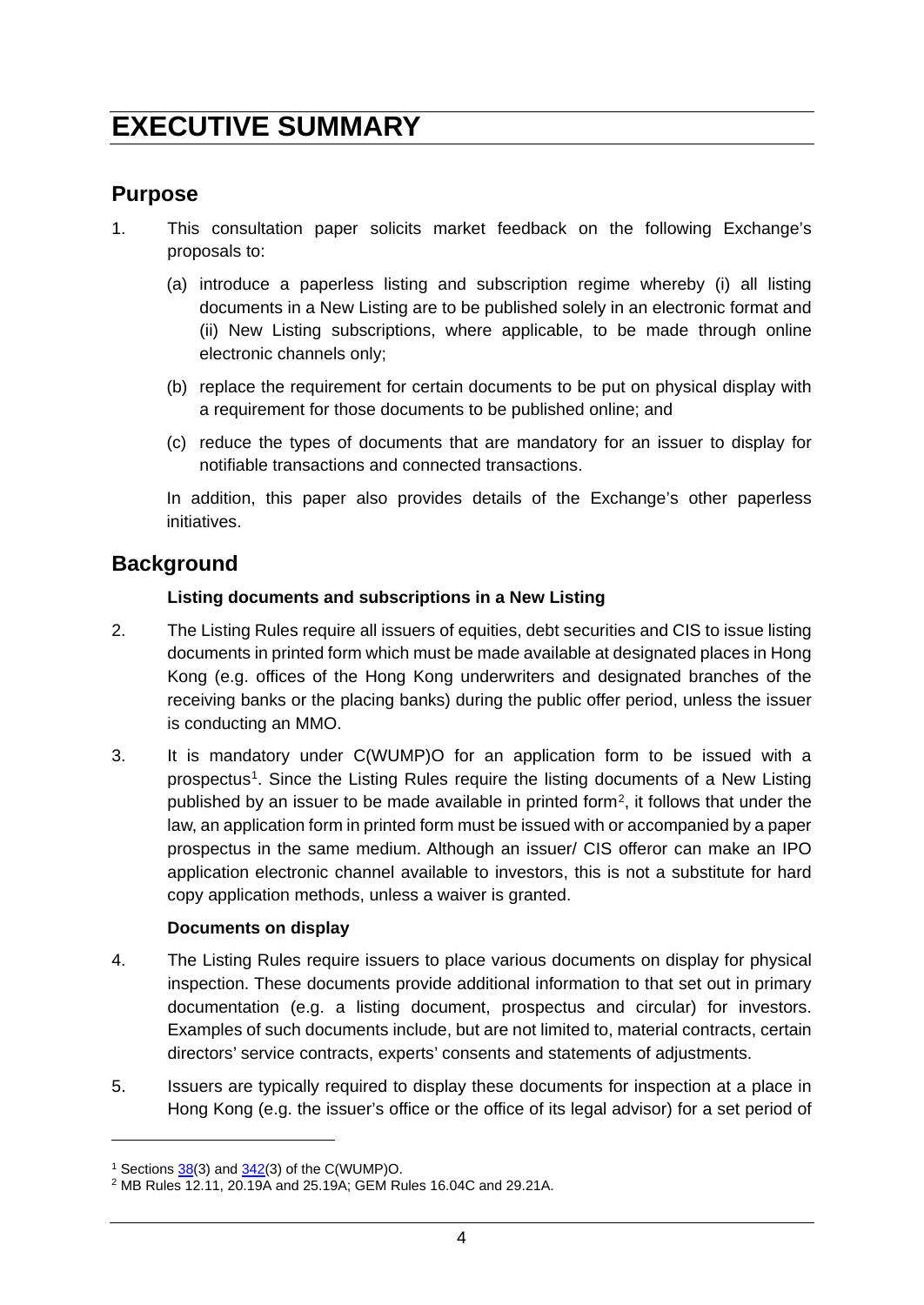# EXECUTIVE SUMMARY

## Purpose

1. This consultation paper solicits market feedback on the following Exchange's proposals to:

   (a) introduce a paperless listing and subscription regime whereby (i) all listing documents in a New Listing are to be published solely in an electronic format and (ii) New Listing subscriptions, where applicable, to be made through online electronic channels only;

   (b) replace the requirement for certain documents to be put on physical display with a requirement for those documents to be published online; and

   (c) reduce the types of documents that are mandatory for an issuer to display for notifiable transactions and connected transactions.

   In addition, this paper also provides details of the Exchange's other paperless initiatives.

## Background

**Listing documents and subscriptions in a New Listing**

2. The Listing Rules require all issuers of equities, debt securities and CIS to issue listing documents in printed form which must be made available at designated places in Hong Kong (e.g. offices of the Hong Kong underwriters and designated branches of the receiving banks or the placing banks) during the public offer period, unless the issuer is conducting an MMO.

3. It is mandatory under C(WUMP)O for an application form to be issued with a prospectus[1]. Since the Listing Rules require the listing documents of a New Listing published by an issuer to be made available in printed form[2], it follows that under the law, an application form in printed form must be issued with or accompanied by a paper prospectus in the same medium. Although an issuer/ CIS offeror can make an IPO application electronic channel available to investors, this is not a substitute for hard copy application methods, unless a waiver is granted.

**Documents on display**

4. The Listing Rules require issuers to place various documents on display for physical inspection. These documents provide additional information to that set out in primary documentation (e.g. a listing document, prospectus and circular) for investors. Examples of such documents include, but are not limited to, material contracts, certain directors' service contracts, experts' consents and statements of adjustments.

5. Issuers are typically required to display these documents for inspection at a place in Hong Kong (e.g. the issuer's office or the office of its legal advisor) for a set period of

---

[1] Sections 38(3) and 342(3) of the C(WUMP)O.

[2] MB Rules 12.11, 20.19A and 25.19A; GEM Rules 16.04C and 29.21A.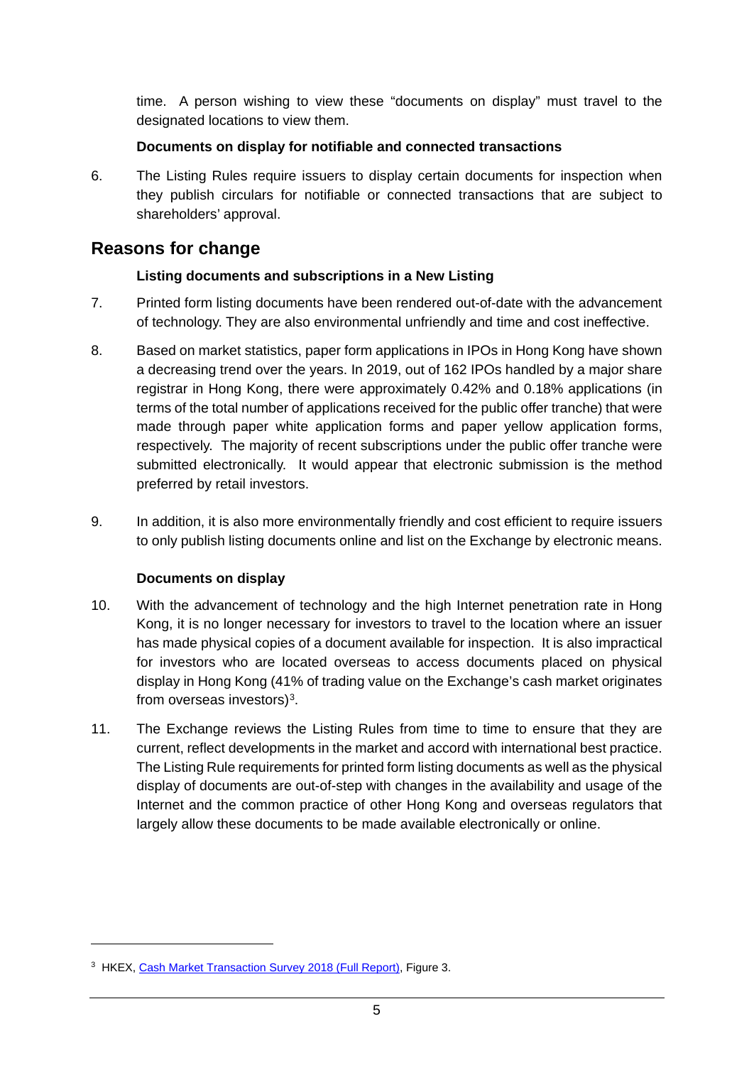time. A person wishing to view these "documents on display" must travel to the designated locations to view them.

**Documents on display for notifiable and connected transactions**

6. The Listing Rules require issuers to display certain documents for inspection when they publish circulars for notifiable or connected transactions that are subject to shareholders' approval.

## Reasons for change

**Listing documents and subscriptions in a New Listing**

7. Printed form listing documents have been rendered out-of-date with the advancement of technology. They are also environmental unfriendly and time and cost ineffective.

8. Based on market statistics, paper form applications in IPOs in Hong Kong have shown a decreasing trend over the years. In 2019, out of 162 IPOs handled by a major share registrar in Hong Kong, there were approximately 0.42% and 0.18% applications (in terms of the total number of applications received for the public offer tranche) that were made through paper white application forms and paper yellow application forms, respectively. The majority of recent subscriptions under the public offer tranche were submitted electronically. It would appear that electronic submission is the method preferred by retail investors.

9. In addition, it is also more environmentally friendly and cost efficient to require issuers to only publish listing documents online and list on the Exchange by electronic means.

**Documents on display**

10. With the advancement of technology and the high Internet penetration rate in Hong Kong, it is no longer necessary for investors to travel to the location where an issuer has made physical copies of a document available for inspection. It is also impractical for investors who are located overseas to access documents placed on physical display in Hong Kong (41% of trading value on the Exchange's cash market originates from overseas investors)[3].

11. The Exchange reviews the Listing Rules from time to time to ensure that they are current, reflect developments in the market and accord with international best practice. The Listing Rule requirements for printed form listing documents as well as the physical display of documents are out-of-step with changes in the availability and usage of the Internet and the common practice of other Hong Kong and overseas regulators that largely allow these documents to be made available electronically or online.

---

[3] HKEX, Cash Market Transaction Survey 2018 (Full Report), Figure 3.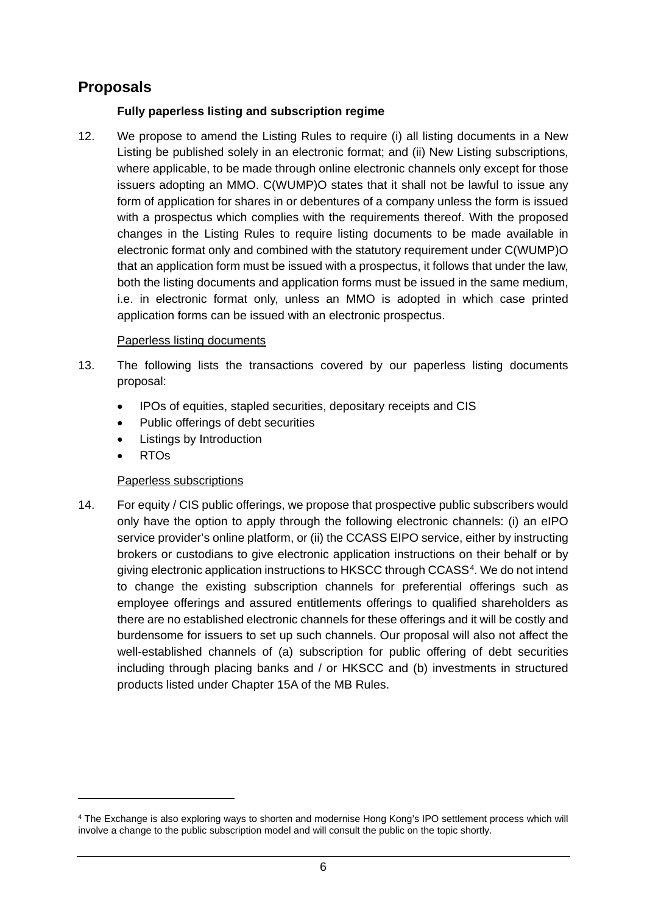## Proposals

**Fully paperless listing and subscription regime**

12. We propose to amend the Listing Rules to require (i) all listing documents in a New Listing be published solely in an electronic format; and (ii) New Listing subscriptions, where applicable, to be made through online electronic channels only except for those issuers adopting an MMO. C(WUMP)O states that it shall not be lawful to issue any form of application for shares in or debentures of a company unless the form is issued with a prospectus which complies with the requirements thereof. With the proposed changes in the Listing Rules to require listing documents to be made available in electronic format only and combined with the statutory requirement under C(WUMP)O that an application form must be issued with a prospectus, it follows that under the law, both the listing documents and application forms must be issued in the same medium, i.e. in electronic format only, unless an MMO is adopted in which case printed application forms can be issued with an electronic prospectus.

<u>Paperless listing documents</u>

13. The following lists the transactions covered by our paperless listing documents proposal:

- IPOs of equities, stapled securities, depositary receipts and CIS
- Public offerings of debt securities
- Listings by Introduction
- RTOs

<u>Paperless subscriptions</u>

14. For equity / CIS public offerings, we propose that prospective public subscribers would only have the option to apply through the following electronic channels: (i) an eIPO service provider's online platform, or (ii) the CCASS EIPO service, either by instructing brokers or custodians to give electronic application instructions on their behalf or by giving electronic application instructions to HKSCC through CCASS[4]. We do not intend to change the existing subscription channels for preferential offerings such as employee offerings and assured entitlements offerings to qualified shareholders as there are no established electronic channels for these offerings and it will be costly and burdensome for issuers to set up such channels. Our proposal will also not affect the well-established channels of (a) subscription for public offering of debt securities including through placing banks and / or HKSCC and (b) investments in structured products listed under Chapter 15A of the MB Rules.

---

[4] The Exchange is also exploring ways to shorten and modernise Hong Kong's IPO settlement process which will involve a change to the public subscription model and will consult the public on the topic shortly.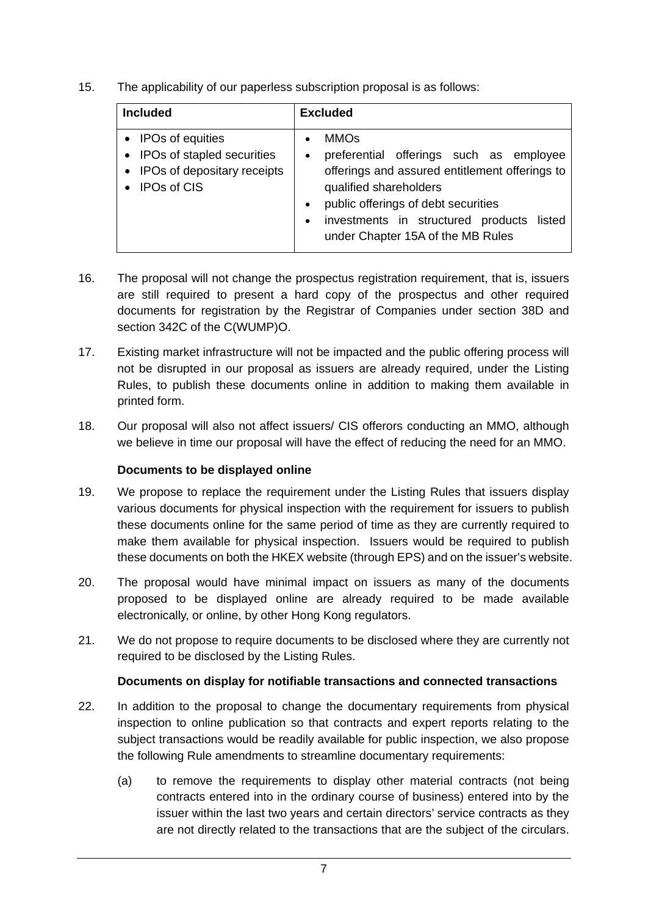15. The applicability of our paperless subscription proposal is as follows:

| Included | Excluded |
| --- | --- |
| • IPOs of equities<br>• IPOs of stapled securities<br>• IPOs of depositary receipts<br>• IPOs of CIS | • MMOs<br>• preferential offerings such as employee offerings and assured entitlement offerings to qualified shareholders<br>• public offerings of debt securities<br>• investments in structured products listed under Chapter 15A of the MB Rules |

16. The proposal will not change the prospectus registration requirement, that is, issuers are still required to present a hard copy of the prospectus and other required documents for registration by the Registrar of Companies under section 38D and section 342C of the C(WUMP)O.

17. Existing market infrastructure will not be impacted and the public offering process will not be disrupted in our proposal as issuers are already required, under the Listing Rules, to publish these documents online in addition to making them available in printed form.

18. Our proposal will also not affect issuers/ CIS offerors conducting an MMO, although we believe in time our proposal will have the effect of reducing the need for an MMO.

**Documents to be displayed online**

19. We propose to replace the requirement under the Listing Rules that issuers display various documents for physical inspection with the requirement for issuers to publish these documents online for the same period of time as they are currently required to make them available for physical inspection. Issuers would be required to publish these documents on both the HKEX website (through EPS) and on the issuer's website.

20. The proposal would have minimal impact on issuers as many of the documents proposed to be displayed online are already required to be made available electronically, or online, by other Hong Kong regulators.

21. We do not propose to require documents to be disclosed where they are currently not required to be disclosed by the Listing Rules.

**Documents on display for notifiable transactions and connected transactions**

22. In addition to the proposal to change the documentary requirements from physical inspection to online publication so that contracts and expert reports relating to the subject transactions would be readily available for public inspection, we also propose the following Rule amendments to streamline documentary requirements:

    (a) to remove the requirements to display other material contracts (not being contracts entered into in the ordinary course of business) entered into by the issuer within the last two years and certain directors' service contracts as they are not directly related to the transactions that are the subject of the circulars.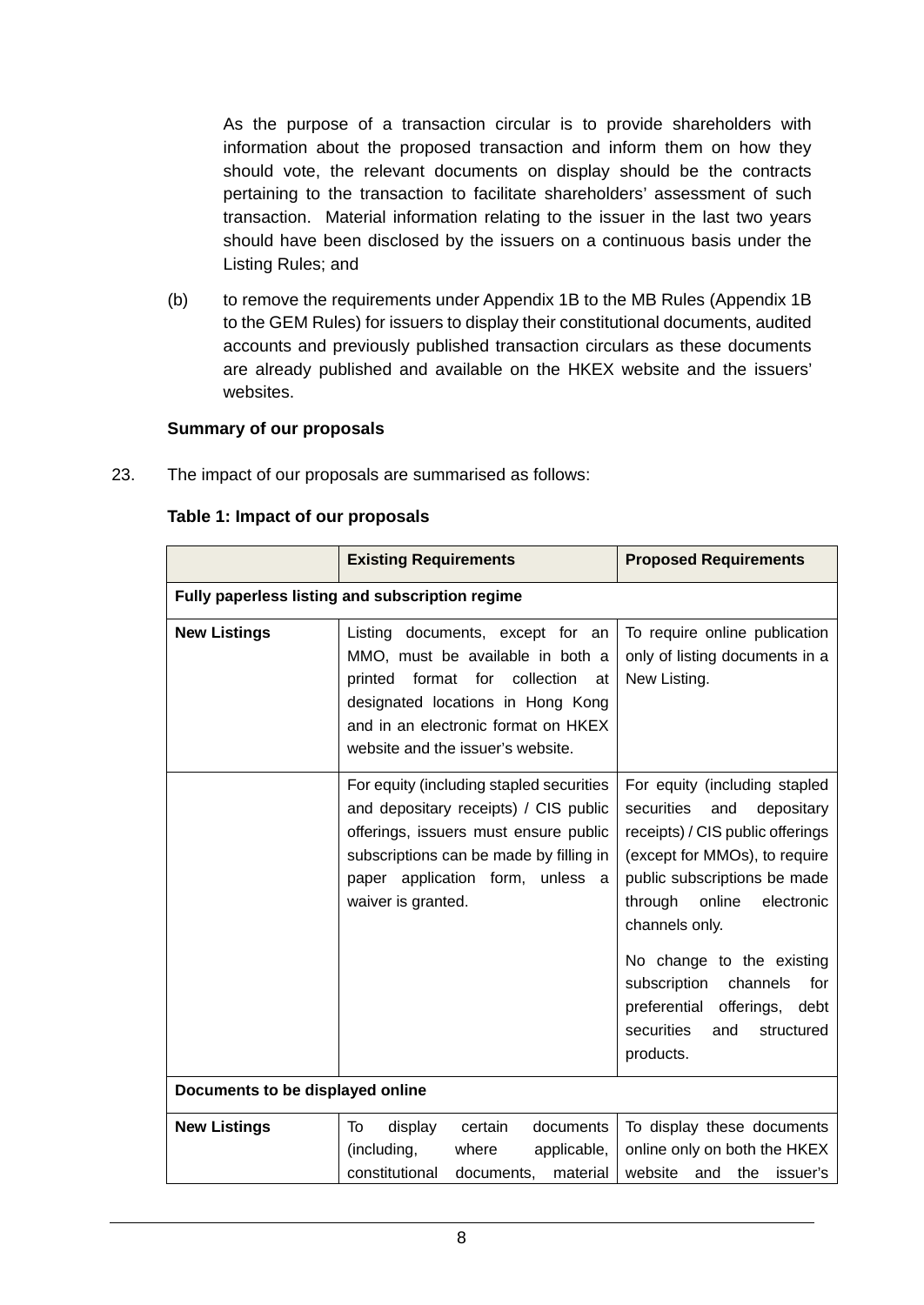As the purpose of a transaction circular is to provide shareholders with information about the proposed transaction and inform them on how they should vote, the relevant documents on display should be the contracts pertaining to the transaction to facilitate shareholders' assessment of such transaction. Material information relating to the issuer in the last two years should have been disclosed by the issuers on a continuous basis under the Listing Rules; and

(b) to remove the requirements under Appendix 1B to the MB Rules (Appendix 1B to the GEM Rules) for issuers to display their constitutional documents, audited accounts and previously published transaction circulars as these documents are already published and available on the HKEX website and the issuers' websites.

**Summary of our proposals**

23. The impact of our proposals are summarised as follows:

**Table 1: Impact of our proposals**

| | **Existing Requirements** | **Proposed Requirements** |
|---|---|---|
| **Fully paperless listing and subscription regime** | | |
| **New Listings** | Listing documents, except for an MMO, must be available in both a printed format for collection at designated locations in Hong Kong and in an electronic format on HKEX website and the issuer's website. | To require online publication only of listing documents in a New Listing. |
| | For equity (including stapled securities and depositary receipts) / CIS public offerings, issuers must ensure public subscriptions can be made by filling in paper application form, unless a waiver is granted. | For equity (including stapled securities and depositary receipts) / CIS public offerings (except for MMOs), to require public subscriptions be made through online electronic channels only.<br><br>No change to the existing subscription channels for preferential offerings, debt securities and structured products. |
| **Documents to be displayed online** | | |
| **New Listings** | To display certain documents (including, where applicable, constitutional documents, material | To display these documents online only on both the HKEX website and the issuer's |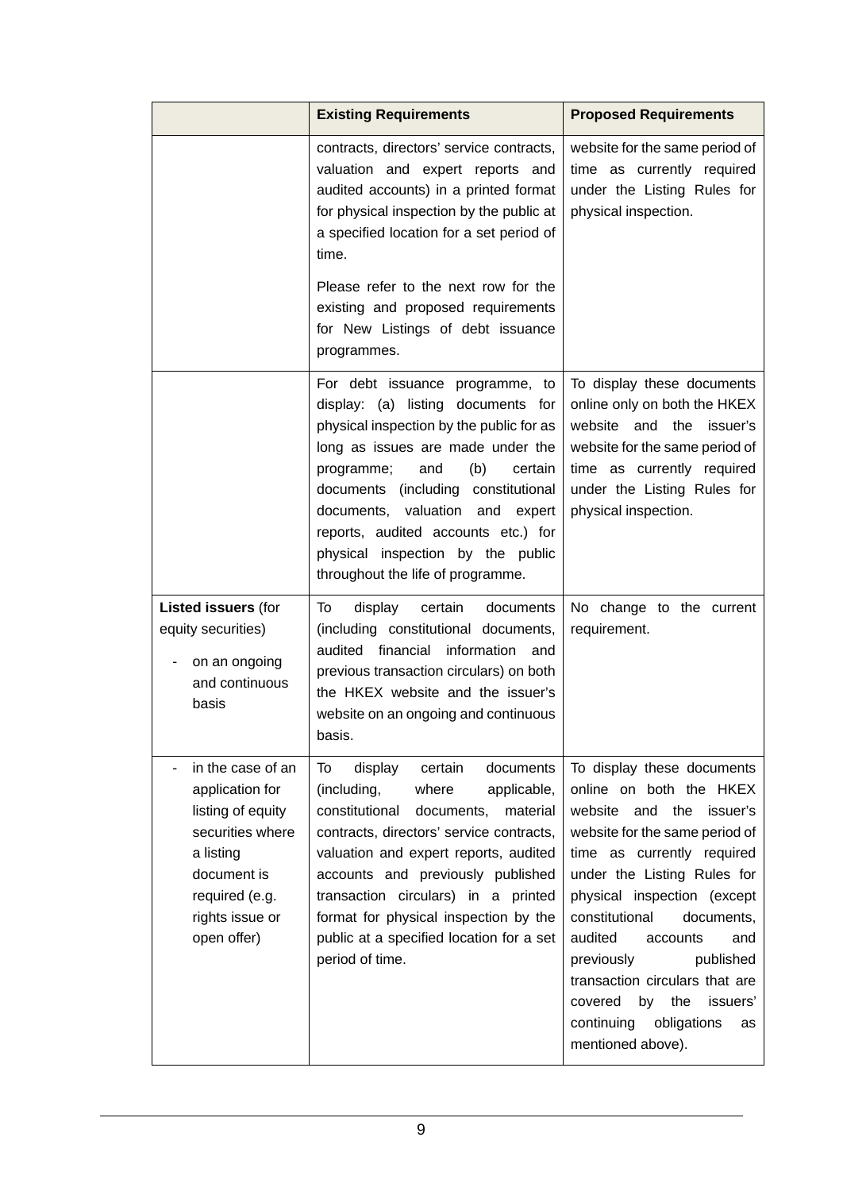| | Existing Requirements | Proposed Requirements |
|---|---|---|
| | contracts, directors' service contracts, valuation and expert reports and audited accounts) in a printed format for physical inspection by the public at a specified location for a set period of time.<br><br>Please refer to the next row for the existing and proposed requirements for New Listings of debt issuance programmes. | website for the same period of time as currently required under the Listing Rules for physical inspection. |
| | For debt issuance programme, to display: (a) listing documents for physical inspection by the public for as long as issues are made under the programme; and (b) certain documents (including constitutional documents, valuation and expert reports, audited accounts etc.) for physical inspection by the public throughout the life of programme. | To display these documents online only on both the HKEX website and the issuer's website for the same period of time as currently required under the Listing Rules for physical inspection. |
| **Listed issuers** (for equity securities)<br><br>- on an ongoing and continuous basis | To display certain documents (including constitutional documents, audited financial information and previous transaction circulars) on both the HKEX website and the issuer's website on an ongoing and continuous basis. | No change to the current requirement. |
| - in the case of an application for listing of equity securities where a listing document is required (e.g. rights issue or open offer) | To display certain documents (including, where applicable, constitutional documents, material contracts, directors' service contracts, valuation and expert reports, audited accounts and previously published transaction circulars) in a printed format for physical inspection by the public at a specified location for a set period of time. | To display these documents online on both the HKEX website and the issuer's website for the same period of time as currently required under the Listing Rules for physical inspection (except constitutional documents, audited accounts and previously published transaction circulars that are covered by the issuers' continuing obligations as mentioned above). |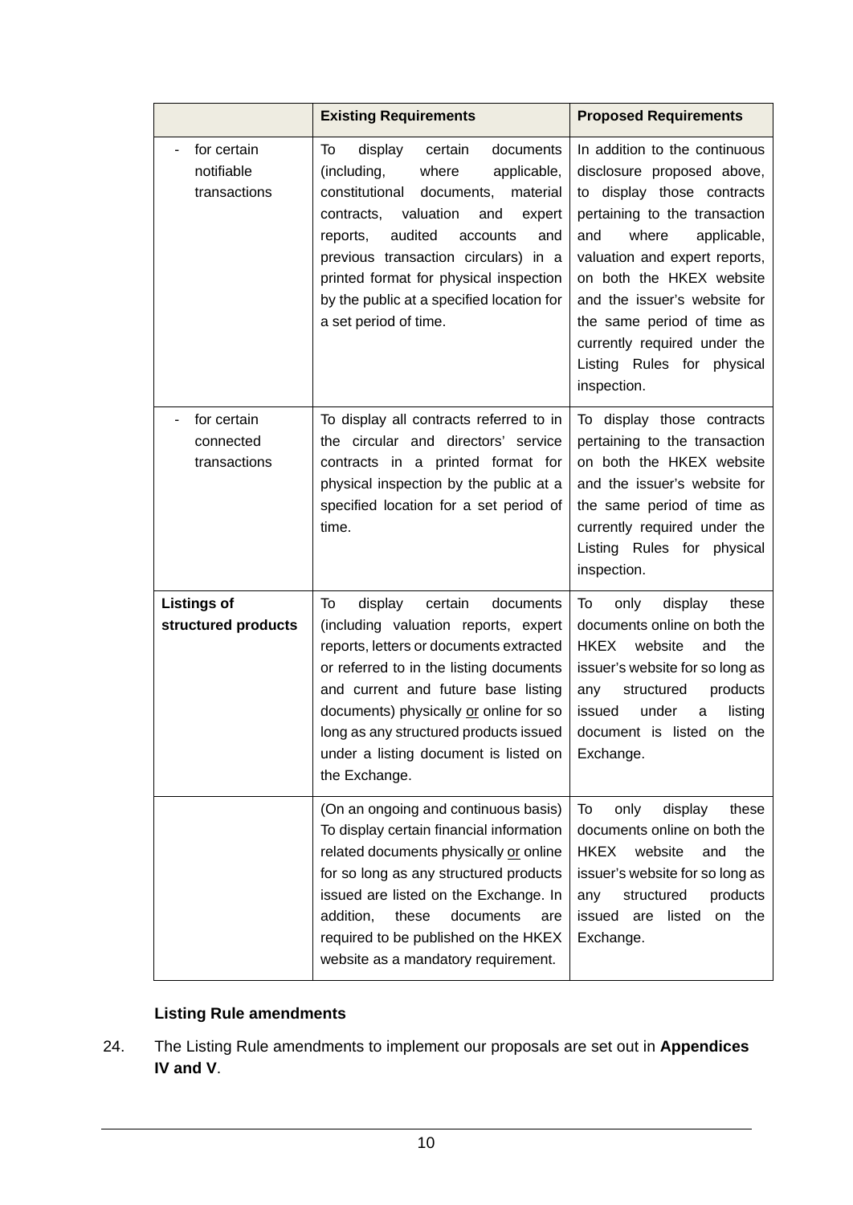| | Existing Requirements | Proposed Requirements |
|---|---|---|
| - for certain notifiable transactions | To display certain documents (including, where applicable, constitutional documents, material contracts, valuation and expert reports, audited accounts and previous transaction circulars) in a printed format for physical inspection by the public at a specified location for a set period of time. | In addition to the continuous disclosure proposed above, to display those contracts pertaining to the transaction and where applicable, valuation and expert reports, on both the HKEX website and the issuer's website for the same period of time as currently required under the Listing Rules for physical inspection. |
| - for certain connected transactions | To display all contracts referred to in the circular and directors' service contracts in a printed format for physical inspection by the public at a specified location for a set period of time. | To display those contracts pertaining to the transaction on both the HKEX website and the issuer's website for the same period of time as currently required under the Listing Rules for physical inspection. |
| **Listings of structured products** | To display certain documents (including valuation reports, expert reports, letters or documents extracted or referred to in the listing documents and current and future base listing documents) physically or online for so long as any structured products issued under a listing document is listed on the Exchange. | To only display these documents online on both the HKEX website and the issuer's website for so long as any structured products issued under a listing document is listed on the Exchange. |
| | (On an ongoing and continuous basis) To display certain financial information related documents physically or online for so long as any structured products issued are listed on the Exchange. In addition, these documents are required to be published on the HKEX website as a mandatory requirement. | To only display these documents online on both the HKEX website and the issuer's website for so long as any structured products issued are listed on the Exchange. |

**Listing Rule amendments**

24. The Listing Rule amendments to implement our proposals are set out in **Appendices IV and V**.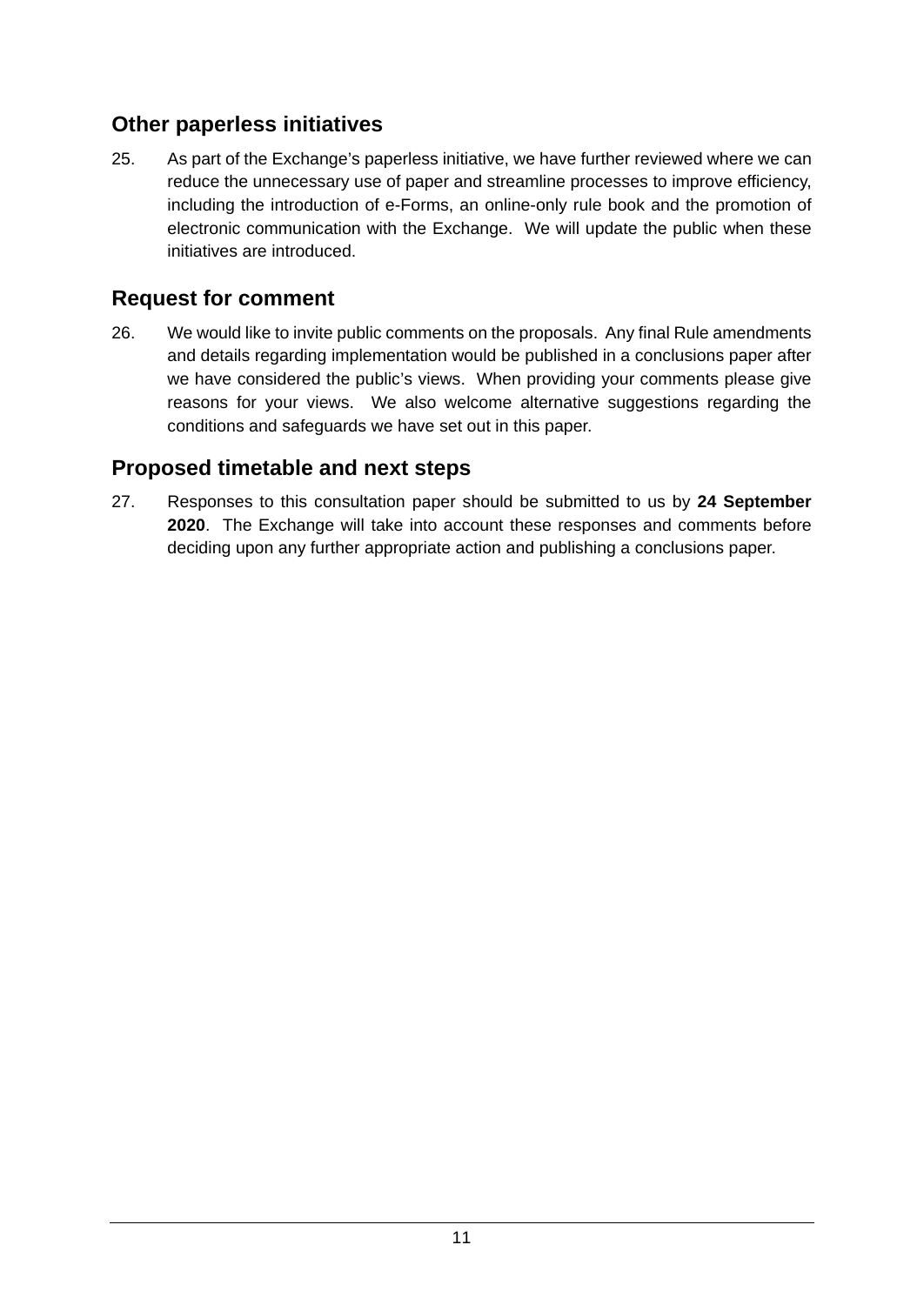## Other paperless initiatives

25. As part of the Exchange's paperless initiative, we have further reviewed where we can reduce the unnecessary use of paper and streamline processes to improve efficiency, including the introduction of e-Forms, an online-only rule book and the promotion of electronic communication with the Exchange. We will update the public when these initiatives are introduced.

## Request for comment

26. We would like to invite public comments on the proposals. Any final Rule amendments and details regarding implementation would be published in a conclusions paper after we have considered the public's views. When providing your comments please give reasons for your views. We also welcome alternative suggestions regarding the conditions and safeguards we have set out in this paper.

## Proposed timetable and next steps

27. Responses to this consultation paper should be submitted to us by **24 September 2020**. The Exchange will take into account these responses and comments before deciding upon any further appropriate action and publishing a conclusions paper.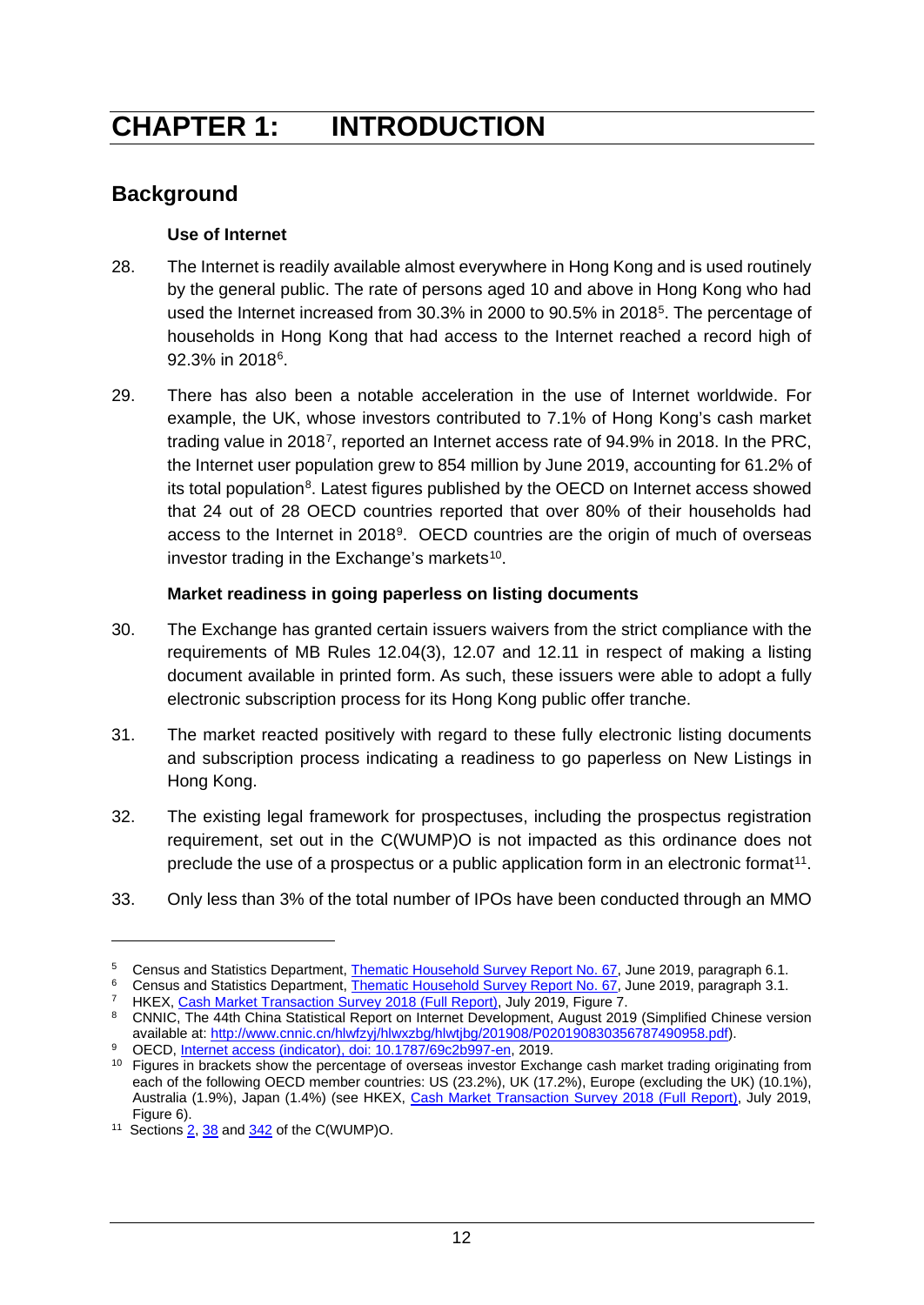# CHAPTER 1: INTRODUCTION

## Background

### Use of Internet

28. The Internet is readily available almost everywhere in Hong Kong and is used routinely by the general public. The rate of persons aged 10 and above in Hong Kong who had used the Internet increased from 30.3% in 2000 to 90.5% in 2018[5]. The percentage of households in Hong Kong that had access to the Internet reached a record high of 92.3% in 2018[6].

29. There has also been a notable acceleration in the use of Internet worldwide. For example, the UK, whose investors contributed to 7.1% of Hong Kong's cash market trading value in 2018[7], reported an Internet access rate of 94.9% in 2018. In the PRC, the Internet user population grew to 854 million by June 2019, accounting for 61.2% of its total population[8]. Latest figures published by the OECD on Internet access showed that 24 out of 28 OECD countries reported that over 80% of their households had access to the Internet in 2018[9]. OECD countries are the origin of much of overseas investor trading in the Exchange's markets[10].

### Market readiness in going paperless on listing documents

30. The Exchange has granted certain issuers waivers from the strict compliance with the requirements of MB Rules 12.04(3), 12.07 and 12.11 in respect of making a listing document available in printed form. As such, these issuers were able to adopt a fully electronic subscription process for its Hong Kong public offer tranche.

31. The market reacted positively with regard to these fully electronic listing documents and subscription process indicating a readiness to go paperless on New Listings in Hong Kong.

32. The existing legal framework for prospectuses, including the prospectus registration requirement, set out in the C(WUMP)O is not impacted as this ordinance does not preclude the use of a prospectus or a public application form in an electronic format[11].

33. Only less than 3% of the total number of IPOs have been conducted through an MMO

---

[5] Census and Statistics Department, Thematic Household Survey Report No. 67, June 2019, paragraph 6.1.

[6] Census and Statistics Department, Thematic Household Survey Report No. 67, June 2019, paragraph 3.1.

[7] HKEX, Cash Market Transaction Survey 2018 (Full Report), July 2019, Figure 7.

[8] CNNIC, The 44th China Statistical Report on Internet Development, August 2019 (Simplified Chinese version available at: http://www.cnnic.cn/hlwfzyj/hlwxzbg/hlwtjbg/201908/P020190830356787490958.pdf).

[9] OECD, Internet access (indicator), doi: 10.1787/69c2b997-en, 2019.

[10] Figures in brackets show the percentage of overseas investor Exchange cash market trading originating from each of the following OECD member countries: US (23.2%), UK (17.2%), Europe (excluding the UK) (10.1%), Australia (1.9%), Japan (1.4%) (see HKEX, Cash Market Transaction Survey 2018 (Full Report), July 2019, Figure 6).

[11] Sections 2, 38 and 342 of the C(WUMP)O.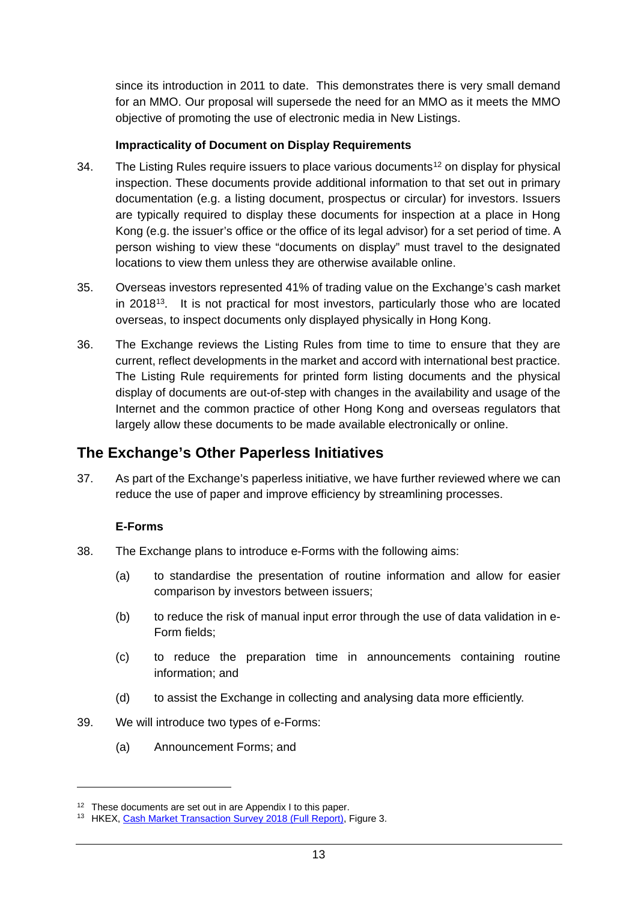since its introduction in 2011 to date. This demonstrates there is very small demand for an MMO. Our proposal will supersede the need for an MMO as it meets the MMO objective of promoting the use of electronic media in New Listings.

**Impracticality of Document on Display Requirements**

34. The Listing Rules require issuers to place various documents[12] on display for physical inspection. These documents provide additional information to that set out in primary documentation (e.g. a listing document, prospectus or circular) for investors. Issuers are typically required to display these documents for inspection at a place in Hong Kong (e.g. the issuer's office or the office of its legal advisor) for a set period of time. A person wishing to view these "documents on display" must travel to the designated locations to view them unless they are otherwise available online.

35. Overseas investors represented 41% of trading value on the Exchange's cash market in 2018[13]. It is not practical for most investors, particularly those who are located overseas, to inspect documents only displayed physically in Hong Kong.

36. The Exchange reviews the Listing Rules from time to time to ensure that they are current, reflect developments in the market and accord with international best practice. The Listing Rule requirements for printed form listing documents and the physical display of documents are out-of-step with changes in the availability and usage of the Internet and the common practice of other Hong Kong and overseas regulators that largely allow these documents to be made available electronically or online.

## The Exchange's Other Paperless Initiatives

37. As part of the Exchange's paperless initiative, we have further reviewed where we can reduce the use of paper and improve efficiency by streamlining processes.

**E-Forms**

38. The Exchange plans to introduce e-Forms with the following aims:

    (a) to standardise the presentation of routine information and allow for easier comparison by investors between issuers;

    (b) to reduce the risk of manual input error through the use of data validation in e-Form fields;

    (c) to reduce the preparation time in announcements containing routine information; and

    (d) to assist the Exchange in collecting and analysing data more efficiently.

39. We will introduce two types of e-Forms:

    (a) Announcement Forms; and

---

[12] These documents are set out in are Appendix I to this paper.

[13] HKEX, Cash Market Transaction Survey 2018 (Full Report), Figure 3.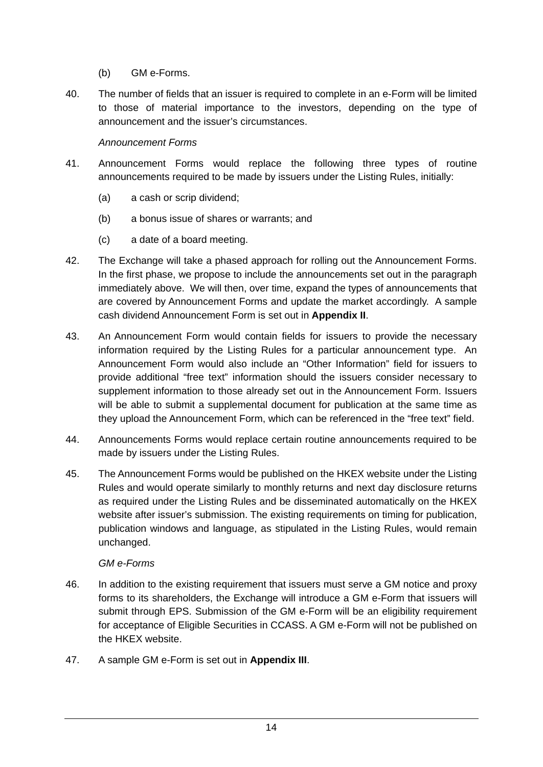(b) GM e-Forms.

40. The number of fields that an issuer is required to complete in an e-Form will be limited to those of material importance to the investors, depending on the type of announcement and the issuer's circumstances.

*Announcement Forms*

41. Announcement Forms would replace the following three types of routine announcements required to be made by issuers under the Listing Rules, initially:

   (a) a cash or scrip dividend;

   (b) a bonus issue of shares or warrants; and

   (c) a date of a board meeting.

42. The Exchange will take a phased approach for rolling out the Announcement Forms. In the first phase, we propose to include the announcements set out in the paragraph immediately above. We will then, over time, expand the types of announcements that are covered by Announcement Forms and update the market accordingly. A sample cash dividend Announcement Form is set out in **Appendix II**.

43. An Announcement Form would contain fields for issuers to provide the necessary information required by the Listing Rules for a particular announcement type. An Announcement Form would also include an "Other Information" field for issuers to provide additional "free text" information should the issuers consider necessary to supplement information to those already set out in the Announcement Form. Issuers will be able to submit a supplemental document for publication at the same time as they upload the Announcement Form, which can be referenced in the "free text" field.

44. Announcements Forms would replace certain routine announcements required to be made by issuers under the Listing Rules.

45. The Announcement Forms would be published on the HKEX website under the Listing Rules and would operate similarly to monthly returns and next day disclosure returns as required under the Listing Rules and be disseminated automatically on the HKEX website after issuer's submission. The existing requirements on timing for publication, publication windows and language, as stipulated in the Listing Rules, would remain unchanged.

*GM e-Forms*

46. In addition to the existing requirement that issuers must serve a GM notice and proxy forms to its shareholders, the Exchange will introduce a GM e-Form that issuers will submit through EPS. Submission of the GM e-Form will be an eligibility requirement for acceptance of Eligible Securities in CCASS. A GM e-Form will not be published on the HKEX website.

47. A sample GM e-Form is set out in **Appendix III**.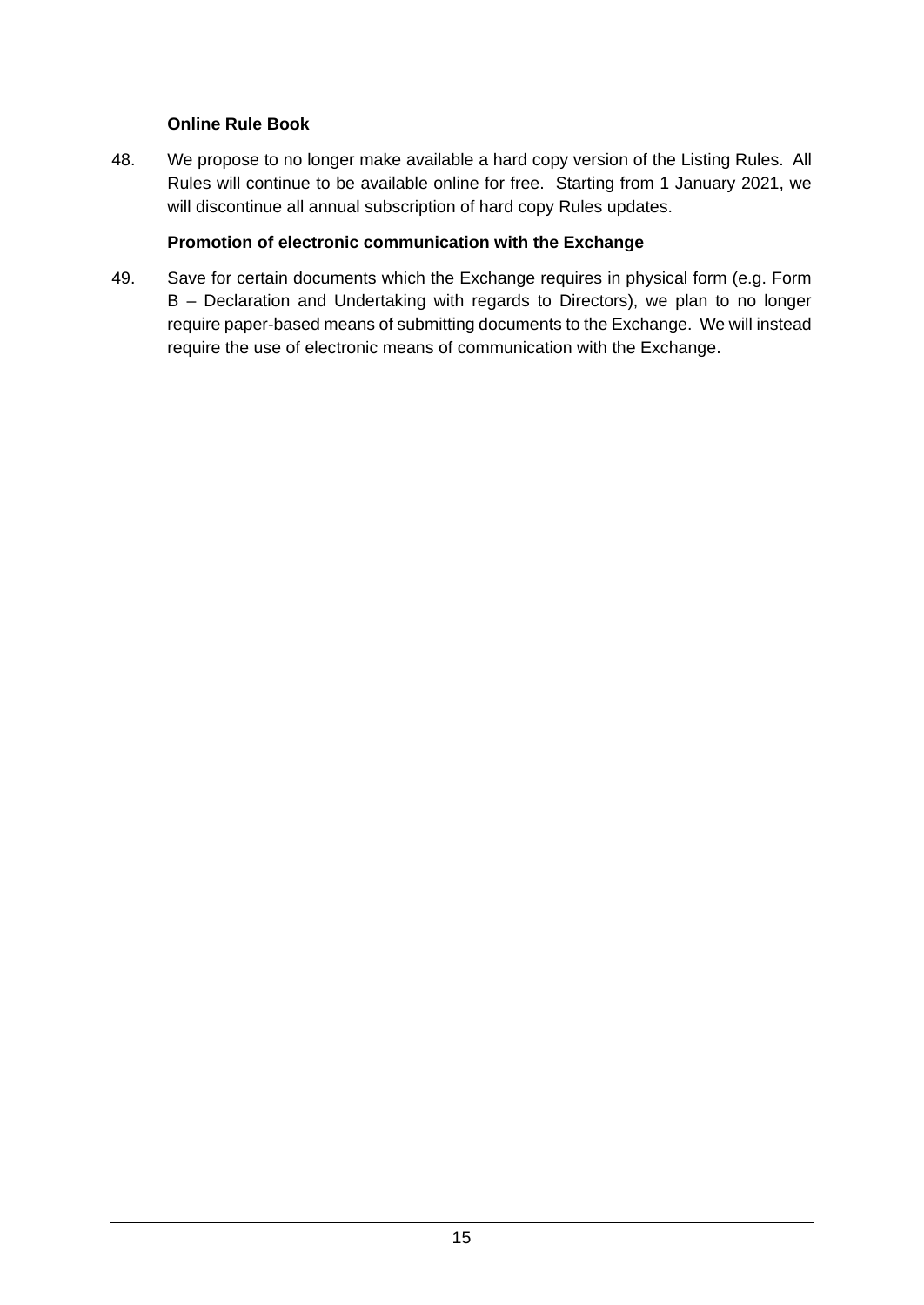**Online Rule Book**

48. We propose to no longer make available a hard copy version of the Listing Rules. All Rules will continue to be available online for free. Starting from 1 January 2021, we will discontinue all annual subscription of hard copy Rules updates.

**Promotion of electronic communication with the Exchange**

49. Save for certain documents which the Exchange requires in physical form (e.g. Form B – Declaration and Undertaking with regards to Directors), we plan to no longer require paper-based means of submitting documents to the Exchange. We will instead require the use of electronic means of communication with the Exchange.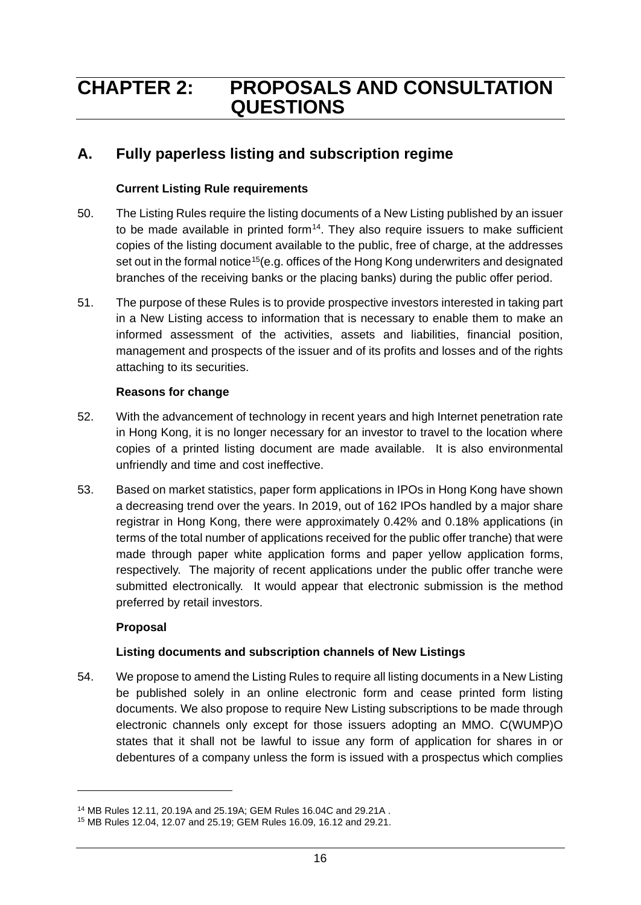# CHAPTER 2: PROPOSALS AND CONSULTATION QUESTIONS

## A. Fully paperless listing and subscription regime

### Current Listing Rule requirements

50. The Listing Rules require the listing documents of a New Listing published by an issuer to be made available in printed form[14]. They also require issuers to make sufficient copies of the listing document available to the public, free of charge, at the addresses set out in the formal notice[15](e.g. offices of the Hong Kong underwriters and designated branches of the receiving banks or the placing banks) during the public offer period.

51. The purpose of these Rules is to provide prospective investors interested in taking part in a New Listing access to information that is necessary to enable them to make an informed assessment of the activities, assets and liabilities, financial position, management and prospects of the issuer and of its profits and losses and of the rights attaching to its securities.

### Reasons for change

52. With the advancement of technology in recent years and high Internet penetration rate in Hong Kong, it is no longer necessary for an investor to travel to the location where copies of a printed listing document are made available. It is also environmental unfriendly and time and cost ineffective.

53. Based on market statistics, paper form applications in IPOs in Hong Kong have shown a decreasing trend over the years. In 2019, out of 162 IPOs handled by a major share registrar in Hong Kong, there were approximately 0.42% and 0.18% applications (in terms of the total number of applications received for the public offer tranche) that were made through paper white application forms and paper yellow application forms, respectively. The majority of recent applications under the public offer tranche were submitted electronically. It would appear that electronic submission is the method preferred by retail investors.

### Proposal

#### Listing documents and subscription channels of New Listings

54. We propose to amend the Listing Rules to require all listing documents in a New Listing be published solely in an online electronic form and cease printed form listing documents. We also propose to require New Listing subscriptions to be made through electronic channels only except for those issuers adopting an MMO. C(WUMP)O states that it shall not be lawful to issue any form of application for shares in or debentures of a company unless the form is issued with a prospectus which complies

---

[14] MB Rules 12.11, 20.19A and 25.19A; GEM Rules 16.04C and 29.21A .

[15] MB Rules 12.04, 12.07 and 25.19; GEM Rules 16.09, 16.12 and 29.21.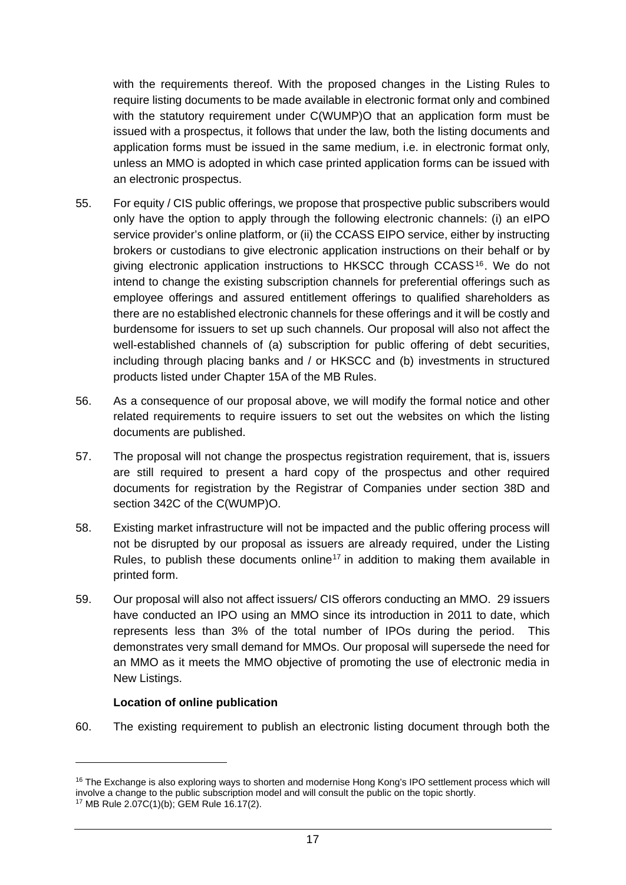with the requirements thereof. With the proposed changes in the Listing Rules to require listing documents to be made available in electronic format only and combined with the statutory requirement under C(WUMP)O that an application form must be issued with a prospectus, it follows that under the law, both the listing documents and application forms must be issued in the same medium, i.e. in electronic format only, unless an MMO is adopted in which case printed application forms can be issued with an electronic prospectus.

55. For equity / CIS public offerings, we propose that prospective public subscribers would only have the option to apply through the following electronic channels: (i) an eIPO service provider's online platform, or (ii) the CCASS EIPO service, either by instructing brokers or custodians to give electronic application instructions on their behalf or by giving electronic application instructions to HKSCC through CCASS[16]. We do not intend to change the existing subscription channels for preferential offerings such as employee offerings and assured entitlement offerings to qualified shareholders as there are no established electronic channels for these offerings and it will be costly and burdensome for issuers to set up such channels. Our proposal will also not affect the well-established channels of (a) subscription for public offering of debt securities, including through placing banks and / or HKSCC and (b) investments in structured products listed under Chapter 15A of the MB Rules.

56. As a consequence of our proposal above, we will modify the formal notice and other related requirements to require issuers to set out the websites on which the listing documents are published.

57. The proposal will not change the prospectus registration requirement, that is, issuers are still required to present a hard copy of the prospectus and other required documents for registration by the Registrar of Companies under section 38D and section 342C of the C(WUMP)O.

58. Existing market infrastructure will not be impacted and the public offering process will not be disrupted by our proposal as issuers are already required, under the Listing Rules, to publish these documents online[17] in addition to making them available in printed form.

59. Our proposal will also not affect issuers/ CIS offerors conducting an MMO. 29 issuers have conducted an IPO using an MMO since its introduction in 2011 to date, which represents less than 3% of the total number of IPOs during the period. This demonstrates very small demand for MMOs. Our proposal will supersede the need for an MMO as it meets the MMO objective of promoting the use of electronic media in New Listings.

**Location of online publication**

60. The existing requirement to publish an electronic listing document through both the

---

[16] The Exchange is also exploring ways to shorten and modernise Hong Kong's IPO settlement process which will involve a change to the public subscription model and will consult the public on the topic shortly.

[17] MB Rule 2.07C(1)(b); GEM Rule 16.17(2).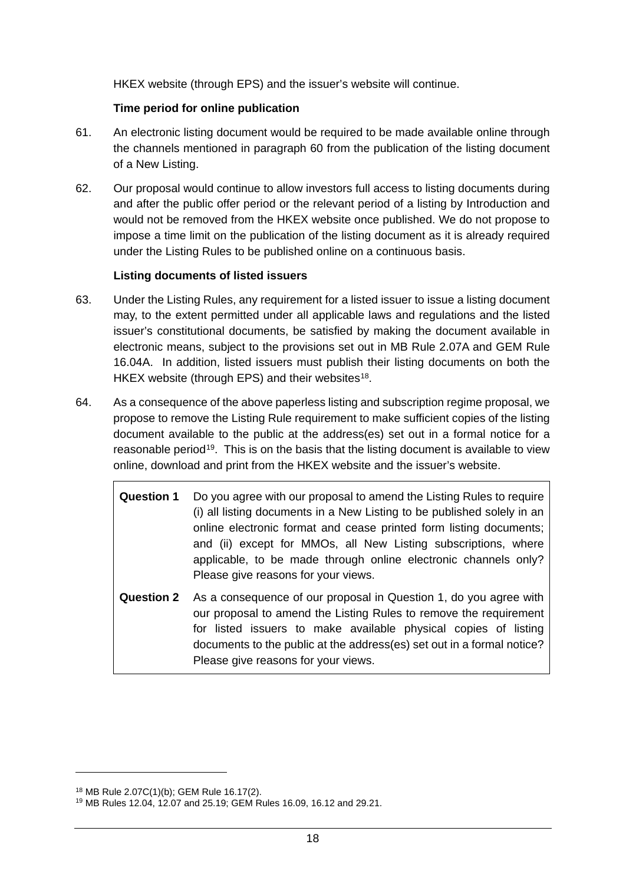HKEX website (through EPS) and the issuer's website will continue.

**Time period for online publication**

61. An electronic listing document would be required to be made available online through the channels mentioned in paragraph 60 from the publication of the listing document of a New Listing.

62. Our proposal would continue to allow investors full access to listing documents during and after the public offer period or the relevant period of a listing by Introduction and would not be removed from the HKEX website once published. We do not propose to impose a time limit on the publication of the listing document as it is already required under the Listing Rules to be published online on a continuous basis.

**Listing documents of listed issuers**

63. Under the Listing Rules, any requirement for a listed issuer to issue a listing document may, to the extent permitted under all applicable laws and regulations and the listed issuer's constitutional documents, be satisfied by making the document available in electronic means, subject to the provisions set out in MB Rule 2.07A and GEM Rule 16.04A. In addition, listed issuers must publish their listing documents on both the HKEX website (through EPS) and their websites[18].

64. As a consequence of the above paperless listing and subscription regime proposal, we propose to remove the Listing Rule requirement to make sufficient copies of the listing document available to the public at the address(es) set out in a formal notice for a reasonable period[19]. This is on the basis that the listing document is available to view online, download and print from the HKEX website and the issuer's website.

| | |
|---|---|
| **Question 1** | Do you agree with our proposal to amend the Listing Rules to require (i) all listing documents in a New Listing to be published solely in an online electronic format and cease printed form listing documents; and (ii) except for MMOs, all New Listing subscriptions, where applicable, to be made through online electronic channels only? Please give reasons for your views. |
| **Question 2** | As a consequence of our proposal in Question 1, do you agree with our proposal to amend the Listing Rules to remove the requirement for listed issuers to make available physical copies of listing documents to the public at the address(es) set out in a formal notice? Please give reasons for your views. |

[18] MB Rule 2.07C(1)(b); GEM Rule 16.17(2).

[19] MB Rules 12.04, 12.07 and 25.19; GEM Rules 16.09, 16.12 and 29.21.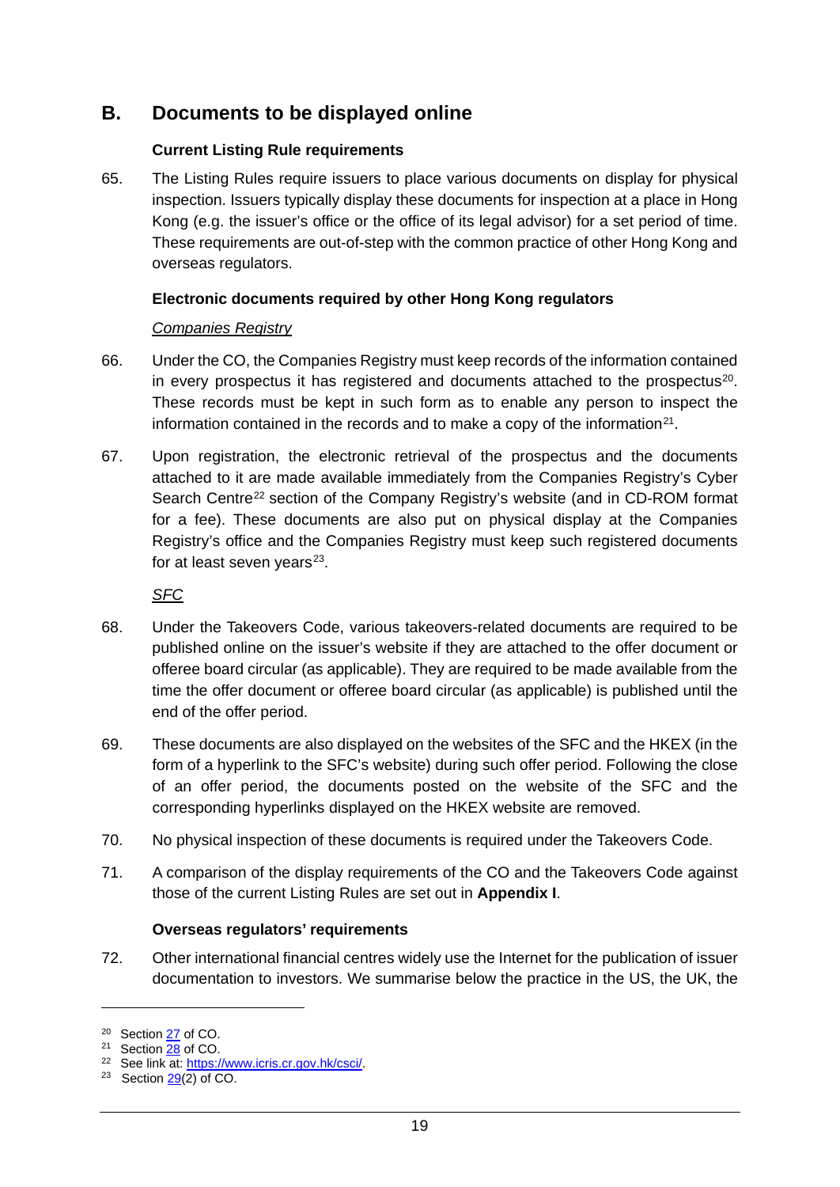## B. Documents to be displayed online

### Current Listing Rule requirements

65. The Listing Rules require issuers to place various documents on display for physical inspection. Issuers typically display these documents for inspection at a place in Hong Kong (e.g. the issuer's office or the office of its legal advisor) for a set period of time. These requirements are out-of-step with the common practice of other Hong Kong and overseas regulators.

### Electronic documents required by other Hong Kong regulators

*Companies Registry*

66. Under the CO, the Companies Registry must keep records of the information contained in every prospectus it has registered and documents attached to the prospectus[20]. These records must be kept in such form as to enable any person to inspect the information contained in the records and to make a copy of the information[21].

67. Upon registration, the electronic retrieval of the prospectus and the documents attached to it are made available immediately from the Companies Registry's Cyber Search Centre[22] section of the Company Registry's website (and in CD-ROM format for a fee). These documents are also put on physical display at the Companies Registry's office and the Companies Registry must keep such registered documents for at least seven years[23].

*SFC*

68. Under the Takeovers Code, various takeovers-related documents are required to be published online on the issuer's website if they are attached to the offer document or offeree board circular (as applicable). They are required to be made available from the time the offer document or offeree board circular (as applicable) is published until the end of the offer period.

69. These documents are also displayed on the websites of the SFC and the HKEX (in the form of a hyperlink to the SFC's website) during such offer period. Following the close of an offer period, the documents posted on the website of the SFC and the corresponding hyperlinks displayed on the HKEX website are removed.

70. No physical inspection of these documents is required under the Takeovers Code.

71. A comparison of the display requirements of the CO and the Takeovers Code against those of the current Listing Rules are set out in **Appendix I**.

### Overseas regulators' requirements

72. Other international financial centres widely use the Internet for the publication of issuer documentation to investors. We summarise below the practice in the US, the UK, the

---

[20] Section 27 of CO.
[21] Section 28 of CO.
[22] See link at: https://www.icris.cr.gov.hk/csci/.
[23] Section 29(2) of CO.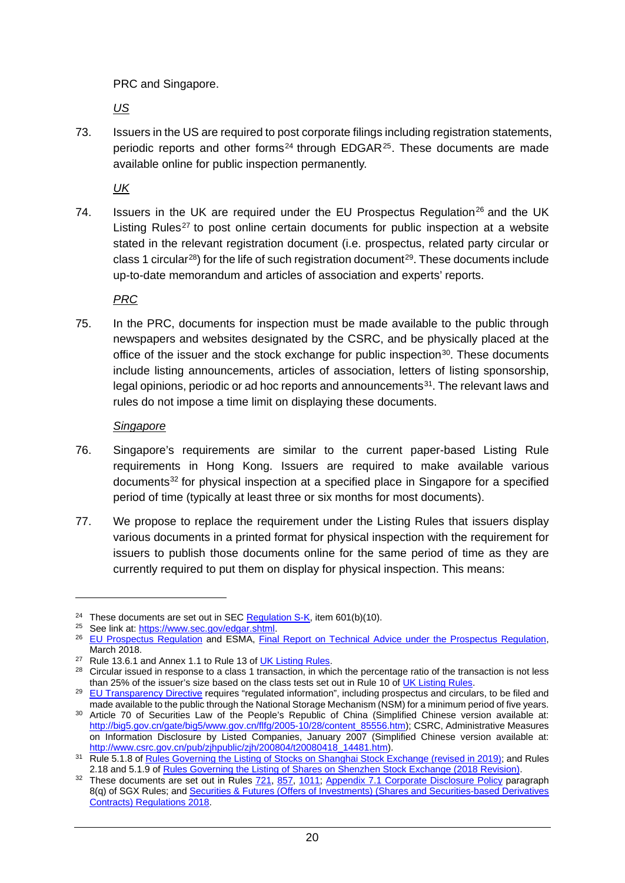PRC and Singapore.

*US*

73. Issuers in the US are required to post corporate filings including registration statements, periodic reports and other forms[24] through EDGAR[25]. These documents are made available online for public inspection permanently.

*UK*

74. Issuers in the UK are required under the EU Prospectus Regulation[26] and the UK Listing Rules[27] to post online certain documents for public inspection at a website stated in the relevant registration document (i.e. prospectus, related party circular or class 1 circular[28]) for the life of such registration document[29]. These documents include up-to-date memorandum and articles of association and experts' reports.

*PRC*

75. In the PRC, documents for inspection must be made available to the public through newspapers and websites designated by the CSRC, and be physically placed at the office of the issuer and the stock exchange for public inspection[30]. These documents include listing announcements, articles of association, letters of listing sponsorship, legal opinions, periodic or ad hoc reports and announcements[31]. The relevant laws and rules do not impose a time limit on displaying these documents.

*Singapore*

76. Singapore's requirements are similar to the current paper-based Listing Rule requirements in Hong Kong. Issuers are required to make available various documents[32] for physical inspection at a specified place in Singapore for a specified period of time (typically at least three or six months for most documents).

77. We propose to replace the requirement under the Listing Rules that issuers display various documents in a printed format for physical inspection with the requirement for issuers to publish those documents online for the same period of time as they are currently required to put them on display for physical inspection. This means:

---

[24] These documents are set out in SEC Regulation S-K, item 601(b)(10).

[25] See link at: https://www.sec.gov/edgar.shtml.

[26] EU Prospectus Regulation and ESMA, Final Report on Technical Advice under the Prospectus Regulation, March 2018.

[27] Rule 13.6.1 and Annex 1.1 to Rule 13 of UK Listing Rules.

[28] Circular issued in response to a class 1 transaction, in which the percentage ratio of the transaction is not less than 25% of the issuer's size based on the class tests set out in Rule 10 of UK Listing Rules.

[29] EU Transparency Directive requires "regulated information", including prospectus and circulars, to be filed and made available to the public through the National Storage Mechanism (NSM) for a minimum period of five years.

[30] Article 70 of Securities Law of the People's Republic of China (Simplified Chinese version available at: http://big5.gov.cn/gate/big5/www.gov.cn/flfg/2005-10/28/content_85556.htm); CSRC, Administrative Measures on Information Disclosure by Listed Companies, January 2007 (Simplified Chinese version available at: http://www.csrc.gov.cn/pub/zjhpublic/zjh/200804/t20080418_14481.htm).

[31] Rule 5.1.8 of Rules Governing the Listing of Stocks on Shanghai Stock Exchange (revised in 2019); and Rules 2.18 and 5.1.9 of Rules Governing the Listing of Shares on Shenzhen Stock Exchange (2018 Revision).

[32] These documents are set out in Rules 721, 857, 1011; Appendix 7.1 Corporate Disclosure Policy paragraph 8(q) of SGX Rules; and Securities & Futures (Offers of Investments) (Shares and Securities-based Derivatives Contracts) Regulations 2018.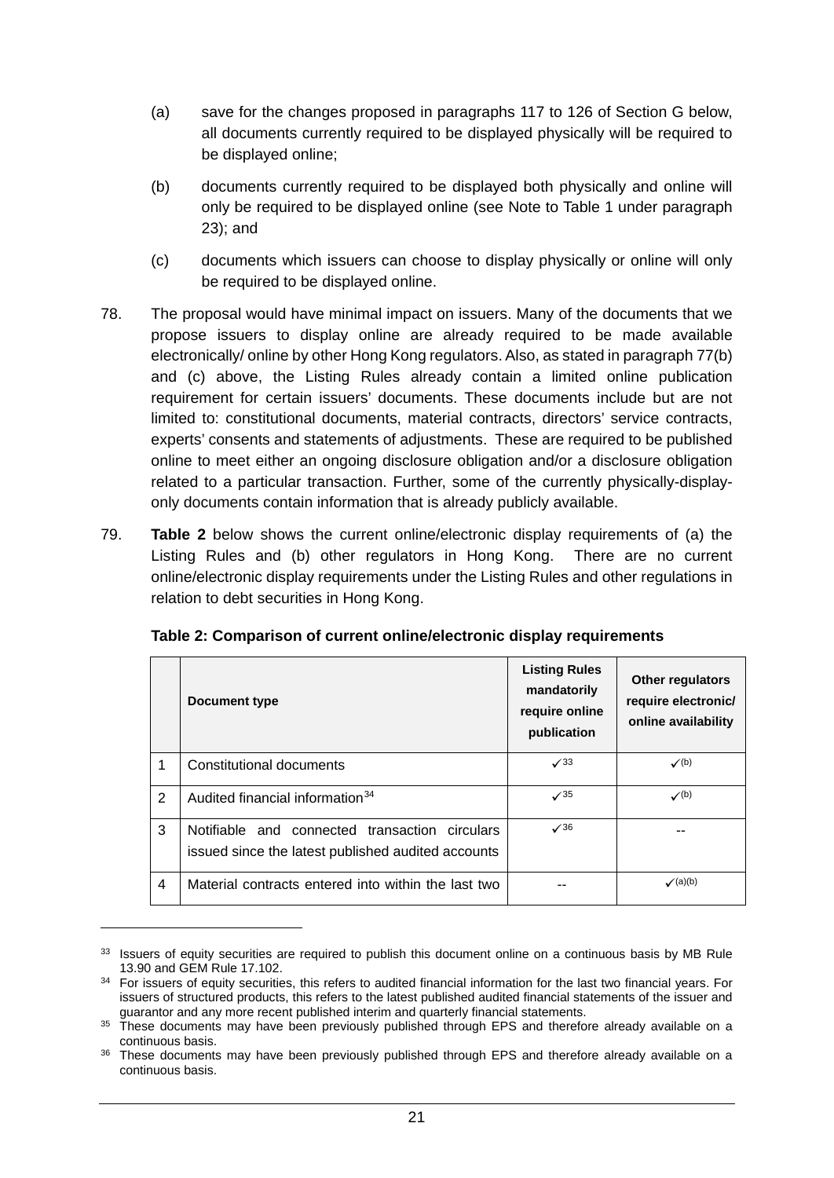(a) save for the changes proposed in paragraphs 117 to 126 of Section G below, all documents currently required to be displayed physically will be required to be displayed online;

(b) documents currently required to be displayed both physically and online will only be required to be displayed online (see Note to Table 1 under paragraph 23); and

(c) documents which issuers can choose to display physically or online will only be required to be displayed online.

78. The proposal would have minimal impact on issuers. Many of the documents that we propose issuers to display online are already required to be made available electronically/ online by other Hong Kong regulators. Also, as stated in paragraph 77(b) and (c) above, the Listing Rules already contain a limited online publication requirement for certain issuers' documents. These documents include but are not limited to: constitutional documents, material contracts, directors' service contracts, experts' consents and statements of adjustments. These are required to be published online to meet either an ongoing disclosure obligation and/or a disclosure obligation related to a particular transaction. Further, some of the currently physically-display-only documents contain information that is already publicly available.

79. **Table 2** below shows the current online/electronic display requirements of (a) the Listing Rules and (b) other regulators in Hong Kong. There are no current online/electronic display requirements under the Listing Rules and other regulations in relation to debt securities in Hong Kong.

**Table 2: Comparison of current online/electronic display requirements**

| | Document type | Listing Rules mandatorily require online publication | Other regulators require electronic/ online availability |
|---|---|---|---|
| 1 | Constitutional documents | ✓[33] | ✓(b) |
| 2 | Audited financial information[34] | ✓[35] | ✓(b) |
| 3 | Notifiable and connected transaction circulars issued since the latest published audited accounts | ✓[36] | -- |
| 4 | Material contracts entered into within the last two | -- | ✓(a)(b) |

[33] Issuers of equity securities are required to publish this document online on a continuous basis by MB Rule 13.90 and GEM Rule 17.102.

[34] For issuers of equity securities, this refers to audited financial information for the last two financial years. For issuers of structured products, this refers to the latest published audited financial statements of the issuer and guarantor and any more recent published interim and quarterly financial statements.

[35] These documents may have been previously published through EPS and therefore already available on a continuous basis.

[36] These documents may have been previously published through EPS and therefore already available on a continuous basis.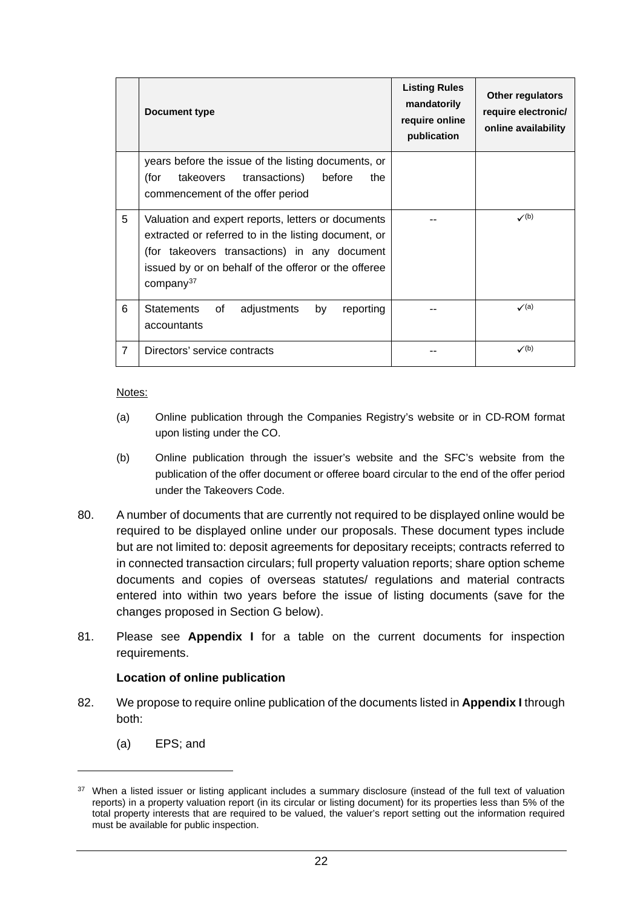| | Document type | Listing Rules mandatorily require online publication | Other regulators require electronic/ online availability |
|---|---|---|---|
| | years before the issue of the listing documents, or (for takeovers transactions) before the commencement of the offer period | | |
| 5 | Valuation and expert reports, letters or documents extracted or referred to in the listing document, or (for takeovers transactions) in any document issued by or on behalf of the offeror or the offeree company[37] | -- | ✓(b) |
| 6 | Statements of adjustments by reporting accountants | -- | ✓(a) |
| 7 | Directors' service contracts | -- | ✓(b) |

Notes:

(a) Online publication through the Companies Registry's website or in CD-ROM format upon listing under the CO.

(b) Online publication through the issuer's website and the SFC's website from the publication of the offer document or offeree board circular to the end of the offer period under the Takeovers Code.

80. A number of documents that are currently not required to be displayed online would be required to be displayed online under our proposals. These document types include but are not limited to: deposit agreements for depositary receipts; contracts referred to in connected transaction circulars; full property valuation reports; share option scheme documents and copies of overseas statutes/ regulations and material contracts entered into within two years before the issue of listing documents (save for the changes proposed in Section G below).

81. Please see **Appendix I** for a table on the current documents for inspection requirements.

**Location of online publication**

82. We propose to require online publication of the documents listed in **Appendix I** through both:

(a) EPS; and

[37] When a listed issuer or listing applicant includes a summary disclosure (instead of the full text of valuation reports) in a property valuation report (in its circular or listing document) for its properties less than 5% of the total property interests that are required to be valued, the valuer's report setting out the information required must be available for public inspection.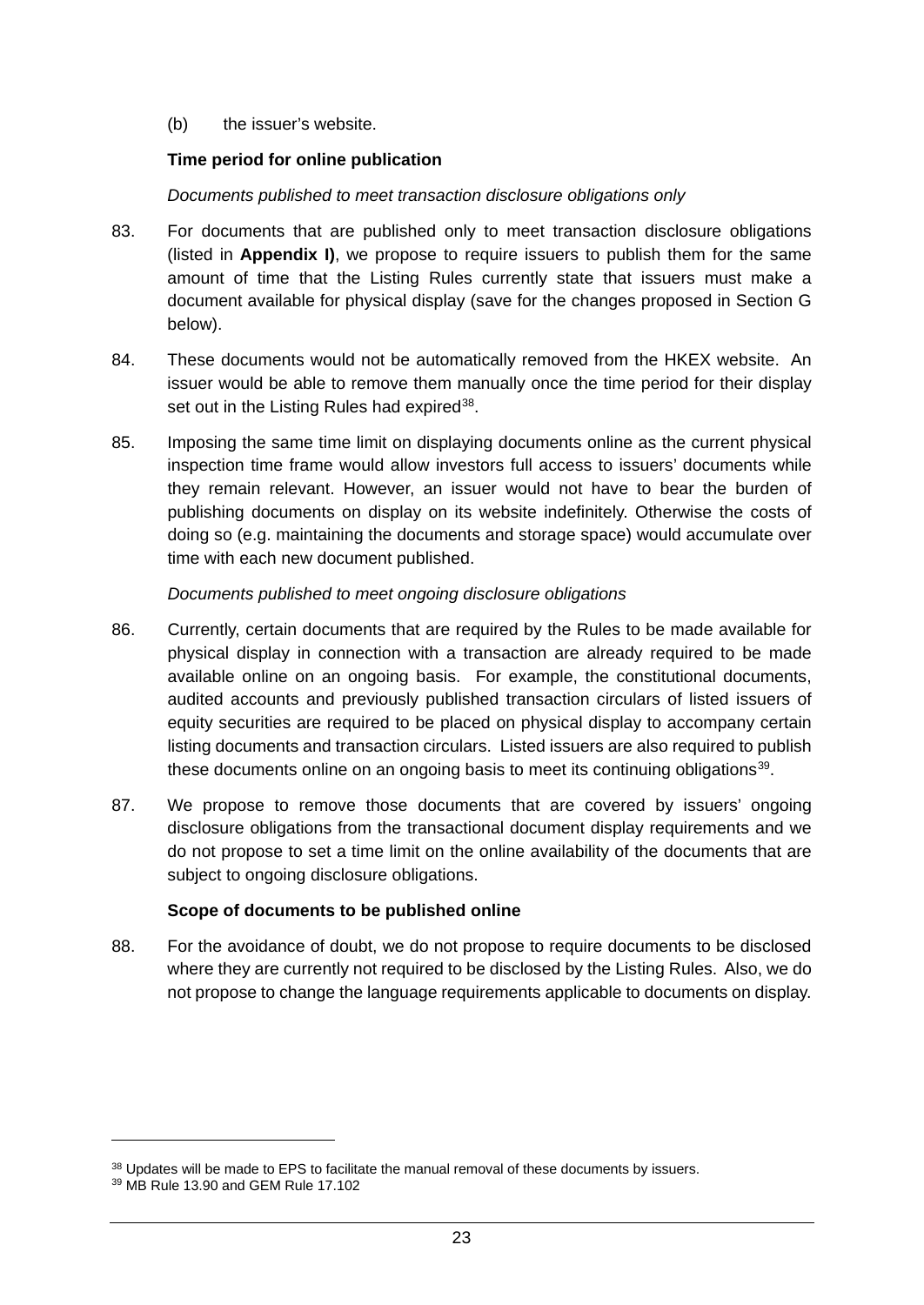(b) the issuer's website.

**Time period for online publication**

*Documents published to meet transaction disclosure obligations only*

83. For documents that are published only to meet transaction disclosure obligations (listed in **Appendix I)**, we propose to require issuers to publish them for the same amount of time that the Listing Rules currently state that issuers must make a document available for physical display (save for the changes proposed in Section G below).

84. These documents would not be automatically removed from the HKEX website. An issuer would be able to remove them manually once the time period for their display set out in the Listing Rules had expired[38].

85. Imposing the same time limit on displaying documents online as the current physical inspection time frame would allow investors full access to issuers' documents while they remain relevant. However, an issuer would not have to bear the burden of publishing documents on display on its website indefinitely. Otherwise the costs of doing so (e.g. maintaining the documents and storage space) would accumulate over time with each new document published.

*Documents published to meet ongoing disclosure obligations*

86. Currently, certain documents that are required by the Rules to be made available for physical display in connection with a transaction are already required to be made available online on an ongoing basis. For example, the constitutional documents, audited accounts and previously published transaction circulars of listed issuers of equity securities are required to be placed on physical display to accompany certain listing documents and transaction circulars. Listed issuers are also required to publish these documents online on an ongoing basis to meet its continuing obligations[39].

87. We propose to remove those documents that are covered by issuers' ongoing disclosure obligations from the transactional document display requirements and we do not propose to set a time limit on the online availability of the documents that are subject to ongoing disclosure obligations.

**Scope of documents to be published online**

88. For the avoidance of doubt, we do not propose to require documents to be disclosed where they are currently not required to be disclosed by the Listing Rules. Also, we do not propose to change the language requirements applicable to documents on display.

---

[38] Updates will be made to EPS to facilitate the manual removal of these documents by issuers.

[39] MB Rule 13.90 and GEM Rule 17.102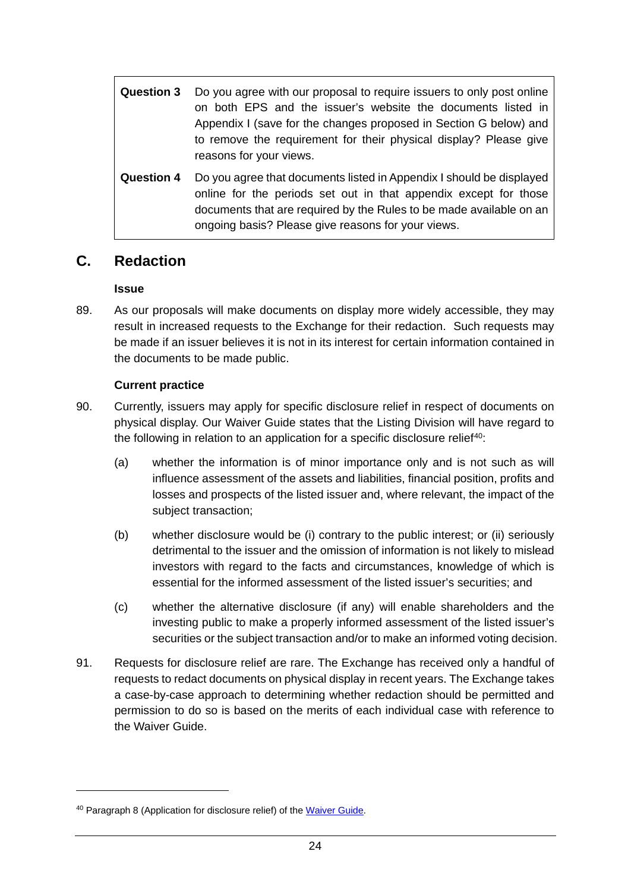| | |
|---|---|
| **Question 3** | Do you agree with our proposal to require issuers to only post online on both EPS and the issuer's website the documents listed in Appendix I (save for the changes proposed in Section G below) and to remove the requirement for their physical display? Please give reasons for your views. |
| **Question 4** | Do you agree that documents listed in Appendix I should be displayed online for the periods set out in that appendix except for those documents that are required by the Rules to be made available on an ongoing basis? Please give reasons for your views. |

## C. Redaction

**Issue**

89. As our proposals will make documents on display more widely accessible, they may result in increased requests to the Exchange for their redaction. Such requests may be made if an issuer believes it is not in its interest for certain information contained in the documents to be made public.

**Current practice**

90. Currently, issuers may apply for specific disclosure relief in respect of documents on physical display. Our Waiver Guide states that the Listing Division will have regard to the following in relation to an application for a specific disclosure relief[40]:

   (a) whether the information is of minor importance only and is not such as will influence assessment of the assets and liabilities, financial position, profits and losses and prospects of the listed issuer and, where relevant, the impact of the subject transaction;

   (b) whether disclosure would be (i) contrary to the public interest; or (ii) seriously detrimental to the issuer and the omission of information is not likely to mislead investors with regard to the facts and circumstances, knowledge of which is essential for the informed assessment of the listed issuer's securities; and

   (c) whether the alternative disclosure (if any) will enable shareholders and the investing public to make a properly informed assessment of the listed issuer's securities or the subject transaction and/or to make an informed voting decision.

91. Requests for disclosure relief are rare. The Exchange has received only a handful of requests to redact documents on physical display in recent years. The Exchange takes a case-by-case approach to determining whether redaction should be permitted and permission to do so is based on the merits of each individual case with reference to the Waiver Guide.

[40] Paragraph 8 (Application for disclosure relief) of the Waiver Guide.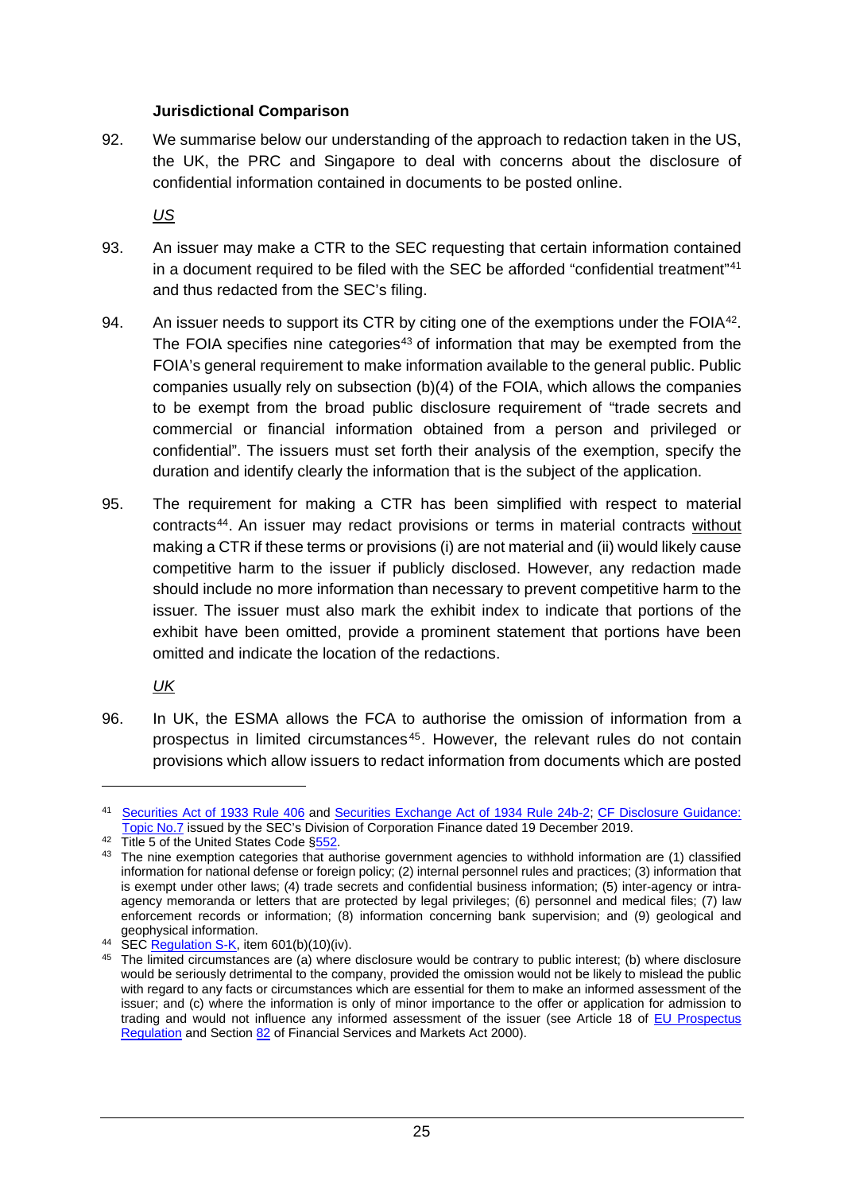**Jurisdictional Comparison**

92. We summarise below our understanding of the approach to redaction taken in the US, the UK, the PRC and Singapore to deal with concerns about the disclosure of confidential information contained in documents to be posted online.

*US*

93. An issuer may make a CTR to the SEC requesting that certain information contained in a document required to be filed with the SEC be afforded "confidential treatment"[41] and thus redacted from the SEC's filing.

94. An issuer needs to support its CTR by citing one of the exemptions under the FOIA[42]. The FOIA specifies nine categories[43] of information that may be exempted from the FOIA's general requirement to make information available to the general public. Public companies usually rely on subsection (b)(4) of the FOIA, which allows the companies to be exempt from the broad public disclosure requirement of "trade secrets and commercial or financial information obtained from a person and privileged or confidential". The issuers must set forth their analysis of the exemption, specify the duration and identify clearly the information that is the subject of the application.

95. The requirement for making a CTR has been simplified with respect to material contracts[44]. An issuer may redact provisions or terms in material contracts without making a CTR if these terms or provisions (i) are not material and (ii) would likely cause competitive harm to the issuer if publicly disclosed. However, any redaction made should include no more information than necessary to prevent competitive harm to the issuer. The issuer must also mark the exhibit index to indicate that portions of the exhibit have been omitted, provide a prominent statement that portions have been omitted and indicate the location of the redactions.

*UK*

96. In UK, the ESMA allows the FCA to authorise the omission of information from a prospectus in limited circumstances[45]. However, the relevant rules do not contain provisions which allow issuers to redact information from documents which are posted

---

[41] Securities Act of 1933 Rule 406 and Securities Exchange Act of 1934 Rule 24b-2; CF Disclosure Guidance: Topic No.7 issued by the SEC's Division of Corporation Finance dated 19 December 2019.

[42] Title 5 of the United States Code §552.

[43] The nine exemption categories that authorise government agencies to withhold information are (1) classified information for national defense or foreign policy; (2) internal personnel rules and practices; (3) information that is exempt under other laws; (4) trade secrets and confidential business information; (5) inter-agency or intra-agency memoranda or letters that are protected by legal privileges; (6) personnel and medical files; (7) law enforcement records or information; (8) information concerning bank supervision; and (9) geological and geophysical information.

[44] SEC Regulation S-K, item 601(b)(10)(iv).

[45] The limited circumstances are (a) where disclosure would be contrary to public interest; (b) where disclosure would be seriously detrimental to the company, provided the omission would not be likely to mislead the public with regard to any facts or circumstances which are essential for them to make an informed assessment of the issuer; and (c) where the information is only of minor importance to the offer or application for admission to trading and would not influence any informed assessment of the issuer (see Article 18 of EU Prospectus Regulation and Section 82 of Financial Services and Markets Act 2000).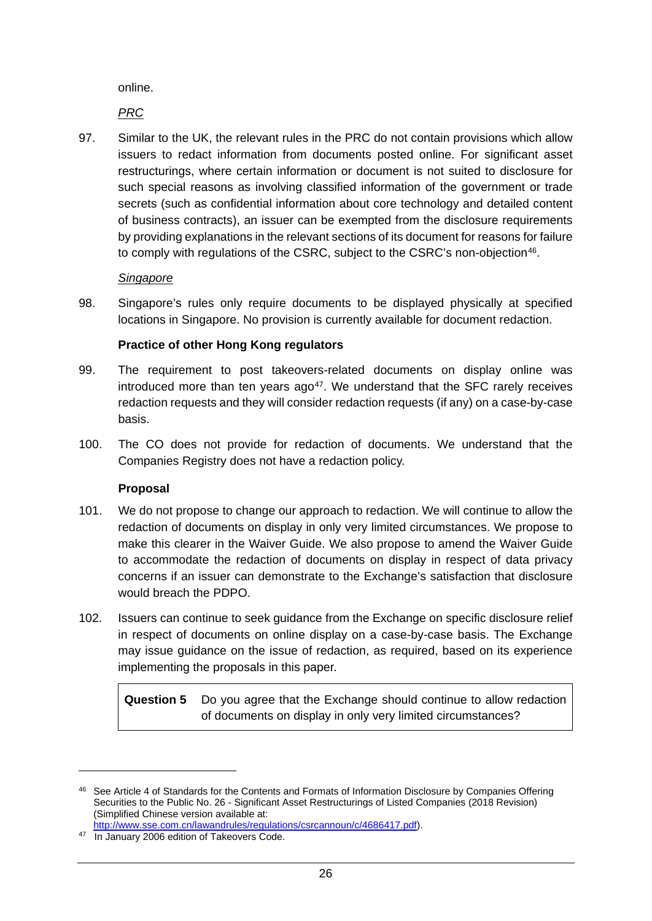online.

*PRC*

97. Similar to the UK, the relevant rules in the PRC do not contain provisions which allow issuers to redact information from documents posted online. For significant asset restructurings, where certain information or document is not suited to disclosure for such special reasons as involving classified information of the government or trade secrets (such as confidential information about core technology and detailed content of business contracts), an issuer can be exempted from the disclosure requirements by providing explanations in the relevant sections of its document for reasons for failure to comply with regulations of the CSRC, subject to the CSRC's non-objection[46].

*Singapore*

98. Singapore's rules only require documents to be displayed physically at specified locations in Singapore. No provision is currently available for document redaction.

**Practice of other Hong Kong regulators**

99. The requirement to post takeovers-related documents on display online was introduced more than ten years ago[47]. We understand that the SFC rarely receives redaction requests and they will consider redaction requests (if any) on a case-by-case basis.

100. The CO does not provide for redaction of documents. We understand that the Companies Registry does not have a redaction policy.

**Proposal**

101. We do not propose to change our approach to redaction. We will continue to allow the redaction of documents on display in only very limited circumstances. We propose to make this clearer in the Waiver Guide. We also propose to amend the Waiver Guide to accommodate the redaction of documents on display in respect of data privacy concerns if an issuer can demonstrate to the Exchange's satisfaction that disclosure would breach the PDPO.

102. Issuers can continue to seek guidance from the Exchange on specific disclosure relief in respect of documents on online display on a case-by-case basis. The Exchange may issue guidance on the issue of redaction, as required, based on its experience implementing the proposals in this paper.

| **Question 5** | Do you agree that the Exchange should continue to allow redaction of documents on display in only very limited circumstances? |
|---|---|

[46] See Article 4 of Standards for the Contents and Formats of Information Disclosure by Companies Offering Securities to the Public No. 26 - Significant Asset Restructurings of Listed Companies (2018 Revision) (Simplified Chinese version available at: http://www.sse.com.cn/lawandrules/regulations/csrcannoun/c/4686417.pdf).

[47] In January 2006 edition of Takeovers Code.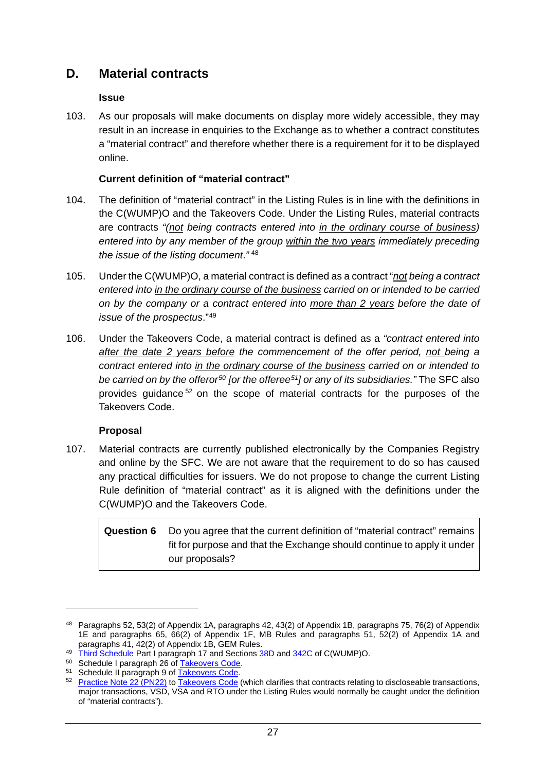## D. Material contracts

### Issue

103. As our proposals will make documents on display more widely accessible, they may result in an increase in enquiries to the Exchange as to whether a contract constitutes a "material contract" and therefore whether there is a requirement for it to be displayed online.

### Current definition of "material contract"

104. The definition of "material contract" in the Listing Rules is in line with the definitions in the C(WUMP)O and the Takeovers Code. Under the Listing Rules, material contracts are contracts *"(<u>not</u> being contracts entered into <u>in the ordinary course of business</u>) entered into by any member of the group <u>within the two years</u> immediately preceding the issue of the listing document."* [48]

105. Under the C(WUMP)O, a material contract is defined as a contract "*<u>not</u> being a contract entered into <u>in the ordinary course of the business</u> carried on or intended to be carried on by the company or a contract entered into <u>more than 2 years</u> before the date of issue of the prospectus*."[49]

106. Under the Takeovers Code, a material contract is defined as a *"contract entered into <u>after the date 2 years before</u> the commencement of the offer period, <u>not</u> being a contract entered into <u>in the ordinary course of the business</u> carried on or intended to be carried on by the offeror[50] [or the offeree[51]] or any of its subsidiaries."* The SFC also provides guidance [52] on the scope of material contracts for the purposes of the Takeovers Code.

### Proposal

107. Material contracts are currently published electronically by the Companies Registry and online by the SFC. We are not aware that the requirement to do so has caused any practical difficulties for issuers. We do not propose to change the current Listing Rule definition of "material contract" as it is aligned with the definitions under the C(WUMP)O and the Takeovers Code.

| **Question 6** | Do you agree that the current definition of "material contract" remains fit for purpose and that the Exchange should continue to apply it under our proposals? |
|---|---|

---

[48] Paragraphs 52, 53(2) of Appendix 1A, paragraphs 42, 43(2) of Appendix 1B, paragraphs 75, 76(2) of Appendix 1E and paragraphs 65, 66(2) of Appendix 1F, MB Rules and paragraphs 51, 52(2) of Appendix 1A and paragraphs 41, 42(2) of Appendix 1B, GEM Rules.

[49] Third Schedule Part I paragraph 17 and Sections 38D and 342C of C(WUMP)O.

[50] Schedule I paragraph 26 of Takeovers Code.

[51] Schedule II paragraph 9 of Takeovers Code.

[52] Practice Note 22 (PN22) to Takeovers Code (which clarifies that contracts relating to discloseable transactions, major transactions, VSD, VSA and RTO under the Listing Rules would normally be caught under the definition of "material contracts").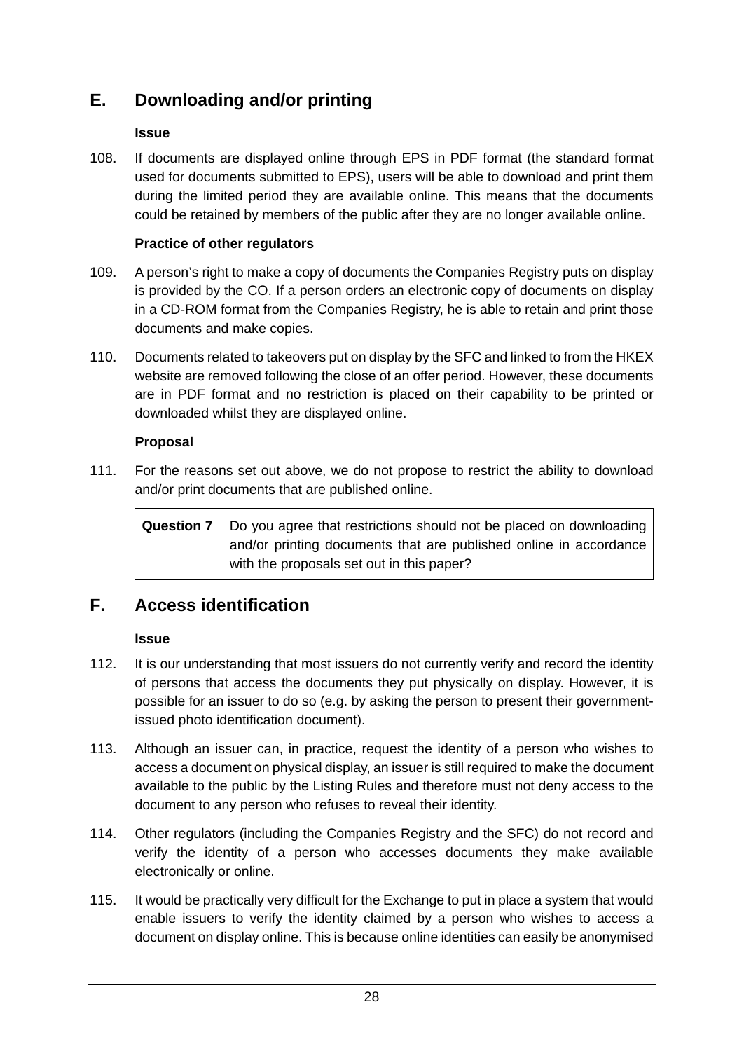## E. Downloading and/or printing

**Issue**

108. If documents are displayed online through EPS in PDF format (the standard format used for documents submitted to EPS), users will be able to download and print them during the limited period they are available online. This means that the documents could be retained by members of the public after they are no longer available online.

**Practice of other regulators**

109. A person's right to make a copy of documents the Companies Registry puts on display is provided by the CO. If a person orders an electronic copy of documents on display in a CD-ROM format from the Companies Registry, he is able to retain and print those documents and make copies.

110. Documents related to takeovers put on display by the SFC and linked to from the HKEX website are removed following the close of an offer period. However, these documents are in PDF format and no restriction is placed on their capability to be printed or downloaded whilst they are displayed online.

**Proposal**

111. For the reasons set out above, we do not propose to restrict the ability to download and/or print documents that are published online.

> **Question 7** Do you agree that restrictions should not be placed on downloading and/or printing documents that are published online in accordance with the proposals set out in this paper?

## F. Access identification

**Issue**

112. It is our understanding that most issuers do not currently verify and record the identity of persons that access the documents they put physically on display. However, it is possible for an issuer to do so (e.g. by asking the person to present their government-issued photo identification document).

113. Although an issuer can, in practice, request the identity of a person who wishes to access a document on physical display, an issuer is still required to make the document available to the public by the Listing Rules and therefore must not deny access to the document to any person who refuses to reveal their identity.

114. Other regulators (including the Companies Registry and the SFC) do not record and verify the identity of a person who accesses documents they make available electronically or online.

115. It would be practically very difficult for the Exchange to put in place a system that would enable issuers to verify the identity claimed by a person who wishes to access a document on display online. This is because online identities can easily be anonymised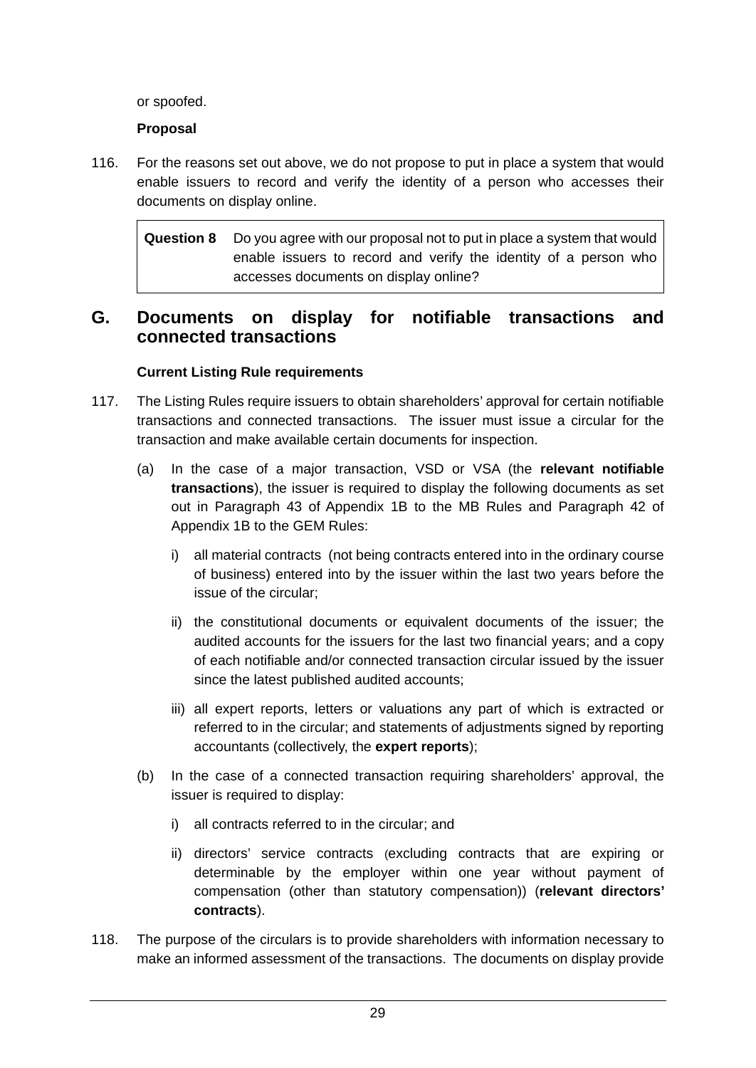or spoofed.

**Proposal**

116. For the reasons set out above, we do not propose to put in place a system that would enable issuers to record and verify the identity of a person who accesses their documents on display online.

| **Question 8** | Do you agree with our proposal not to put in place a system that would enable issuers to record and verify the identity of a person who accesses documents on display online? |
|---|---|

## G. Documents on display for notifiable transactions and connected transactions

**Current Listing Rule requirements**

117. The Listing Rules require issuers to obtain shareholders' approval for certain notifiable transactions and connected transactions. The issuer must issue a circular for the transaction and make available certain documents for inspection.

(a) In the case of a major transaction, VSD or VSA (the **relevant notifiable transactions**), the issuer is required to display the following documents as set out in Paragraph 43 of Appendix 1B to the MB Rules and Paragraph 42 of Appendix 1B to the GEM Rules:

i) all material contracts (not being contracts entered into in the ordinary course of business) entered into by the issuer within the last two years before the issue of the circular;

ii) the constitutional documents or equivalent documents of the issuer; the audited accounts for the issuers for the last two financial years; and a copy of each notifiable and/or connected transaction circular issued by the issuer since the latest published audited accounts;

iii) all expert reports, letters or valuations any part of which is extracted or referred to in the circular; and statements of adjustments signed by reporting accountants (collectively, the **expert reports**);

(b) In the case of a connected transaction requiring shareholders' approval, the issuer is required to display:

i) all contracts referred to in the circular; and

ii) directors' service contracts (excluding contracts that are expiring or determinable by the employer within one year without payment of compensation (other than statutory compensation)) (**relevant directors' contracts**).

118. The purpose of the circulars is to provide shareholders with information necessary to make an informed assessment of the transactions. The documents on display provide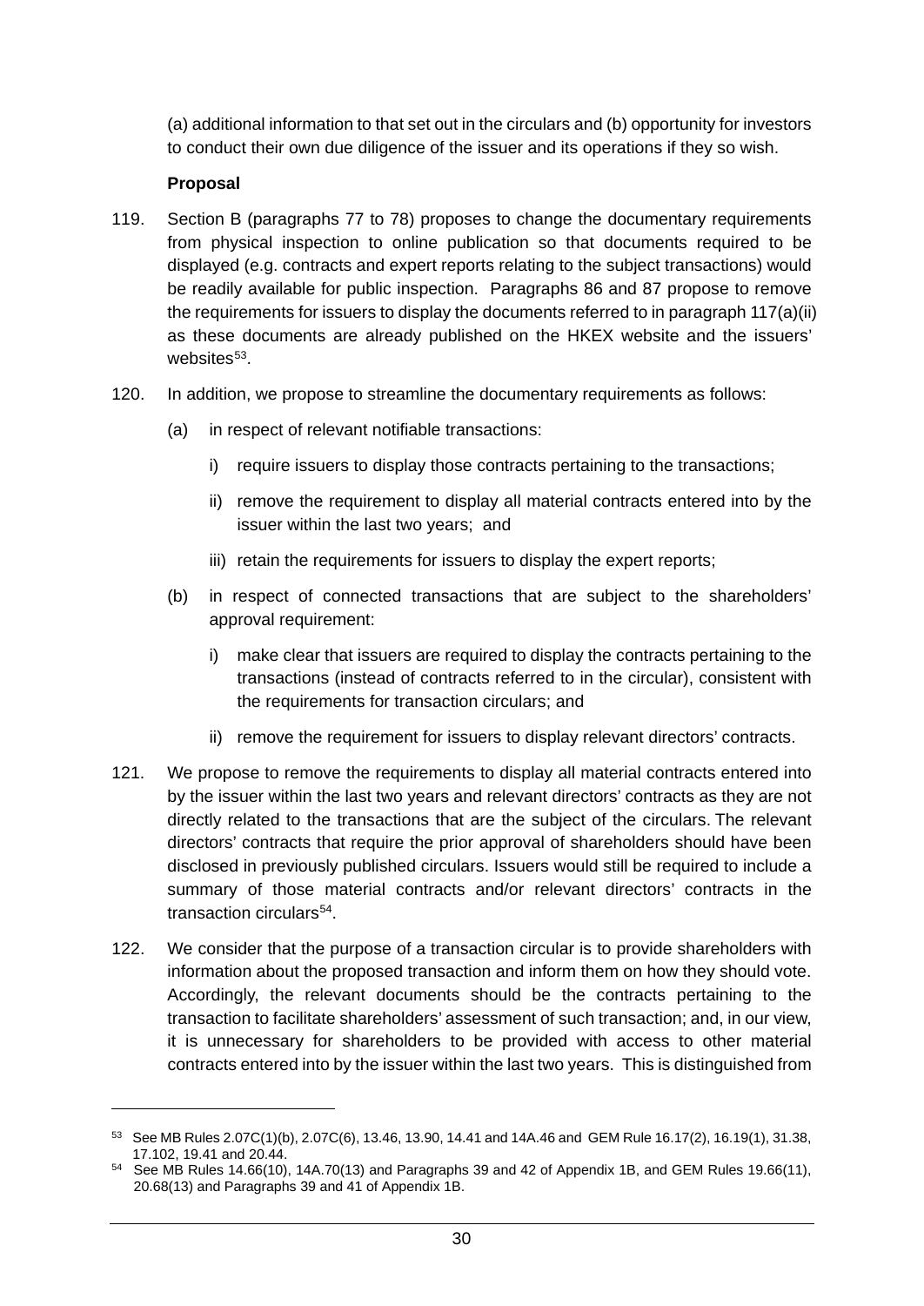(a) additional information to that set out in the circulars and (b) opportunity for investors to conduct their own due diligence of the issuer and its operations if they so wish.

**Proposal**

119. Section B (paragraphs 77 to 78) proposes to change the documentary requirements from physical inspection to online publication so that documents required to be displayed (e.g. contracts and expert reports relating to the subject transactions) would be readily available for public inspection. Paragraphs 86 and 87 propose to remove the requirements for issuers to display the documents referred to in paragraph 117(a)(ii) as these documents are already published on the HKEX website and the issuers' websites[53].

120. In addition, we propose to streamline the documentary requirements as follows:

   (a) in respect of relevant notifiable transactions:

      i) require issuers to display those contracts pertaining to the transactions;

      ii) remove the requirement to display all material contracts entered into by the issuer within the last two years; and

      iii) retain the requirements for issuers to display the expert reports;

   (b) in respect of connected transactions that are subject to the shareholders' approval requirement:

      i) make clear that issuers are required to display the contracts pertaining to the transactions (instead of contracts referred to in the circular), consistent with the requirements for transaction circulars; and

      ii) remove the requirement for issuers to display relevant directors' contracts.

121. We propose to remove the requirements to display all material contracts entered into by the issuer within the last two years and relevant directors' contracts as they are not directly related to the transactions that are the subject of the circulars. The relevant directors' contracts that require the prior approval of shareholders should have been disclosed in previously published circulars. Issuers would still be required to include a summary of those material contracts and/or relevant directors' contracts in the transaction circulars[54].

122. We consider that the purpose of a transaction circular is to provide shareholders with information about the proposed transaction and inform them on how they should vote. Accordingly, the relevant documents should be the contracts pertaining to the transaction to facilitate shareholders' assessment of such transaction; and, in our view, it is unnecessary for shareholders to be provided with access to other material contracts entered into by the issuer within the last two years. This is distinguished from

---

[53] See MB Rules 2.07C(1)(b), 2.07C(6), 13.46, 13.90, 14.41 and 14A.46 and GEM Rule 16.17(2), 16.19(1), 31.38, 17.102, 19.41 and 20.44.

[54] See MB Rules 14.66(10), 14A.70(13) and Paragraphs 39 and 42 of Appendix 1B, and GEM Rules 19.66(11), 20.68(13) and Paragraphs 39 and 41 of Appendix 1B.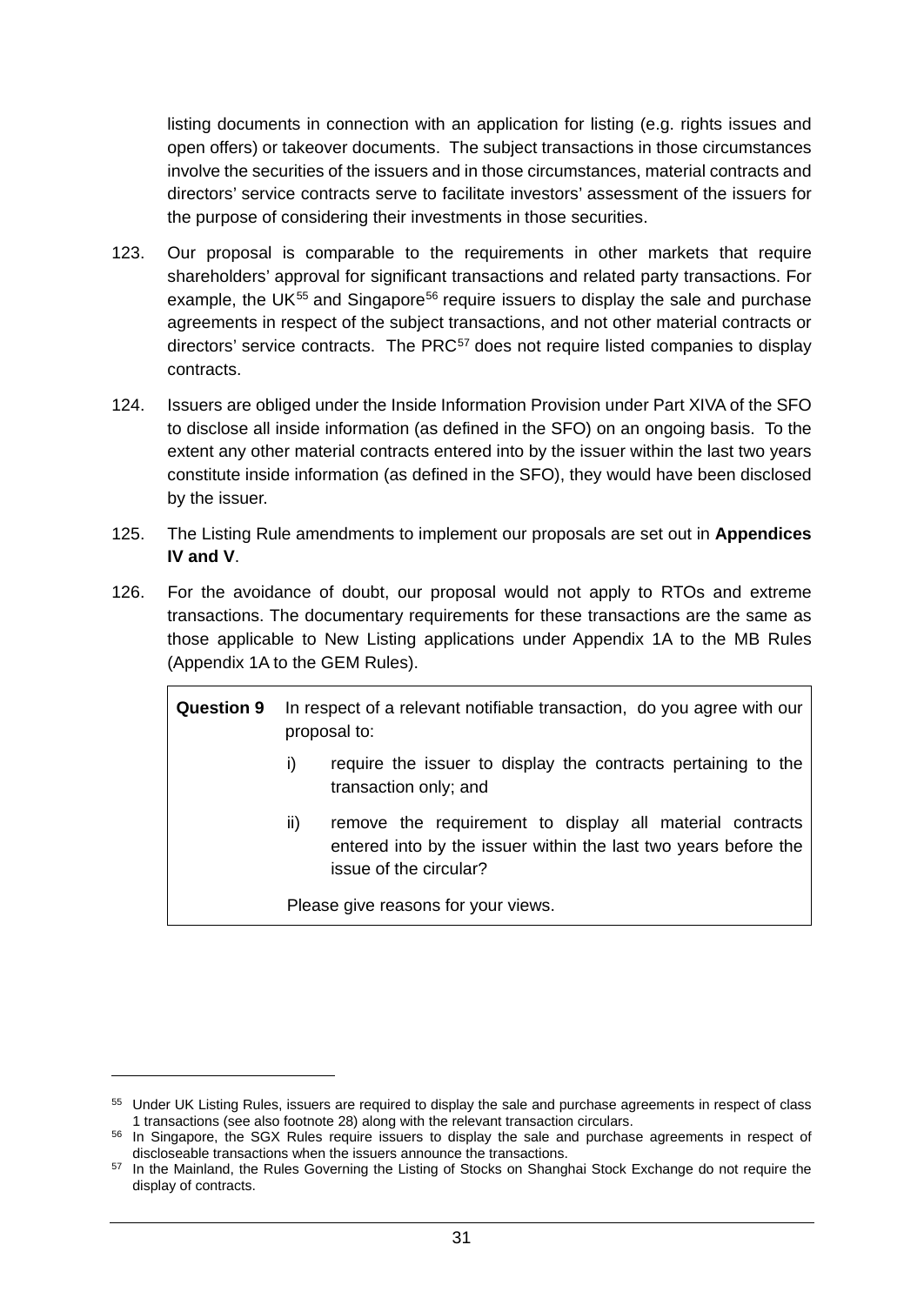listing documents in connection with an application for listing (e.g. rights issues and open offers) or takeover documents. The subject transactions in those circumstances involve the securities of the issuers and in those circumstances, material contracts and directors' service contracts serve to facilitate investors' assessment of the issuers for the purpose of considering their investments in those securities.

123. Our proposal is comparable to the requirements in other markets that require shareholders' approval for significant transactions and related party transactions. For example, the UK[55] and Singapore[56] require issuers to display the sale and purchase agreements in respect of the subject transactions, and not other material contracts or directors' service contracts. The PRC[57] does not require listed companies to display contracts.

124. Issuers are obliged under the Inside Information Provision under Part XIVA of the SFO to disclose all inside information (as defined in the SFO) on an ongoing basis. To the extent any other material contracts entered into by the issuer within the last two years constitute inside information (as defined in the SFO), they would have been disclosed by the issuer.

125. The Listing Rule amendments to implement our proposals are set out in **Appendices IV and V**.

126. For the avoidance of doubt, our proposal would not apply to RTOs and extreme transactions. The documentary requirements for these transactions are the same as those applicable to New Listing applications under Appendix 1A to the MB Rules (Appendix 1A to the GEM Rules).

> **Question 9** In respect of a relevant notifiable transaction, do you agree with our proposal to:
>
> i) require the issuer to display the contracts pertaining to the transaction only; and
>
> ii) remove the requirement to display all material contracts entered into by the issuer within the last two years before the issue of the circular?
>
> Please give reasons for your views.

---

[55] Under UK Listing Rules, issuers are required to display the sale and purchase agreements in respect of class 1 transactions (see also footnote 28) along with the relevant transaction circulars.

[56] In Singapore, the SGX Rules require issuers to display the sale and purchase agreements in respect of discloseable transactions when the issuers announce the transactions.

[57] In the Mainland, the Rules Governing the Listing of Stocks on Shanghai Stock Exchange do not require the display of contracts.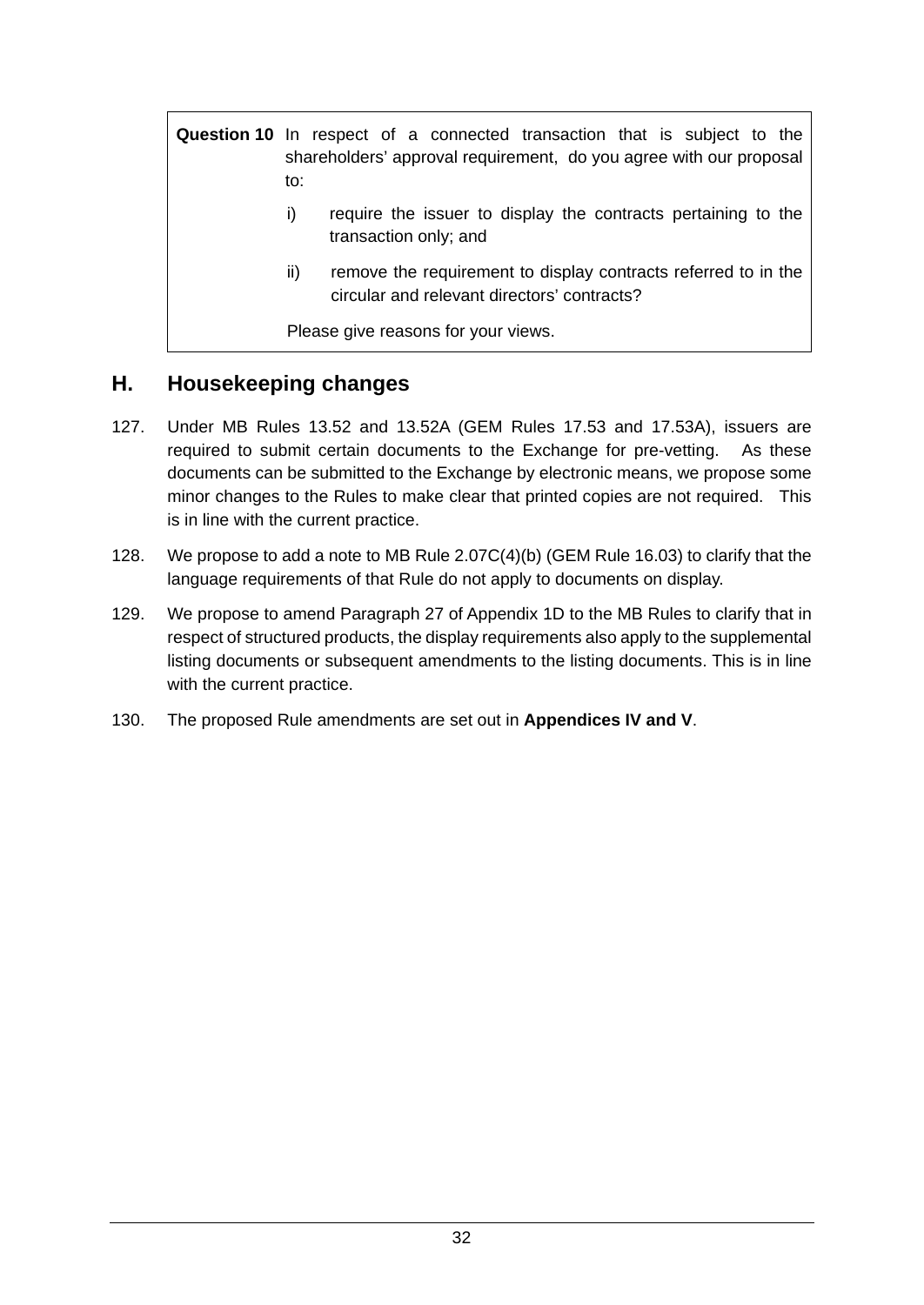| **Question 10** | In respect of a connected transaction that is subject to the shareholders' approval requirement, do you agree with our proposal to:<br><br>i) require the issuer to display the contracts pertaining to the transaction only; and<br><br>ii) remove the requirement to display contracts referred to in the circular and relevant directors' contracts?<br><br>Please give reasons for your views. |
|---|---|

## H. Housekeeping changes

127. Under MB Rules 13.52 and 13.52A (GEM Rules 17.53 and 17.53A), issuers are required to submit certain documents to the Exchange for pre-vetting. As these documents can be submitted to the Exchange by electronic means, we propose some minor changes to the Rules to make clear that printed copies are not required. This is in line with the current practice.

128. We propose to add a note to MB Rule 2.07C(4)(b) (GEM Rule 16.03) to clarify that the language requirements of that Rule do not apply to documents on display.

129. We propose to amend Paragraph 27 of Appendix 1D to the MB Rules to clarify that in respect of structured products, the display requirements also apply to the supplemental listing documents or subsequent amendments to the listing documents. This is in line with the current practice.

130. The proposed Rule amendments are set out in **Appendices IV and V**.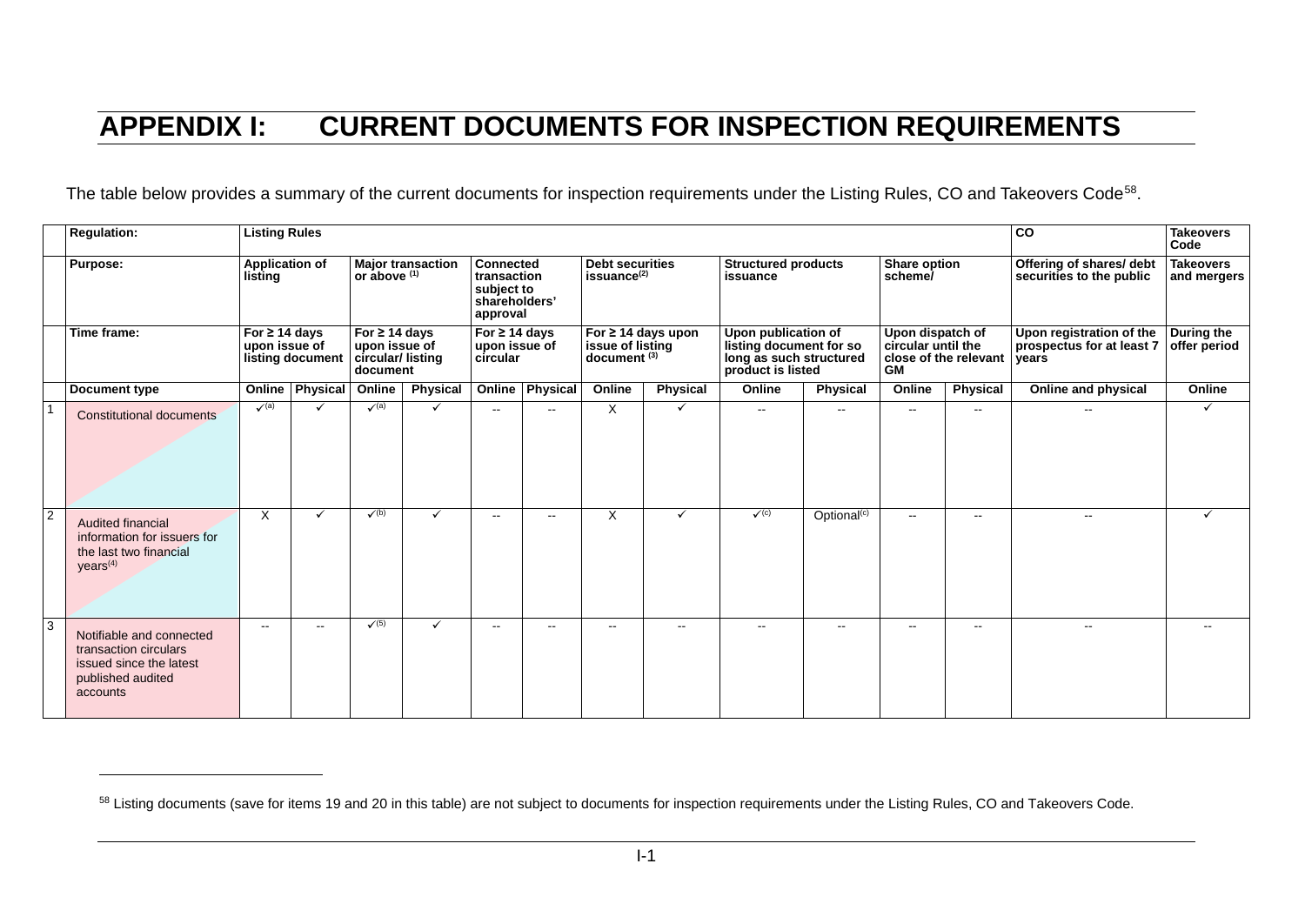# APPENDIX I: CURRENT DOCUMENTS FOR INSPECTION REQUIREMENTS

The table below provides a summary of the current documents for inspection requirements under the Listing Rules, CO and Takeovers Code[58].

| | Regulation: | Listing Rules | | | | | | | | | | | | CO | Takeovers Code |
|---|---|---|---|---|---|---|---|---|---|---|---|---|---|---|---|
| | Purpose: | Application of listing | | Major transaction or above (1) | | Connected transaction subject to shareholders' approval | | Debt securities issuance(2) | | Structured products issuance | | Share option scheme/ | | Offering of shares/ debt securities to the public | Takeovers and mergers |
| | Time frame: | For ≥ 14 days upon issue of listing document | | For ≥ 14 days upon issue of circular/ listing document | | For ≥ 14 days upon issue of circular | | For ≥ 14 days upon issue of listing document (3) | | Upon publication of listing document for so long as such structured product is listed | | Upon dispatch of circular until the close of the relevant GM | | Upon registration of the prospectus for at least 7 years | During the offer period |
| | Document type | Online | Physical | Online | Physical | Online | Physical | Online | Physical | Online | Physical | Online | Physical | Online and physical | Online |
| 1 | Constitutional documents | ✓(a) | ✓ | ✓(a) | ✓ | -- | -- | X | ✓ | -- | -- | -- | -- | -- | ✓ |
| 2 | Audited financial information for issuers for the last two financial years(4) | X | ✓ | ✓(b) | ✓ | -- | -- | X | ✓ | ✓(c) | Optional(c) | -- | -- | -- | ✓ |
| 3 | Notifiable and connected transaction circulars issued since the latest published audited accounts | -- | -- | ✓(5) | ✓ | -- | -- | -- | -- | -- | -- | -- | -- | -- | -- |

[58] Listing documents (save for items 19 and 20 in this table) are not subject to documents for inspection requirements under the Listing Rules, CO and Takeovers Code.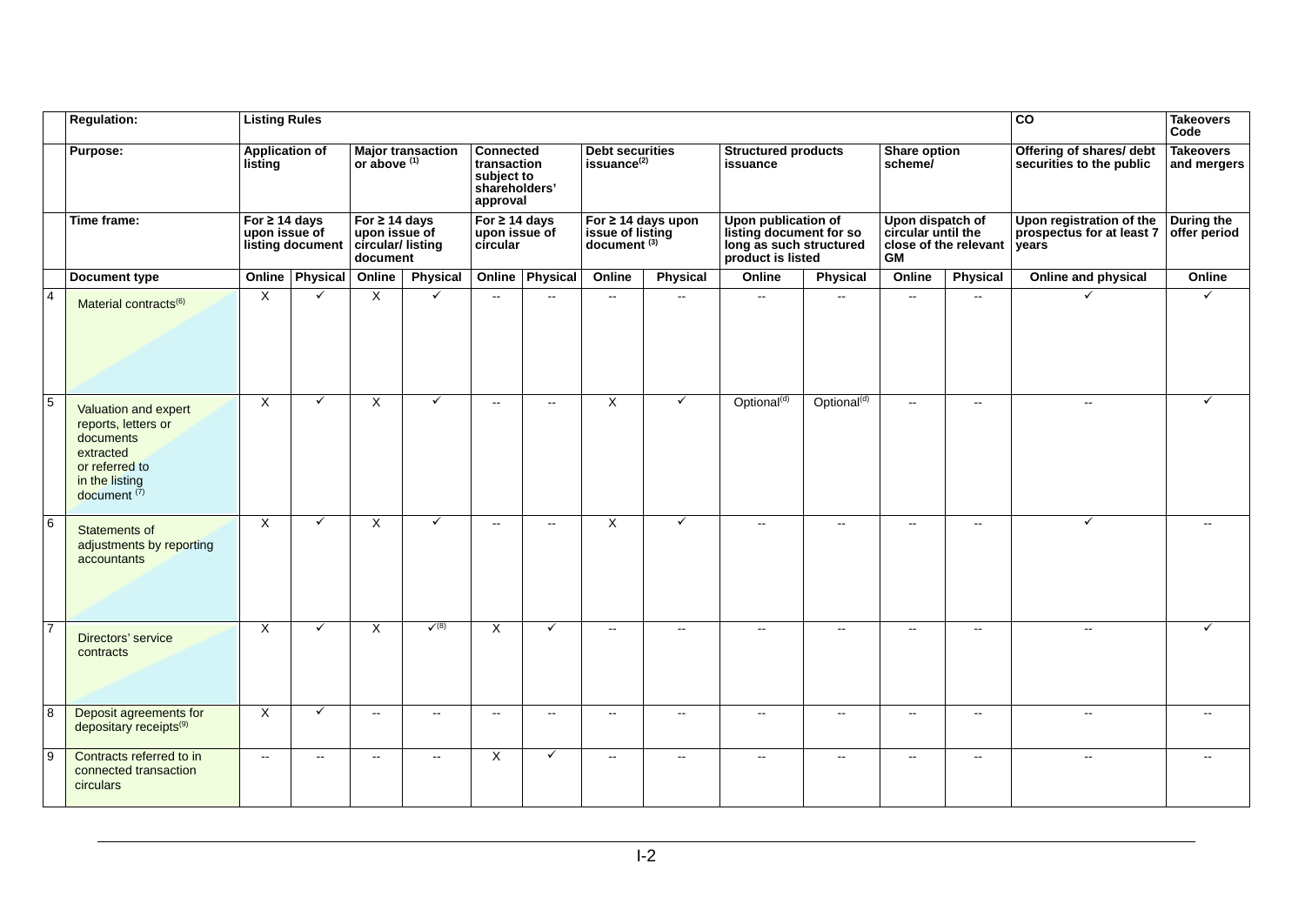| | Regulation: | Listing Rules | | | | | | | | | | | | CO | Takeovers Code |
|---|---|---|---|---|---|---|---|---|---|---|---|---|---|---|---|
| | Purpose: | Application of listing | | Major transaction or above (1) | | Connected transaction subject to shareholders' approval | | Debt securities issuance(2) | | Structured products issuance | | Share option scheme/ | | Offering of shares/ debt securities to the public | Takeovers and mergers |
| | Time frame: | For ≥ 14 days upon issue of listing document | | For ≥ 14 days upon issue of circular/ listing document | | For ≥ 14 days upon issue of circular | | For ≥ 14 days upon issue of listing document (3) | | Upon publication of listing document for so long as such structured product is listed | | Upon dispatch of circular until the close of the relevant GM | | Upon registration of the prospectus for at least 7 years | During the offer period |
| | Document type | Online | Physical | Online | Physical | Online | Physical | Online | Physical | Online | Physical | Online | Physical | Online and physical | Online |
| 4 | Material contracts(6) | X | ✓ | X | ✓ | -- | -- | -- | -- | -- | -- | -- | -- | ✓ | ✓ |
| 5 | Valuation and expert reports, letters or documents extracted or referred to in the listing document (7) | X | ✓ | X | ✓ | -- | -- | X | ✓ | Optional(d) | Optional(d) | -- | -- | -- | ✓ |
| 6 | Statements of adjustments by reporting accountants | X | ✓ | X | ✓ | -- | -- | X | ✓ | -- | -- | -- | -- | ✓ | -- |
| 7 | Directors' service contracts | X | ✓ | X | ✓(8) | X | ✓ | -- | -- | -- | -- | -- | -- | -- | ✓ |
| 8 | Deposit agreements for depositary receipts(9) | X | ✓ | -- | -- | -- | -- | -- | -- | -- | -- | -- | -- | -- | -- |
| 9 | Contracts referred to in connected transaction circulars | -- | -- | -- | -- | X | ✓ | -- | -- | -- | -- | -- | -- | -- | -- |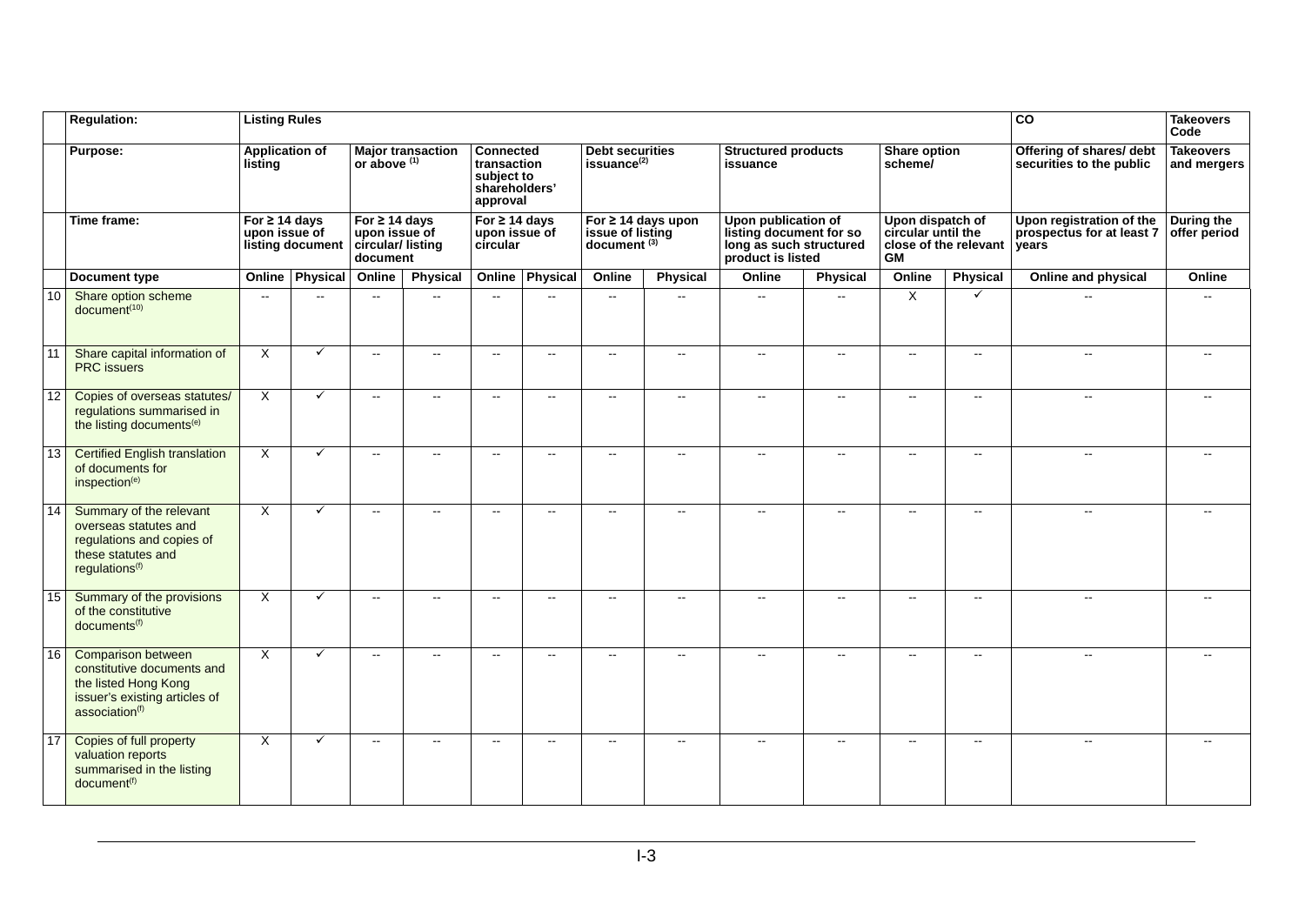| | Regulation: | Listing Rules | | | | | | | | | | | | CO | Takeovers Code |
|---|---|---|---|---|---|---|---|---|---|---|---|---|---|---|---|
| | Purpose: | Application of listing | | Major transaction or above [(1)] | | Connected transaction subject to shareholders' approval | | Debt securities issuance[(2)] | | Structured products issuance | | Share option scheme/ | | Offering of shares/ debt securities to the public | Takeovers and mergers |
| | Time frame: | For ≥ 14 days upon issue of listing document | | For ≥ 14 days upon issue of circular/ listing document | | For ≥ 14 days upon issue of circular | | For ≥ 14 days upon issue of listing document [(3)] | | Upon publication of listing document for so long as such structured product is listed | | Upon dispatch of circular until the close of the relevant GM | | Upon registration of the prospectus for at least 7 years | During the offer period |
| | Document type | Online | Physical | Online | Physical | Online | Physical | Online | Physical | Online | Physical | Online | Physical | Online and physical | Online |
| 10 | Share option scheme document[(10)] | -- | -- | -- | -- | -- | -- | -- | -- | -- | -- | X | ✓ | -- | -- |
| 11 | Share capital information of PRC issuers | X | ✓ | -- | -- | -- | -- | -- | -- | -- | -- | -- | -- | -- | -- |
| 12 | Copies of overseas statutes/ regulations summarised in the listing documents[(e)] | X | ✓ | -- | -- | -- | -- | -- | -- | -- | -- | -- | -- | -- | -- |
| 13 | Certified English translation of documents for inspection[(e)] | X | ✓ | -- | -- | -- | -- | -- | -- | -- | -- | -- | -- | -- | -- |
| 14 | Summary of the relevant overseas statutes and regulations and copies of these statutes and regulations[(f)] | X | ✓ | -- | -- | -- | -- | -- | -- | -- | -- | -- | -- | -- | -- |
| 15 | Summary of the provisions of the constitutive documents[(f)] | X | ✓ | -- | -- | -- | -- | -- | -- | -- | -- | -- | -- | -- | -- |
| 16 | Comparison between constitutive documents and the listed Hong Kong issuer's existing articles of association[(f)] | X | ✓ | -- | -- | -- | -- | -- | -- | -- | -- | -- | -- | -- | -- |
| 17 | Copies of full property valuation reports summarised in the listing document[(f)] | X | ✓ | -- | -- | -- | -- | -- | -- | -- | -- | -- | -- | -- | -- |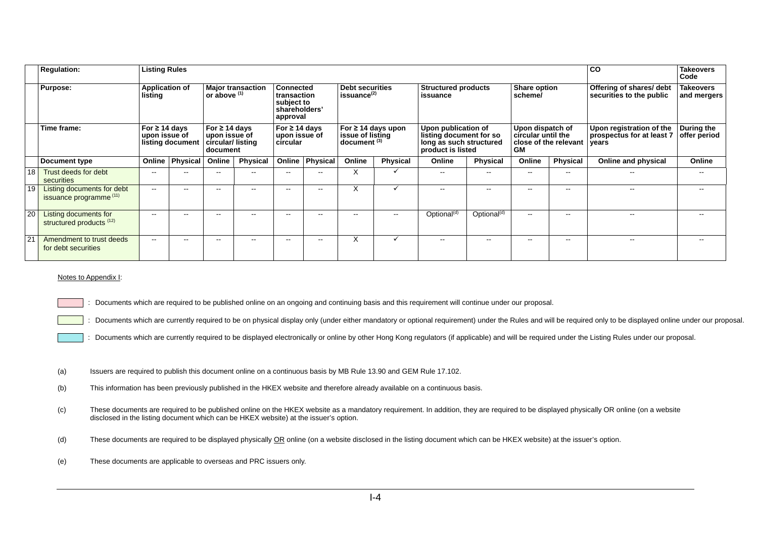| | Regulation: | Listing Rules | | | | | | | | | | | | CO | Takeovers Code |
|---|---|---|---|---|---|---|---|---|---|---|---|---|---|---|---|
| | Purpose: | Application of listing | | Major transaction or above (1) | | Connected transaction subject to shareholders' approval | | Debt securities issuance(2) | | Structured products issuance | | Share option scheme/ | | Offering of shares/ debt securities to the public | Takeovers and mergers |
| | Time frame: | For ≥ 14 days upon issue of listing document | | For ≥ 14 days upon issue of circular/ listing document | | For ≥ 14 days upon issue of circular | | For ≥ 14 days upon issue of listing document (3) | | Upon publication of listing document for so long as such structured product is listed | | Upon dispatch of circular until the close of the relevant GM | | Upon registration of the prospectus for at least 7 years | During the offer period |
| | Document type | Online | Physical | Online | Physical | Online | Physical | Online | Physical | Online | Physical | Online | Physical | Online and physical | Online |
| 18 | Trust deeds for debt securities | -- | -- | -- | -- | -- | -- | X | ✓ | -- | -- | -- | -- | -- | -- |
| 19 | Listing documents for debt issuance programme (11) | -- | -- | -- | -- | -- | -- | X | ✓ | -- | -- | -- | -- | -- | -- |
| 20 | Listing documents for structured products (12) | -- | -- | -- | -- | -- | -- | -- | -- | Optional(d) | Optional(d) | -- | -- | -- | -- |
| 21 | Amendment to trust deeds for debt securities | -- | -- | -- | -- | -- | -- | X | ✓ | -- | -- | -- | -- | -- | -- |

Notes to Appendix I:

[pink] : Documents which are required to be published online on an ongoing and continuing basis and this requirement will continue under our proposal.

[light green] : Documents which are currently required to be on physical display only (under either mandatory or optional requirement) under the Rules and will be required only to be displayed online under our proposal.

[light blue] : Documents which are currently required to be displayed electronically or online by other Hong Kong regulators (if applicable) and will be required under the Listing Rules under our proposal.

(a) Issuers are required to publish this document online on a continuous basis by MB Rule 13.90 and GEM Rule 17.102.

(b) This information has been previously published in the HKEX website and therefore already available on a continuous basis.

(c) These documents are required to be published online on the HKEX website as a mandatory requirement. In addition, they are required to be displayed physically OR online (on a website disclosed in the listing document which can be HKEX website) at the issuer's option.

(d) These documents are required to be displayed physically OR online (on a website disclosed in the listing document which can be HKEX website) at the issuer's option.

(e) These documents are applicable to overseas and PRC issuers only.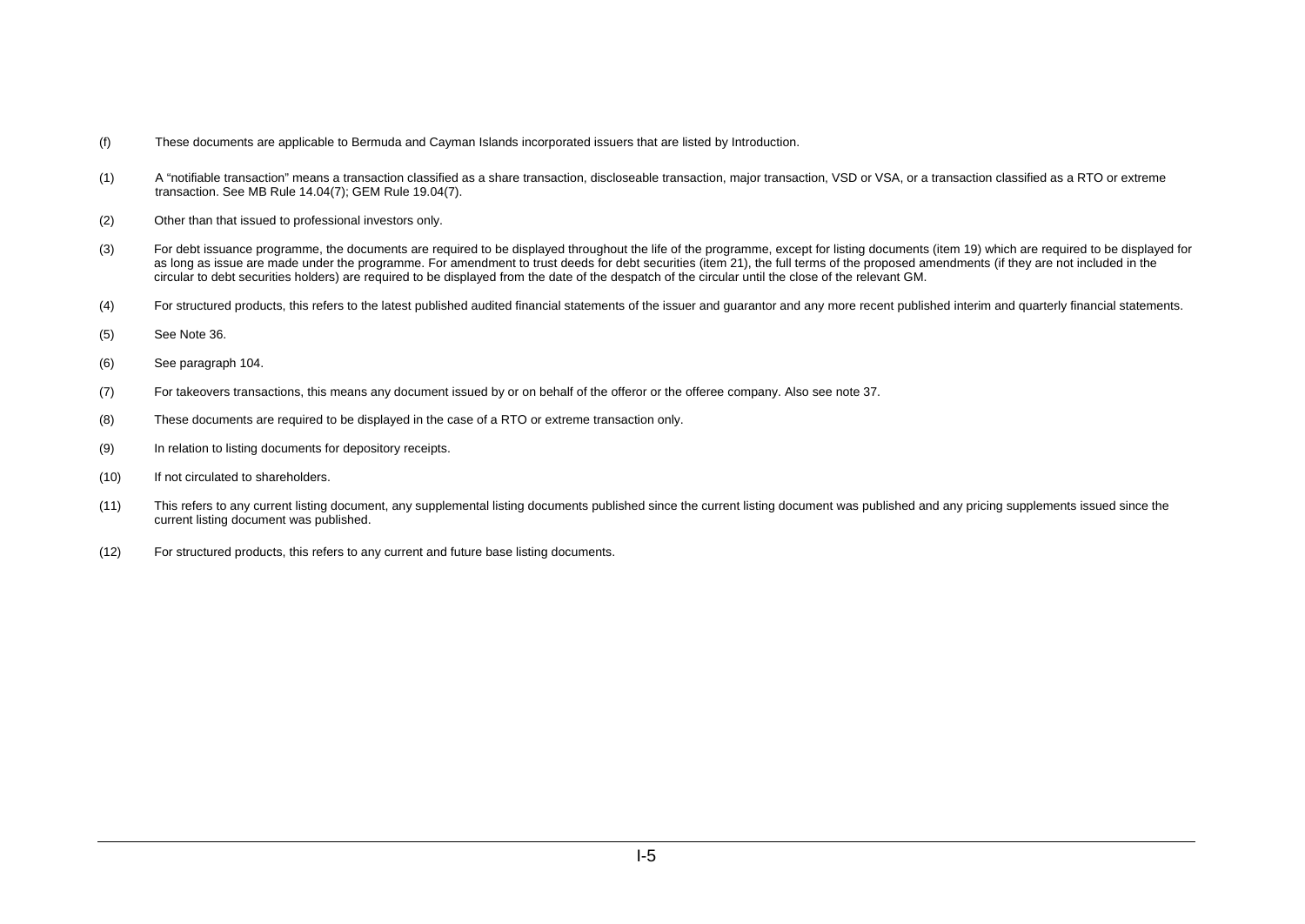(f) These documents are applicable to Bermuda and Cayman Islands incorporated issuers that are listed by Introduction.

(1) A "notifiable transaction" means a transaction classified as a share transaction, discloseable transaction, major transaction, VSD or VSA, or a transaction classified as a RTO or extreme transaction. See MB Rule 14.04(7); GEM Rule 19.04(7).

(2) Other than that issued to professional investors only.

(3) For debt issuance programme, the documents are required to be displayed throughout the life of the programme, except for listing documents (item 19) which are required to be displayed for as long as issue are made under the programme. For amendment to trust deeds for debt securities (item 21), the full terms of the proposed amendments (if they are not included in the circular to debt securities holders) are required to be displayed from the date of the despatch of the circular until the close of the relevant GM.

(4) For structured products, this refers to the latest published audited financial statements of the issuer and guarantor and any more recent published interim and quarterly financial statements.

(5) See Note 36.

(6) See paragraph 104.

(7) For takeovers transactions, this means any document issued by or on behalf of the offeror or the offeree company. Also see note 37.

(8) These documents are required to be displayed in the case of a RTO or extreme transaction only.

(9) In relation to listing documents for depository receipts.

(10) If not circulated to shareholders.

(11) This refers to any current listing document, any supplemental listing documents published since the current listing document was published and any pricing supplements issued since the current listing document was published.

(12) For structured products, this refers to any current and future base listing documents.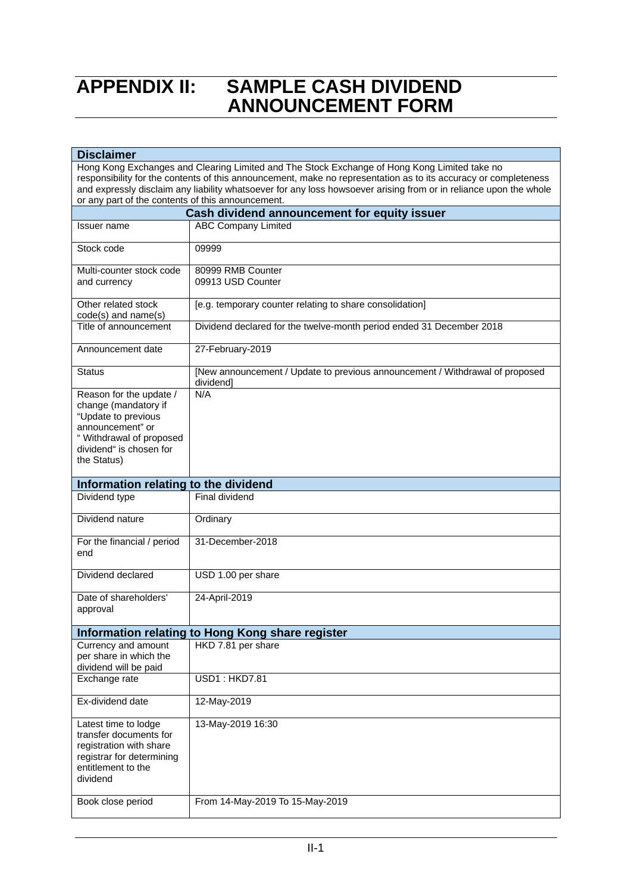# APPENDIX II: SAMPLE CASH DIVIDEND ANNOUNCEMENT FORM

| **Disclaimer** | |
|---|---|
| Hong Kong Exchanges and Clearing Limited and The Stock Exchange of Hong Kong Limited take no responsibility for the contents of this announcement, make no representation as to its accuracy or completeness and expressly disclaim any liability whatsoever for any loss howsoever arising from or in reliance upon the whole or any part of the contents of this announcement. | |
| **Cash dividend announcement for equity issuer** | |
| Issuer name | ABC Company Limited |
| Stock code | 09999 |
| Multi-counter stock code and currency | 80999 RMB Counter<br>09913 USD Counter |
| Other related stock code(s) and name(s) | [e.g. temporary counter relating to share consolidation] |
| Title of announcement | Dividend declared for the twelve-month period ended 31 December 2018 |
| Announcement date | 27-February-2019 |
| Status | [New announcement / Update to previous announcement / Withdrawal of proposed dividend] |
| Reason for the update / change (mandatory if "Update to previous announcement" or " Withdrawal of proposed dividend" is chosen for the Status) | N/A |
| **Information relating to the dividend** | |
| Dividend type | Final dividend |
| Dividend nature | Ordinary |
| For the financial / period end | 31-December-2018 |
| Dividend declared | USD 1.00 per share |
| Date of shareholders' approval | 24-April-2019 |
| **Information relating to Hong Kong share register** | |
| Currency and amount per share in which the dividend will be paid | HKD 7.81 per share |
| Exchange rate | USD1 : HKD7.81 |
| Ex-dividend date | 12-May-2019 |
| Latest time to lodge transfer documents for registration with share registrar for determining entitlement to the dividend | 13-May-2019 16:30 |
| Book close period | From 14-May-2019 To 15-May-2019 |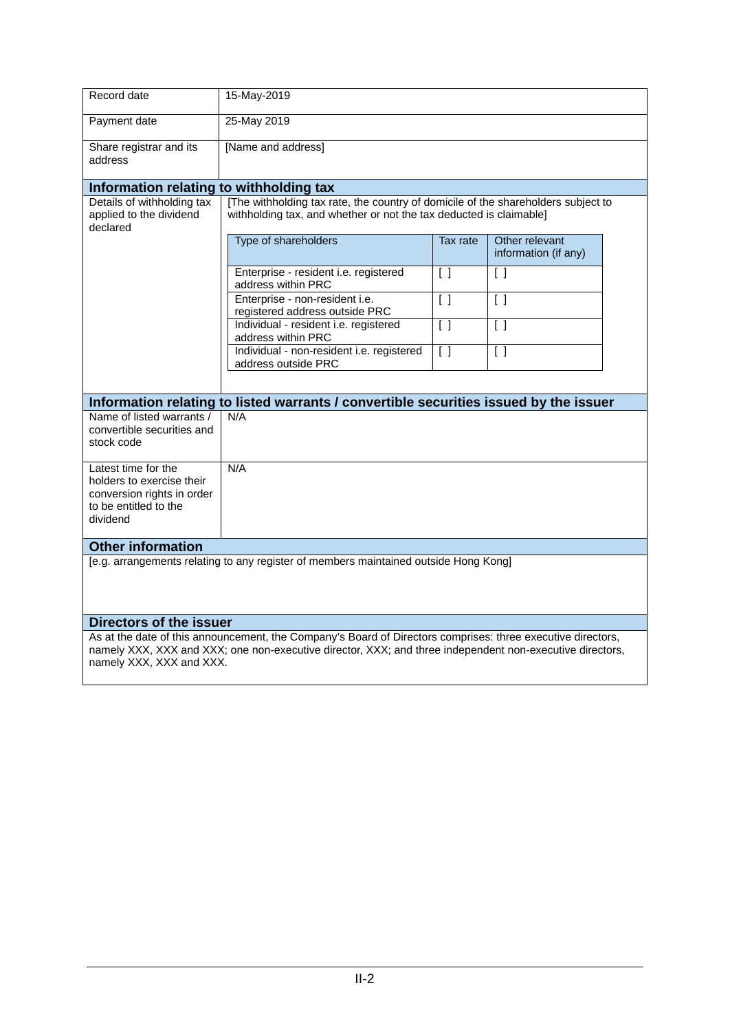| | |
|---|---|
| Record date | 15-May-2019 |
| Payment date | 25-May 2019 |
| Share registrar and its address | [Name and address] |

## Information relating to withholding tax

Details of withholding tax applied to the dividend declared

[The withholding tax rate, the country of domicile of the shareholders subject to withholding tax, and whether or not the tax deducted is claimable]

| Type of shareholders | Tax rate | Other relevant information (if any) |
|---|---|---|
| Enterprise - resident i.e. registered address within PRC | [ ] | [ ] |
| Enterprise - non-resident i.e. registered address outside PRC | [ ] | [ ] |
| Individual - resident i.e. registered address within PRC | [ ] | [ ] |
| Individual - non-resident i.e. registered address outside PRC | [ ] | [ ] |

## Information relating to listed warrants / convertible securities issued by the issuer

| | |
|---|---|
| Name of listed warrants / convertible securities and stock code | N/A |
| Latest time for the holders to exercise their conversion rights in order to be entitled to the dividend | N/A |

## Other information

[e.g. arrangements relating to any register of members maintained outside Hong Kong]

## Directors of the issuer

As at the date of this announcement, the Company's Board of Directors comprises: three executive directors, namely XXX, XXX and XXX; one non-executive director, XXX; and three independent non-executive directors, namely XXX, XXX and XXX.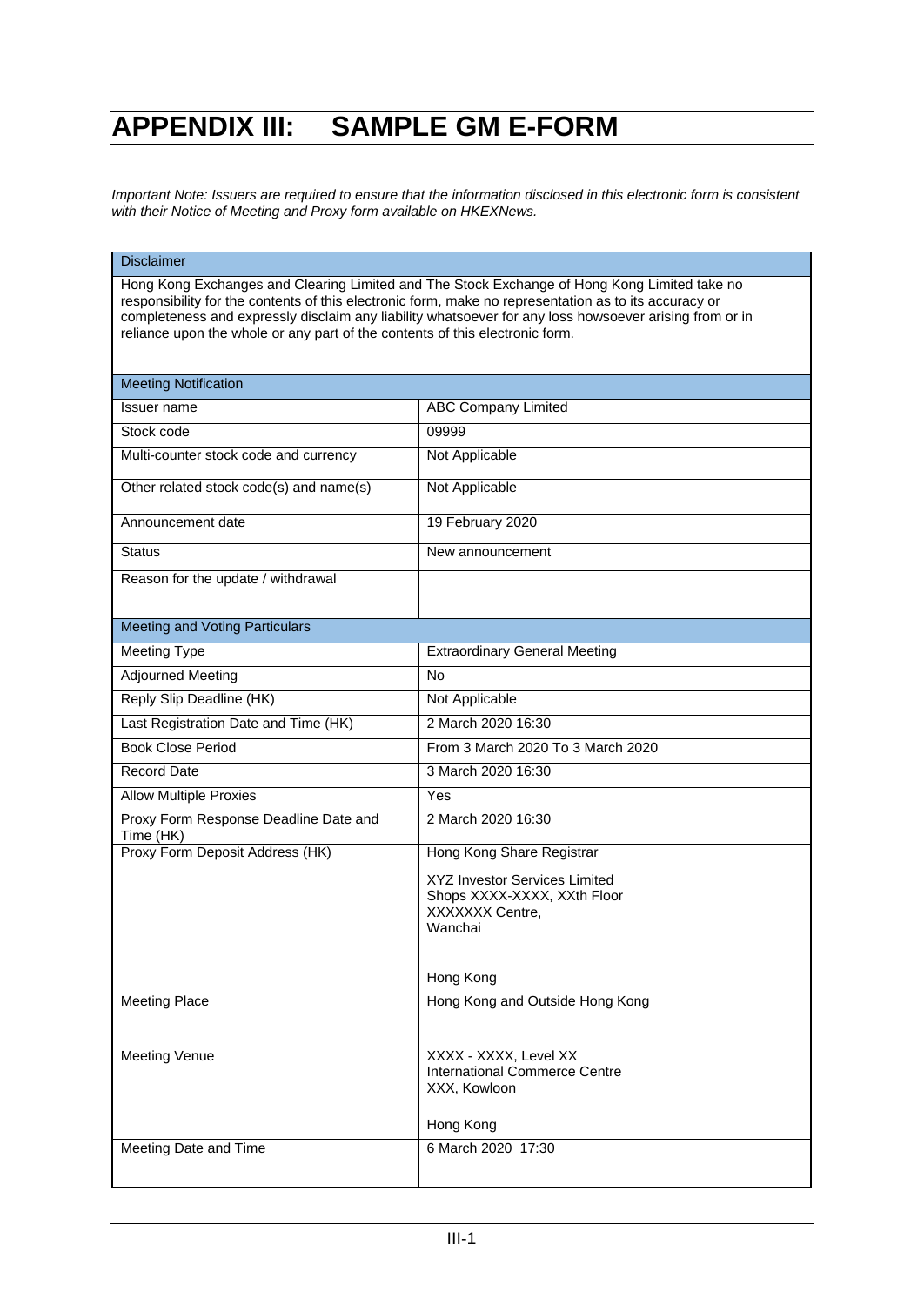# APPENDIX III: SAMPLE GM E-FORM

*Important Note: Issuers are required to ensure that the information disclosed in this electronic form is consistent with their Notice of Meeting and Proxy form available on HKEXNews.*

| Disclaimer | |
|---|---|
| Hong Kong Exchanges and Clearing Limited and The Stock Exchange of Hong Kong Limited take no responsibility for the contents of this electronic form, make no representation as to its accuracy or completeness and expressly disclaim any liability whatsoever for any loss howsoever arising from or in reliance upon the whole or any part of the contents of this electronic form. | |
| **Meeting Notification** | |
| Issuer name | ABC Company Limited |
| Stock code | 09999 |
| Multi-counter stock code and currency | Not Applicable |
| Other related stock code(s) and name(s) | Not Applicable |
| Announcement date | 19 February 2020 |
| Status | New announcement |
| Reason for the update / withdrawal | |
| **Meeting and Voting Particulars** | |
| Meeting Type | Extraordinary General Meeting |
| Adjourned Meeting | No |
| Reply Slip Deadline (HK) | Not Applicable |
| Last Registration Date and Time (HK) | 2 March 2020 16:30 |
| Book Close Period | From 3 March 2020 To 3 March 2020 |
| Record Date | 3 March 2020 16:30 |
| Allow Multiple Proxies | Yes |
| Proxy Form Response Deadline Date and Time (HK) | 2 March 2020 16:30 |
| Proxy Form Deposit Address (HK) | Hong Kong Share Registrar<br><br>XYZ Investor Services Limited<br>Shops XXXX-XXXX, XXth Floor<br>XXXXXXX Centre,<br>Wanchai<br><br>Hong Kong |
| Meeting Place | Hong Kong and Outside Hong Kong |
| Meeting Venue | XXXX - XXXX, Level XX<br>International Commerce Centre<br>XXX, Kowloon<br><br>Hong Kong |
| Meeting Date and Time | 6 March 2020 17:30 |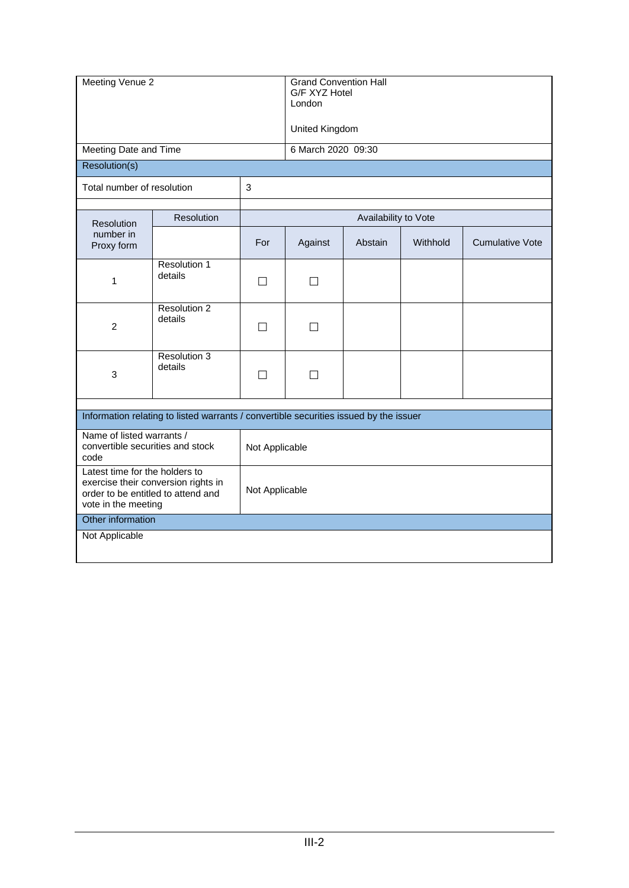| Meeting Venue 2 | Grand Convention Hall<br>G/F XYZ Hotel<br>London<br><br>United Kingdom |
| --- | --- |
| Meeting Date and Time | 6 March 2020 09:30 |

**Resolution(s)**

| Total number of resolution | 3 |
| --- | --- |

| Resolution number in Proxy form | Resolution | Availability to Vote | | | | |
| --- | --- | --- | --- | --- | --- | --- |
| | | For | Against | Abstain | Withhold | Cumulative Vote |
| 1 | Resolution 1 details | ☐ | ☐ | | | |
| 2 | Resolution 2 details | ☐ | ☐ | | | |
| 3 | Resolution 3 details | ☐ | ☐ | | | |

**Information relating to listed warrants / convertible securities issued by the issuer**

| Name of listed warrants / convertible securities and stock code | Not Applicable |
| --- | --- |
| Latest time for the holders to exercise their conversion rights in order to be entitled to attend and vote in the meeting | Not Applicable |

**Other information**

Not Applicable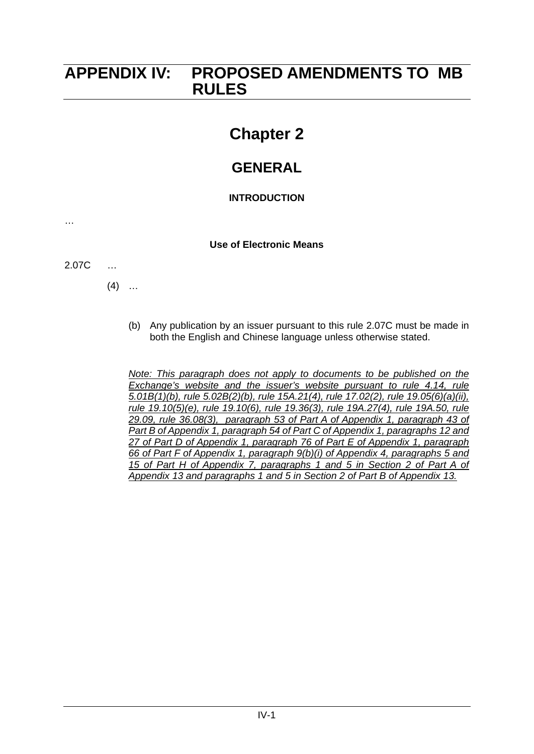# APPENDIX IV: PROPOSED AMENDMENTS TO MB RULES

## Chapter 2

## GENERAL

### INTRODUCTION

…

#### Use of Electronic Means

2.07C …

(4) …

(b) Any publication by an issuer pursuant to this rule 2.07C must be made in both the English and Chinese language unless otherwise stated.

*Note: This paragraph does not apply to documents to be published on the Exchange's website and the issuer's website pursuant to rule 4.14, rule 5.01B(1)(b), rule 5.02B(2)(b), rule 15A.21(4), rule 17.02(2), rule 19.05(6)(a)(ii), rule 19.10(5)(e), rule 19.10(6), rule 19.36(3), rule 19A.27(4), rule 19A.50, rule 29.09, rule 36.08(3), paragraph 53 of Part A of Appendix 1, paragraph 43 of Part B of Appendix 1, paragraph 54 of Part C of Appendix 1, paragraphs 12 and 27 of Part D of Appendix 1, paragraph 76 of Part E of Appendix 1, paragraph 66 of Part F of Appendix 1, paragraph 9(b)(i) of Appendix 4, paragraphs 5 and 15 of Part H of Appendix 7, paragraphs 1 and 5 in Section 2 of Part A of Appendix 13 and paragraphs 1 and 5 in Section 2 of Part B of Appendix 13.*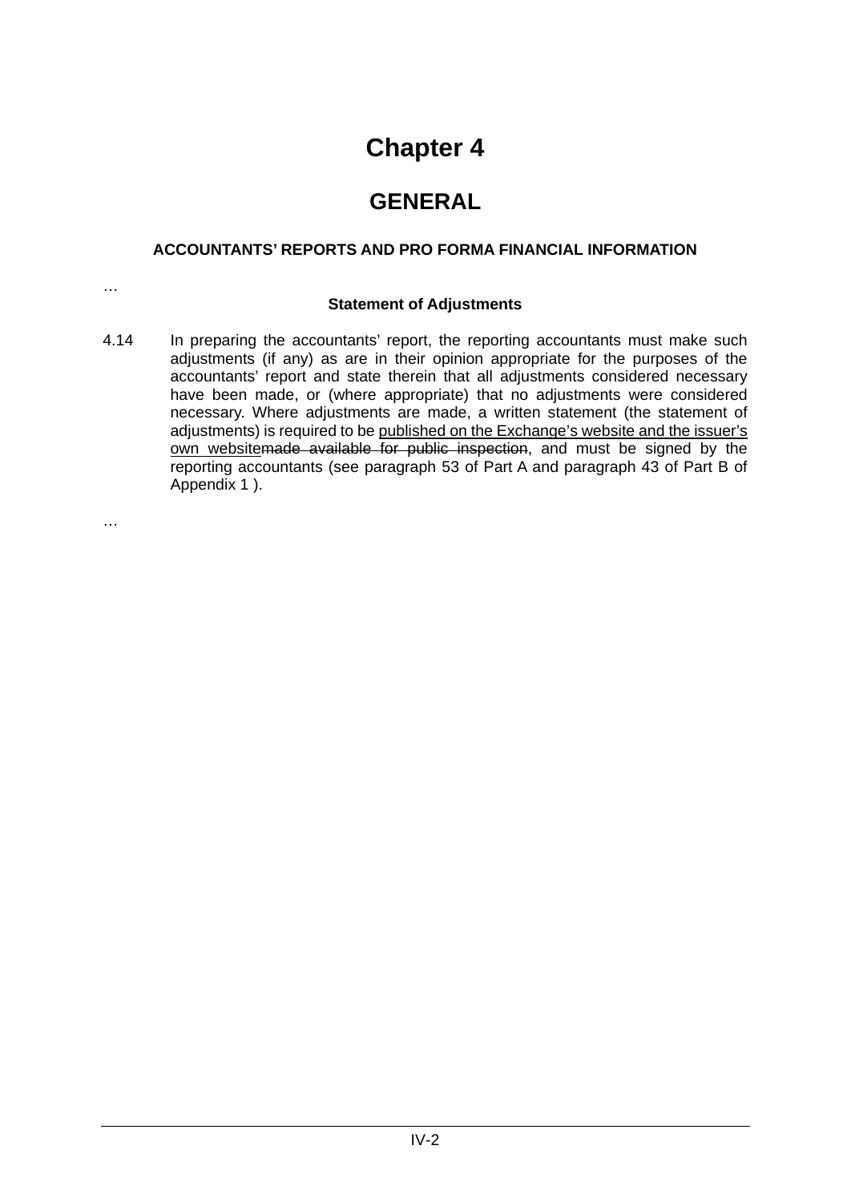# Chapter 4

## GENERAL

### ACCOUNTANTS' REPORTS AND PRO FORMA FINANCIAL INFORMATION

…

**Statement of Adjustments**

4.14 In preparing the accountants' report, the reporting accountants must make such adjustments (if any) as are in their opinion appropriate for the purposes of the accountants' report and state therein that all adjustments considered necessary have been made, or (where appropriate) that no adjustments were considered necessary. Where adjustments are made, a written statement (the statement of adjustments) is required to be <u>published on the Exchange's website and the issuer's own website</u>~~made available for public inspection~~, and must be signed by the reporting accountants (see paragraph 53 of Part A and paragraph 43 of Part B of Appendix 1 ).

…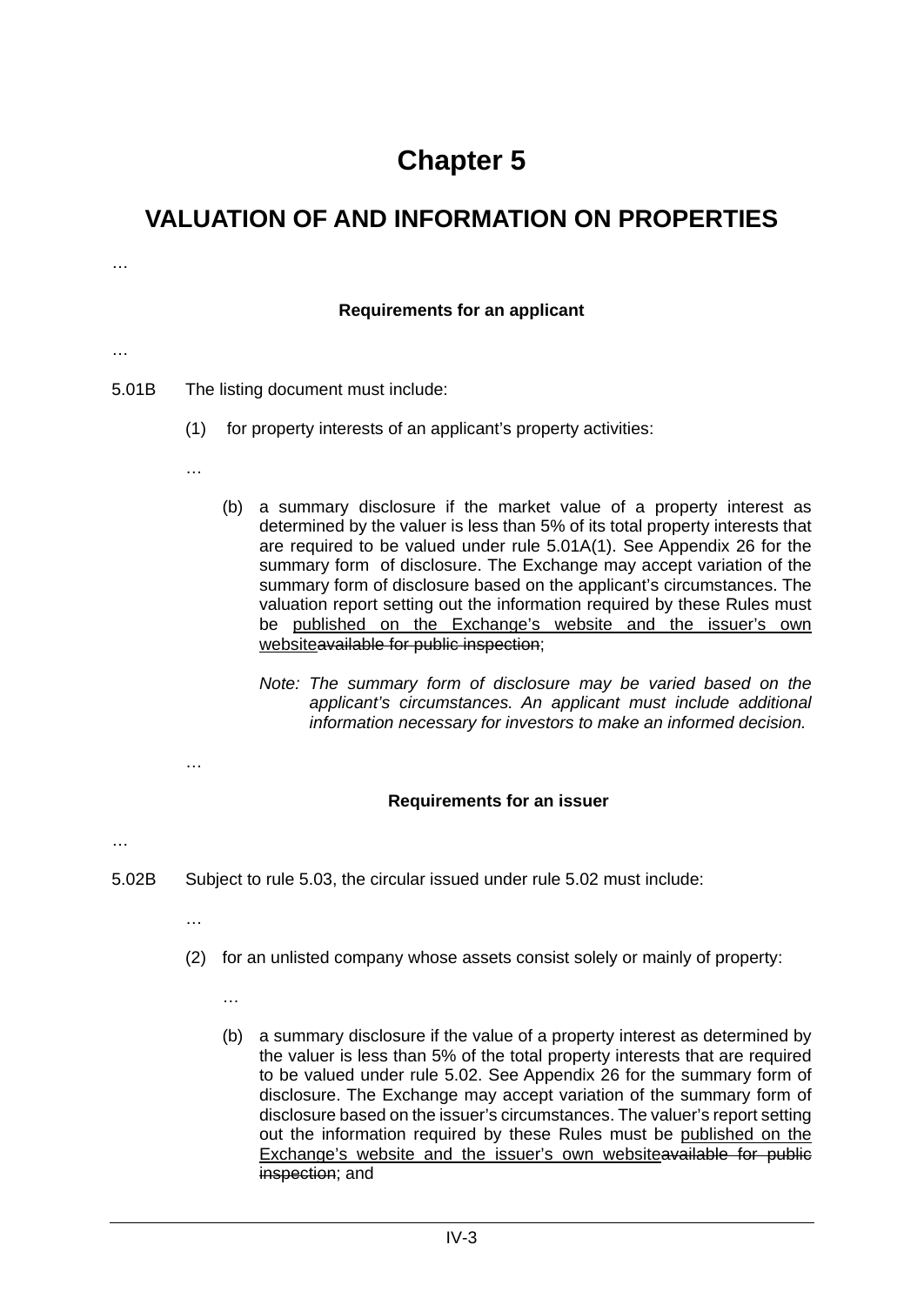# Chapter 5

## VALUATION OF AND INFORMATION ON PROPERTIES

…

**Requirements for an applicant**

…

5.01B The listing document must include:

(1) for property interests of an applicant's property activities:

…

(b) a summary disclosure if the market value of a property interest as determined by the valuer is less than 5% of its total property interests that are required to be valued under rule 5.01A(1). See Appendix 26 for the summary form of disclosure. The Exchange may accept variation of the summary form of disclosure based on the applicant's circumstances. The valuation report setting out the information required by these Rules must be <u>published on the Exchange's website and the issuer's own website</u>~~available for public inspection~~;

*Note: The summary form of disclosure may be varied based on the applicant's circumstances. An applicant must include additional information necessary for investors to make an informed decision.*

…

**Requirements for an issuer**

…

5.02B Subject to rule 5.03, the circular issued under rule 5.02 must include:

…

(2) for an unlisted company whose assets consist solely or mainly of property:

…

(b) a summary disclosure if the value of a property interest as determined by the valuer is less than 5% of the total property interests that are required to be valued under rule 5.02. See Appendix 26 for the summary form of disclosure. The Exchange may accept variation of the summary form of disclosure based on the issuer's circumstances. The valuer's report setting out the information required by these Rules must be <u>published on the Exchange's website and the issuer's own website</u>~~available for public inspection~~; and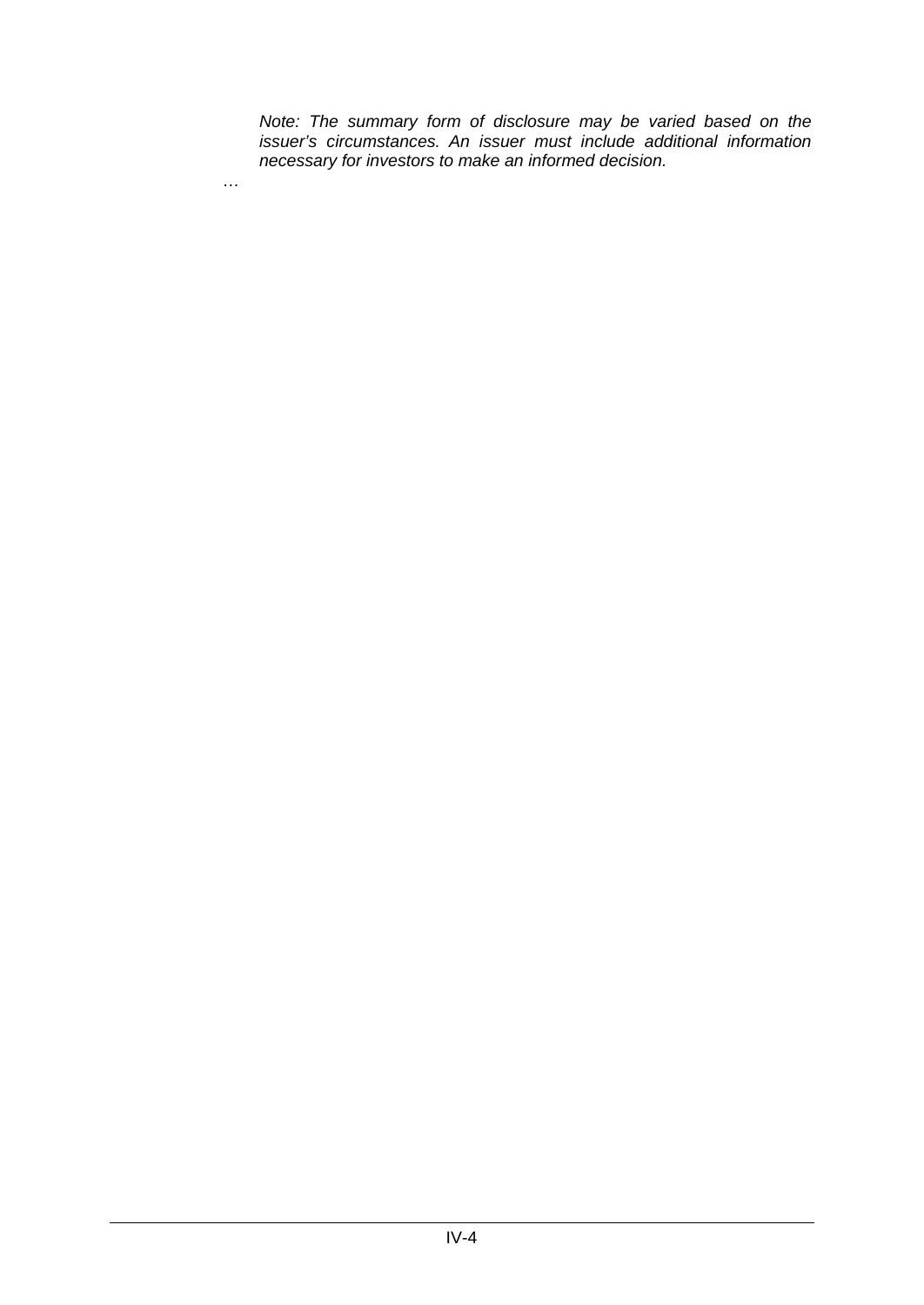*Note: The summary form of disclosure may be varied based on the issuer's circumstances. An issuer must include additional information necessary for investors to make an informed decision.*

…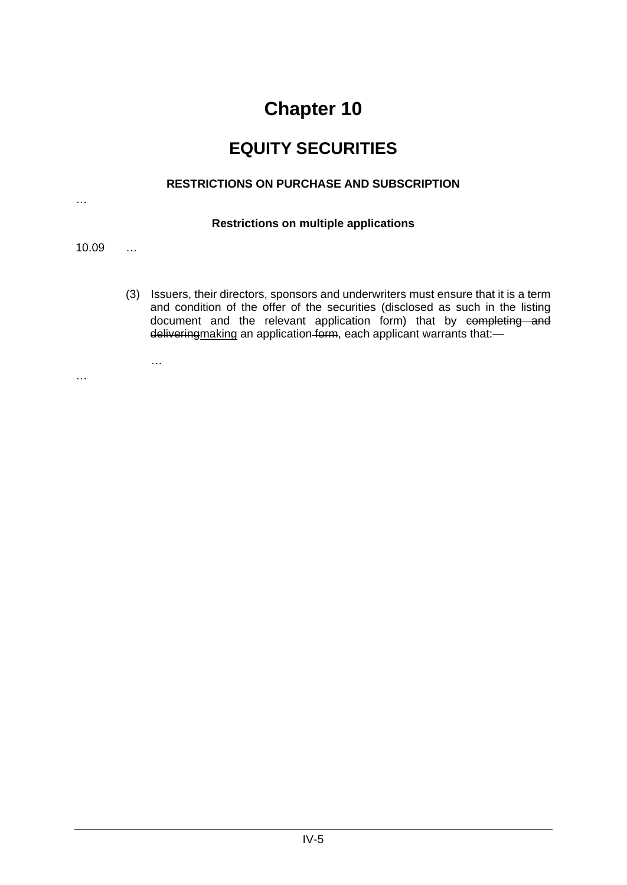# Chapter 10

## EQUITY SECURITIES

**RESTRICTIONS ON PURCHASE AND SUBSCRIPTION**

…

**Restrictions on multiple applications**

10.09 …

(3) Issuers, their directors, sponsors and underwriters must ensure that it is a term and condition of the offer of the securities (disclosed as such in the listing document and the relevant application form) that by ~~completing and delivering~~<u>making</u> an application~~ form~~, each applicant warrants that:—

…

…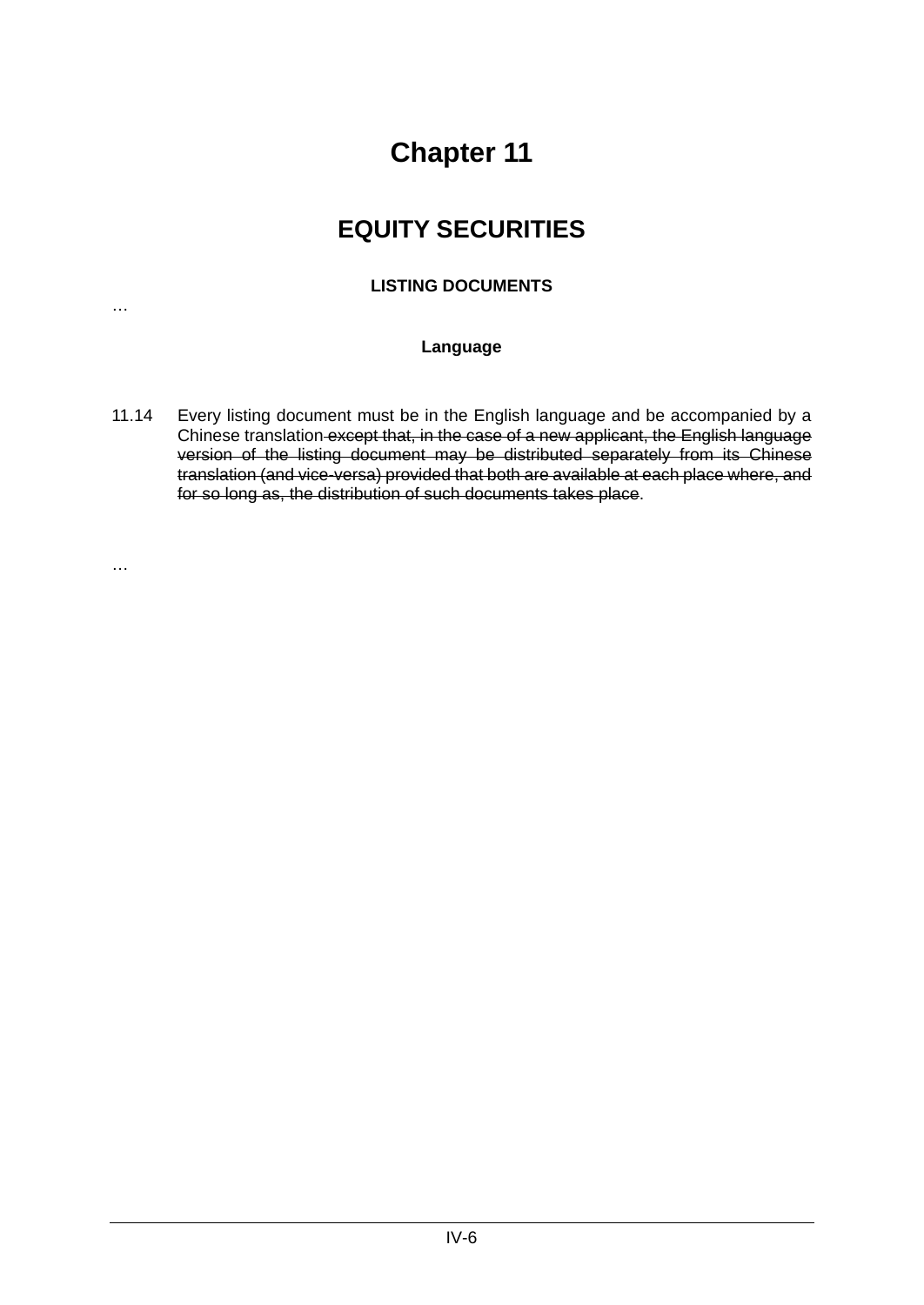# Chapter 11

## EQUITY SECURITIES

### LISTING DOCUMENTS

…

#### Language

11.14 Every listing document must be in the English language and be accompanied by a Chinese translation ~~except that, in the case of a new applicant, the English language version of the listing document may be distributed separately from its Chinese translation (and vice-versa) provided that both are available at each place where, and for so long as, the distribution of such documents takes place~~.

…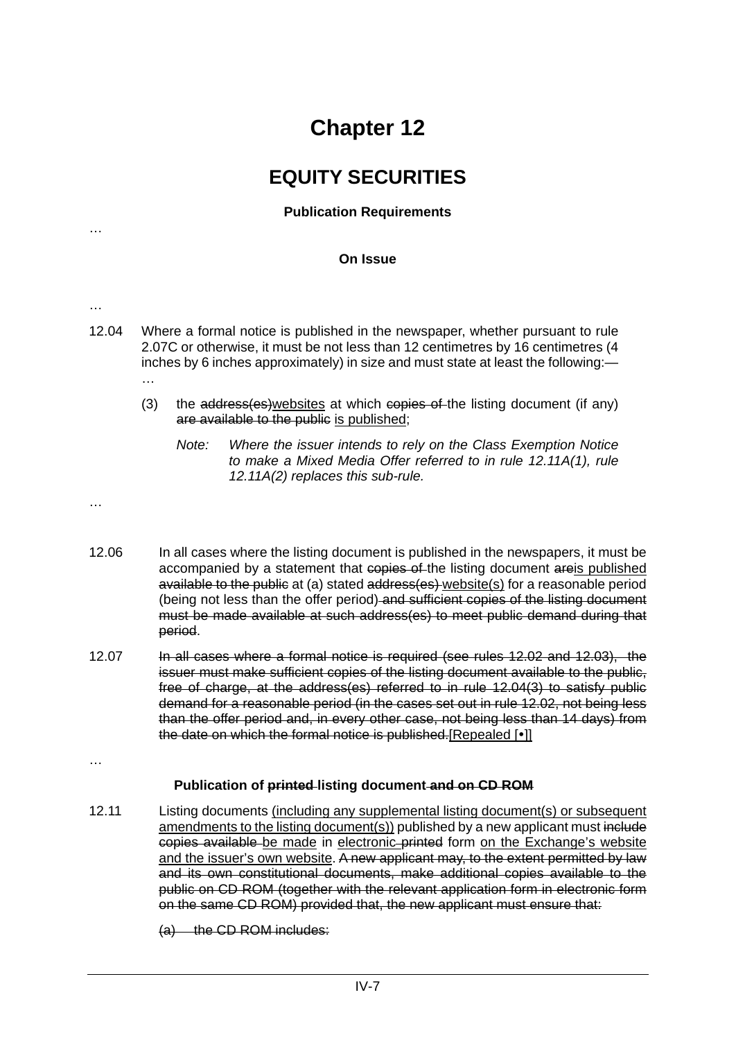# Chapter 12

## EQUITY SECURITIES

### Publication Requirements

…

### On Issue

…

12.04 Where a formal notice is published in the newspaper, whether pursuant to rule 2.07C or otherwise, it must be not less than 12 centimetres by 16 centimetres (4 inches by 6 inches approximately) in size and must state at least the following:—

…

(3) the ~~address(es)~~<u>websites</u> at which ~~copies of~~ the listing document (if any) ~~are available to the public~~ <u>is published</u>;

*Note: Where the issuer intends to rely on the Class Exemption Notice to make a Mixed Media Offer referred to in rule 12.11A(1), rule 12.11A(2) replaces this sub-rule.*

…

12.06 In all cases where the listing document is published in the newspapers, it must be accompanied by a statement that ~~copies of~~ the listing document ~~are~~<u>is published</u> ~~available to the public~~ at (a) stated ~~address(es)~~ <u>website(s)</u> for a reasonable period (being not less than the offer period) ~~and sufficient copies of the listing document must be made available at such address(es) to meet public demand during that period~~.

12.07 ~~In all cases where a formal notice is required (see rules 12.02 and 12.03), the issuer must make sufficient copies of the listing document available to the public, free of charge, at the address(es) referred to in rule 12.04(3) to satisfy public demand for a reasonable period (in the cases set out in rule 12.02, not being less than the offer period and, in every other case, not being less than 14 days) from the date on which the formal notice is published.~~<u>[Repealed [•]]</u>

…

### Publication of ~~printed~~ listing document ~~and on CD ROM~~

12.11 Listing documents <u>(including any supplemental listing document(s) or subsequent amendments to the listing document(s))</u> published by a new applicant must ~~include copies available~~ <u>be made</u> in <u>electronic</u> ~~printed~~ form <u>on the Exchange's website and the issuer's own website</u>. ~~A new applicant may, to the extent permitted by law and its own constitutional documents, make additional copies available to the public on CD ROM (together with the relevant application form in electronic form on the same CD ROM) provided that, the new applicant must ensure that:~~

~~(a) the CD ROM includes:~~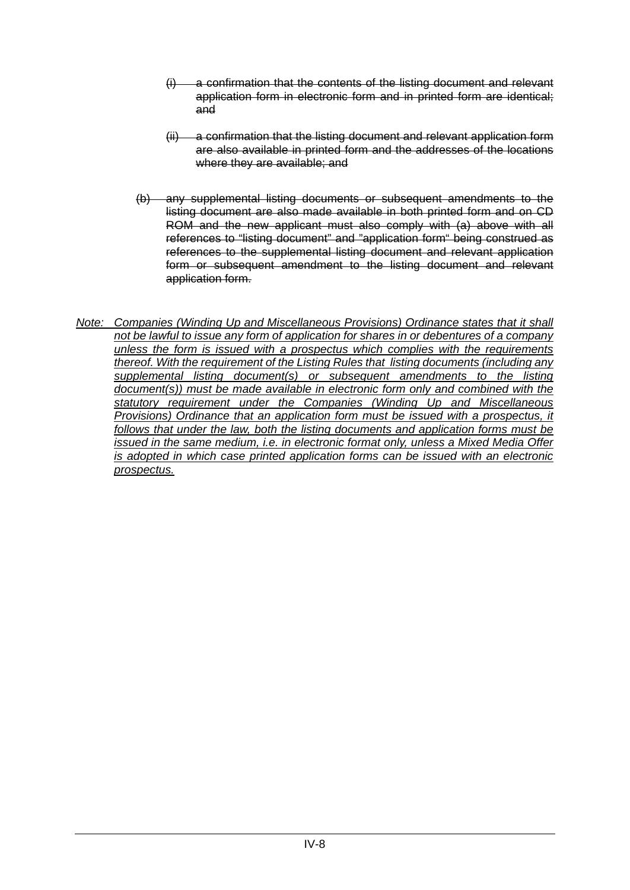~~(i) a confirmation that the contents of the listing document and relevant application form in electronic form and in printed form are identical; and~~

~~(ii) a confirmation that the listing document and relevant application form are also available in printed form and the addresses of the locations where they are available; and~~

~~(b) any supplemental listing documents or subsequent amendments to the listing document are also made available in both printed form and on CD ROM and the new applicant must also comply with (a) above with all references to "listing document" and "application form" being construed as references to the supplemental listing document and relevant application form or subsequent amendment to the listing document and relevant application form.~~

<u>*Note: Companies (Winding Up and Miscellaneous Provisions) Ordinance states that it shall not be lawful to issue any form of application for shares in or debentures of a company unless the form is issued with a prospectus which complies with the requirements thereof. With the requirement of the Listing Rules that listing documents (including any supplemental listing document(s) or subsequent amendments to the listing document(s)) must be made available in electronic form only and combined with the statutory requirement under the Companies (Winding Up and Miscellaneous Provisions) Ordinance that an application form must be issued with a prospectus, it follows that under the law, both the listing documents and application forms must be issued in the same medium, i.e. in electronic format only, unless a Mixed Media Offer is adopted in which case printed application forms can be issued with an electronic prospectus.*</u>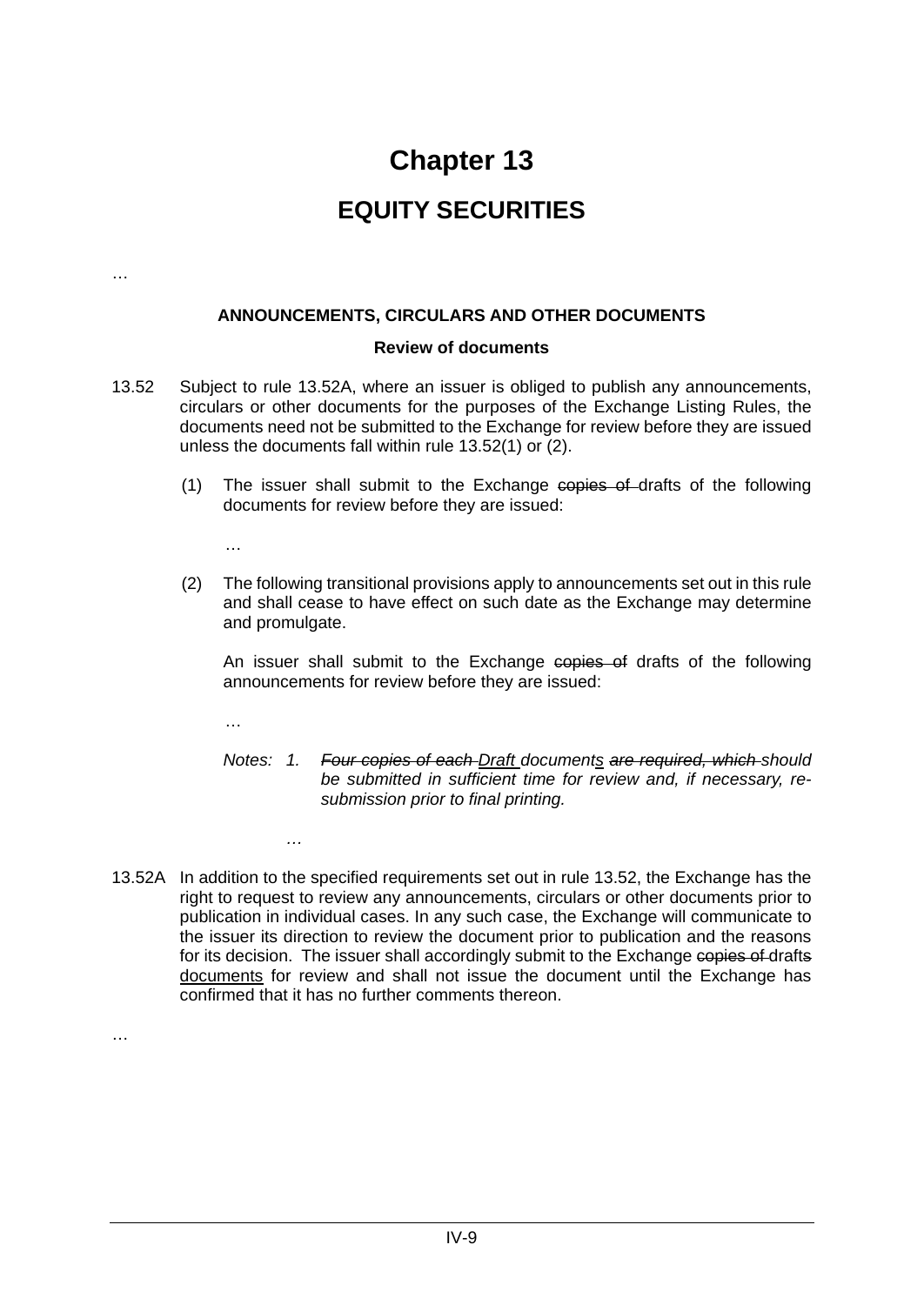# Chapter 13

## EQUITY SECURITIES

…

### ANNOUNCEMENTS, CIRCULARS AND OTHER DOCUMENTS

#### Review of documents

13.52 Subject to rule 13.52A, where an issuer is obliged to publish any announcements, circulars or other documents for the purposes of the Exchange Listing Rules, the documents need not be submitted to the Exchange for review before they are issued unless the documents fall within rule 13.52(1) or (2).

(1) The issuer shall submit to the Exchange ~~copies of~~ drafts of the following documents for review before they are issued:

…

(2) The following transitional provisions apply to announcements set out in this rule and shall cease to have effect on such date as the Exchange may determine and promulgate.

An issuer shall submit to the Exchange ~~copies of~~ drafts of the following announcements for review before they are issued:

…

*Notes: 1. ~~Four copies of each~~ <u>Draft</u> document<u>s</u> ~~are required, which~~ should be submitted in sufficient time for review and, if necessary, re-submission prior to final printing.*

*…*

13.52A In addition to the specified requirements set out in rule 13.52, the Exchange has the right to request to review any announcements, circulars or other documents prior to publication in individual cases. In any such case, the Exchange will communicate to the issuer its direction to review the document prior to publication and the reasons for its decision. The issuer shall accordingly submit to the Exchange ~~copies of~~ draft~~s~~ <u>documents</u> for review and shall not issue the document until the Exchange has confirmed that it has no further comments thereon.

…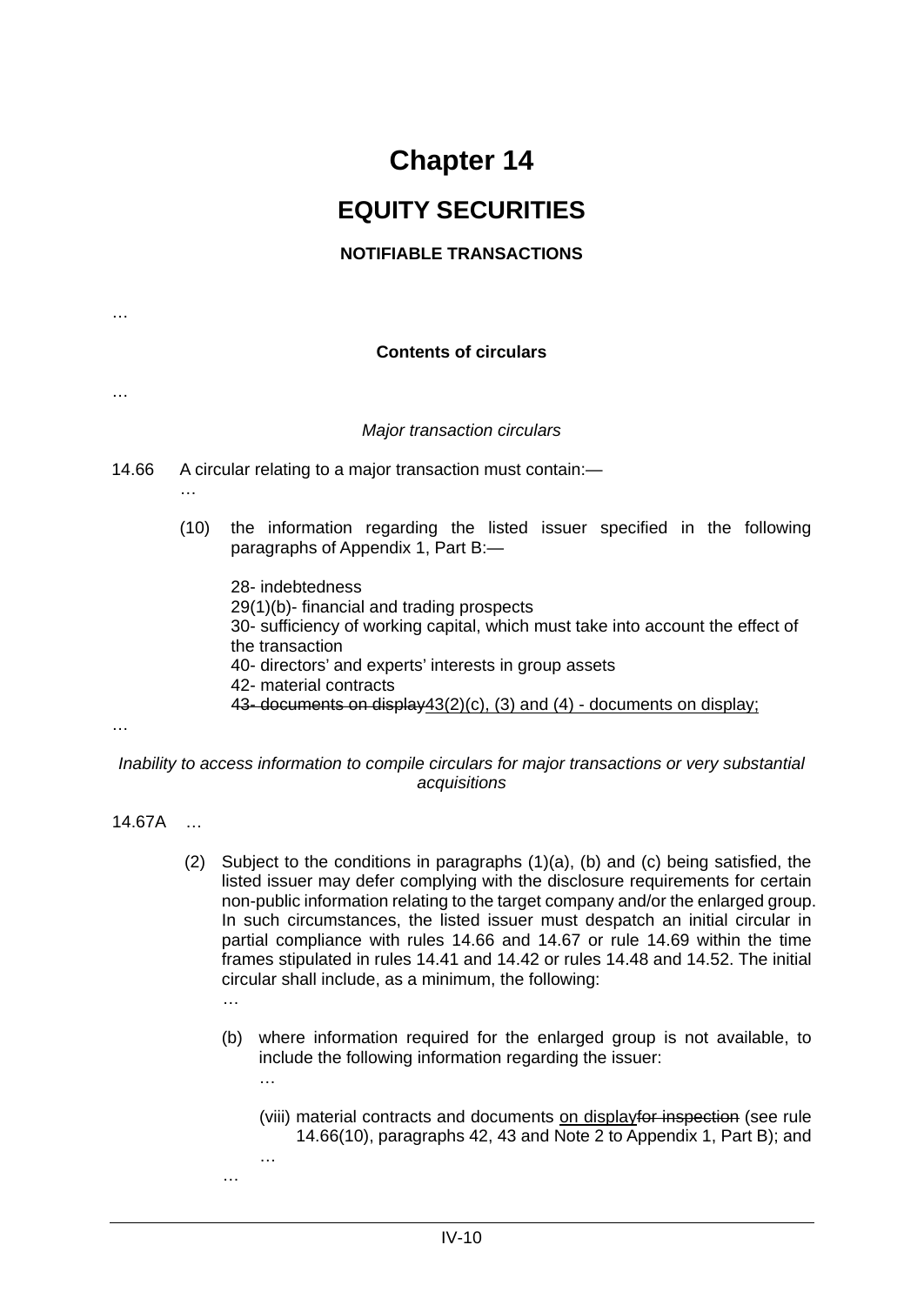# Chapter 14

## EQUITY SECURITIES

### NOTIFIABLE TRANSACTIONS

…

**Contents of circulars**

…

*Major transaction circulars*

14.66 A circular relating to a major transaction must contain:—

…

(10) the information regarding the listed issuer specified in the following paragraphs of Appendix 1, Part B:—

28- indebtedness
29(1)(b)- financial and trading prospects
30- sufficiency of working capital, which must take into account the effect of the transaction
40- directors' and experts' interests in group assets
42- material contracts
~~43- documents on display~~43(2)(c), (3) and (4) - documents on display;

…

*Inability to access information to compile circulars for major transactions or very substantial acquisitions*

14.67A …

(2) Subject to the conditions in paragraphs (1)(a), (b) and (c) being satisfied, the listed issuer may defer complying with the disclosure requirements for certain non-public information relating to the target company and/or the enlarged group. In such circumstances, the listed issuer must despatch an initial circular in partial compliance with rules 14.66 and 14.67 or rule 14.69 within the time frames stipulated in rules 14.41 and 14.42 or rules 14.48 and 14.52. The initial circular shall include, as a minimum, the following:

…

(b) where information required for the enlarged group is not available, to include the following information regarding the issuer:

…

(viii) material contracts and documents on display~~for inspection~~ (see rule 14.66(10), paragraphs 42, 43 and Note 2 to Appendix 1, Part B); and

…

…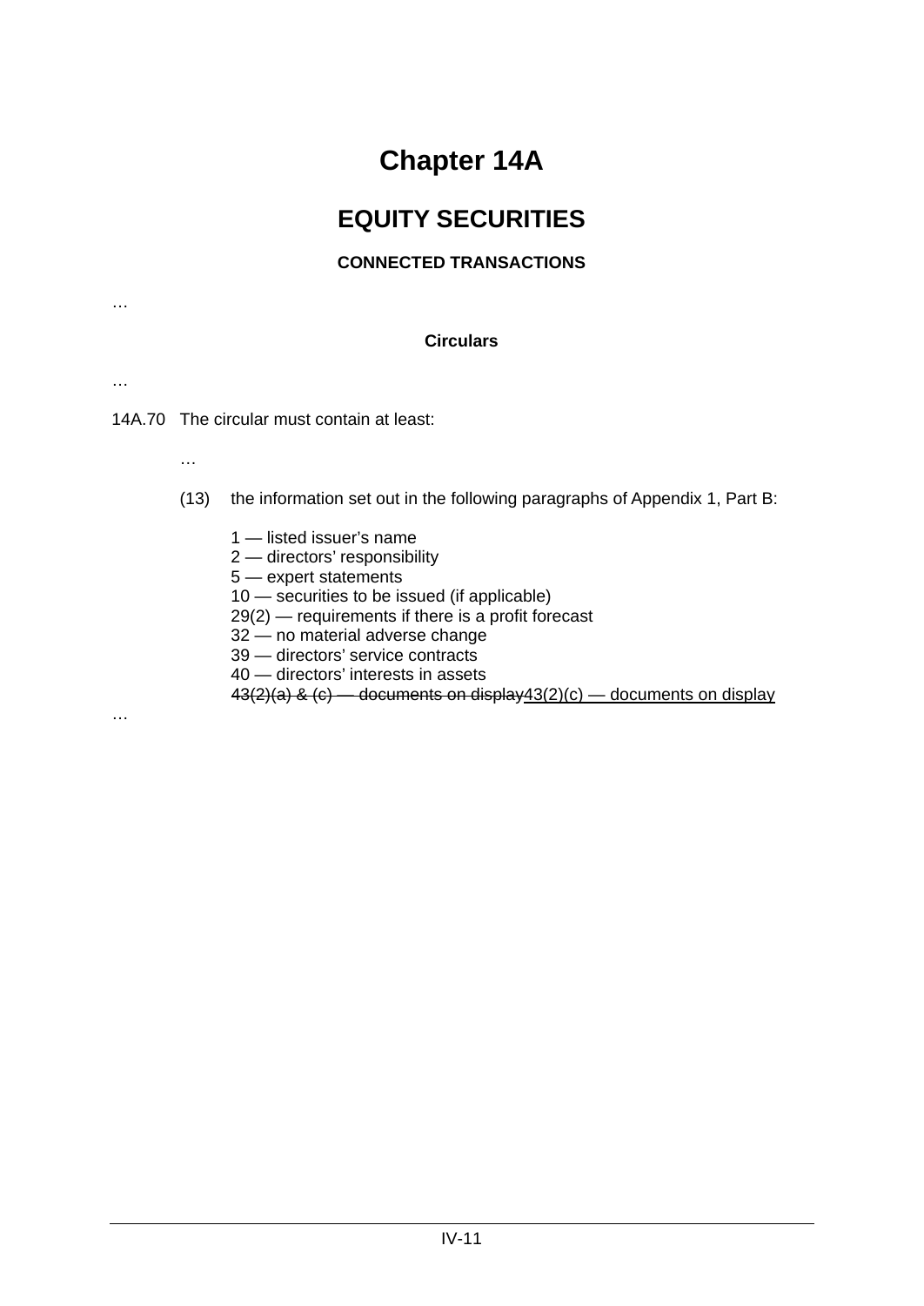# Chapter 14A

## EQUITY SECURITIES

### CONNECTED TRANSACTIONS

…

**Circulars**

…

14A.70 The circular must contain at least:

…

(13) the information set out in the following paragraphs of Appendix 1, Part B:

1 — listed issuer's name
2 — directors' responsibility
5 — expert statements
10 — securities to be issued (if applicable)
29(2) — requirements if there is a profit forecast
32 — no material adverse change
39 — directors' service contracts
40 — directors' interests in assets
~~43(2)(a) & (c) — documents on display~~<u>43(2)(c) — documents on display</u>

…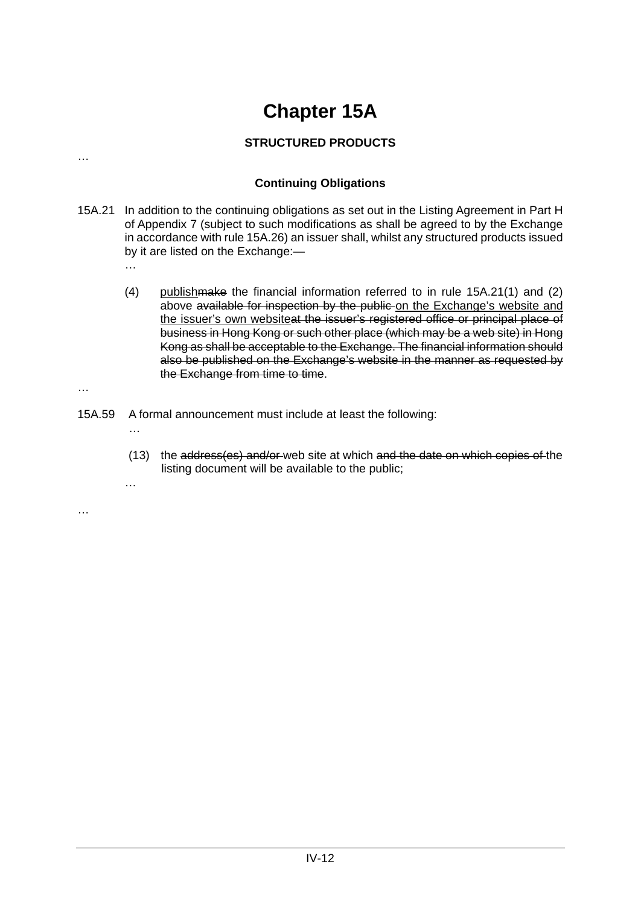# Chapter 15A

### STRUCTURED PRODUCTS

…

### Continuing Obligations

15A.21 In addition to the continuing obligations as set out in the Listing Agreement in Part H of Appendix 7 (subject to such modifications as shall be agreed to by the Exchange in accordance with rule 15A.26) an issuer shall, whilst any structured products issued by it are listed on the Exchange:—

…

(4) <u>publish</u>~~make~~ the financial information referred to in rule 15A.21(1) and (2) above ~~available for inspection by the public~~ <u>on the Exchange's website and the issuer's own website</u>~~at the issuer's registered office or principal place of business in Hong Kong or such other place (which may be a web site) in Hong Kong as shall be acceptable to the Exchange. The financial information should also be published on the Exchange's website in the manner as requested by the Exchange from time to time~~.

…

15A.59 A formal announcement must include at least the following:

…

(13) the ~~address(es) and/or~~ web site at which ~~and the date on which copies of~~ the listing document will be available to the public;

…

…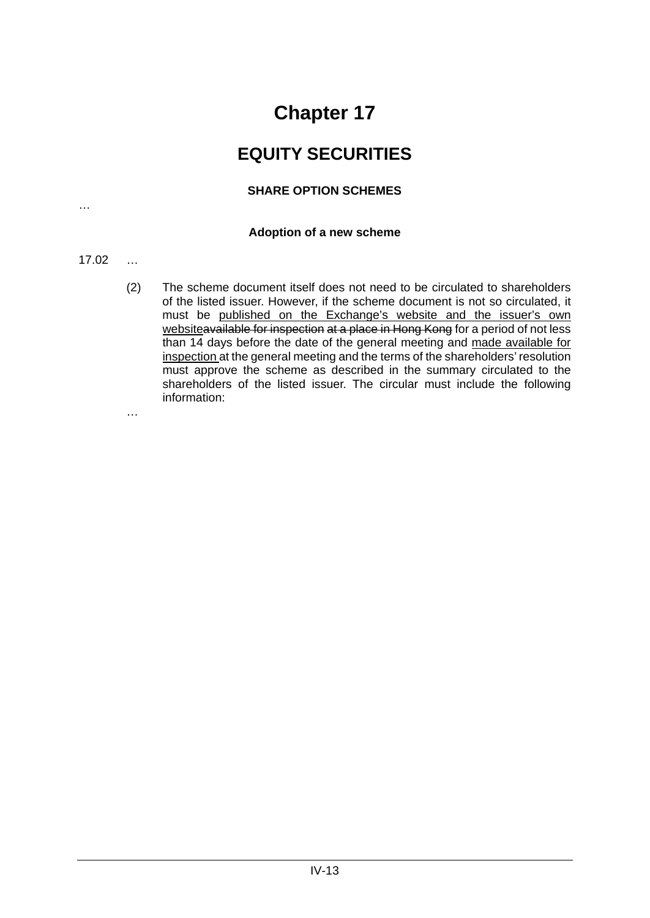# Chapter 17

## EQUITY SECURITIES

### SHARE OPTION SCHEMES

…

### Adoption of a new scheme

17.02 …

(2) The scheme document itself does not need to be circulated to shareholders of the listed issuer. However, if the scheme document is not so circulated, it must be <u>published on the Exchange's website and the issuer's own website</u>~~available for inspection at a place in Hong Kong~~ for a period of not less than 14 days before the date of the general meeting and <u>made available for inspection</u> at the general meeting and the terms of the shareholders' resolution must approve the scheme as described in the summary circulated to the shareholders of the listed issuer. The circular must include the following information:

…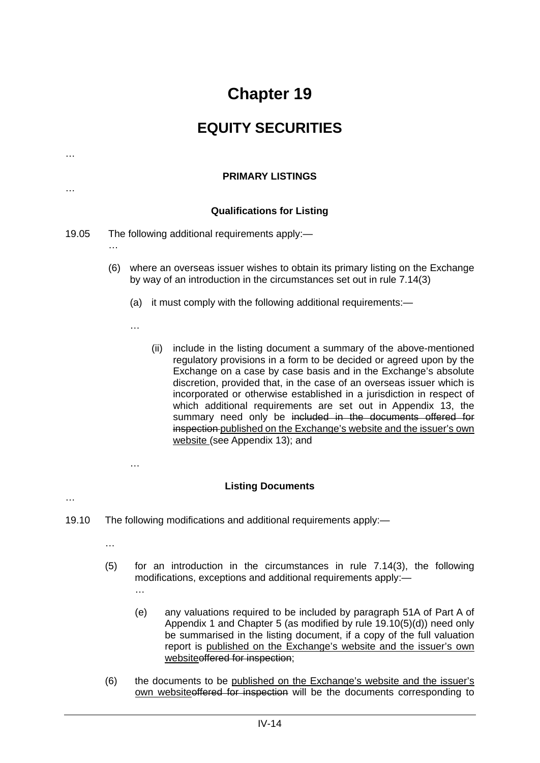# Chapter 19

## EQUITY SECURITIES

…

**PRIMARY LISTINGS**

…

**Qualifications for Listing**

19.05 The following additional requirements apply:—

…

(6) where an overseas issuer wishes to obtain its primary listing on the Exchange by way of an introduction in the circumstances set out in rule 7.14(3)

(a) it must comply with the following additional requirements:—

…

(ii) include in the listing document a summary of the above-mentioned regulatory provisions in a form to be decided or agreed upon by the Exchange on a case by case basis and in the Exchange's absolute discretion, provided that, in the case of an overseas issuer which is incorporated or otherwise established in a jurisdiction in respect of which additional requirements are set out in Appendix 13, the summary need only be ~~included in the documents offered for inspection~~ <u>published on the Exchange's website and the issuer's own website</u> (see Appendix 13); and

…

**Listing Documents**

…

19.10 The following modifications and additional requirements apply:—

…

(5) for an introduction in the circumstances in rule 7.14(3), the following modifications, exceptions and additional requirements apply:—

…

(e) any valuations required to be included by paragraph 51A of Part A of Appendix 1 and Chapter 5 (as modified by rule 19.10(5)(d)) need only be summarised in the listing document, if a copy of the full valuation report is <u>published on the Exchange's website and the issuer's own website</u>~~offered for inspection~~;

(6) the documents to be <u>published on the Exchange's website and the issuer's own website</u>~~offered for inspection~~ will be the documents corresponding to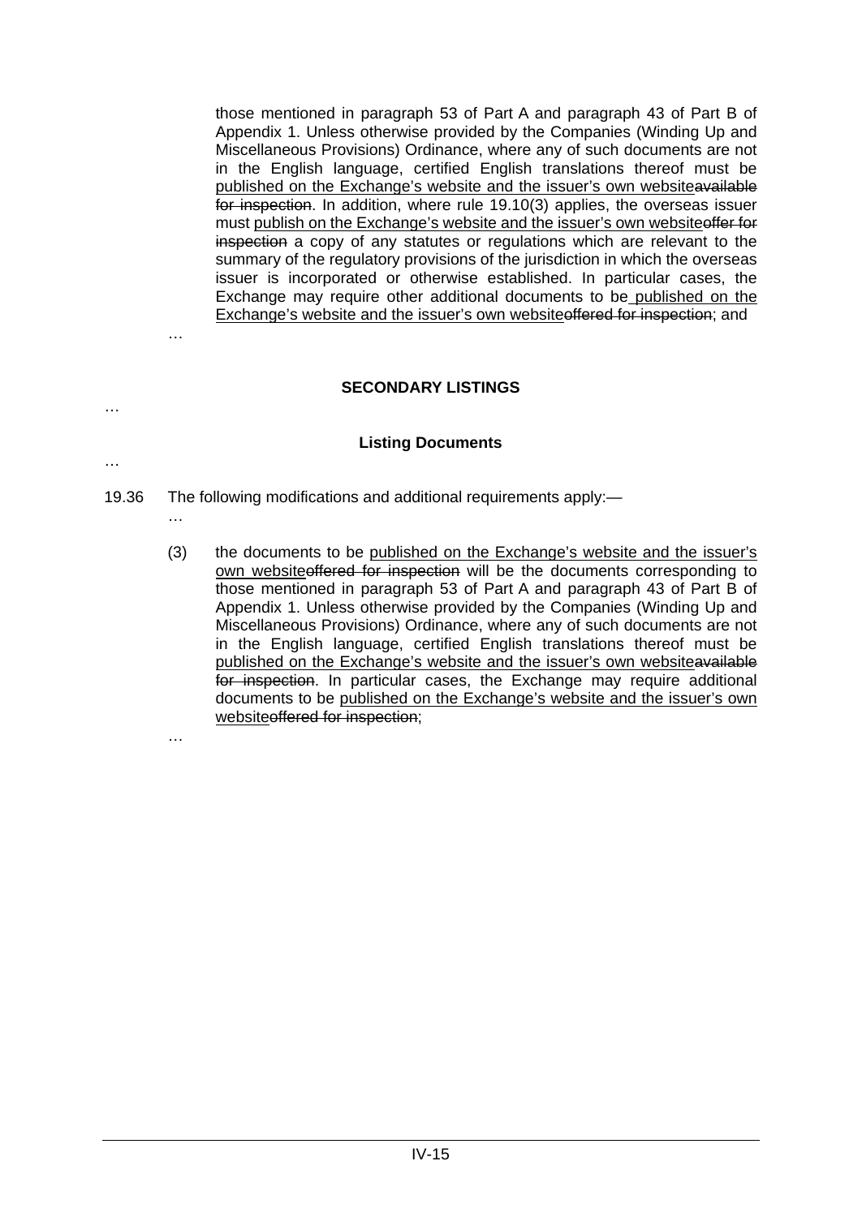those mentioned in paragraph 53 of Part A and paragraph 43 of Part B of Appendix 1. Unless otherwise provided by the Companies (Winding Up and Miscellaneous Provisions) Ordinance, where any of such documents are not in the English language, certified English translations thereof must be <u>published on the Exchange's website and the issuer's own website</u>~~available for inspection~~. In addition, where rule 19.10(3) applies, the overseas issuer must <u>publish on the Exchange's website and the issuer's own website</u>~~offer for inspection~~ a copy of any statutes or regulations which are relevant to the summary of the regulatory provisions of the jurisdiction in which the overseas issuer is incorporated or otherwise established. In particular cases, the Exchange may require other additional documents to be <u>published on the Exchange's website and the issuer's own website</u>~~offered for inspection~~; and

…

**SECONDARY LISTINGS**

…

**Listing Documents**

…

19.36 The following modifications and additional requirements apply:—

…

(3) the documents to be <u>published on the Exchange's website and the issuer's own website</u>~~offered for inspection~~ will be the documents corresponding to those mentioned in paragraph 53 of Part A and paragraph 43 of Part B of Appendix 1. Unless otherwise provided by the Companies (Winding Up and Miscellaneous Provisions) Ordinance, where any of such documents are not in the English language, certified English translations thereof must be <u>published on the Exchange's website and the issuer's own website</u>~~available for inspection~~. In particular cases, the Exchange may require additional documents to be <u>published on the Exchange's website and the issuer's own website</u>~~offered for inspection~~;

…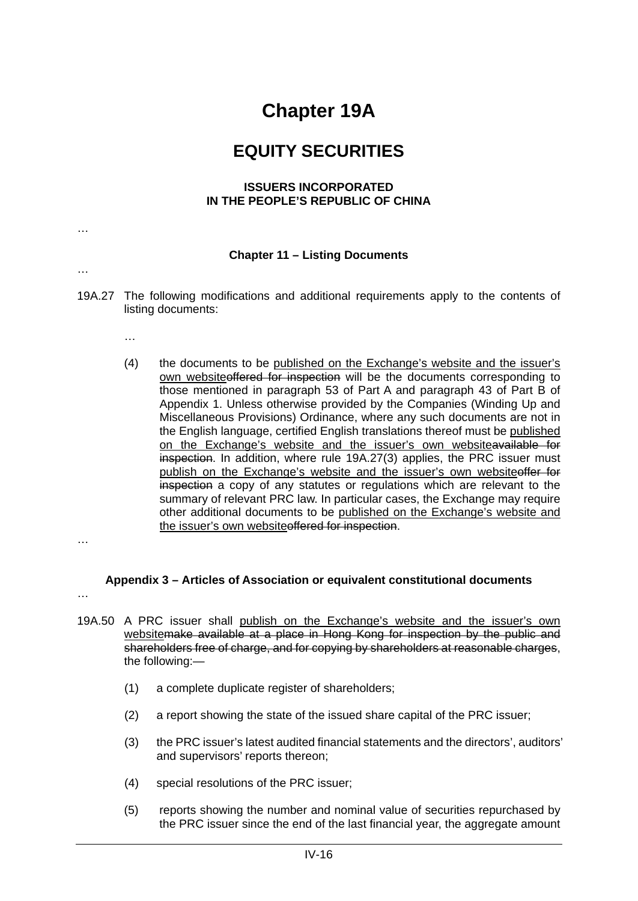# Chapter 19A

# EQUITY SECURITIES

### ISSUERS INCORPORATED
### IN THE PEOPLE'S REPUBLIC OF CHINA

…

**Chapter 11 – Listing Documents**

…

19A.27 The following modifications and additional requirements apply to the contents of listing documents:

…

(4) the documents to be <u>published on the Exchange's website and the issuer's own website</u>~~offered for inspection~~ will be the documents corresponding to those mentioned in paragraph 53 of Part A and paragraph 43 of Part B of Appendix 1. Unless otherwise provided by the Companies (Winding Up and Miscellaneous Provisions) Ordinance, where any such documents are not in the English language, certified English translations thereof must be <u>published on the Exchange's website and the issuer's own website</u>~~available for inspection~~. In addition, where rule 19A.27(3) applies, the PRC issuer must <u>publish on the Exchange's website and the issuer's own website</u>~~offer for inspection~~ a copy of any statutes or regulations which are relevant to the summary of relevant PRC law. In particular cases, the Exchange may require other additional documents to be <u>published on the Exchange's website and the issuer's own website</u>~~offered for inspection~~.

…

**Appendix 3 – Articles of Association or equivalent constitutional documents**

…

19A.50 A PRC issuer shall <u>publish on the Exchange's website and the issuer's own website</u>~~make available at a place in Hong Kong for inspection by the public and shareholders free of charge, and for copying by shareholders at reasonable charges~~, the following:—

(1) a complete duplicate register of shareholders;

(2) a report showing the state of the issued share capital of the PRC issuer;

(3) the PRC issuer's latest audited financial statements and the directors', auditors' and supervisors' reports thereon;

(4) special resolutions of the PRC issuer;

(5) reports showing the number and nominal value of securities repurchased by the PRC issuer since the end of the last financial year, the aggregate amount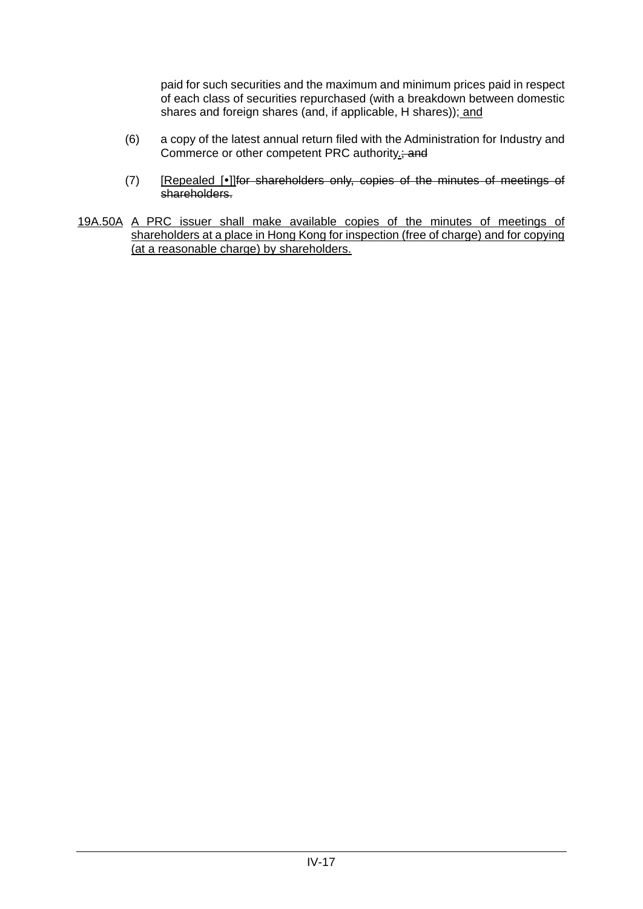paid for such securities and the maximum and minimum prices paid in respect of each class of securities repurchased (with a breakdown between domestic shares and foreign shares (and, if applicable, H shares)); and

(6) a copy of the latest annual return filed with the Administration for Industry and Commerce or other competent PRC authority.; and

(7) [Repealed [•]]for shareholders only, copies of the minutes of meetings of shareholders.

19A.50A A PRC issuer shall make available copies of the minutes of meetings of shareholders at a place in Hong Kong for inspection (free of charge) and for copying (at a reasonable charge) by shareholders.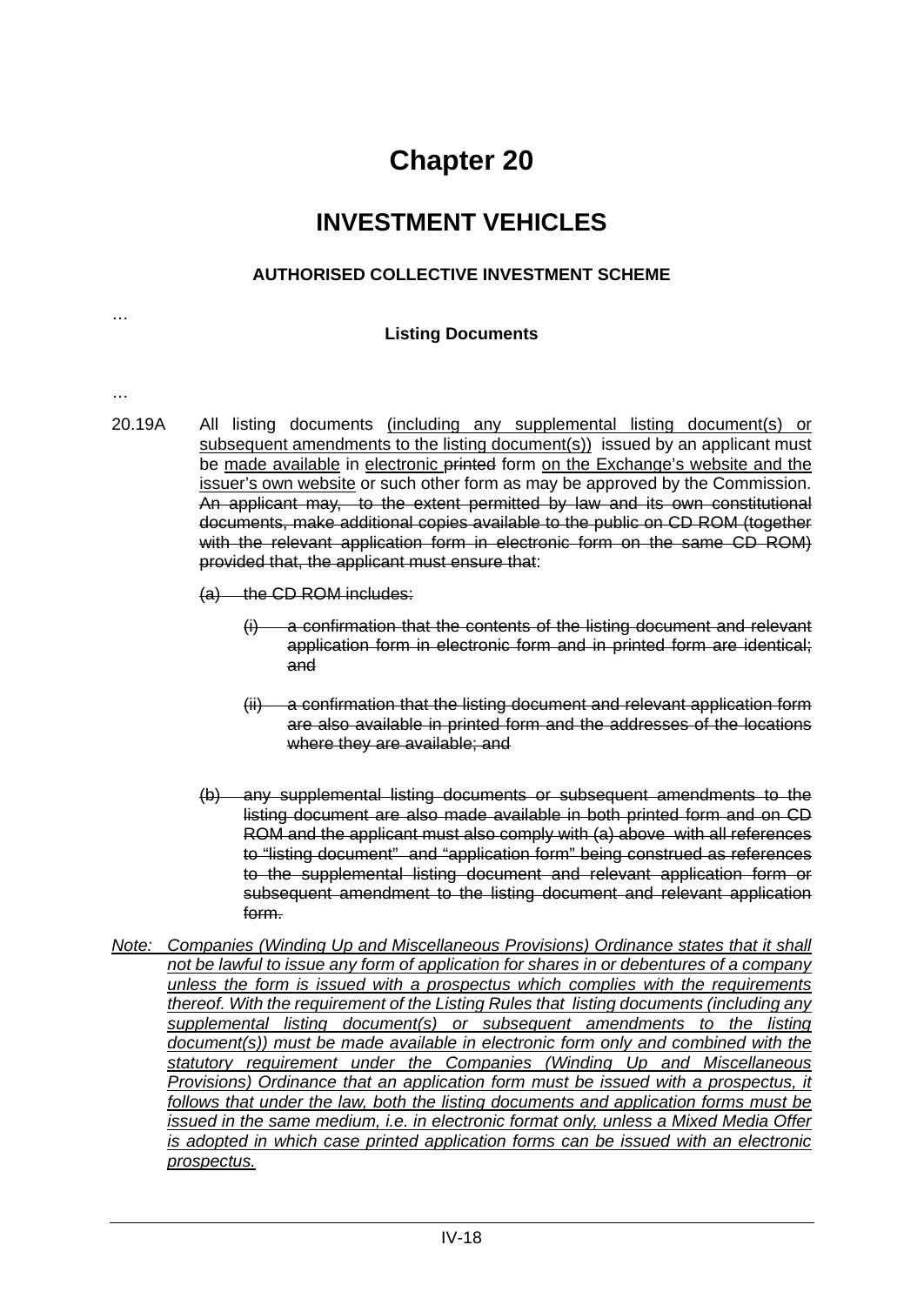# Chapter 20

## INVESTMENT VEHICLES

### AUTHORISED COLLECTIVE INVESTMENT SCHEME

…

**Listing Documents**

…

20.19A All listing documents <u>(including any supplemental listing document(s) or subsequent amendments to the listing document(s))</u> issued by an applicant must be <u>made available</u> in <u>electronic</u> ~~printed~~ form <u>on the Exchange's website and the issuer's own website</u> or such other form as may be approved by the Commission. ~~An applicant may, to the extent permitted by law and its own constitutional documents, make additional copies available to the public on CD ROM (together with the relevant application form in electronic form on the same CD ROM) provided that, the applicant must ensure that~~:

~~(a) the CD ROM includes:~~

~~(i) a confirmation that the contents of the listing document and relevant application form in electronic form and in printed form are identical; and~~

~~(ii) a confirmation that the listing document and relevant application form are also available in printed form and the addresses of the locations where they are available; and~~

~~(b) any supplemental listing documents or subsequent amendments to the listing document are also made available in both printed form and on CD ROM and the applicant must also comply with (a) above with all references to "listing document" and "application form" being construed as references to the supplemental listing document and relevant application form or subsequent amendment to the listing document and relevant application form.~~

<u>*Note: Companies (Winding Up and Miscellaneous Provisions) Ordinance states that it shall not be lawful to issue any form of application for shares in or debentures of a company unless the form is issued with a prospectus which complies with the requirements thereof. With the requirement of the Listing Rules that listing documents (including any supplemental listing document(s) or subsequent amendments to the listing document(s)) must be made available in electronic form only and combined with the statutory requirement under the Companies (Winding Up and Miscellaneous Provisions) Ordinance that an application form must be issued with a prospectus, it follows that under the law, both the listing documents and application forms must be issued in the same medium, i.e. in electronic format only, unless a Mixed Media Offer is adopted in which case printed application forms can be issued with an electronic prospectus.*</u>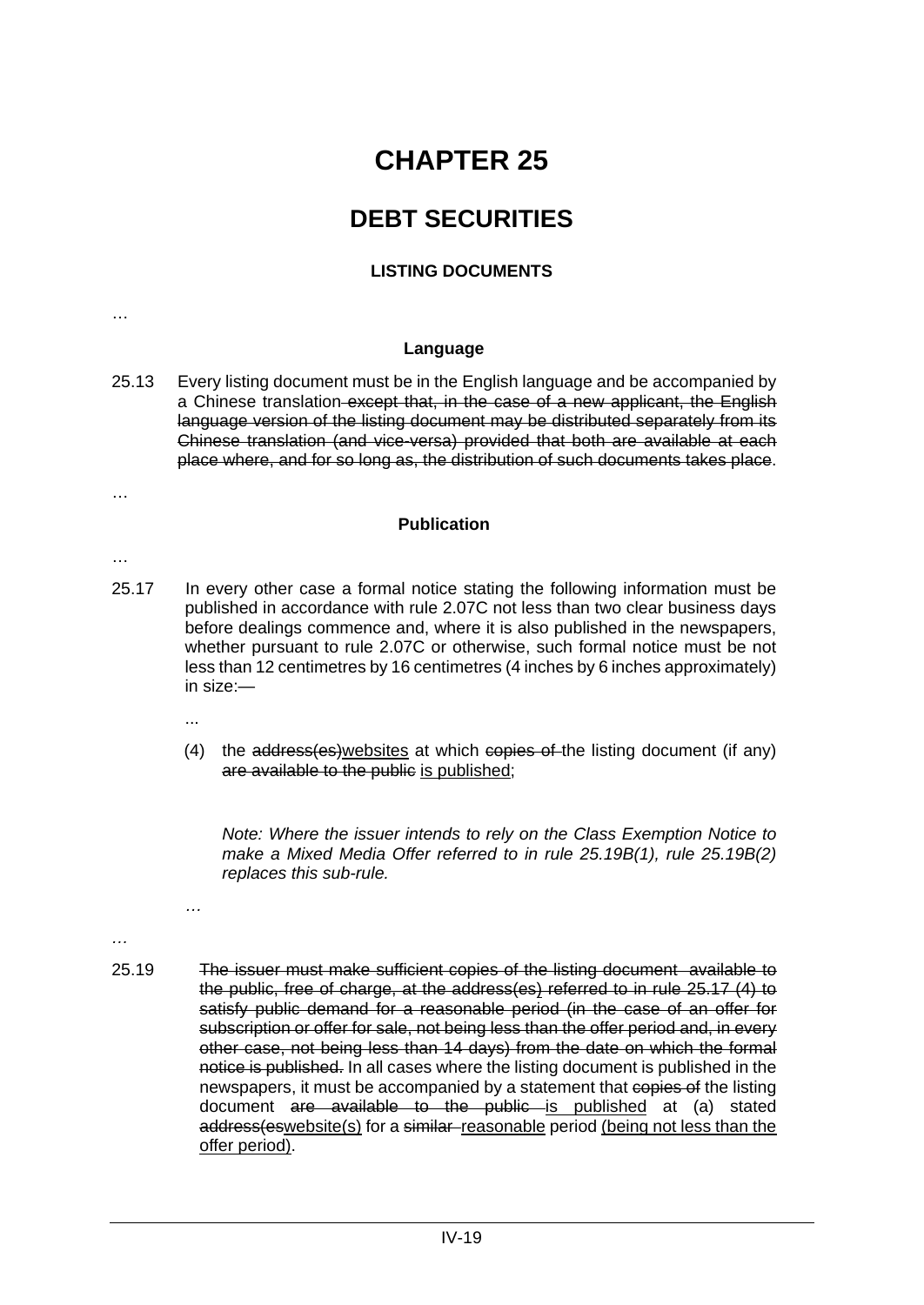# CHAPTER 25

## DEBT SECURITIES

### LISTING DOCUMENTS

…

#### Language

25.13 Every listing document must be in the English language and be accompanied by a Chinese translation ~~except that, in the case of a new applicant, the English language version of the listing document may be distributed separately from its Chinese translation (and vice-versa) provided that both are available at each place where, and for so long as, the distribution of such documents takes place~~.

…

#### Publication

…

25.17 In every other case a formal notice stating the following information must be published in accordance with rule 2.07C not less than two clear business days before dealings commence and, where it is also published in the newspapers, whether pursuant to rule 2.07C or otherwise, such formal notice must be not less than 12 centimetres by 16 centimetres (4 inches by 6 inches approximately) in size:—

...

(4) the ~~address(es)~~<u>websites</u> at which ~~copies of~~ the listing document (if any) ~~are available to the public~~ <u>is published</u>;

*Note: Where the issuer intends to rely on the Class Exemption Notice to make a Mixed Media Offer referred to in rule 25.19B(1), rule 25.19B(2) replaces this sub-rule.*

…

…

25.19 ~~The issuer must make sufficient copies of the listing document available to the public, free of charge, at the address(es) referred to in rule 25.17 (4) to satisfy public demand for a reasonable period (in the case of an offer for subscription or offer for sale, not being less than the offer period and, in every other case, not being less than 14 days) from the date on which the formal notice is published.~~ In all cases where the listing document is published in the newspapers, it must be accompanied by a statement that ~~copies of~~ the listing document ~~are available to the public~~ <u>is published</u> at (a) stated ~~address(es~~<u>website(s)</u> for a ~~similar~~ <u>reasonable</u> period <u>(being not less than the offer period)</u>.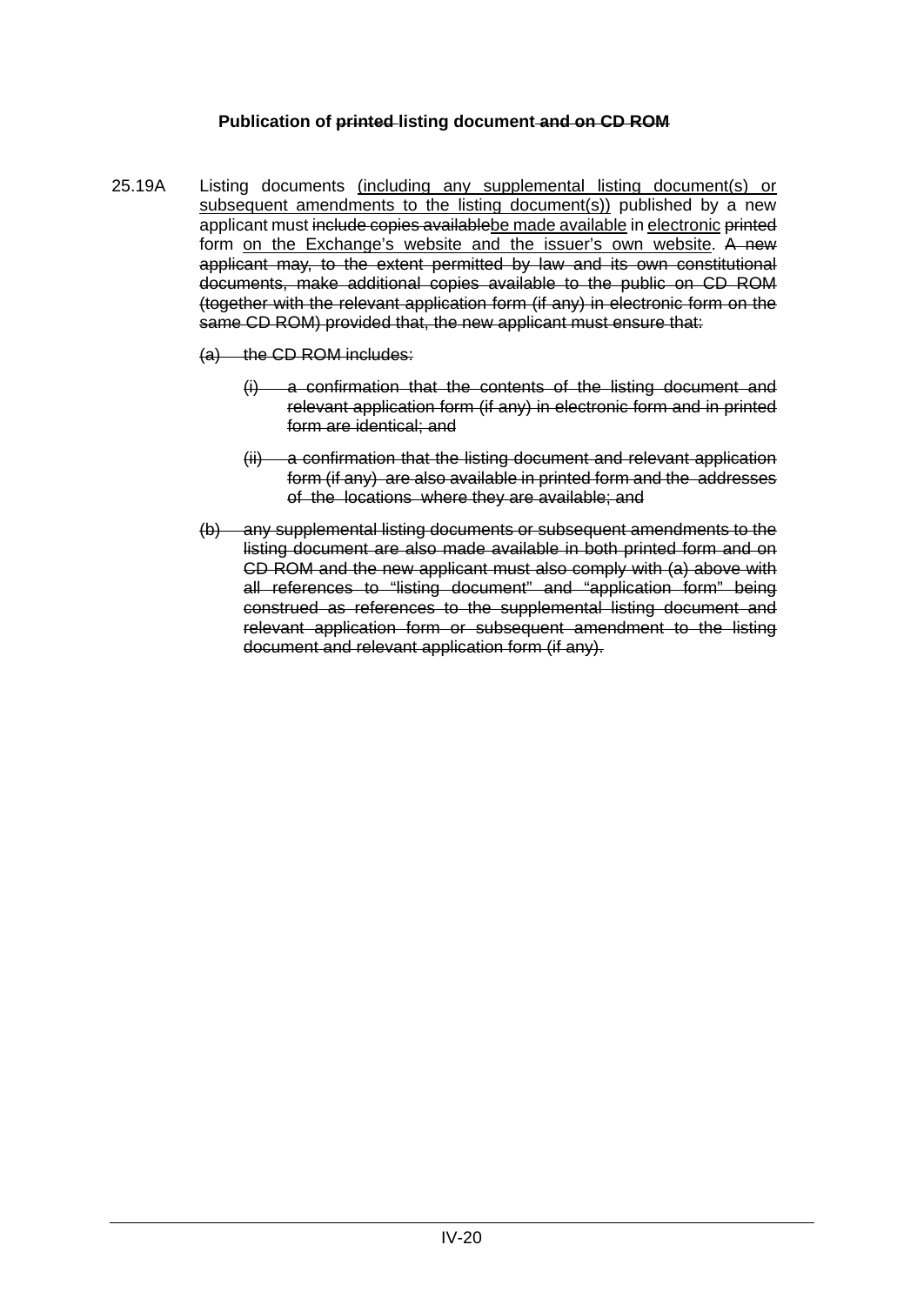**Publication of ~~printed~~ listing document ~~and on CD ROM~~**

25.19A Listing documents <u>(including any supplemental listing document(s) or subsequent amendments to the listing document(s))</u> published by a new applicant must ~~include copies available~~<u>be made available</u> in <u>electronic</u> ~~printed~~ form <u>on the Exchange's website and the issuer's own website</u>. ~~A new applicant may, to the extent permitted by law and its own constitutional documents, make additional copies available to the public on CD ROM (together with the relevant application form (if any) in electronic form on the same CD ROM) provided that, the new applicant must ensure that:~~

~~(a) the CD ROM includes:~~

~~(i) a confirmation that the contents of the listing document and relevant application form (if any) in electronic form and in printed form are identical; and~~

~~(ii) a confirmation that the listing document and relevant application form (if any) are also available in printed form and the addresses of the locations where they are available; and~~

~~(b) any supplemental listing documents or subsequent amendments to the listing document are also made available in both printed form and on CD ROM and the new applicant must also comply with (a) above with all references to "listing document" and "application form" being construed as references to the supplemental listing document and relevant application form or subsequent amendment to the listing document and relevant application form (if any).~~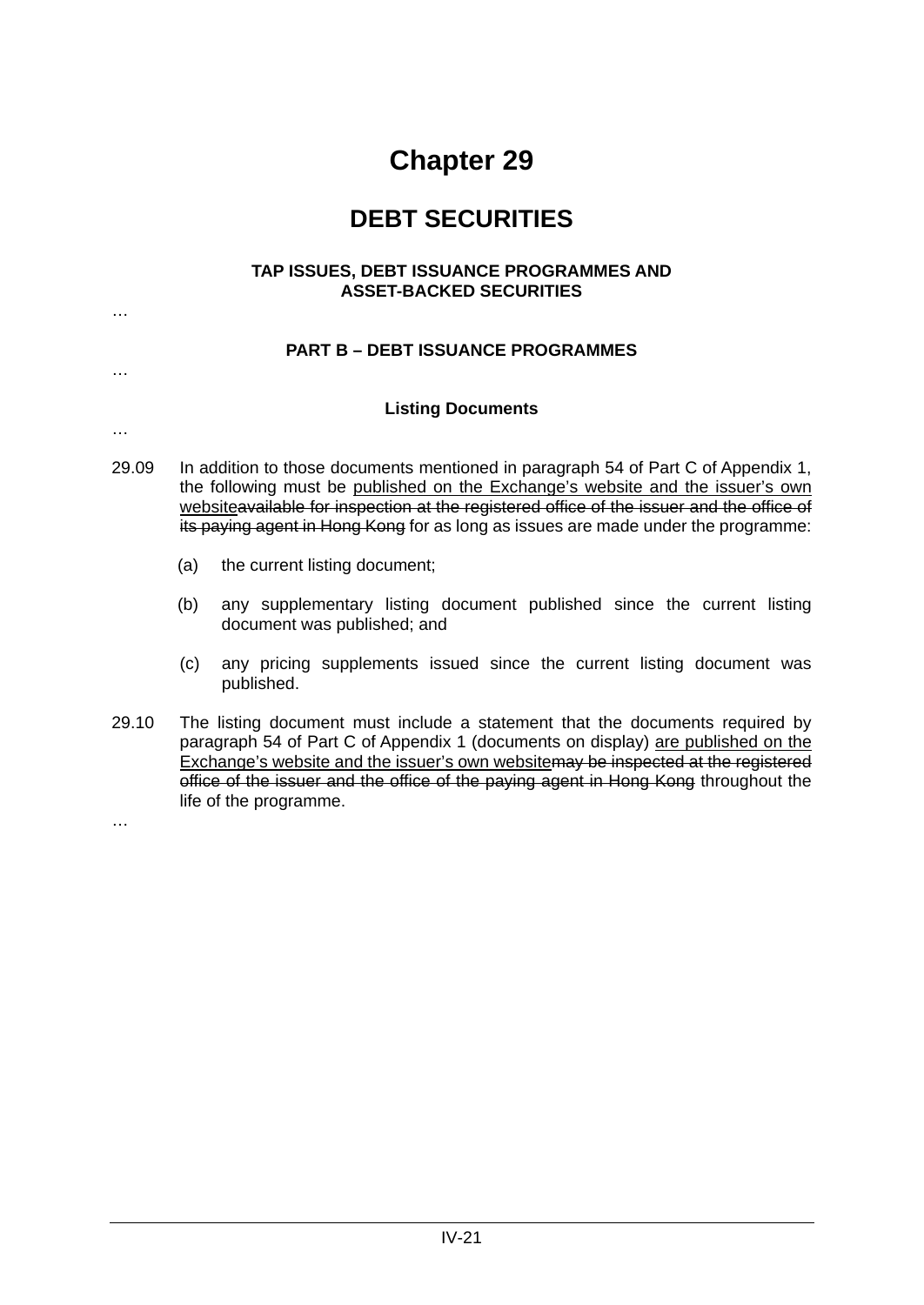# Chapter 29

## DEBT SECURITIES

### TAP ISSUES, DEBT ISSUANCE PROGRAMMES AND ASSET-BACKED SECURITIES

…

### PART B – DEBT ISSUANCE PROGRAMMES

…

### Listing Documents

…

29.09 In addition to those documents mentioned in paragraph 54 of Part C of Appendix 1, the following must be <u>published on the Exchange's website and the issuer's own website</u>~~available for inspection at the registered office of the issuer and the office of its paying agent in Hong Kong~~ for as long as issues are made under the programme:

(a) the current listing document;

(b) any supplementary listing document published since the current listing document was published; and

(c) any pricing supplements issued since the current listing document was published.

29.10 The listing document must include a statement that the documents required by paragraph 54 of Part C of Appendix 1 (documents on display) <u>are published on the Exchange's website and the issuer's own website</u>~~may be inspected at the registered office of the issuer and the office of the paying agent in Hong Kong~~ throughout the life of the programme.

…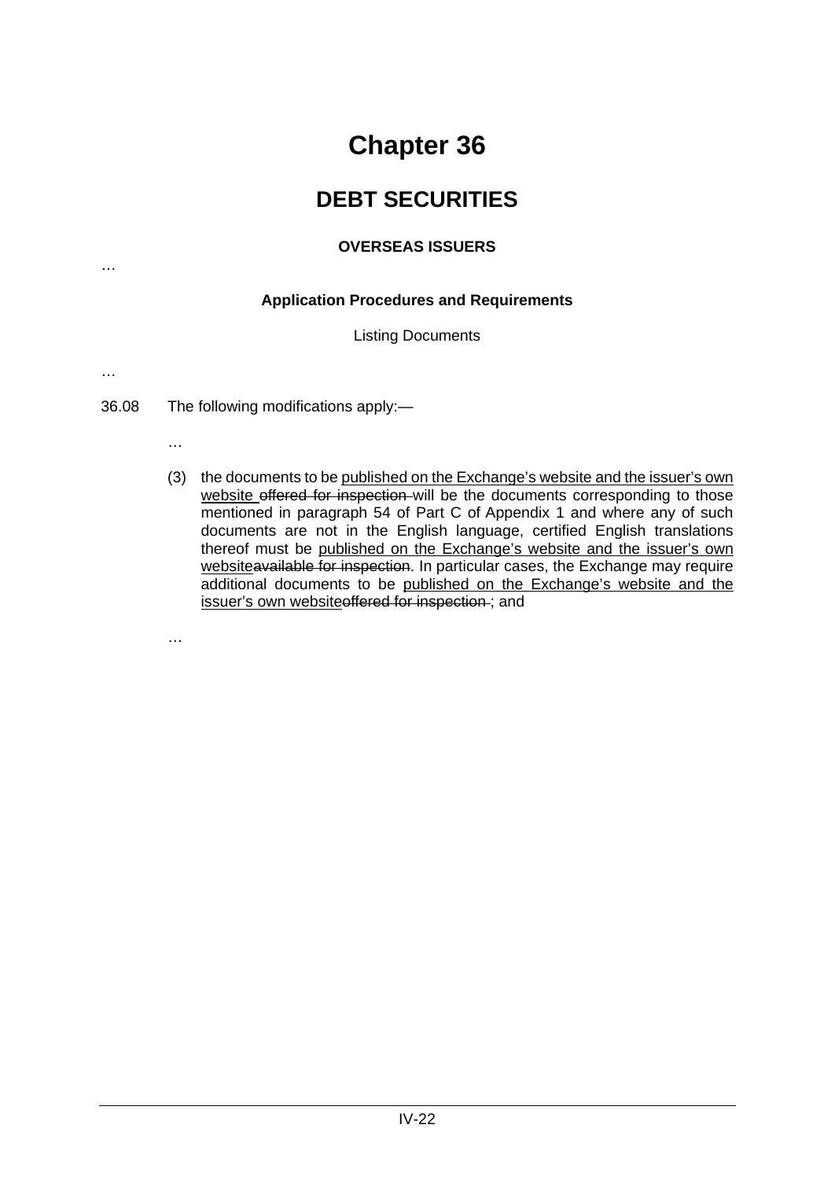# Chapter 36

## DEBT SECURITIES

### OVERSEAS ISSUERS

…

#### Application Procedures and Requirements

Listing Documents

…

36.08 The following modifications apply:—

…

(3) the documents to be <u>published on the Exchange's website and the issuer's own website</u> ~~offered for inspection~~ will be the documents corresponding to those mentioned in paragraph 54 of Part C of Appendix 1 and where any of such documents are not in the English language, certified English translations thereof must be <u>published on the Exchange's website and the issuer's own website</u>~~available for inspection~~. In particular cases, the Exchange may require additional documents to be <u>published on the Exchange's website and the issuer's own website</u>~~offered for inspection~~ ; and

…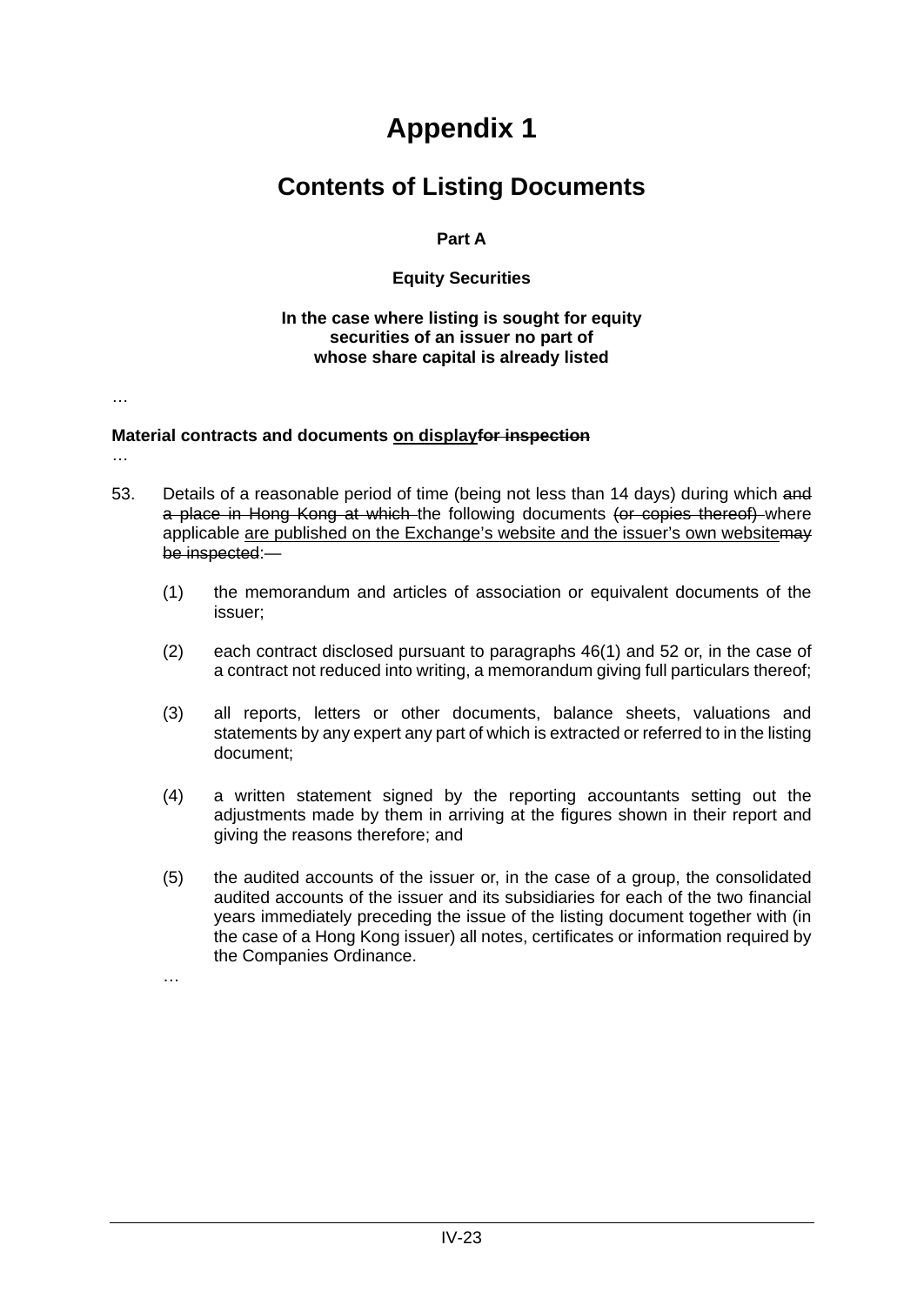# Appendix 1

## Contents of Listing Documents

**Part A**

**Equity Securities**

**In the case where listing is sought for equity securities of an issuer no part of whose share capital is already listed**

…

**Material contracts and documents <u>on display</u>~~for inspection~~**

…

53. Details of a reasonable period of time (being not less than 14 days) during which ~~and a place in Hong Kong at which~~ the following documents ~~(or copies thereof)~~ where applicable <u>are published on the Exchange's website and the issuer's own website</u>~~may be inspected~~:—

    (1) the memorandum and articles of association or equivalent documents of the issuer;

    (2) each contract disclosed pursuant to paragraphs 46(1) and 52 or, in the case of a contract not reduced into writing, a memorandum giving full particulars thereof;

    (3) all reports, letters or other documents, balance sheets, valuations and statements by any expert any part of which is extracted or referred to in the listing document;

    (4) a written statement signed by the reporting accountants setting out the adjustments made by them in arriving at the figures shown in their report and giving the reasons therefore; and

    (5) the audited accounts of the issuer or, in the case of a group, the consolidated audited accounts of the issuer and its subsidiaries for each of the two financial years immediately preceding the issue of the listing document together with (in the case of a Hong Kong issuer) all notes, certificates or information required by the Companies Ordinance.

    …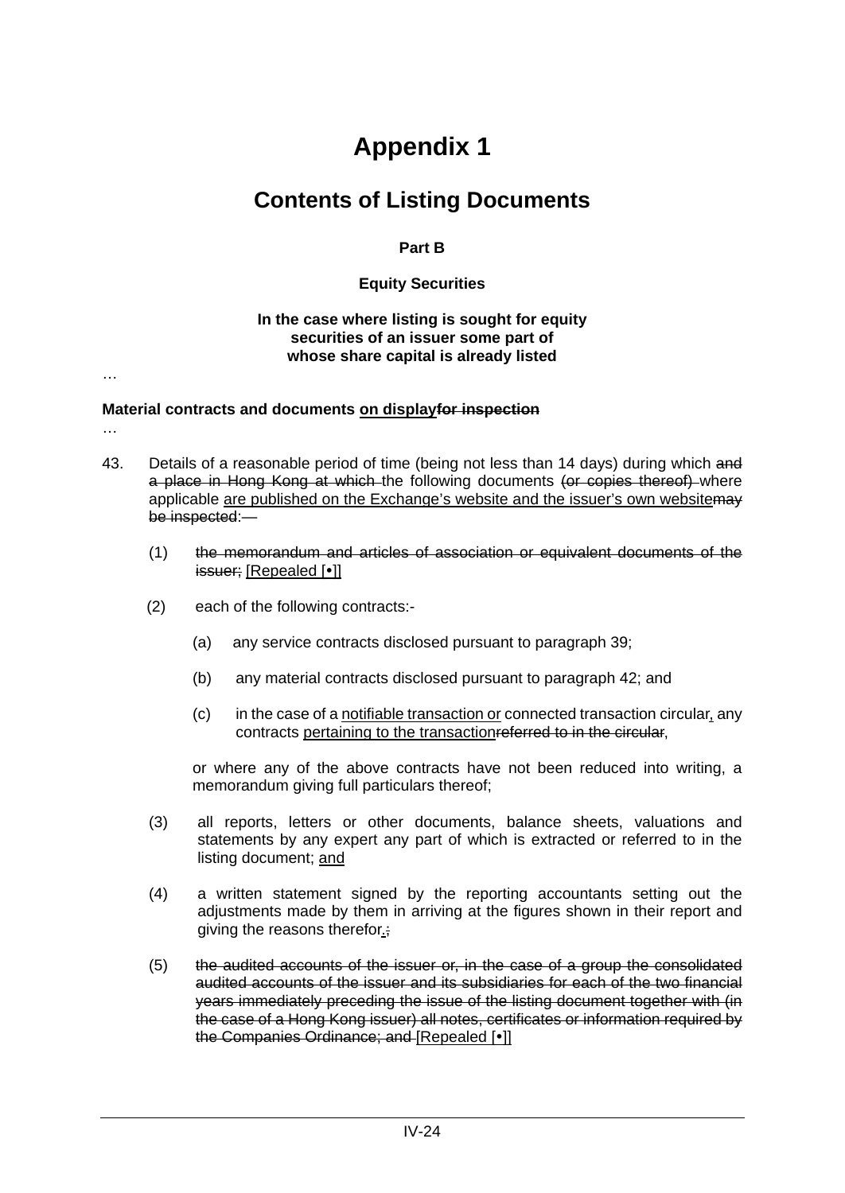# Appendix 1

## Contents of Listing Documents

**Part B**

**Equity Securities**

**In the case where listing is sought for equity securities of an issuer some part of whose share capital is already listed**

…

**Material contracts and documents <u>on display</u>~~for inspection~~**

…

43. Details of a reasonable period of time (being not less than 14 days) during which ~~and a place in Hong Kong at which~~ the following documents ~~(or copies thereof)~~ where applicable <u>are published on the Exchange's website and the issuer's own website</u>~~may be inspected~~:—

    (1) ~~the memorandum and articles of association or equivalent documents of the issuer;~~ <u>[Repealed [•]]</u>

    (2) each of the following contracts:-

        (a) any service contracts disclosed pursuant to paragraph 39;

        (b) any material contracts disclosed pursuant to paragraph 42; and

        (c) in the case of a <u>notifiable transaction or</u> connected transaction circular<u>,</u> any contracts <u>pertaining to the transaction</u>~~referred to in the circular~~,

    or where any of the above contracts have not been reduced into writing, a memorandum giving full particulars thereof;

    (3) all reports, letters or other documents, balance sheets, valuations and statements by any expert any part of which is extracted or referred to in the listing document; <u>and</u>

    (4) a written statement signed by the reporting accountants setting out the adjustments made by them in arriving at the figures shown in their report and giving the reasons therefor<u>.</u>~~;~~

    (5) ~~the audited accounts of the issuer or, in the case of a group the consolidated audited accounts of the issuer and its subsidiaries for each of the two financial years immediately preceding the issue of the listing document together with (in the case of a Hong Kong issuer) all notes, certificates or information required by the Companies Ordinance; and~~ <u>[Repealed [•]]</u>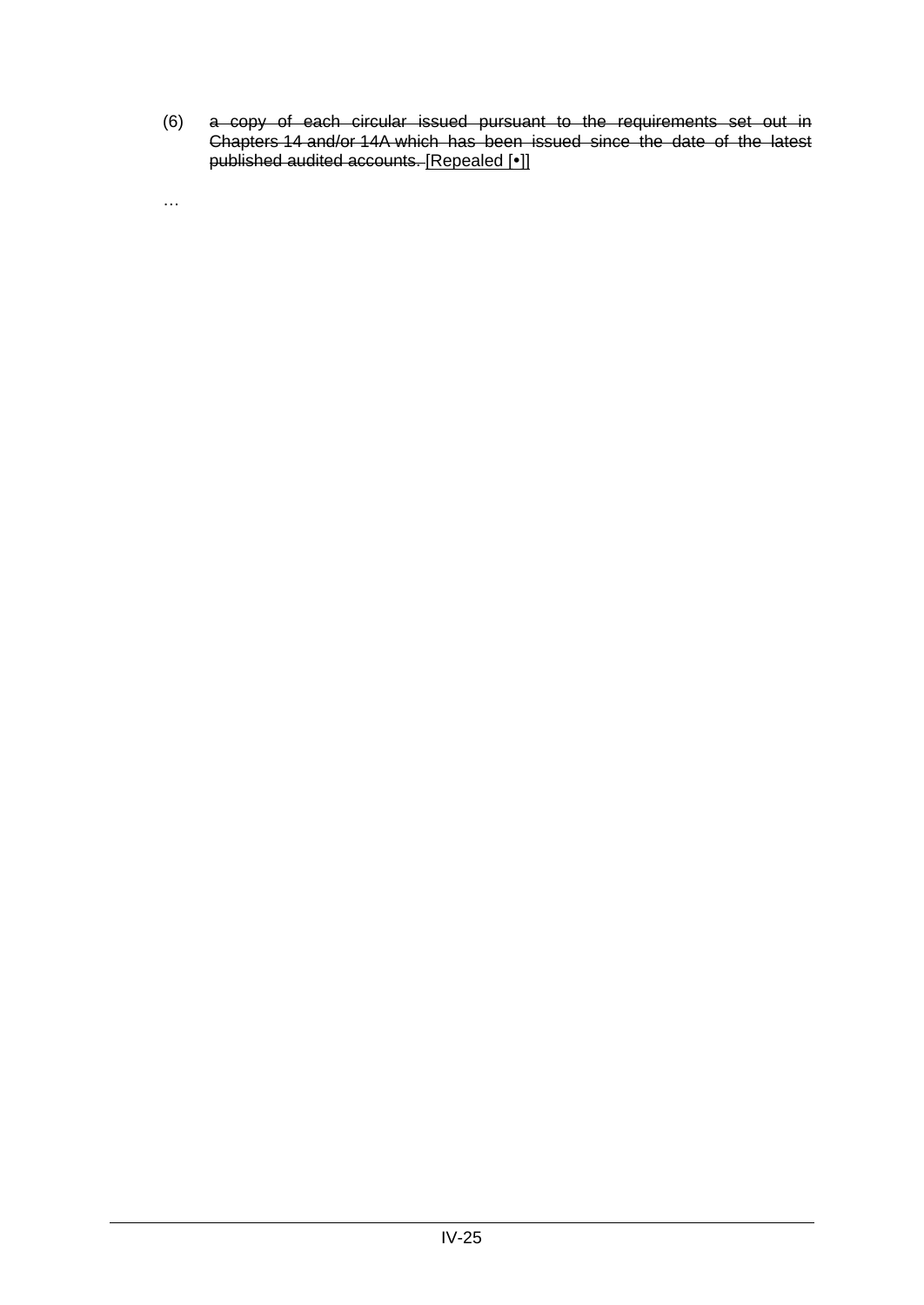(6) ~~a copy of each circular issued pursuant to the requirements set out in Chapters 14 and/or 14A which has been issued since the date of the latest published audited accounts.~~ <u>[Repealed [•]]</u>

…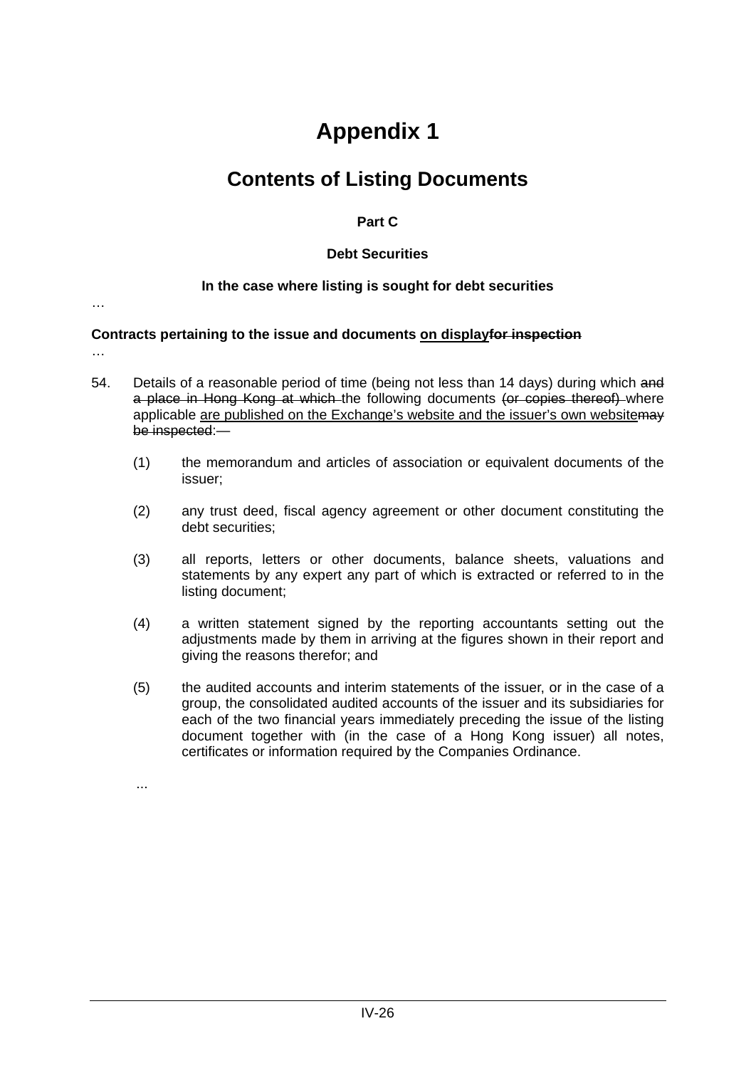# Appendix 1

## Contents of Listing Documents

**Part C**

**Debt Securities**

**In the case where listing is sought for debt securities**

…

**Contracts pertaining to the issue and documents <u>on display</u>~~for inspection~~**

…

54. Details of a reasonable period of time (being not less than 14 days) during which ~~and a place in Hong Kong at which~~ the following documents ~~(or copies thereof)~~ where applicable <u>are published on the Exchange's website and the issuer's own website</u>~~may be inspected~~:~~—~~

    (1) the memorandum and articles of association or equivalent documents of the issuer;

    (2) any trust deed, fiscal agency agreement or other document constituting the debt securities;

    (3) all reports, letters or other documents, balance sheets, valuations and statements by any expert any part of which is extracted or referred to in the listing document;

    (4) a written statement signed by the reporting accountants setting out the adjustments made by them in arriving at the figures shown in their report and giving the reasons therefor; and

    (5) the audited accounts and interim statements of the issuer, or in the case of a group, the consolidated audited accounts of the issuer and its subsidiaries for each of the two financial years immediately preceding the issue of the listing document together with (in the case of a Hong Kong issuer) all notes, certificates or information required by the Companies Ordinance.

    ...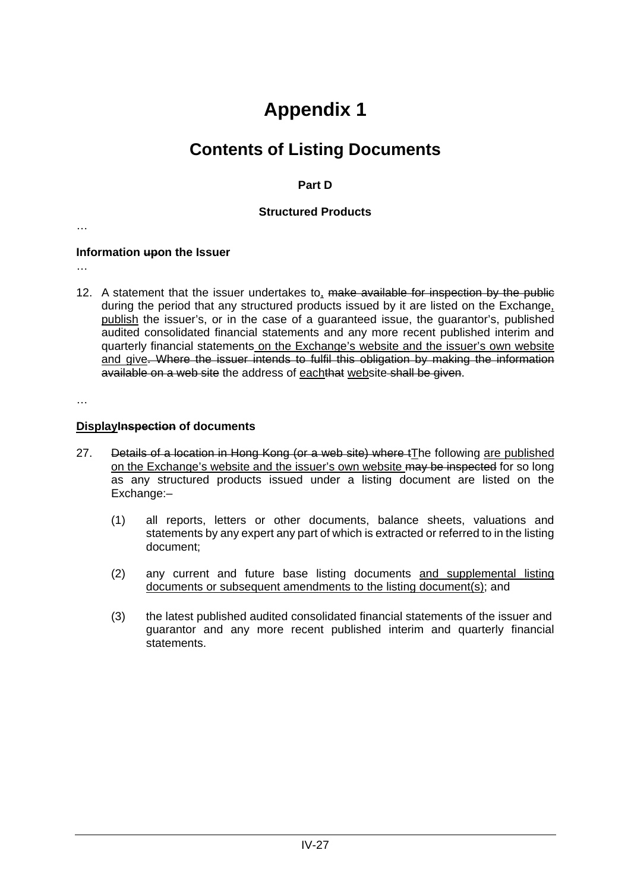# Appendix 1

## Contents of Listing Documents

**Part D**

**Structured Products**

…

**Information ~~up~~on the Issuer**

…

12. A statement that the issuer undertakes to, ~~make available for inspection by the public~~ during the period that any structured products issued by it are listed on the Exchange, publish the issuer's, or in the case of a guaranteed issue, the guarantor's, published audited consolidated financial statements and any more recent published interim and quarterly financial statements on the Exchange's website and the issuer's own website and give~~. Where the issuer intends to fulfil this obligation by making the information available on a web site~~ the address of each~~that~~ website~~ shall be given~~.

…

**Display~~Inspection~~ of documents**

27. ~~Details of a location in Hong Kong (or a web site) where t~~The following are published on the Exchange's website and the issuer's own website ~~may be inspected~~ for so long as any structured products issued under a listing document are listed on the Exchange:–

    (1) all reports, letters or other documents, balance sheets, valuations and statements by any expert any part of which is extracted or referred to in the listing document;

    (2) any current and future base listing documents and supplemental listing documents or subsequent amendments to the listing document(s); and

    (3) the latest published audited consolidated financial statements of the issuer and guarantor and any more recent published interim and quarterly financial statements.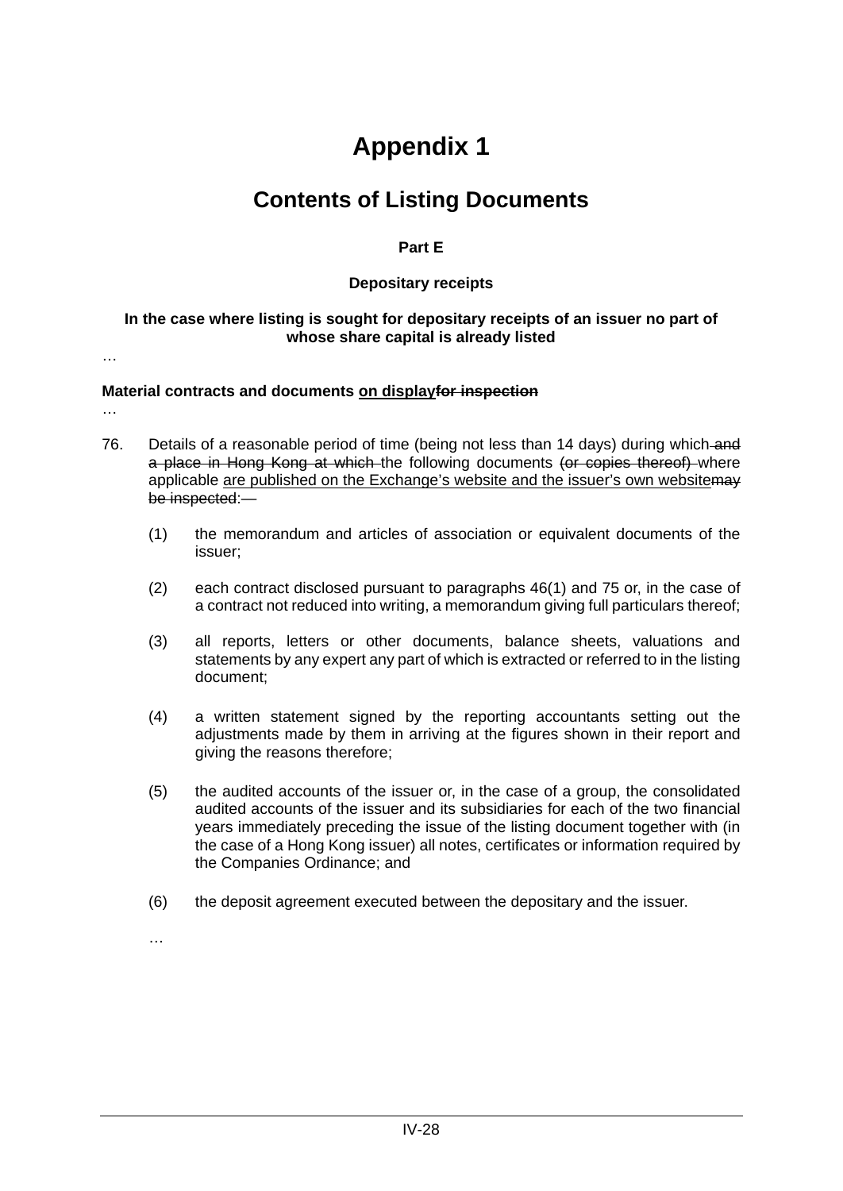# Appendix 1

## Contents of Listing Documents

**Part E**

**Depositary receipts**

**In the case where listing is sought for depositary receipts of an issuer no part of whose share capital is already listed**

…

**Material contracts and documents <u>on display</u>~~for inspection~~**

…

76. Details of a reasonable period of time (being not less than 14 days) during which ~~and a place in Hong Kong at which~~ the following documents ~~(or copies thereof)~~ where applicable <u>are published on the Exchange's website and the issuer's own website</u>~~may be inspected~~:~~—~~

    (1) the memorandum and articles of association or equivalent documents of the issuer;

    (2) each contract disclosed pursuant to paragraphs 46(1) and 75 or, in the case of a contract not reduced into writing, a memorandum giving full particulars thereof;

    (3) all reports, letters or other documents, balance sheets, valuations and statements by any expert any part of which is extracted or referred to in the listing document;

    (4) a written statement signed by the reporting accountants setting out the adjustments made by them in arriving at the figures shown in their report and giving the reasons therefore;

    (5) the audited accounts of the issuer or, in the case of a group, the consolidated audited accounts of the issuer and its subsidiaries for each of the two financial years immediately preceding the issue of the listing document together with (in the case of a Hong Kong issuer) all notes, certificates or information required by the Companies Ordinance; and

    (6) the deposit agreement executed between the depositary and the issuer.

    …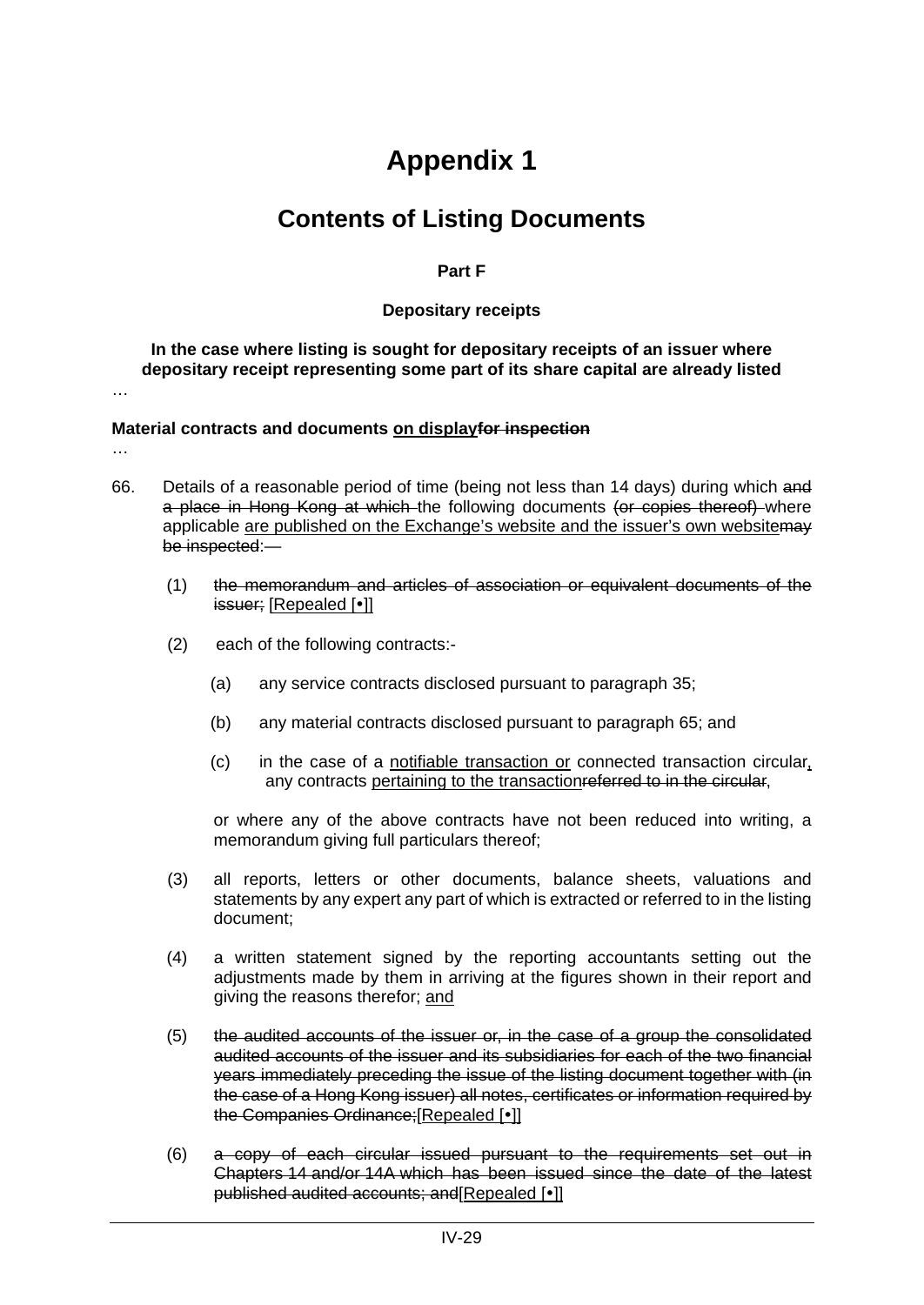# Appendix 1

## Contents of Listing Documents

**Part F**

**Depositary receipts**

**In the case where listing is sought for depositary receipts of an issuer where depositary receipt representing some part of its share capital are already listed**

…

**Material contracts and documents <u>on display</u>~~for inspection~~**

…

66. Details of a reasonable period of time (being not less than 14 days) during which ~~and a place in Hong Kong at which~~ the following documents ~~(or copies thereof)~~ where applicable <u>are published on the Exchange's website and the issuer's own website</u>~~may be inspected~~:—

    (1) ~~the memorandum and articles of association or equivalent documents of the issuer;~~ <u>[Repealed [•]]</u>

    (2) each of the following contracts:-

        (a) any service contracts disclosed pursuant to paragraph 35;

        (b) any material contracts disclosed pursuant to paragraph 65; and

        (c) in the case of a <u>notifiable transaction or</u> connected transaction circular<u>,</u> any contracts <u>pertaining to the transaction</u>~~referred to in the circular~~,

        or where any of the above contracts have not been reduced into writing, a memorandum giving full particulars thereof;

    (3) all reports, letters or other documents, balance sheets, valuations and statements by any expert any part of which is extracted or referred to in the listing document;

    (4) a written statement signed by the reporting accountants setting out the adjustments made by them in arriving at the figures shown in their report and giving the reasons therefor; <u>and</u>

    (5) ~~the audited accounts of the issuer or, in the case of a group the consolidated audited accounts of the issuer and its subsidiaries for each of the two financial years immediately preceding the issue of the listing document together with (in the case of a Hong Kong issuer) all notes, certificates or information required by the Companies Ordinance;~~<u>[Repealed [•]]</u>

    (6) ~~a copy of each circular issued pursuant to the requirements set out in Chapters 14 and/or 14A which has been issued since the date of the latest published audited accounts; and~~<u>[Repealed [•]]</u>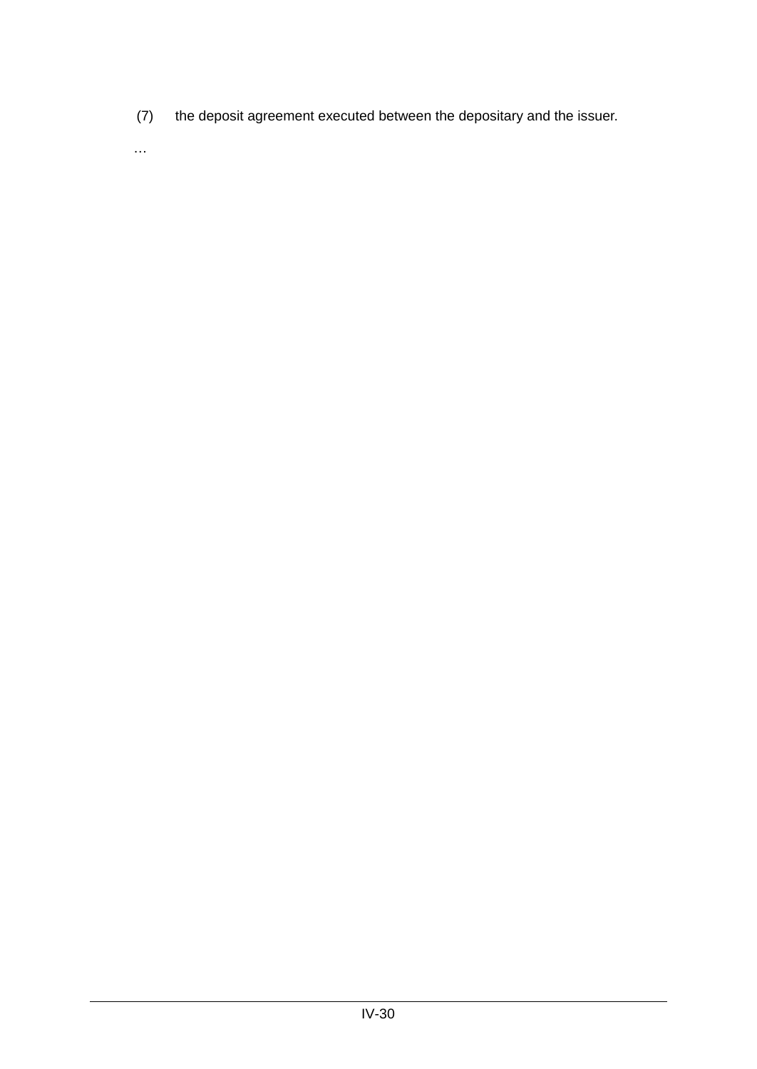(7) the deposit agreement executed between the depositary and the issuer.

…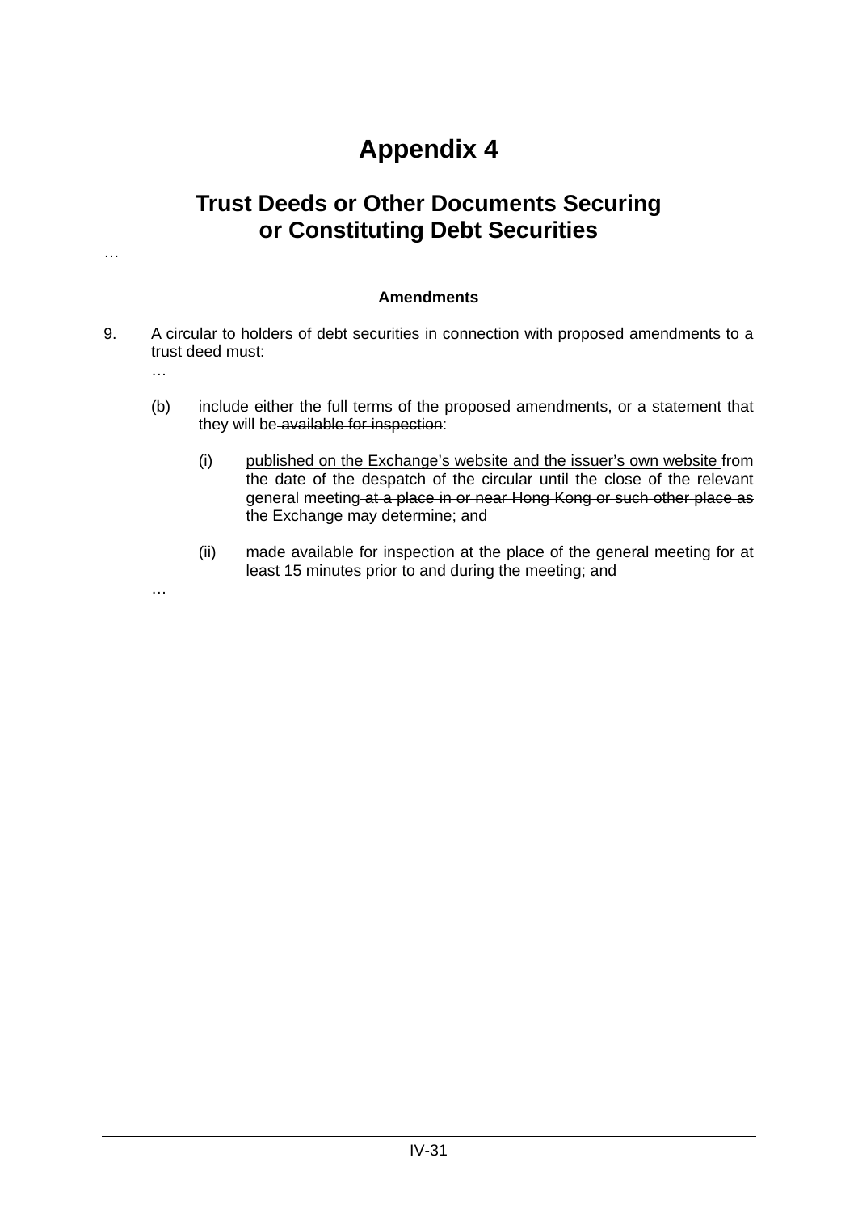# Appendix 4

## Trust Deeds or Other Documents Securing or Constituting Debt Securities

…

**Amendments**

9. A circular to holders of debt securities in connection with proposed amendments to a trust deed must:

   …

   (b) include either the full terms of the proposed amendments, or a statement that they will be ~~available for inspection~~:

      (i) <u>published on the Exchange's website and the issuer's own website</u> from the date of the despatch of the circular until the close of the relevant general meeting ~~at a place in or near Hong Kong or such other place as the Exchange may determine~~; and

      (ii) <u>made available for inspection</u> at the place of the general meeting for at least 15 minutes prior to and during the meeting; and

   …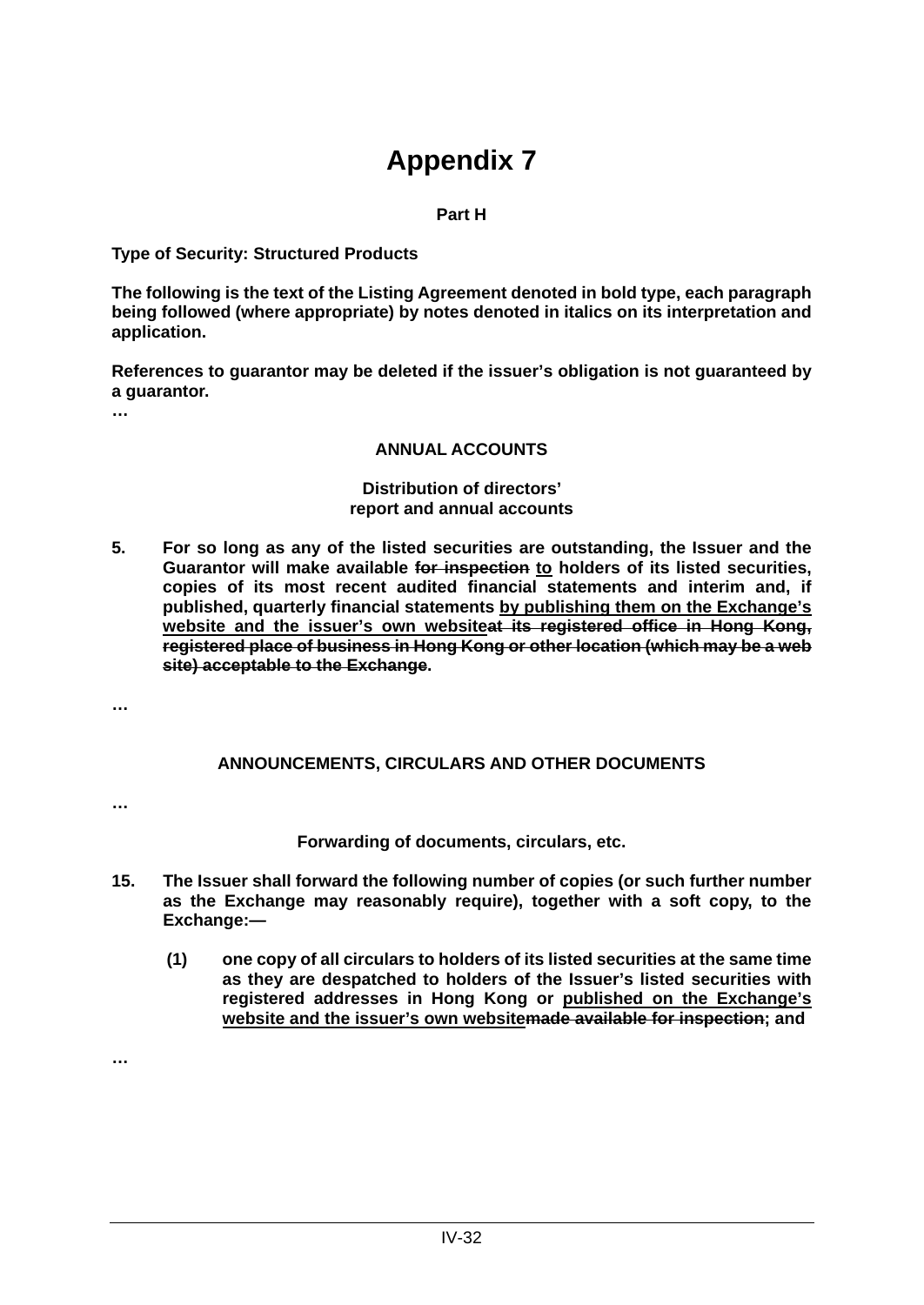# Appendix 7

**Part H**

**Type of Security: Structured Products**

**The following is the text of the Listing Agreement denoted in bold type, each paragraph being followed (where appropriate) by notes denoted in italics on its interpretation and application.**

**References to guarantor may be deleted if the issuer's obligation is not guaranteed by a guarantor.**

…

**ANNUAL ACCOUNTS**

**Distribution of directors' report and annual accounts**

**5.** **For so long as any of the listed securities are outstanding, the Issuer and the Guarantor will make available ~~for inspection~~ <u>to</u> holders of its listed securities, copies of its most recent audited financial statements and interim and, if published, quarterly financial statements <u>by publishing them on the Exchange's website and the issuer's own website</u>~~at its registered office in Hong Kong, registered place of business in Hong Kong or other location (which may be a web site) acceptable to the Exchange~~.**

…

**ANNOUNCEMENTS, CIRCULARS AND OTHER DOCUMENTS**

…

**Forwarding of documents, circulars, etc.**

**15.** **The Issuer shall forward the following number of copies (or such further number as the Exchange may reasonably require), together with a soft copy, to the Exchange:—**

**(1)** **one copy of all circulars to holders of its listed securities at the same time as they are despatched to holders of the Issuer's listed securities with registered addresses in Hong Kong or <u>published on the Exchange's website and the issuer's own website</u>~~made available for inspection~~; and**

…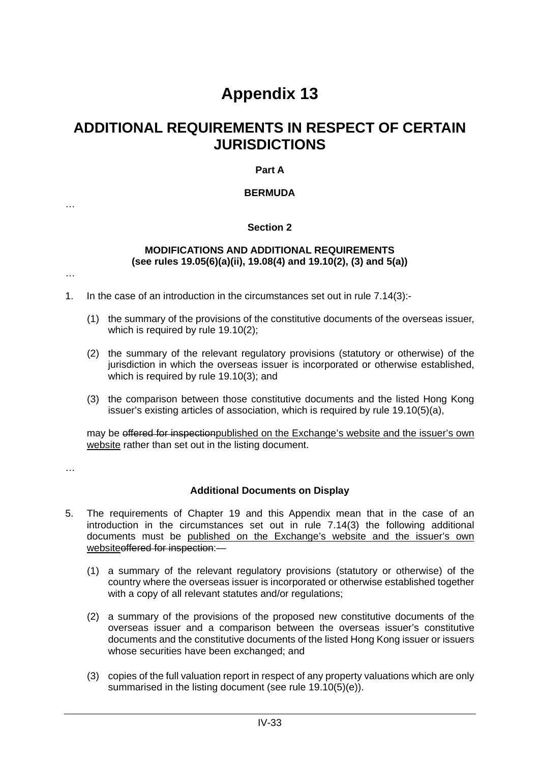# Appendix 13

## ADDITIONAL REQUIREMENTS IN RESPECT OF CERTAIN JURISDICTIONS

**Part A**

**BERMUDA**

…

**Section 2**

**MODIFICATIONS AND ADDITIONAL REQUIREMENTS**
**(see rules 19.05(6)(a)(ii), 19.08(4) and 19.10(2), (3) and 5(a))**

…

1. In the case of an introduction in the circumstances set out in rule 7.14(3):-

   (1) the summary of the provisions of the constitutive documents of the overseas issuer, which is required by rule 19.10(2);

   (2) the summary of the relevant regulatory provisions (statutory or otherwise) of the jurisdiction in which the overseas issuer is incorporated or otherwise established, which is required by rule 19.10(3); and

   (3) the comparison between those constitutive documents and the listed Hong Kong issuer's existing articles of association, which is required by rule 19.10(5)(a),

   may be ~~offered for inspection~~<u>published on the Exchange's website and the issuer's own website</u> rather than set out in the listing document.

…

**Additional Documents on Display**

5. The requirements of Chapter 19 and this Appendix mean that in the case of an introduction in the circumstances set out in rule 7.14(3) the following additional documents must be <u>published on the Exchange's website and the issuer's own website</u>~~offered for inspection~~:—

   (1) a summary of the relevant regulatory provisions (statutory or otherwise) of the country where the overseas issuer is incorporated or otherwise established together with a copy of all relevant statutes and/or regulations;

   (2) a summary of the provisions of the proposed new constitutive documents of the overseas issuer and a comparison between the overseas issuer's constitutive documents and the constitutive documents of the listed Hong Kong issuer or issuers whose securities have been exchanged; and

   (3) copies of the full valuation report in respect of any property valuations which are only summarised in the listing document (see rule 19.10(5)(e)).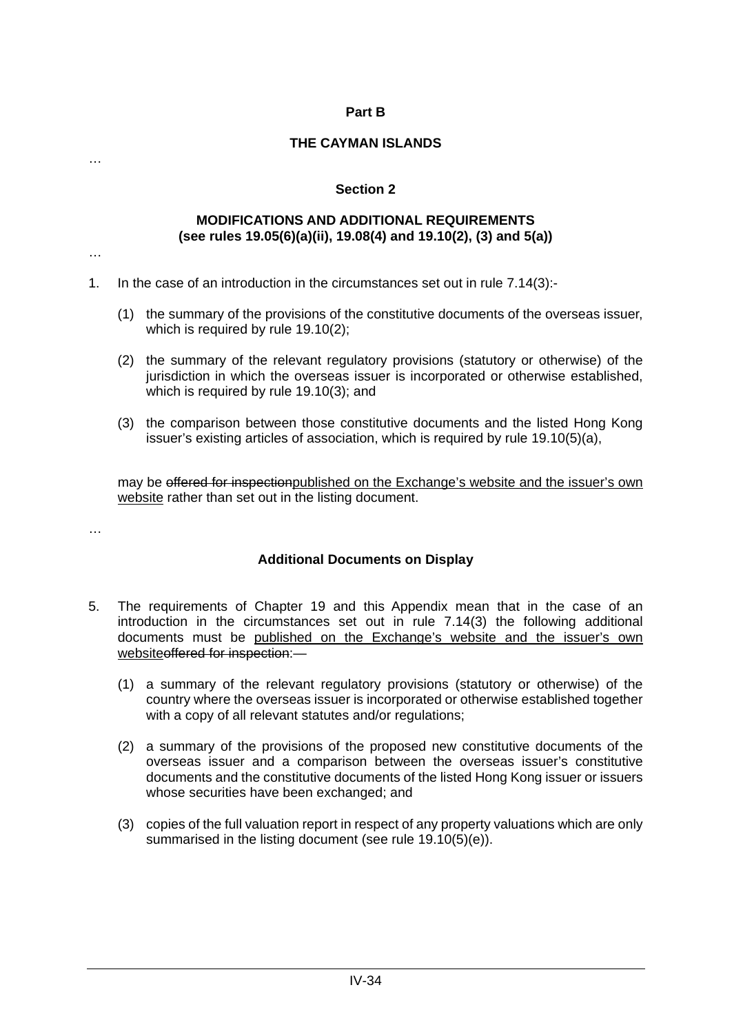**Part B**

**THE CAYMAN ISLANDS**

…

**Section 2**

**MODIFICATIONS AND ADDITIONAL REQUIREMENTS**
**(see rules 19.05(6)(a)(ii), 19.08(4) and 19.10(2), (3) and 5(a))**

…

1. In the case of an introduction in the circumstances set out in rule 7.14(3):-

   (1) the summary of the provisions of the constitutive documents of the overseas issuer, which is required by rule 19.10(2);

   (2) the summary of the relevant regulatory provisions (statutory or otherwise) of the jurisdiction in which the overseas issuer is incorporated or otherwise established, which is required by rule 19.10(3); and

   (3) the comparison between those constitutive documents and the listed Hong Kong issuer's existing articles of association, which is required by rule 19.10(5)(a),

   may be ~~offered for inspection~~<u>published on the Exchange's website and the issuer's own website</u> rather than set out in the listing document.

…

**Additional Documents on Display**

5. The requirements of Chapter 19 and this Appendix mean that in the case of an introduction in the circumstances set out in rule 7.14(3) the following additional documents must be <u>published on the Exchange's website and the issuer's own website</u>~~offered for inspection~~:—

   (1) a summary of the relevant regulatory provisions (statutory or otherwise) of the country where the overseas issuer is incorporated or otherwise established together with a copy of all relevant statutes and/or regulations;

   (2) a summary of the provisions of the proposed new constitutive documents of the overseas issuer and a comparison between the overseas issuer's constitutive documents and the constitutive documents of the listed Hong Kong issuer or issuers whose securities have been exchanged; and

   (3) copies of the full valuation report in respect of any property valuations which are only summarised in the listing document (see rule 19.10(5)(e)).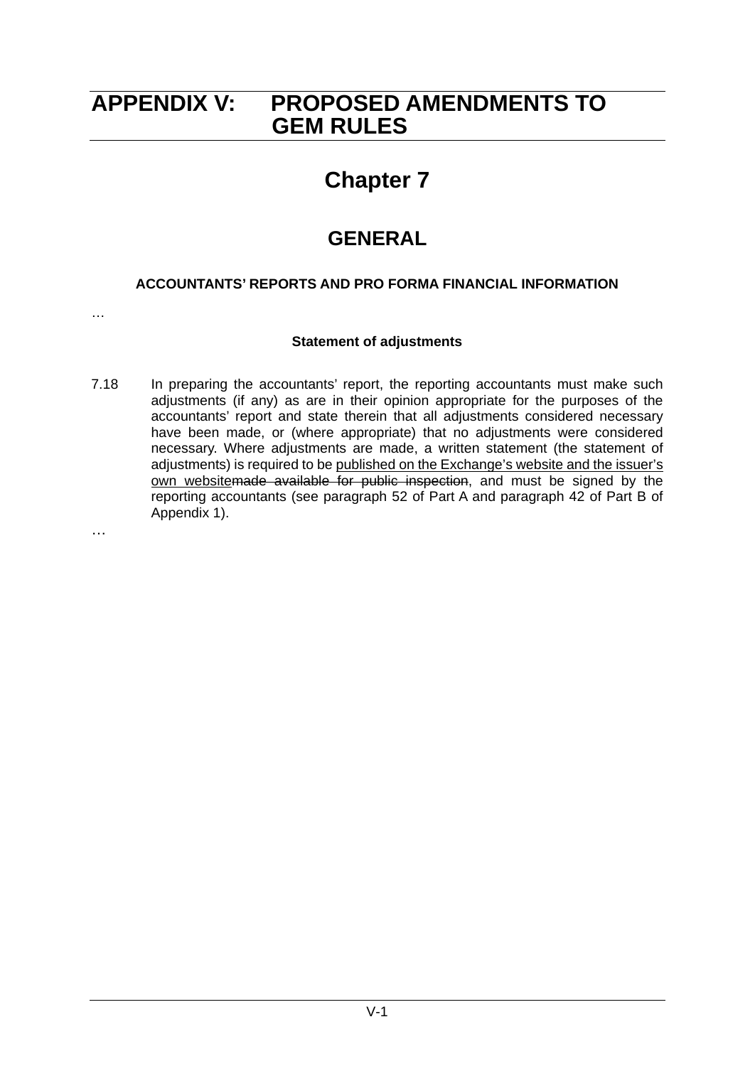# APPENDIX V: PROPOSED AMENDMENTS TO GEM RULES

## Chapter 7

## GENERAL

### ACCOUNTANTS' REPORTS AND PRO FORMA FINANCIAL INFORMATION

…

#### Statement of adjustments

7.18 In preparing the accountants' report, the reporting accountants must make such adjustments (if any) as are in their opinion appropriate for the purposes of the accountants' report and state therein that all adjustments considered necessary have been made, or (where appropriate) that no adjustments were considered necessary. Where adjustments are made, a written statement (the statement of adjustments) is required to be <u>published on the Exchange's website and the issuer's own website</u>~~made available for public inspection~~, and must be signed by the reporting accountants (see paragraph 52 of Part A and paragraph 42 of Part B of Appendix 1).

…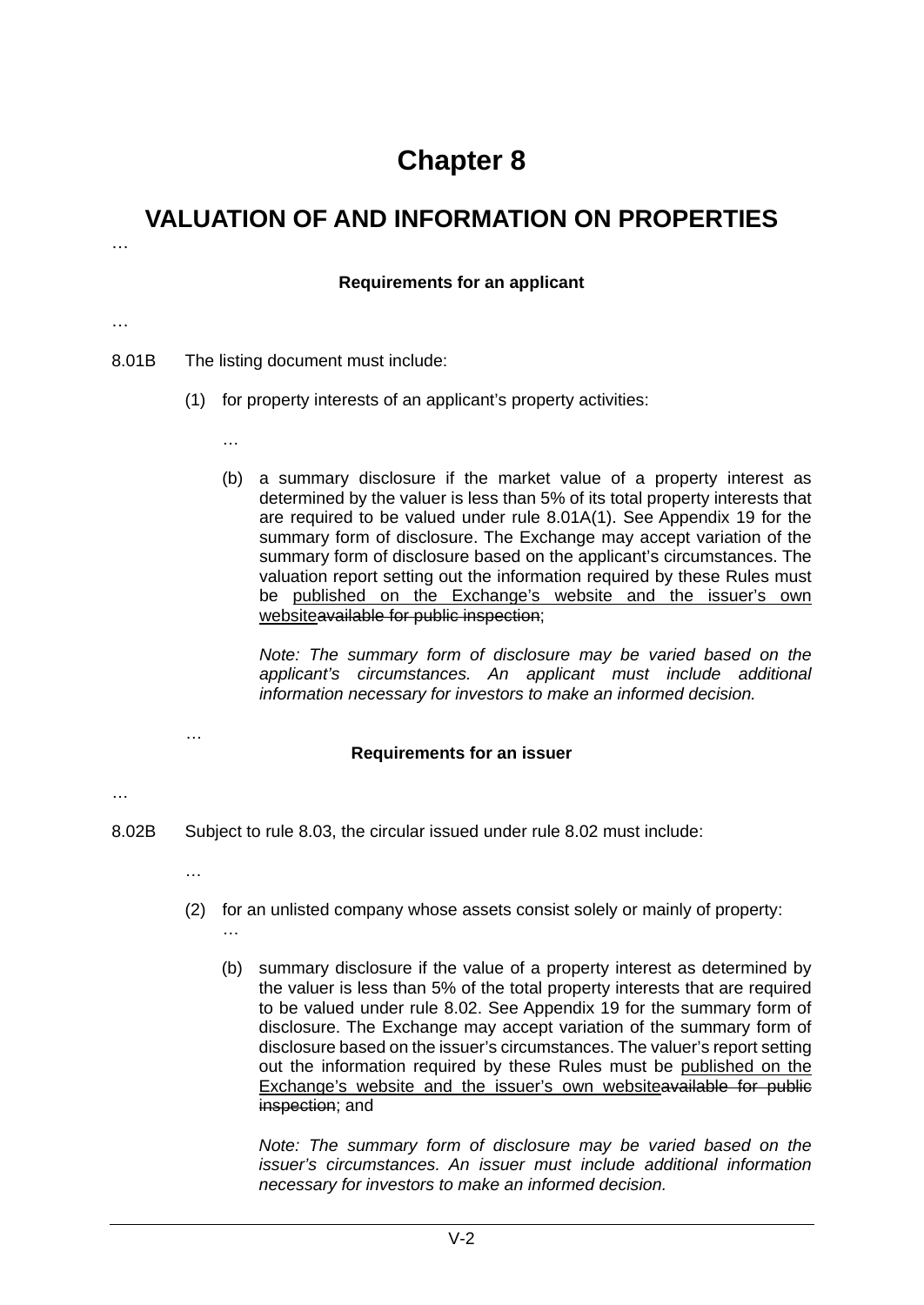# Chapter 8

## VALUATION OF AND INFORMATION ON PROPERTIES

…

**Requirements for an applicant**

…

8.01B The listing document must include:

(1) for property interests of an applicant's property activities:

…

(b) a summary disclosure if the market value of a property interest as determined by the valuer is less than 5% of its total property interests that are required to be valued under rule 8.01A(1). See Appendix 19 for the summary form of disclosure. The Exchange may accept variation of the summary form of disclosure based on the applicant's circumstances. The valuation report setting out the information required by these Rules must be <u>published on the Exchange's website and the issuer's own website</u>~~available for public inspection~~;

*Note: The summary form of disclosure may be varied based on the applicant's circumstances. An applicant must include additional information necessary for investors to make an informed decision.*

…

**Requirements for an issuer**

…

8.02B Subject to rule 8.03, the circular issued under rule 8.02 must include:

…

(2) for an unlisted company whose assets consist solely or mainly of property:

…

(b) summary disclosure if the value of a property interest as determined by the valuer is less than 5% of the total property interests that are required to be valued under rule 8.02. See Appendix 19 for the summary form of disclosure. The Exchange may accept variation of the summary form of disclosure based on the issuer's circumstances. The valuer's report setting out the information required by these Rules must be <u>published on the Exchange's website and the issuer's own website</u>~~available for public inspection~~; and

*Note: The summary form of disclosure may be varied based on the issuer's circumstances. An issuer must include additional information necessary for investors to make an informed decision.*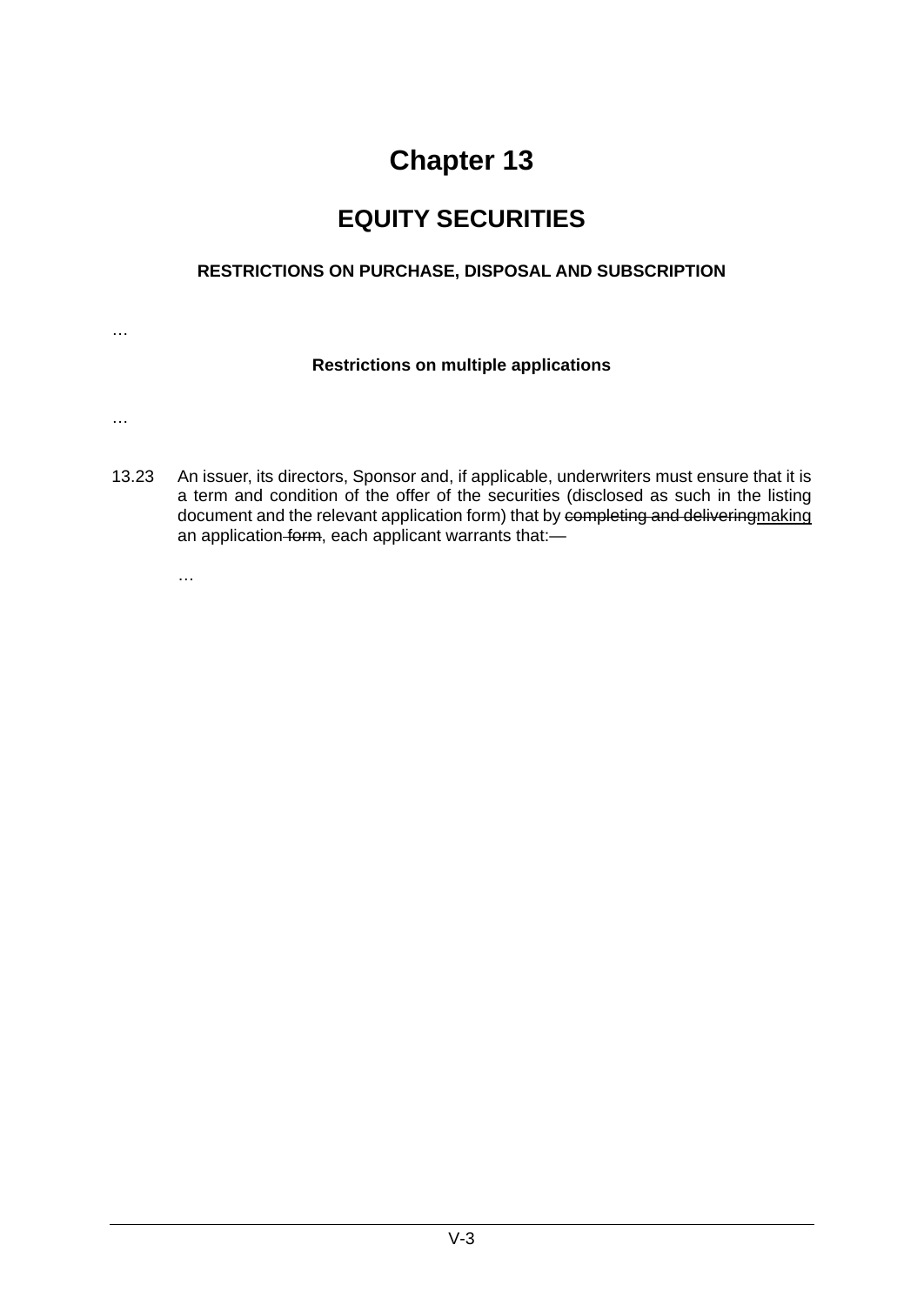# Chapter 13

## EQUITY SECURITIES

### RESTRICTIONS ON PURCHASE, DISPOSAL AND SUBSCRIPTION

…

#### Restrictions on multiple applications

…

13.23 An issuer, its directors, Sponsor and, if applicable, underwriters must ensure that it is a term and condition of the offer of the securities (disclosed as such in the listing document and the relevant application form) that by ~~completing and delivering~~making an application ~~form~~, each applicant warrants that:—

…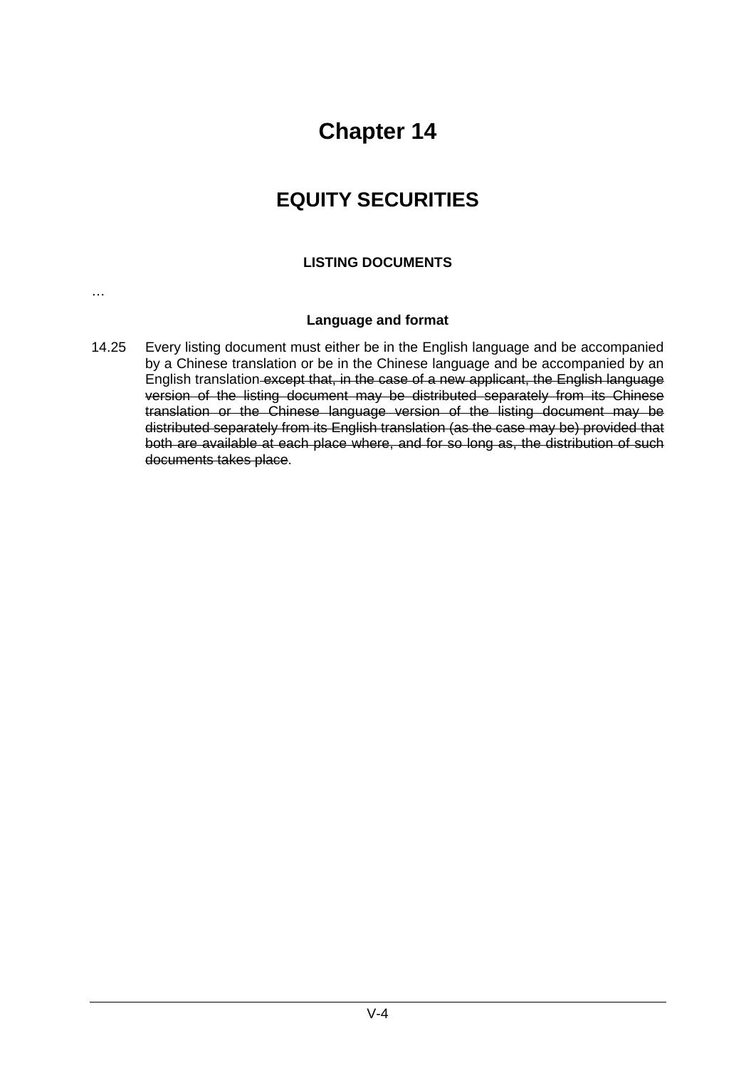# Chapter 14

## EQUITY SECURITIES

### LISTING DOCUMENTS

…

#### Language and format

14.25 Every listing document must either be in the English language and be accompanied by a Chinese translation or be in the Chinese language and be accompanied by an English translation ~~except that, in the case of a new applicant, the English language version of the listing document may be distributed separately from its Chinese translation or the Chinese language version of the listing document may be distributed separately from its English translation (as the case may be) provided that both are available at each place where, and for so long as, the distribution of such documents takes place~~.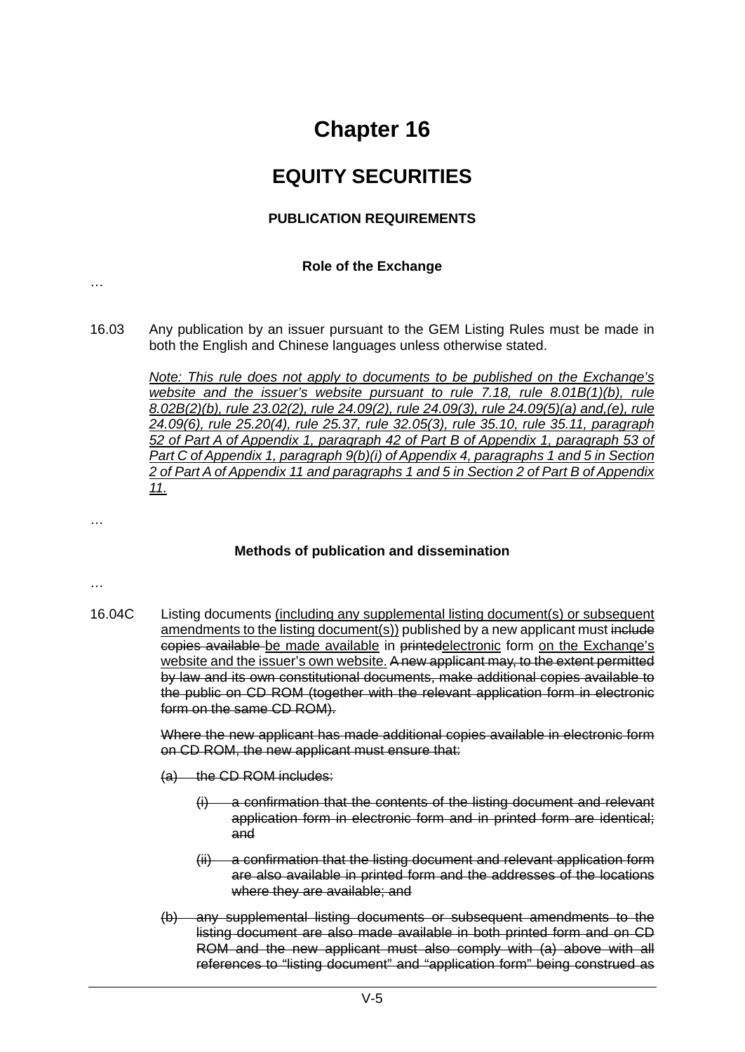# Chapter 16

## EQUITY SECURITIES

### PUBLICATION REQUIREMENTS

#### Role of the Exchange

…

16.03 Any publication by an issuer pursuant to the GEM Listing Rules must be made in both the English and Chinese languages unless otherwise stated.

<u>*Note: This rule does not apply to documents to be published on the Exchange's website and the issuer's website pursuant to rule 7.18, rule 8.01B(1)(b), rule 8.02B(2)(b), rule 23.02(2), rule 24.09(2), rule 24.09(3), rule 24.09(5)(a) and,(e), rule 24.09(6), rule 25.20(4), rule 25.37, rule 32.05(3), rule 35.10, rule 35.11, paragraph 52 of Part A of Appendix 1, paragraph 42 of Part B of Appendix 1, paragraph 53 of Part C of Appendix 1, paragraph 9(b)(i) of Appendix 4, paragraphs 1 and 5 in Section 2 of Part A of Appendix 11 and paragraphs 1 and 5 in Section 2 of Part B of Appendix 11.*</u>

…

#### Methods of publication and dissemination

…

16.04C Listing documents <u>(including any supplemental listing document(s) or subsequent amendments to the listing document(s))</u> published by a new applicant must ~~include copies available~~ <u>be made available</u> in ~~printed~~<u>electronic</u> form <u>on the Exchange's website and the issuer's own website.</u> ~~A new applicant may, to the extent permitted by law and its own constitutional documents, make additional copies available to the public on CD ROM (together with the relevant application form in electronic form on the same CD ROM).~~

~~Where the new applicant has made additional copies available in electronic form on CD ROM, the new applicant must ensure that:~~

~~(a) the CD ROM includes:~~

~~(i) a confirmation that the contents of the listing document and relevant application form in electronic form and in printed form are identical; and~~

~~(ii) a confirmation that the listing document and relevant application form are also available in printed form and the addresses of the locations where they are available; and~~

~~(b) any supplemental listing documents or subsequent amendments to the listing document are also made available in both printed form and on CD ROM and the new applicant must also comply with (a) above with all references to "listing document" and "application form" being construed as~~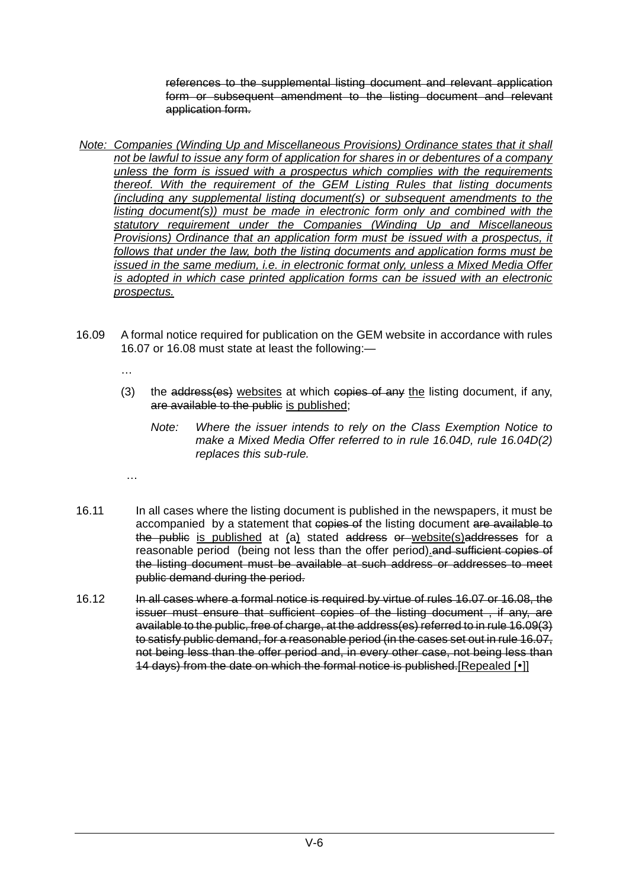~~references to the supplemental listing document and relevant application form or subsequent amendment to the listing document and relevant application form.~~

<u>*Note: Companies (Winding Up and Miscellaneous Provisions) Ordinance states that it shall not be lawful to issue any form of application for shares in or debentures of a company unless the form is issued with a prospectus which complies with the requirements thereof. With the requirement of the GEM Listing Rules that listing documents (including any supplemental listing document(s) or subsequent amendments to the listing document(s)) must be made in electronic form only and combined with the statutory requirement under the Companies (Winding Up and Miscellaneous Provisions) Ordinance that an application form must be issued with a prospectus, it follows that under the law, both the listing documents and application forms must be issued in the same medium, i.e. in electronic format only, unless a Mixed Media Offer is adopted in which case printed application forms can be issued with an electronic prospectus.*</u>

16.09 A formal notice required for publication on the GEM website in accordance with rules 16.07 or 16.08 must state at least the following:—

…

(3) the ~~address(es)~~ <u>websites</u> at which ~~copies of any~~ <u>the</u> listing document, if any, ~~are available to the public~~ <u>is published</u>;

*Note: Where the issuer intends to rely on the Class Exemption Notice to make a Mixed Media Offer referred to in rule 16.04D, rule 16.04D(2) replaces this sub-rule.*

…

16.11 In all cases where the listing document is published in the newspapers, it must be accompanied by a statement that ~~copies of~~ the listing document ~~are available to the public~~ <u>is published</u> at <u>(a)</u> stated ~~address or~~ <u>website(s)</u>~~addresses~~ for a reasonable period (being not less than the offer period)<u>.</u>~~and sufficient copies of the listing document must be available at such address or addresses to meet public demand during the period.~~

16.12 ~~In all cases where a formal notice is required by virtue of rules 16.07 or 16.08, the issuer must ensure that sufficient copies of the listing document , if any, are available to the public, free of charge, at the address(es) referred to in rule 16.09(3) to satisfy public demand, for a reasonable period (in the cases set out in rule 16.07, not being less than the offer period and, in every other case, not being less than 14 days) from the date on which the formal notice is published.~~<u>[Repealed [•]]</u>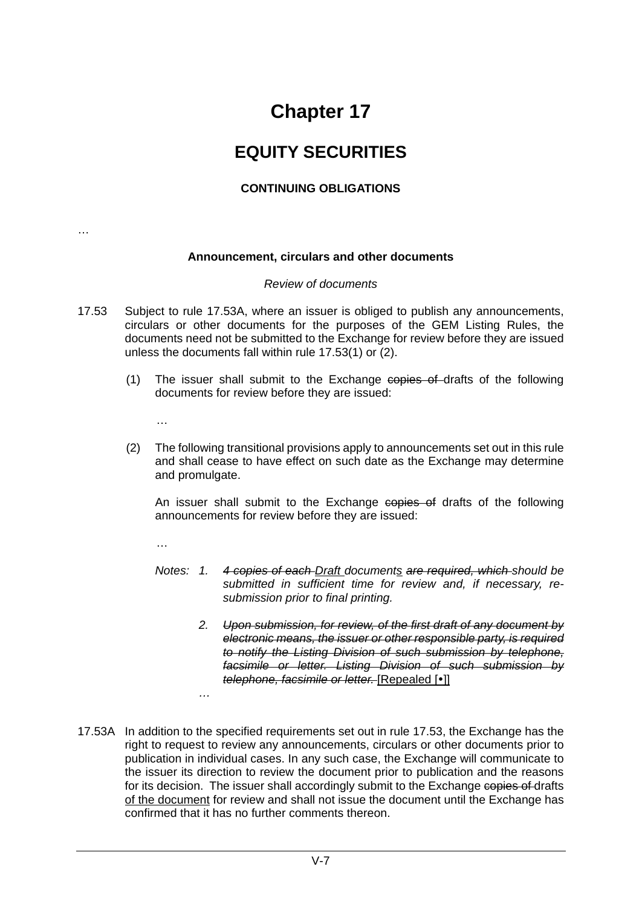# Chapter 17

## EQUITY SECURITIES

### CONTINUING OBLIGATIONS

…

**Announcement, circulars and other documents**

*Review of documents*

17.53 Subject to rule 17.53A, where an issuer is obliged to publish any announcements, circulars or other documents for the purposes of the GEM Listing Rules, the documents need not be submitted to the Exchange for review before they are issued unless the documents fall within rule 17.53(1) or (2).

(1) The issuer shall submit to the Exchange ~~copies of~~ drafts of the following documents for review before they are issued:

…

(2) The following transitional provisions apply to announcements set out in this rule and shall cease to have effect on such date as the Exchange may determine and promulgate.

An issuer shall submit to the Exchange ~~copies of~~ drafts of the following announcements for review before they are issued:

…

*Notes:* 1. *~~4 copies of each~~ Draft documents ~~are required, which~~ should be submitted in sufficient time for review and, if necessary, re-submission prior to final printing.*

2. *~~Upon submission, for review, of the first draft of any document by electronic means, the issuer or other responsible party, is required to notify the Listing Division of such submission by telephone, facsimile or letter. Listing Division of such submission by telephone, facsimile or letter.~~* [Repealed [•]]

…

17.53A In addition to the specified requirements set out in rule 17.53, the Exchange has the right to request to review any announcements, circulars or other documents prior to publication in individual cases. In any such case, the Exchange will communicate to the issuer its direction to review the document prior to publication and the reasons for its decision. The issuer shall accordingly submit to the Exchange ~~copies of~~ drafts of the document for review and shall not issue the document until the Exchange has confirmed that it has no further comments thereon.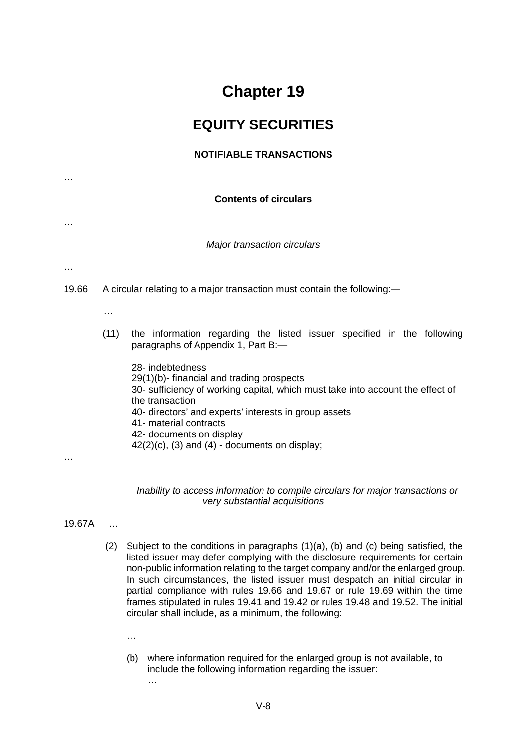# Chapter 19

## EQUITY SECURITIES

### NOTIFIABLE TRANSACTIONS

…

**Contents of circulars**

…

*Major transaction circulars*

…

19.66 A circular relating to a major transaction must contain the following:—

…

(11) the information regarding the listed issuer specified in the following paragraphs of Appendix 1, Part B:—

28- indebtedness
29(1)(b)- financial and trading prospects
30- sufficiency of working capital, which must take into account the effect of the transaction
40- directors' and experts' interests in group assets
41- material contracts
~~42- documents on display~~
<u>42(2)(c), (3) and (4) - documents on display;</u>

…

*Inability to access information to compile circulars for major transactions or very substantial acquisitions*

19.67A …

(2) Subject to the conditions in paragraphs (1)(a), (b) and (c) being satisfied, the listed issuer may defer complying with the disclosure requirements for certain non-public information relating to the target company and/or the enlarged group. In such circumstances, the listed issuer must despatch an initial circular in partial compliance with rules 19.66 and 19.67 or rule 19.69 within the time frames stipulated in rules 19.41 and 19.42 or rules 19.48 and 19.52. The initial circular shall include, as a minimum, the following:

…

(b) where information required for the enlarged group is not available, to include the following information regarding the issuer:
…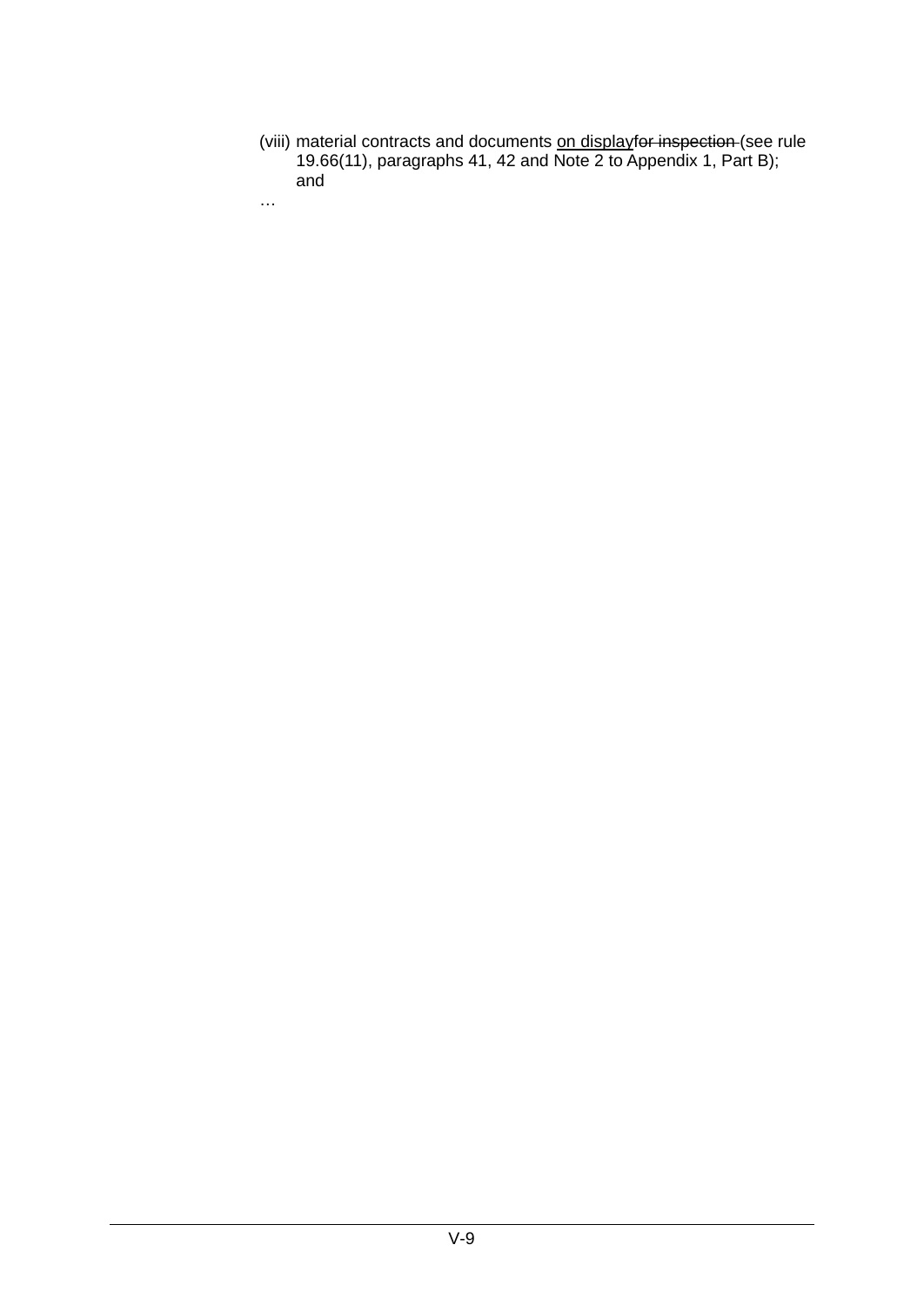(viii) material contracts and documents <u>on display</u>~~for inspection~~ (see rule 19.66(11), paragraphs 41, 42 and Note 2 to Appendix 1, Part B); and

…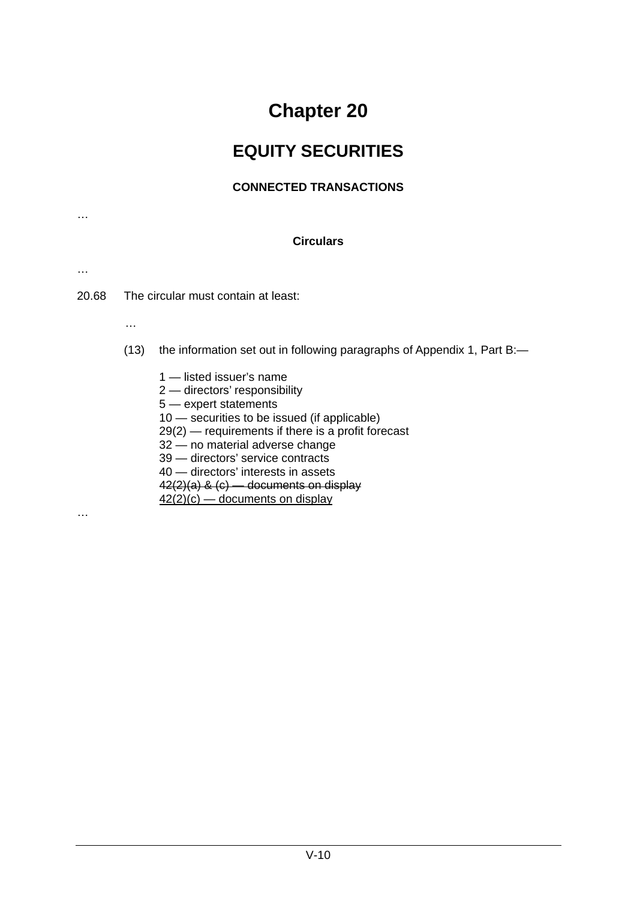# Chapter 20

## EQUITY SECURITIES

### CONNECTED TRANSACTIONS

…

#### Circulars

…

20.68 The circular must contain at least:

…

(13) the information set out in following paragraphs of Appendix 1, Part B:—

1 — listed issuer's name
2 — directors' responsibility
5 — expert statements
10 — securities to be issued (if applicable)
29(2) — requirements if there is a profit forecast
32 — no material adverse change
39 — directors' service contracts
40 — directors' interests in assets
~~42(2)(a) & (c) — documents on display~~
<u>42(2)(c) — documents on display</u>

…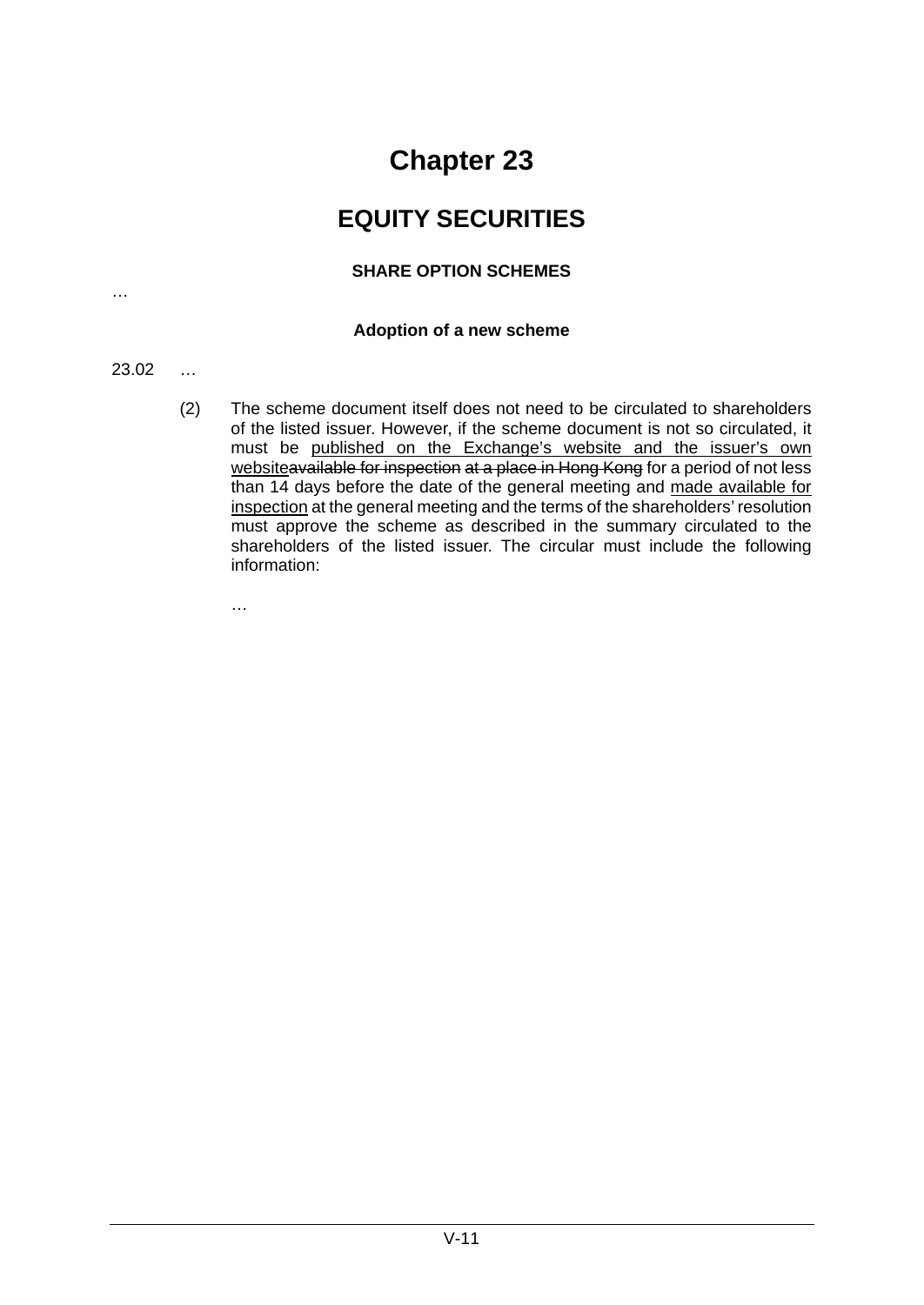# Chapter 23

## EQUITY SECURITIES

### SHARE OPTION SCHEMES

…

### Adoption of a new scheme

23.02 …

(2) The scheme document itself does not need to be circulated to shareholders of the listed issuer. However, if the scheme document is not so circulated, it must be <u>published on the Exchange's website and the issuer's own website</u>~~available for inspection at a place in Hong Kong~~ for a period of not less than 14 days before the date of the general meeting and <u>made available for inspection</u> at the general meeting and the terms of the shareholders' resolution must approve the scheme as described in the summary circulated to the shareholders of the listed issuer. The circular must include the following information:

…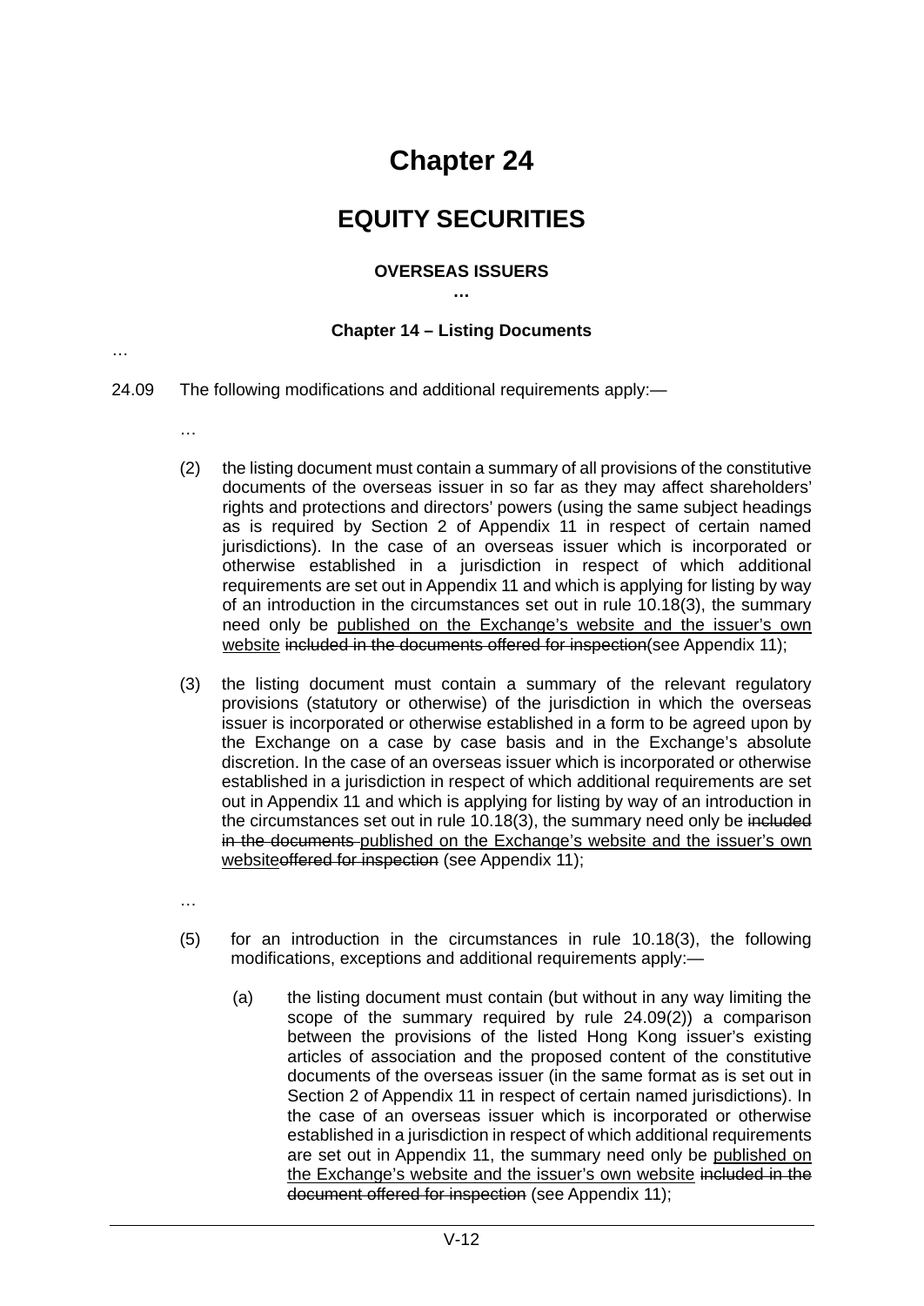# Chapter 24

# EQUITY SECURITIES

**OVERSEAS ISSUERS**

**…**

**Chapter 14 – Listing Documents**

…

24.09 The following modifications and additional requirements apply:—

…

(2) the listing document must contain a summary of all provisions of the constitutive documents of the overseas issuer in so far as they may affect shareholders' rights and protections and directors' powers (using the same subject headings as is required by Section 2 of Appendix 11 in respect of certain named jurisdictions). In the case of an overseas issuer which is incorporated or otherwise established in a jurisdiction in respect of which additional requirements are set out in Appendix 11 and which is applying for listing by way of an introduction in the circumstances set out in rule 10.18(3), the summary need only be <u>published on the Exchange's website and the issuer's own website</u> ~~included in the documents offered for inspection~~(see Appendix 11);

(3) the listing document must contain a summary of the relevant regulatory provisions (statutory or otherwise) of the jurisdiction in which the overseas issuer is incorporated or otherwise established in a form to be agreed upon by the Exchange on a case by case basis and in the Exchange's absolute discretion. In the case of an overseas issuer which is incorporated or otherwise established in a jurisdiction in respect of which additional requirements are set out in Appendix 11 and which is applying for listing by way of an introduction in the circumstances set out in rule 10.18(3), the summary need only be ~~included in the documents~~ <u>published on the Exchange's website and the issuer's own website</u>~~offered for inspection~~ (see Appendix 11);

…

(5) for an introduction in the circumstances in rule 10.18(3), the following modifications, exceptions and additional requirements apply:—

(a) the listing document must contain (but without in any way limiting the scope of the summary required by rule 24.09(2)) a comparison between the provisions of the listed Hong Kong issuer's existing articles of association and the proposed content of the constitutive documents of the overseas issuer (in the same format as is set out in Section 2 of Appendix 11 in respect of certain named jurisdictions). In the case of an overseas issuer which is incorporated or otherwise established in a jurisdiction in respect of which additional requirements are set out in Appendix 11, the summary need only be <u>published on the Exchange's website and the issuer's own website</u> ~~included in the document offered for inspection~~ (see Appendix 11);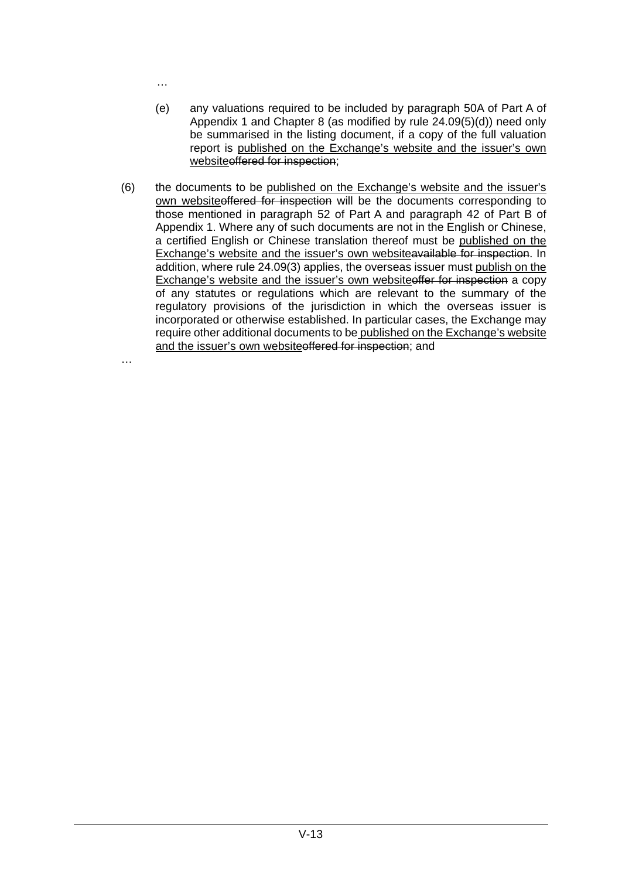…

(e) any valuations required to be included by paragraph 50A of Part A of Appendix 1 and Chapter 8 (as modified by rule 24.09(5)(d)) need only be summarised in the listing document, if a copy of the full valuation report is <u>published on the Exchange's website and the issuer's own website</u>~~offered for inspection~~;

(6) the documents to be <u>published on the Exchange's website and the issuer's own website</u>~~offered for inspection~~ will be the documents corresponding to those mentioned in paragraph 52 of Part A and paragraph 42 of Part B of Appendix 1. Where any of such documents are not in the English or Chinese, a certified English or Chinese translation thereof must be <u>published on the Exchange's website and the issuer's own website</u>~~available for inspection~~. In addition, where rule 24.09(3) applies, the overseas issuer must <u>publish on the Exchange's website and the issuer's own website</u>~~offer for inspection~~ a copy of any statutes or regulations which are relevant to the summary of the regulatory provisions of the jurisdiction in which the overseas issuer is incorporated or otherwise established. In particular cases, the Exchange may require other additional documents to be <u>published on the Exchange's website and the issuer's own website</u>~~offered for inspection~~; and

…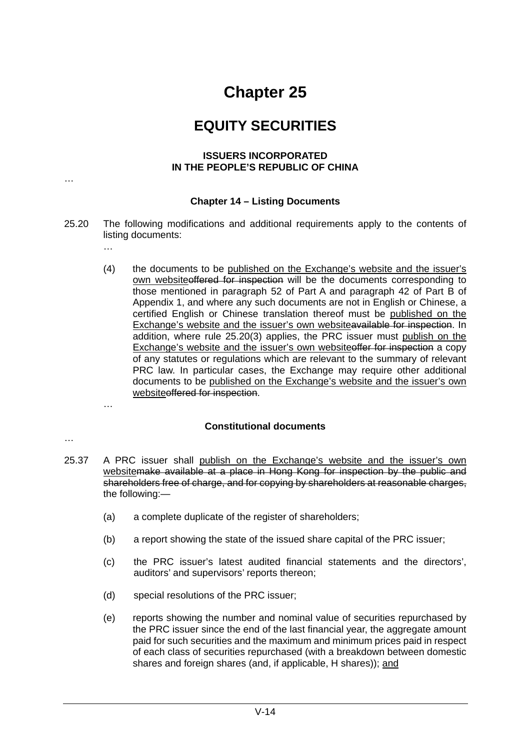# Chapter 25

## EQUITY SECURITIES

### ISSUERS INCORPORATED IN THE PEOPLE'S REPUBLIC OF CHINA

…

#### Chapter 14 – Listing Documents

25.20 The following modifications and additional requirements apply to the contents of listing documents:

…

(4) the documents to be <u>published on the Exchange's website and the issuer's own website</u>~~offered for inspection~~ will be the documents corresponding to those mentioned in paragraph 52 of Part A and paragraph 42 of Part B of Appendix 1, and where any such documents are not in English or Chinese, a certified English or Chinese translation thereof must be <u>published on the Exchange's website and the issuer's own website</u>~~available for inspection~~. In addition, where rule 25.20(3) applies, the PRC issuer must <u>publish on the Exchange's website and the issuer's own website</u>~~offer for inspection~~ a copy of any statutes or regulations which are relevant to the summary of relevant PRC law. In particular cases, the Exchange may require other additional documents to be <u>published on the Exchange's website and the issuer's own website</u>~~offered for inspection~~.

…

#### Constitutional documents

…

25.37 A PRC issuer shall <u>publish on the Exchange's website and the issuer's own website</u>~~make available at a place in Hong Kong for inspection by the public and shareholders free of charge, and for copying by shareholders at reasonable charges,~~ the following:—

(a) a complete duplicate of the register of shareholders;

(b) a report showing the state of the issued share capital of the PRC issuer;

(c) the PRC issuer's latest audited financial statements and the directors', auditors' and supervisors' reports thereon;

(d) special resolutions of the PRC issuer;

(e) reports showing the number and nominal value of securities repurchased by the PRC issuer since the end of the last financial year, the aggregate amount paid for such securities and the maximum and minimum prices paid in respect of each class of securities repurchased (with a breakdown between domestic shares and foreign shares (and, if applicable, H shares)); <u>and</u>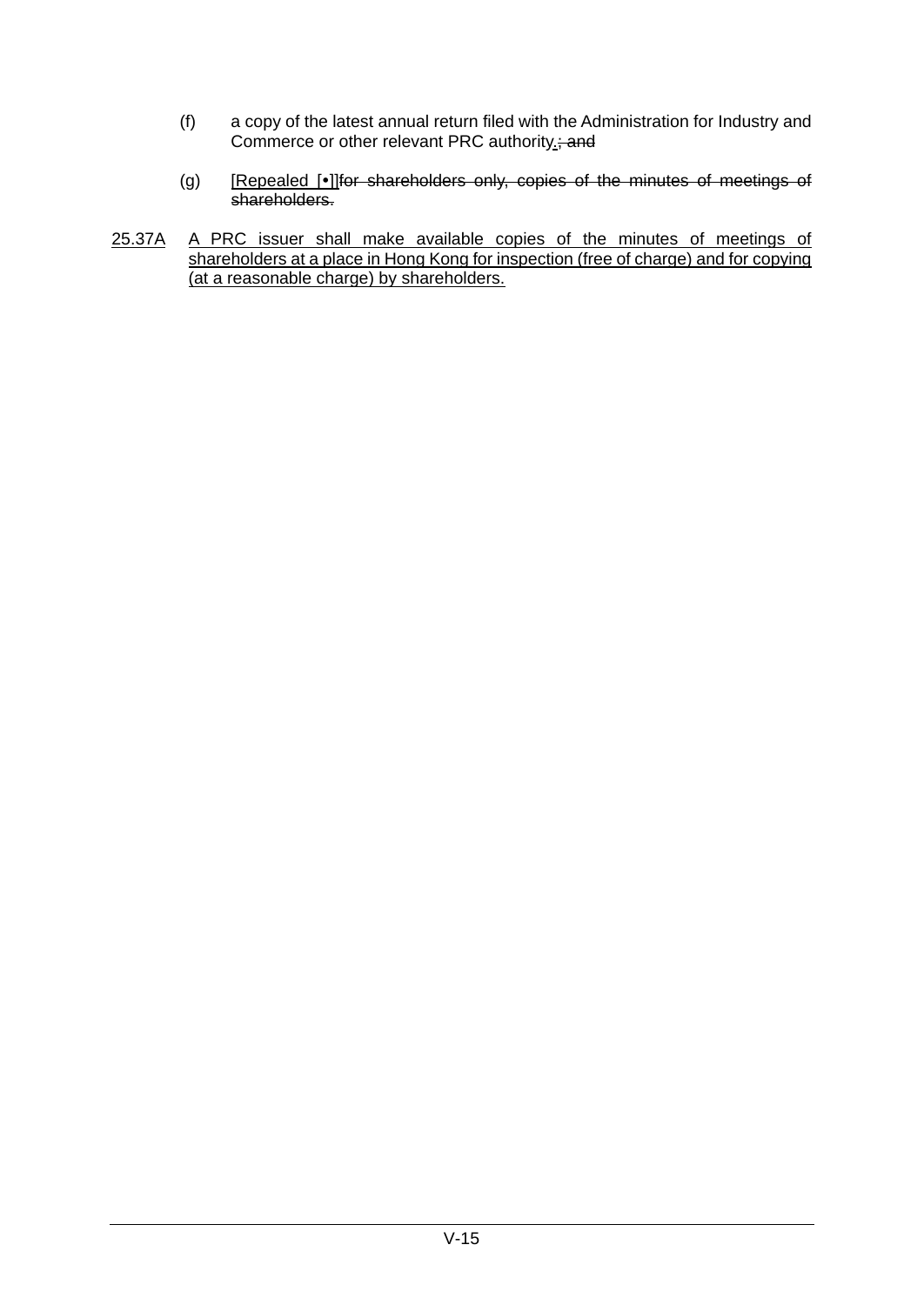(f) a copy of the latest annual return filed with the Administration for Industry and Commerce or other relevant PRC authority.; and

(g) [Repealed [•]]~~for shareholders only, copies of the minutes of meetings of shareholders.~~

25.37A A PRC issuer shall make available copies of the minutes of meetings of shareholders at a place in Hong Kong for inspection (free of charge) and for copying (at a reasonable charge) by shareholders.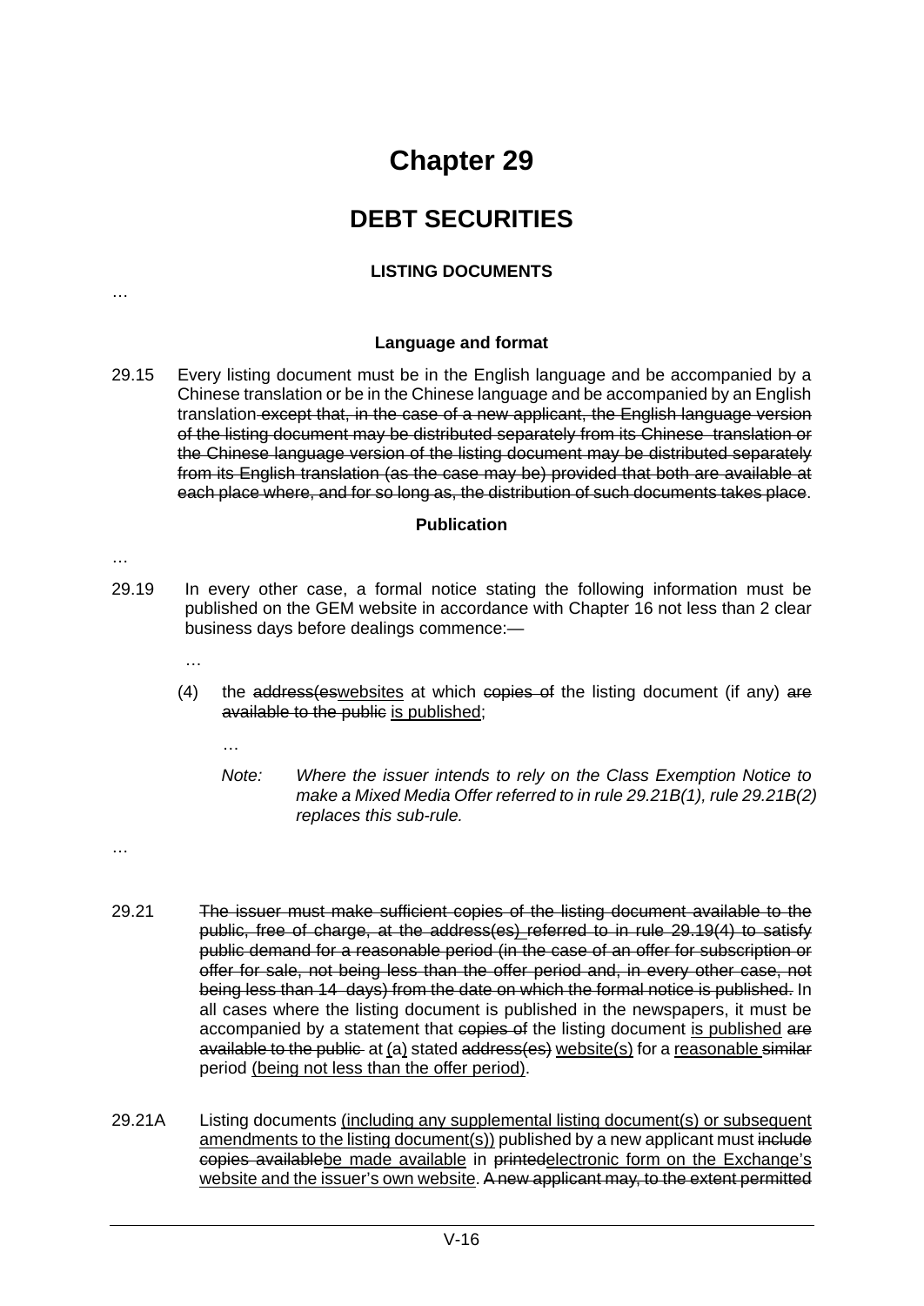# Chapter 29

## DEBT SECURITIES

### LISTING DOCUMENTS

…

#### Language and format

29.15 Every listing document must be in the English language and be accompanied by a Chinese translation or be in the Chinese language and be accompanied by an English translation ~~except that, in the case of a new applicant, the English language version of the listing document may be distributed separately from its Chinese translation or the Chinese language version of the listing document may be distributed separately from its English translation (as the case may be) provided that both are available at each place where, and for so long as, the distribution of such documents takes place~~.

#### Publication

…

29.19 In every other case, a formal notice stating the following information must be published on the GEM website in accordance with Chapter 16 not less than 2 clear business days before dealings commence:—

…

(4) the ~~address(es~~websites at which ~~copies of~~ the listing document (if any) ~~are available to the public~~ is published;

…

*Note: Where the issuer intends to rely on the Class Exemption Notice to make a Mixed Media Offer referred to in rule 29.21B(1), rule 29.21B(2) replaces this sub-rule.*

…

29.21 ~~The issuer must make sufficient copies of the listing document available to the public, free of charge, at the address(es) referred to in rule 29.19(4) to satisfy public demand for a reasonable period (in the case of an offer for subscription or offer for sale, not being less than the offer period and, in every other case, not being less than 14 days) from the date on which the formal notice is published.~~ In all cases where the listing document is published in the newspapers, it must be accompanied by a statement that ~~copies of~~ the listing document is published ~~are available to the public~~ at (a) stated ~~address(es)~~ website(s) for a reasonable ~~similar~~ period (being not less than the offer period).

29.21A Listing documents (including any supplemental listing document(s) or subsequent amendments to the listing document(s)) published by a new applicant must ~~include copies available~~be made available in ~~printed~~electronic form on the Exchange's website and the issuer's own website. ~~A new applicant may, to the extent permitted~~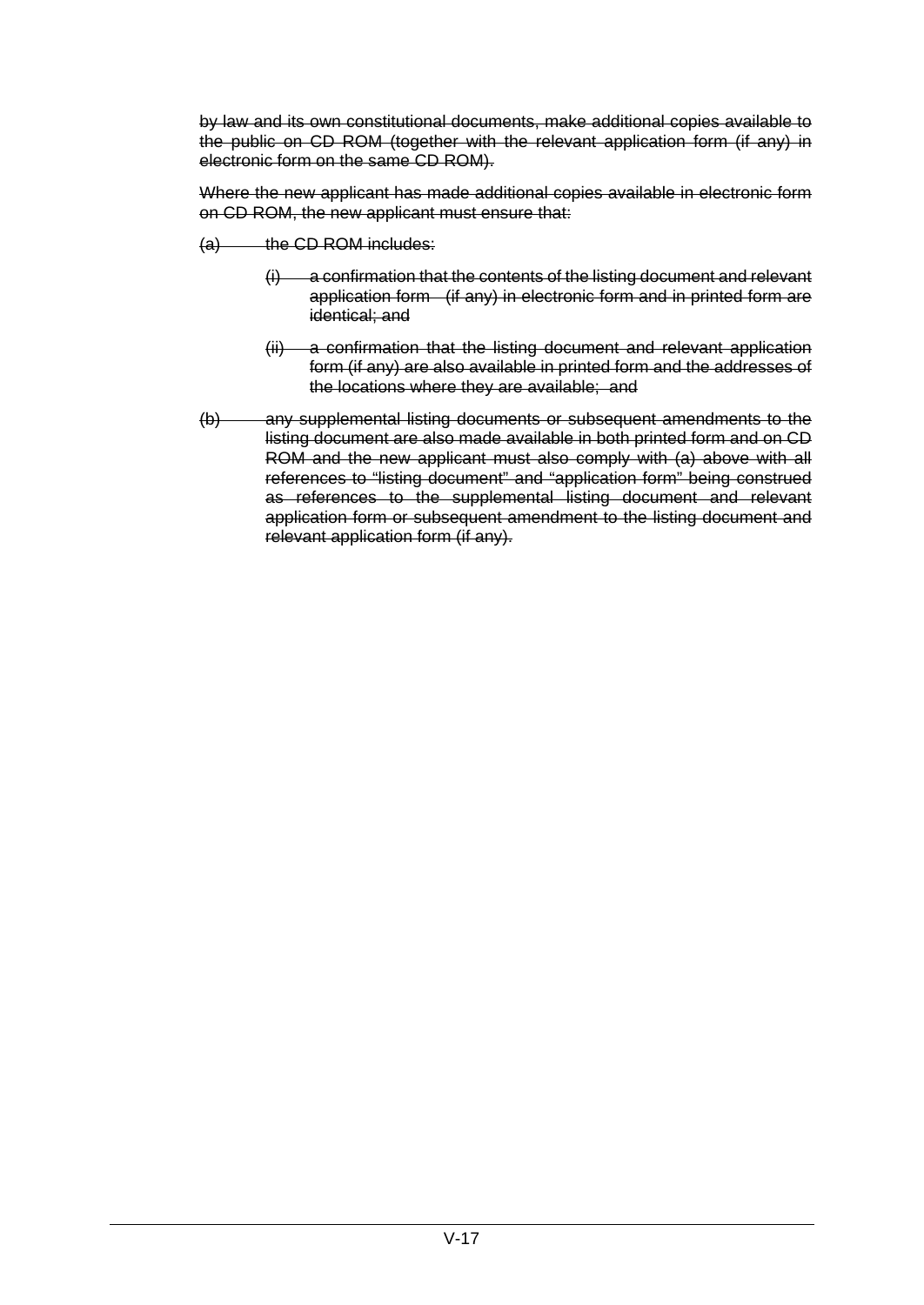~~by law and its own constitutional documents, make additional copies available to the public on CD ROM (together with the relevant application form (if any) in electronic form on the same CD ROM).~~

~~Where the new applicant has made additional copies available in electronic form on CD ROM, the new applicant must ensure that:~~

~~(a) the CD ROM includes:~~

~~(i) a confirmation that the contents of the listing document and relevant application form (if any) in electronic form and in printed form are identical; and~~

~~(ii) a confirmation that the listing document and relevant application form (if any) are also available in printed form and the addresses of the locations where they are available; and~~

~~(b) any supplemental listing documents or subsequent amendments to the listing document are also made available in both printed form and on CD ROM and the new applicant must also comply with (a) above with all references to "listing document" and "application form" being construed as references to the supplemental listing document and relevant application form or subsequent amendment to the listing document and relevant application form (if any).~~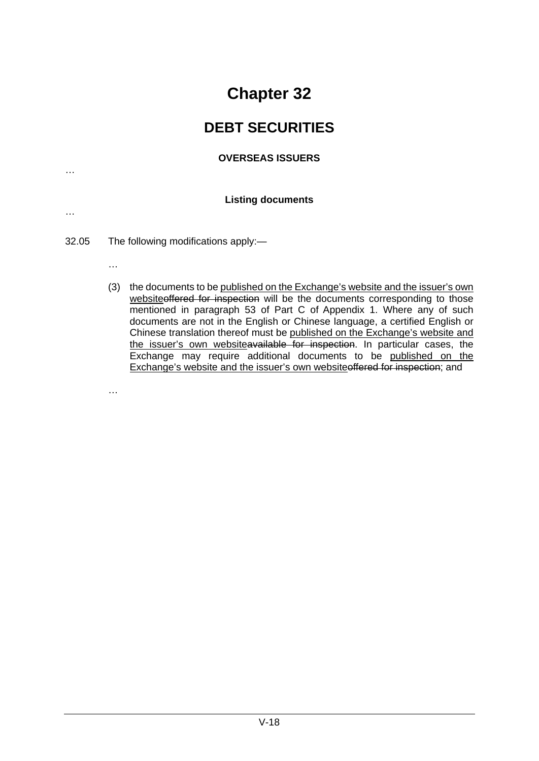# Chapter 32

## DEBT SECURITIES

**OVERSEAS ISSUERS**

…

**Listing documents**

…

32.05 The following modifications apply:—

…

(3) the documents to be <u>published on the Exchange's website and the issuer's own website</u>~~offered for inspection~~ will be the documents corresponding to those mentioned in paragraph 53 of Part C of Appendix 1. Where any of such documents are not in the English or Chinese language, a certified English or Chinese translation thereof must be <u>published on the Exchange's website and the issuer's own website</u>~~available for inspection~~. In particular cases, the Exchange may require additional documents to be <u>published on the Exchange's website and the issuer's own website</u>~~offered for inspection~~; and

…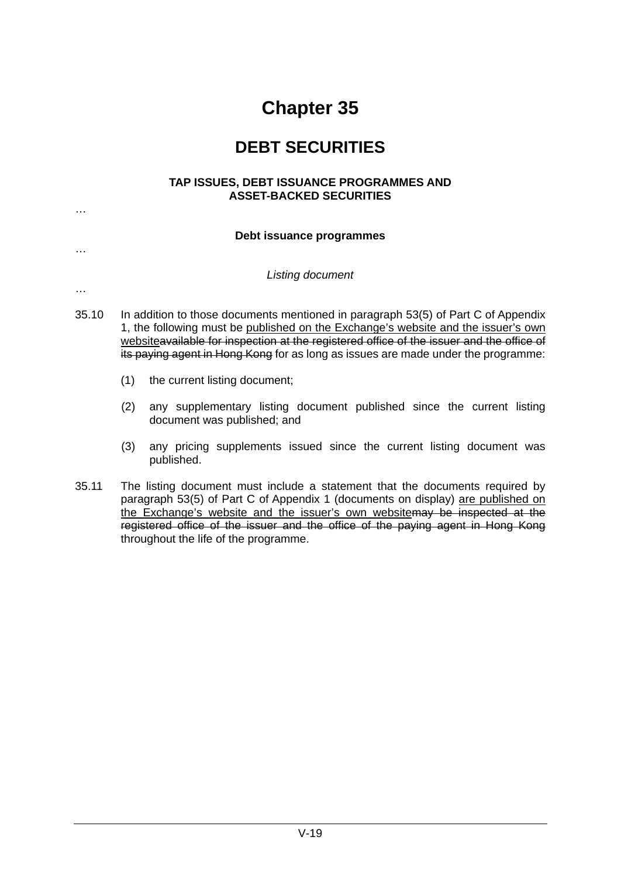# Chapter 35

## DEBT SECURITIES

### TAP ISSUES, DEBT ISSUANCE PROGRAMMES AND ASSET-BACKED SECURITIES

…

**Debt issuance programmes**

…

*Listing document*

…

35.10 In addition to those documents mentioned in paragraph 53(5) of Part C of Appendix 1, the following must be <u>published on the Exchange's website and the issuer's own website</u>~~available for inspection at the registered office of the issuer and the office of its paying agent in Hong Kong~~ for as long as issues are made under the programme:

(1) the current listing document;

(2) any supplementary listing document published since the current listing document was published; and

(3) any pricing supplements issued since the current listing document was published.

35.11 The listing document must include a statement that the documents required by paragraph 53(5) of Part C of Appendix 1 (documents on display) <u>are published on the Exchange's website and the issuer's own website</u>~~may be inspected at the registered office of the issuer and the office of the paying agent in Hong Kong~~ throughout the life of the programme.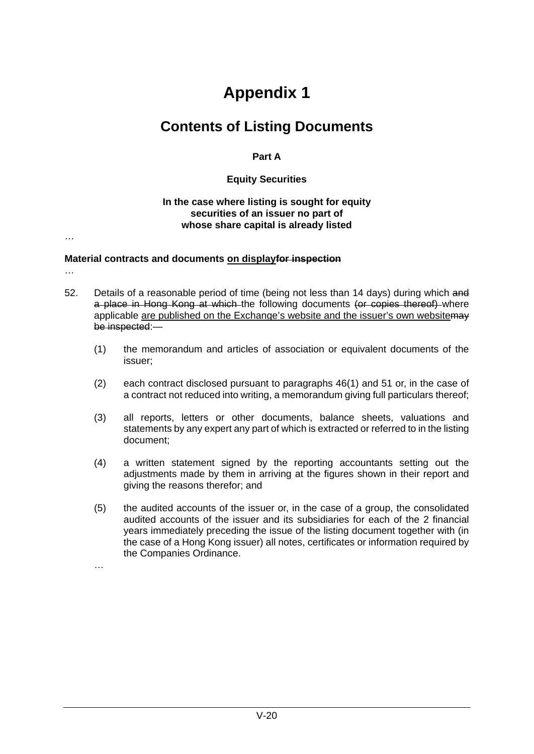# Appendix 1

## Contents of Listing Documents

**Part A**

**Equity Securities**

**In the case where listing is sought for equity securities of an issuer no part of whose share capital is already listed**

…

**Material contracts and documents <u>on display</u>~~for inspection~~**

…

52. Details of a reasonable period of time (being not less than 14 days) during which ~~and a place in Hong Kong at which~~ the following documents ~~(or copies thereof)~~ where applicable <u>are published on the Exchange's website and the issuer's own website</u>~~may be inspected~~:~~—~~

    (1) the memorandum and articles of association or equivalent documents of the issuer;

    (2) each contract disclosed pursuant to paragraphs 46(1) and 51 or, in the case of a contract not reduced into writing, a memorandum giving full particulars thereof;

    (3) all reports, letters or other documents, balance sheets, valuations and statements by any expert any part of which is extracted or referred to in the listing document;

    (4) a written statement signed by the reporting accountants setting out the adjustments made by them in arriving at the figures shown in their report and giving the reasons therefor; and

    (5) the audited accounts of the issuer or, in the case of a group, the consolidated audited accounts of the issuer and its subsidiaries for each of the 2 financial years immediately preceding the issue of the listing document together with (in the case of a Hong Kong issuer) all notes, certificates or information required by the Companies Ordinance.

    …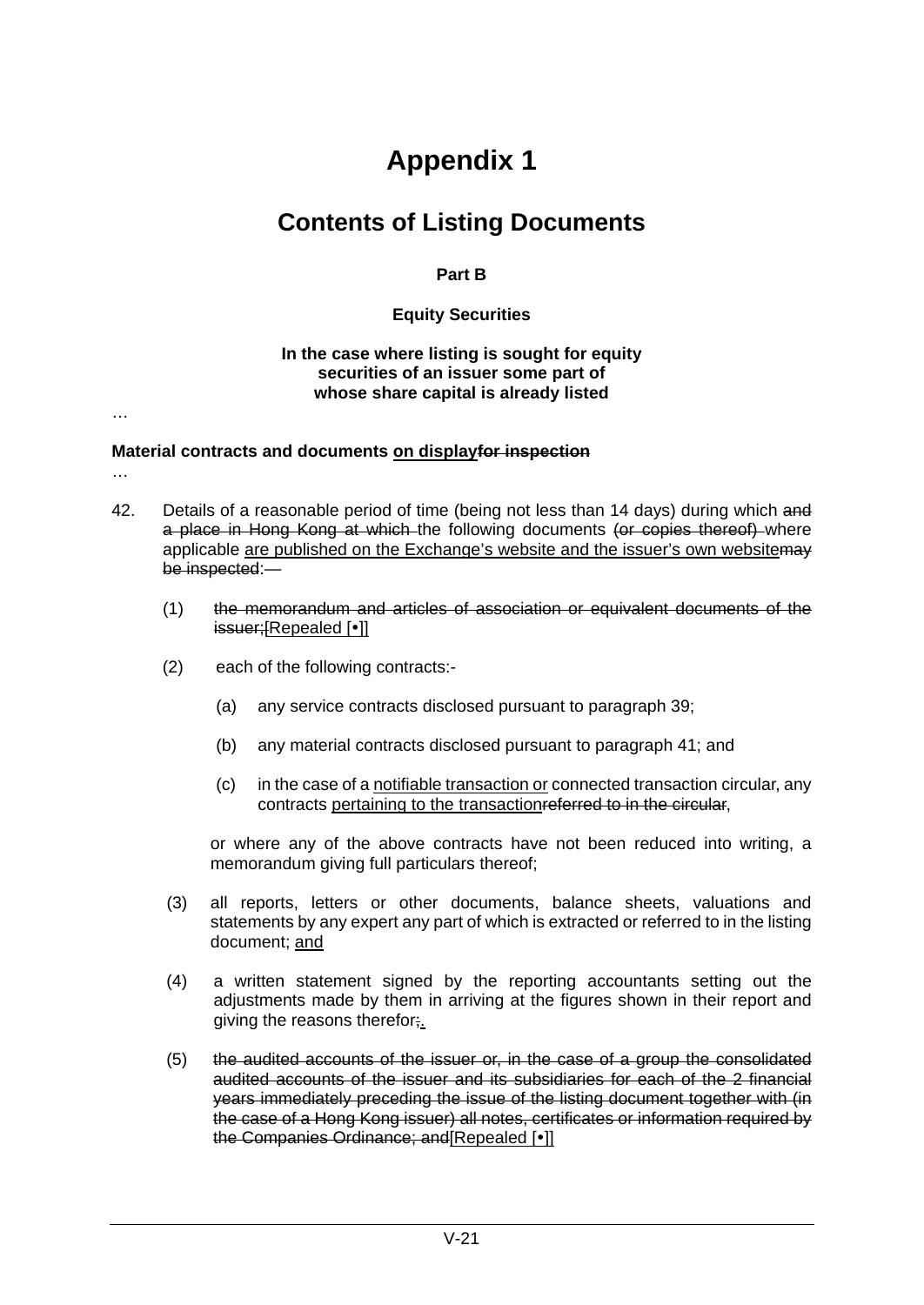# Appendix 1

## Contents of Listing Documents

**Part B**

**Equity Securities**

**In the case where listing is sought for equity securities of an issuer some part of whose share capital is already listed**

…

**Material contracts and documents <u>on display</u>~~for inspection~~**

…

42. Details of a reasonable period of time (being not less than 14 days) during which ~~and a place in Hong Kong at which~~ the following documents ~~(or copies thereof)~~ where applicable <u>are published on the Exchange's website and the issuer's own website</u>~~may be inspected~~:—

   (1) ~~the memorandum and articles of association or equivalent documents of the issuer;~~[Repealed [•]]

   (2) each of the following contracts:-

      (a) any service contracts disclosed pursuant to paragraph 39;

      (b) any material contracts disclosed pursuant to paragraph 41; and

      (c) in the case of a <u>notifiable transaction or</u> connected transaction circular, any contracts <u>pertaining to the transaction</u>~~referred to in the circular~~,

   or where any of the above contracts have not been reduced into writing, a memorandum giving full particulars thereof;

   (3) all reports, letters or other documents, balance sheets, valuations and statements by any expert any part of which is extracted or referred to in the listing document; <u>and</u>

   (4) a written statement signed by the reporting accountants setting out the adjustments made by them in arriving at the figures shown in their report and giving the reasons therefor~~;~~<u>.</u>

   (5) ~~the audited accounts of the issuer or, in the case of a group the consolidated audited accounts of the issuer and its subsidiaries for each of the 2 financial years immediately preceding the issue of the listing document together with (in the case of a Hong Kong issuer) all notes, certificates or information required by the Companies Ordinance; and~~[Repealed [•]]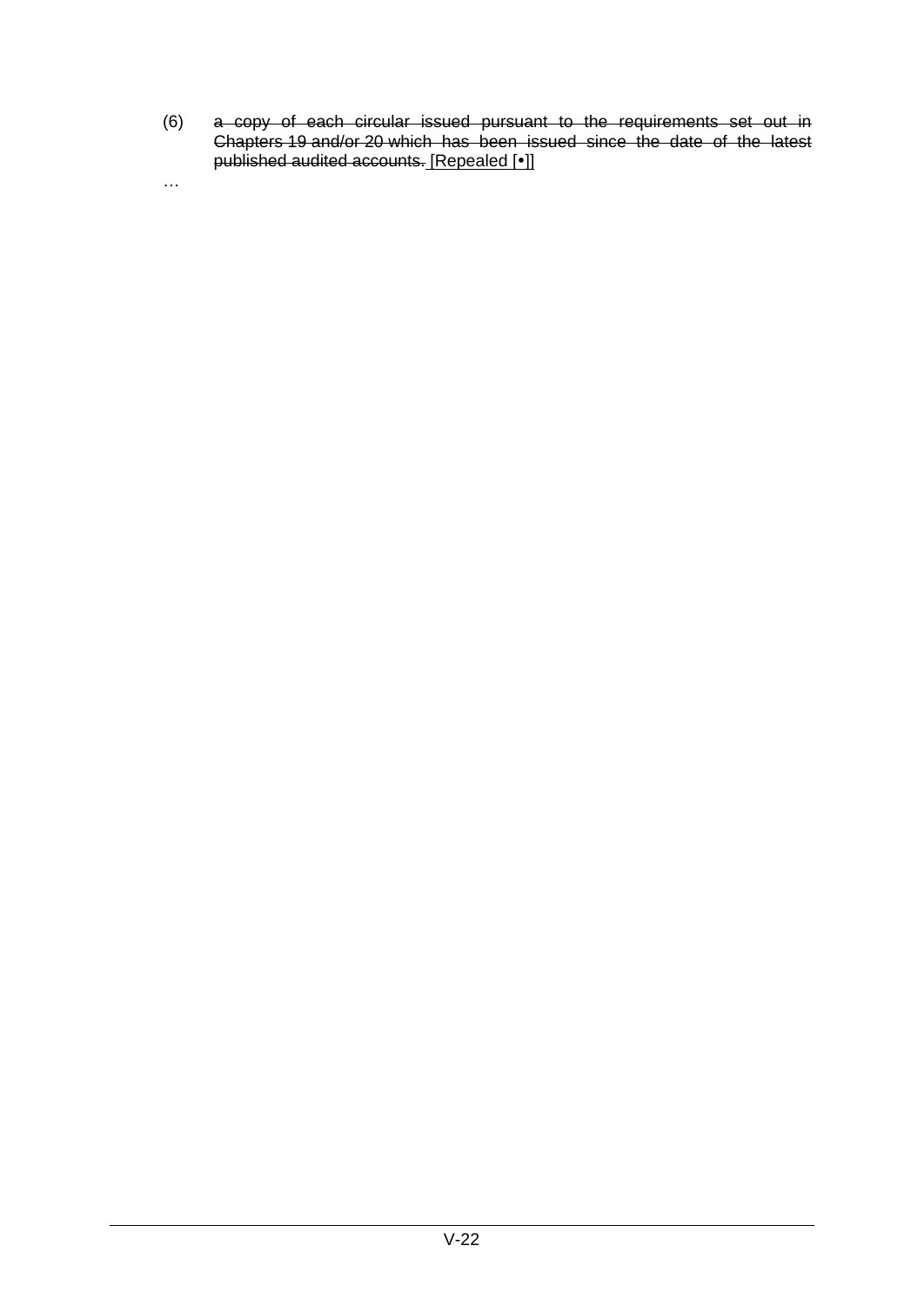(6) ~~a copy of each circular issued pursuant to the requirements set out in Chapters 19 and/or 20 which has been issued since the date of the latest published audited accounts.~~ <u>[Repealed [•]]</u>

…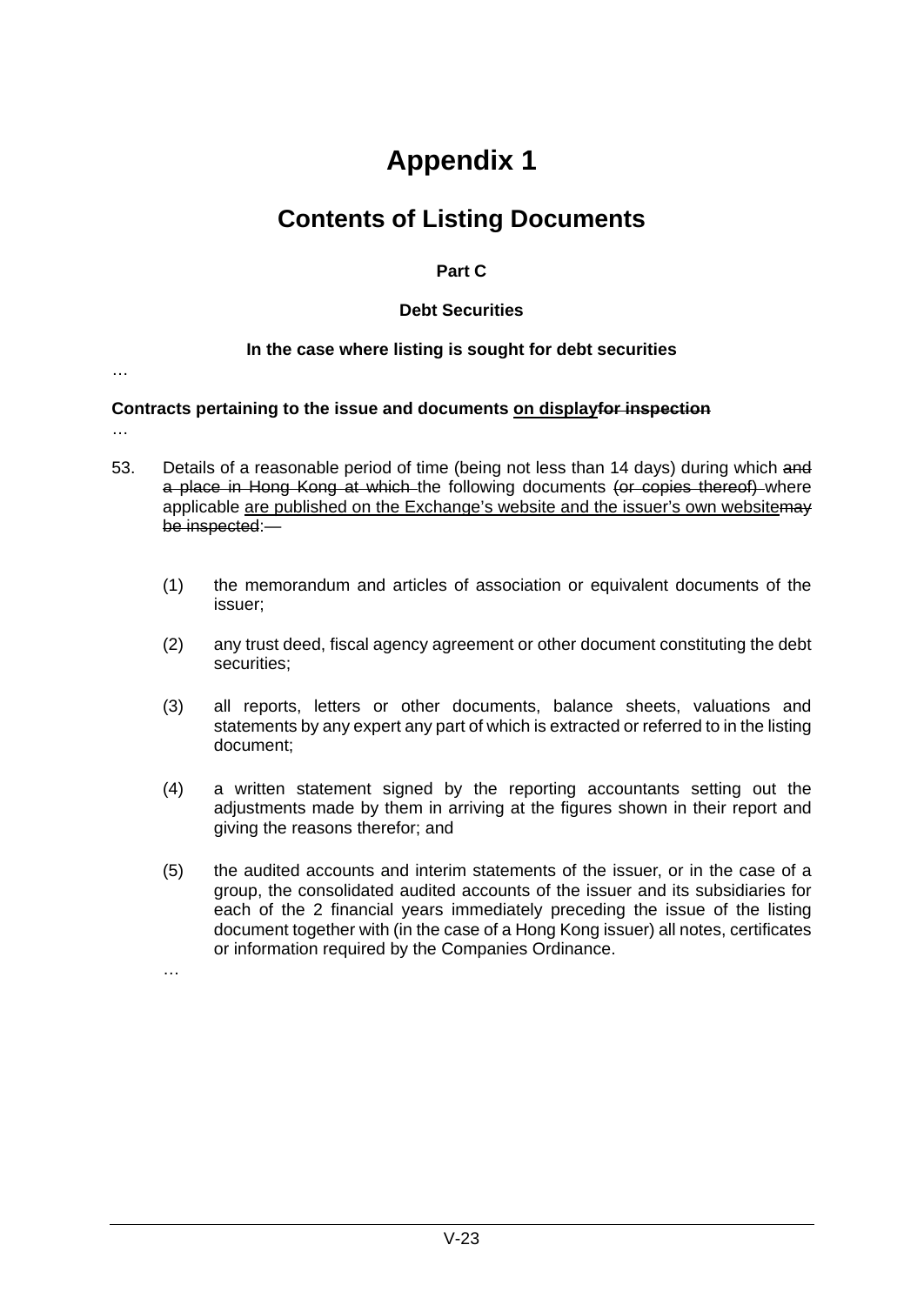# Appendix 1

## Contents of Listing Documents

**Part C**

**Debt Securities**

**In the case where listing is sought for debt securities**

…

**Contracts pertaining to the issue and documents <u>on display</u>~~for inspection~~**

…

53. Details of a reasonable period of time (being not less than 14 days) during which ~~and a place in Hong Kong at which~~ the following documents ~~(or copies thereof)~~ where applicable <u>are published on the Exchange's website and the issuer's own website</u>~~may be inspected~~:~~—~~

    (1) the memorandum and articles of association or equivalent documents of the issuer;

    (2) any trust deed, fiscal agency agreement or other document constituting the debt securities;

    (3) all reports, letters or other documents, balance sheets, valuations and statements by any expert any part of which is extracted or referred to in the listing document;

    (4) a written statement signed by the reporting accountants setting out the adjustments made by them in arriving at the figures shown in their report and giving the reasons therefor; and

    (5) the audited accounts and interim statements of the issuer, or in the case of a group, the consolidated audited accounts of the issuer and its subsidiaries for each of the 2 financial years immediately preceding the issue of the listing document together with (in the case of a Hong Kong issuer) all notes, certificates or information required by the Companies Ordinance.

    …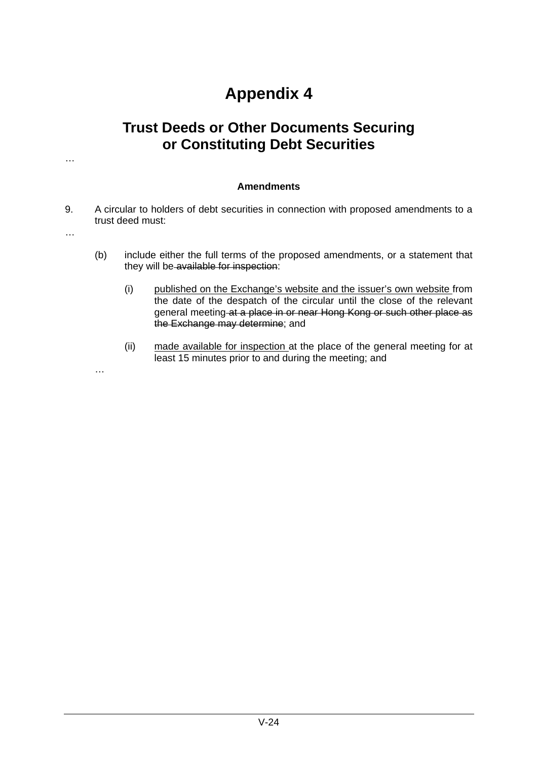# Appendix 4

## Trust Deeds or Other Documents Securing or Constituting Debt Securities

…

**Amendments**

9. A circular to holders of debt securities in connection with proposed amendments to a trust deed must:

…

(b) include either the full terms of the proposed amendments, or a statement that they will be ~~available for inspection~~:

(i) <u>published on the Exchange's website and the issuer's own website</u> from the date of the despatch of the circular until the close of the relevant general meeting ~~at a place in or near Hong Kong or such other place as the Exchange may determine~~; and

(ii) <u>made available for inspection</u> at the place of the general meeting for at least 15 minutes prior to and during the meeting; and

…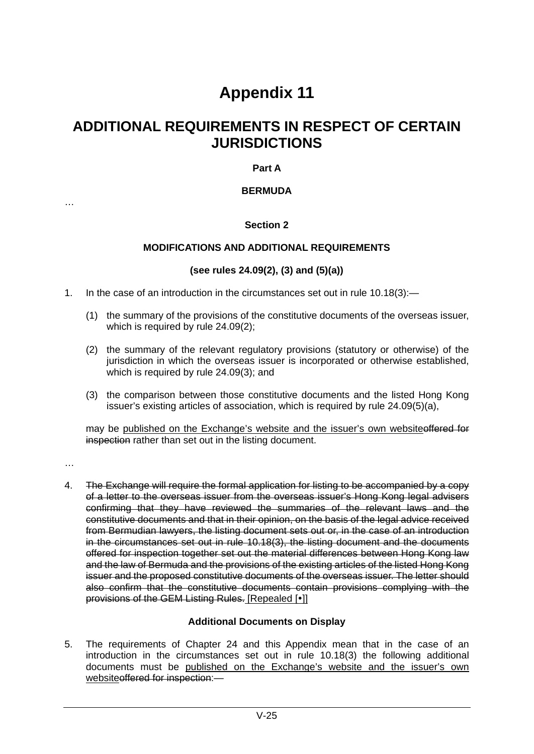# Appendix 11

## ADDITIONAL REQUIREMENTS IN RESPECT OF CERTAIN JURISDICTIONS

**Part A**

**BERMUDA**

…

**Section 2**

**MODIFICATIONS AND ADDITIONAL REQUIREMENTS**

**(see rules 24.09(2), (3) and (5)(a))**

1. In the case of an introduction in the circumstances set out in rule 10.18(3):—

   (1) the summary of the provisions of the constitutive documents of the overseas issuer, which is required by rule 24.09(2);

   (2) the summary of the relevant regulatory provisions (statutory or otherwise) of the jurisdiction in which the overseas issuer is incorporated or otherwise established, which is required by rule 24.09(3); and

   (3) the comparison between those constitutive documents and the listed Hong Kong issuer's existing articles of association, which is required by rule 24.09(5)(a),

   may be <u>published on the Exchange's website and the issuer's own website</u>~~offered for inspection~~ rather than set out in the listing document.

…

4. ~~The Exchange will require the formal application for listing to be accompanied by a copy of a letter to the overseas issuer from the overseas issuer's Hong Kong legal advisers confirming that they have reviewed the summaries of the relevant laws and the constitutive documents and that in their opinion, on the basis of the legal advice received from Bermudian lawyers, the listing document sets out or, in the case of an introduction in the circumstances set out in rule 10.18(3), the listing document and the documents offered for inspection together set out the material differences between Hong Kong law and the law of Bermuda and the provisions of the existing articles of the listed Hong Kong issuer and the proposed constitutive documents of the overseas issuer. The letter should also confirm that the constitutive documents contain provisions complying with the provisions of the GEM Listing Rules.~~ <u>[Repealed [•]]</u>

**Additional Documents on Display**

5. The requirements of Chapter 24 and this Appendix mean that in the case of an introduction in the circumstances set out in rule 10.18(3) the following additional documents must be <u>published on the Exchange's website and the issuer's own website</u>~~offered for inspection~~:—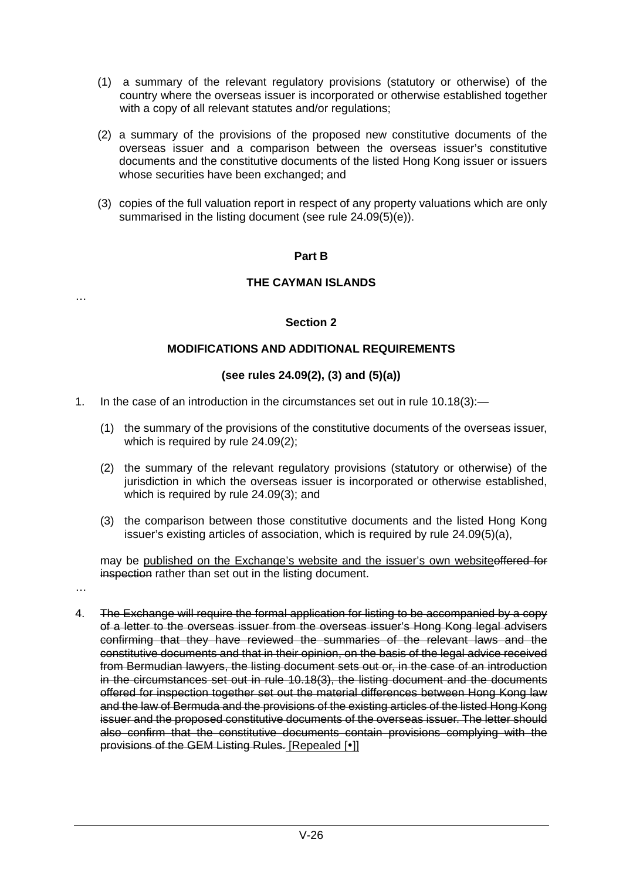(1) a summary of the relevant regulatory provisions (statutory or otherwise) of the country where the overseas issuer is incorporated or otherwise established together with a copy of all relevant statutes and/or regulations;

(2) a summary of the provisions of the proposed new constitutive documents of the overseas issuer and a comparison between the overseas issuer's constitutive documents and the constitutive documents of the listed Hong Kong issuer or issuers whose securities have been exchanged; and

(3) copies of the full valuation report in respect of any property valuations which are only summarised in the listing document (see rule 24.09(5)(e)).

**Part B**

**THE CAYMAN ISLANDS**

…

**Section 2**

**MODIFICATIONS AND ADDITIONAL REQUIREMENTS**

**(see rules 24.09(2), (3) and (5)(a))**

1. In the case of an introduction in the circumstances set out in rule 10.18(3):—

   (1) the summary of the provisions of the constitutive documents of the overseas issuer, which is required by rule 24.09(2);

   (2) the summary of the relevant regulatory provisions (statutory or otherwise) of the jurisdiction in which the overseas issuer is incorporated or otherwise established, which is required by rule 24.09(3); and

   (3) the comparison between those constitutive documents and the listed Hong Kong issuer's existing articles of association, which is required by rule 24.09(5)(a),

   may be <u>published on the Exchange's website and the issuer's own website</u>~~offered for inspection~~ rather than set out in the listing document.

…

4. ~~The Exchange will require the formal application for listing to be accompanied by a copy of a letter to the overseas issuer from the overseas issuer's Hong Kong legal advisers confirming that they have reviewed the summaries of the relevant laws and the constitutive documents and that in their opinion, on the basis of the legal advice received from Bermudian lawyers, the listing document sets out or, in the case of an introduction in the circumstances set out in rule 10.18(3), the listing document and the documents offered for inspection together set out the material differences between Hong Kong law and the law of Bermuda and the provisions of the existing articles of the listed Hong Kong issuer and the proposed constitutive documents of the overseas issuer. The letter should also confirm that the constitutive documents contain provisions complying with the provisions of the GEM Listing Rules.~~ <u>[Repealed [•]]</u>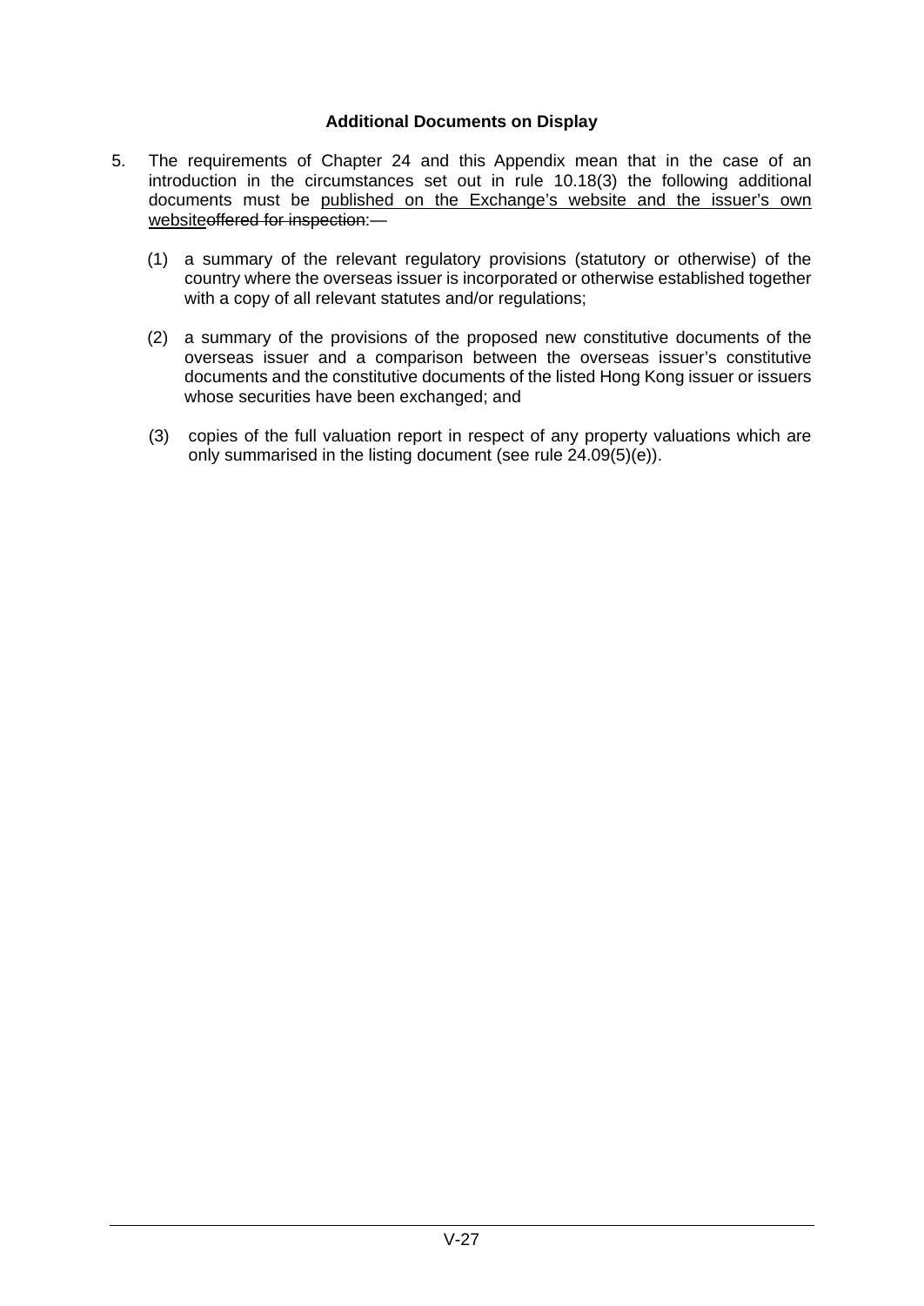**Additional Documents on Display**

5. The requirements of Chapter 24 and this Appendix mean that in the case of an introduction in the circumstances set out in rule 10.18(3) the following additional documents must be <u>published on the Exchange's website and the issuer's own website</u>~~offered for inspection~~:—

   (1) a summary of the relevant regulatory provisions (statutory or otherwise) of the country where the overseas issuer is incorporated or otherwise established together with a copy of all relevant statutes and/or regulations;

   (2) a summary of the provisions of the proposed new constitutive documents of the overseas issuer and a comparison between the overseas issuer's constitutive documents and the constitutive documents of the listed Hong Kong issuer or issuers whose securities have been exchanged; and

   (3) copies of the full valuation report in respect of any property valuations which are only summarised in the listing document (see rule 24.09(5)(e)).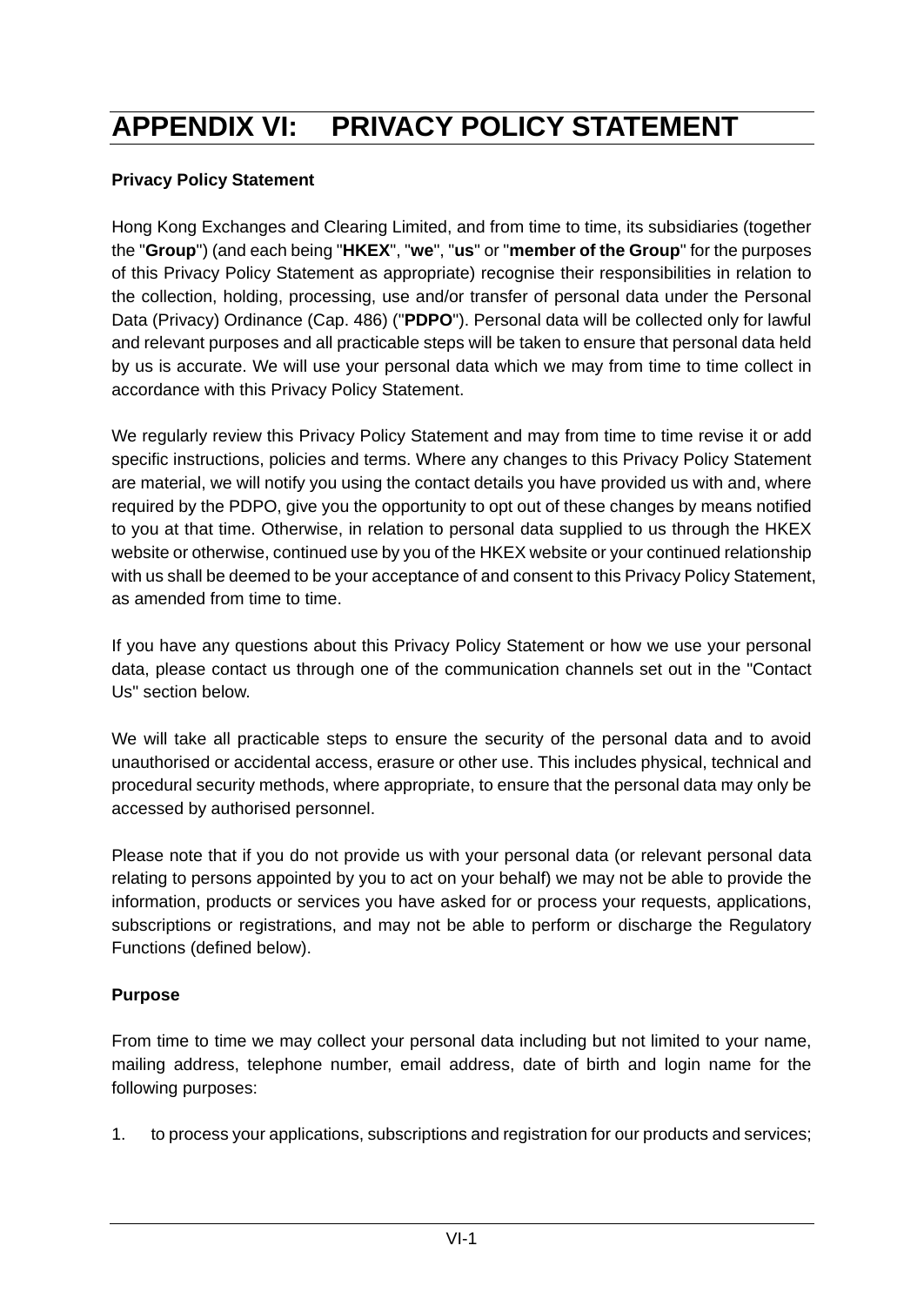# APPENDIX VI: PRIVACY POLICY STATEMENT

**Privacy Policy Statement**

Hong Kong Exchanges and Clearing Limited, and from time to time, its subsidiaries (together the "**Group**") (and each being "**HKEX**", "**we**", "**us**" or "**member of the Group**" for the purposes of this Privacy Policy Statement as appropriate) recognise their responsibilities in relation to the collection, holding, processing, use and/or transfer of personal data under the Personal Data (Privacy) Ordinance (Cap. 486) ("**PDPO**"). Personal data will be collected only for lawful and relevant purposes and all practicable steps will be taken to ensure that personal data held by us is accurate. We will use your personal data which we may from time to time collect in accordance with this Privacy Policy Statement.

We regularly review this Privacy Policy Statement and may from time to time revise it or add specific instructions, policies and terms. Where any changes to this Privacy Policy Statement are material, we will notify you using the contact details you have provided us with and, where required by the PDPO, give you the opportunity to opt out of these changes by means notified to you at that time. Otherwise, in relation to personal data supplied to us through the HKEX website or otherwise, continued use by you of the HKEX website or your continued relationship with us shall be deemed to be your acceptance of and consent to this Privacy Policy Statement, as amended from time to time.

If you have any questions about this Privacy Policy Statement or how we use your personal data, please contact us through one of the communication channels set out in the "Contact Us" section below.

We will take all practicable steps to ensure the security of the personal data and to avoid unauthorised or accidental access, erasure or other use. This includes physical, technical and procedural security methods, where appropriate, to ensure that the personal data may only be accessed by authorised personnel.

Please note that if you do not provide us with your personal data (or relevant personal data relating to persons appointed by you to act on your behalf) we may not be able to provide the information, products or services you have asked for or process your requests, applications, subscriptions or registrations, and may not be able to perform or discharge the Regulatory Functions (defined below).

**Purpose**

From time to time we may collect your personal data including but not limited to your name, mailing address, telephone number, email address, date of birth and login name for the following purposes:

1. to process your applications, subscriptions and registration for our products and services;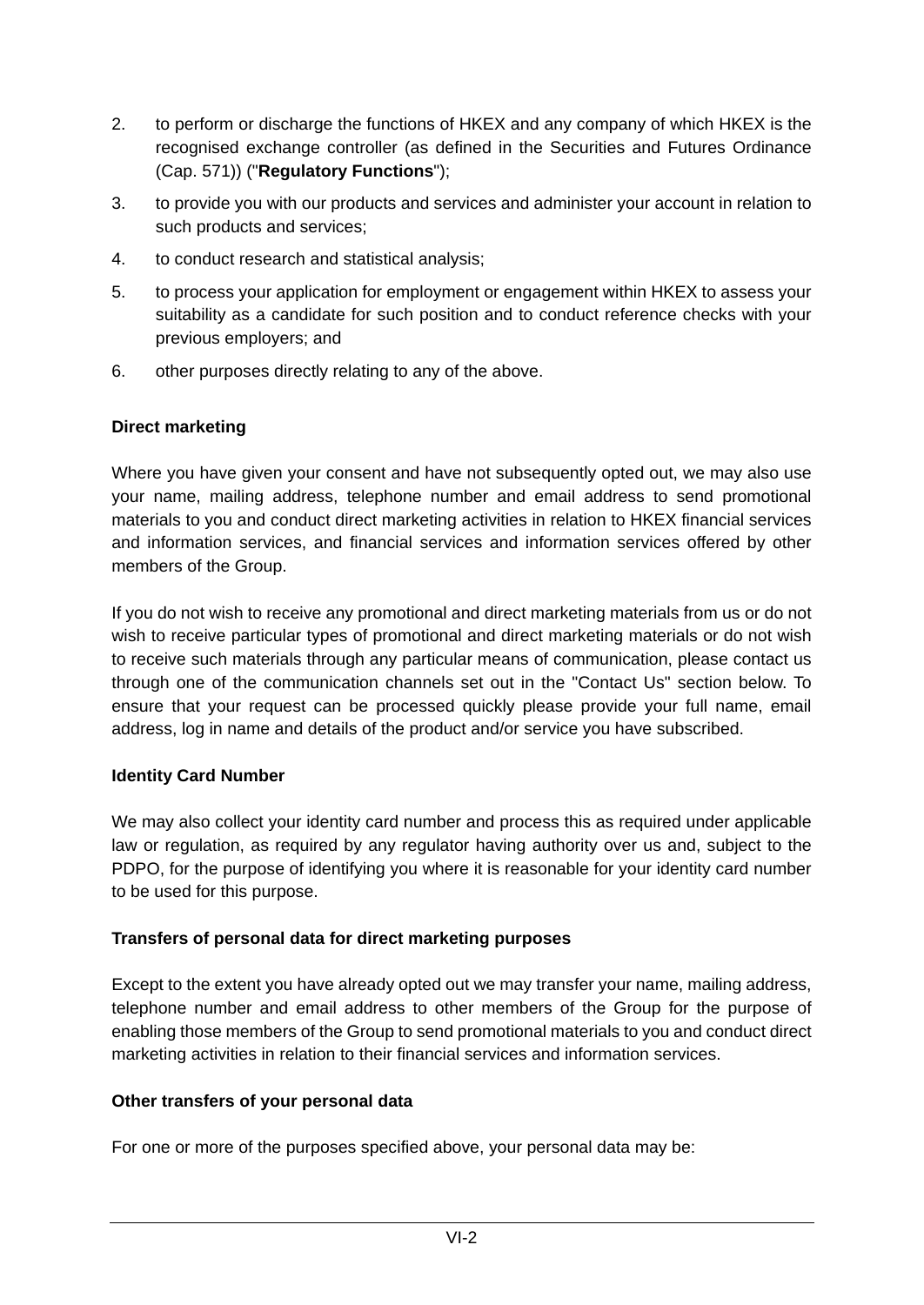2. to perform or discharge the functions of HKEX and any company of which HKEX is the recognised exchange controller (as defined in the Securities and Futures Ordinance (Cap. 571)) ("**Regulatory Functions**");
3. to provide you with our products and services and administer your account in relation to such products and services;
4. to conduct research and statistical analysis;
5. to process your application for employment or engagement within HKEX to assess your suitability as a candidate for such position and to conduct reference checks with your previous employers; and
6. other purposes directly relating to any of the above.

**Direct marketing**

Where you have given your consent and have not subsequently opted out, we may also use your name, mailing address, telephone number and email address to send promotional materials to you and conduct direct marketing activities in relation to HKEX financial services and information services, and financial services and information services offered by other members of the Group.

If you do not wish to receive any promotional and direct marketing materials from us or do not wish to receive particular types of promotional and direct marketing materials or do not wish to receive such materials through any particular means of communication, please contact us through one of the communication channels set out in the "Contact Us" section below. To ensure that your request can be processed quickly please provide your full name, email address, log in name and details of the product and/or service you have subscribed.

**Identity Card Number**

We may also collect your identity card number and process this as required under applicable law or regulation, as required by any regulator having authority over us and, subject to the PDPO, for the purpose of identifying you where it is reasonable for your identity card number to be used for this purpose.

**Transfers of personal data for direct marketing purposes**

Except to the extent you have already opted out we may transfer your name, mailing address, telephone number and email address to other members of the Group for the purpose of enabling those members of the Group to send promotional materials to you and conduct direct marketing activities in relation to their financial services and information services.

**Other transfers of your personal data**

For one or more of the purposes specified above, your personal data may be: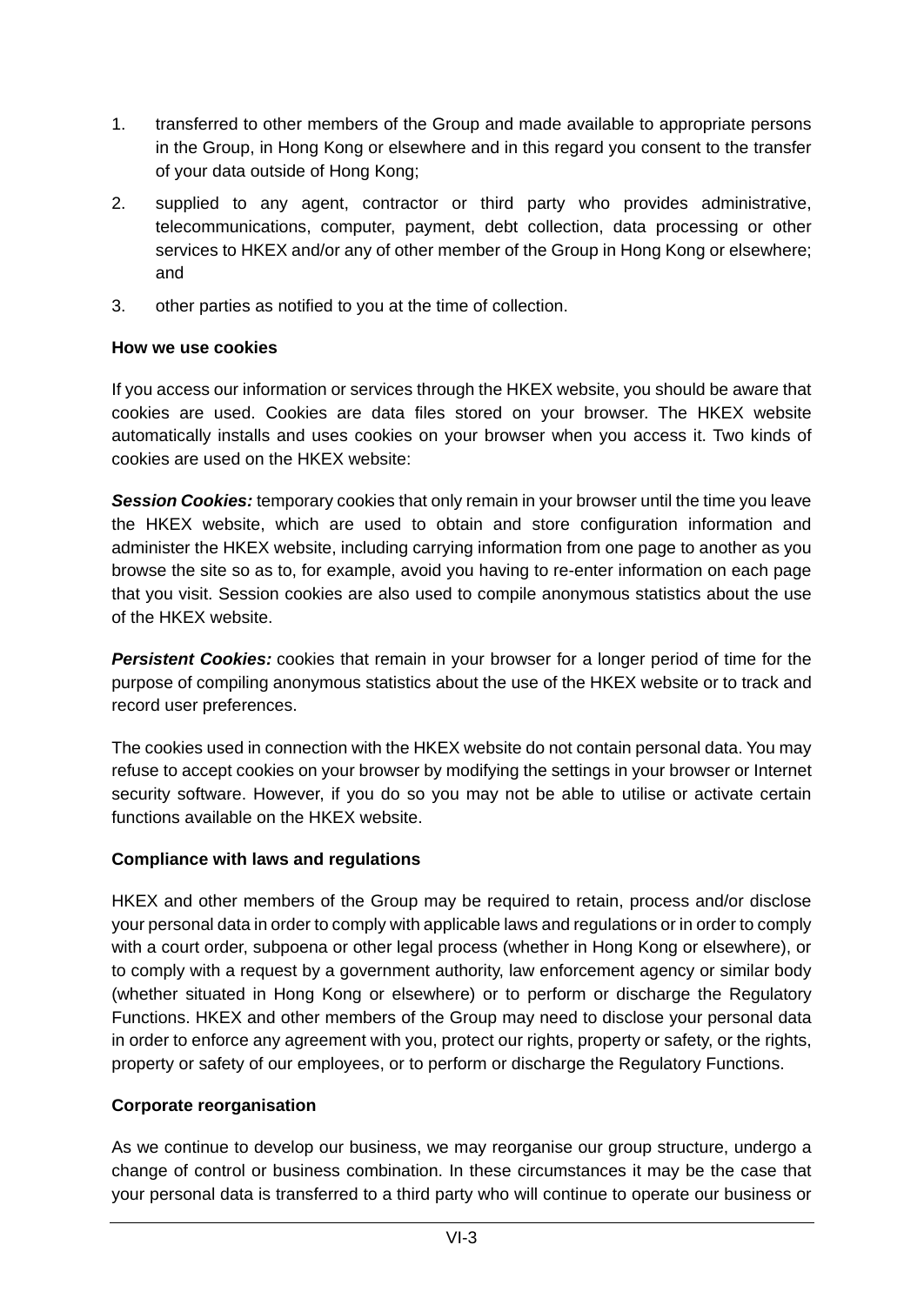1. transferred to other members of the Group and made available to appropriate persons in the Group, in Hong Kong or elsewhere and in this regard you consent to the transfer of your data outside of Hong Kong;
2. supplied to any agent, contractor or third party who provides administrative, telecommunications, computer, payment, debt collection, data processing or other services to HKEX and/or any of other member of the Group in Hong Kong or elsewhere; and
3. other parties as notified to you at the time of collection.

**How we use cookies**

If you access our information or services through the HKEX website, you should be aware that cookies are used. Cookies are data files stored on your browser. The HKEX website automatically installs and uses cookies on your browser when you access it. Two kinds of cookies are used on the HKEX website:

***Session Cookies:*** temporary cookies that only remain in your browser until the time you leave the HKEX website, which are used to obtain and store configuration information and administer the HKEX website, including carrying information from one page to another as you browse the site so as to, for example, avoid you having to re-enter information on each page that you visit. Session cookies are also used to compile anonymous statistics about the use of the HKEX website.

***Persistent Cookies:*** cookies that remain in your browser for a longer period of time for the purpose of compiling anonymous statistics about the use of the HKEX website or to track and record user preferences.

The cookies used in connection with the HKEX website do not contain personal data. You may refuse to accept cookies on your browser by modifying the settings in your browser or Internet security software. However, if you do so you may not be able to utilise or activate certain functions available on the HKEX website.

**Compliance with laws and regulations**

HKEX and other members of the Group may be required to retain, process and/or disclose your personal data in order to comply with applicable laws and regulations or in order to comply with a court order, subpoena or other legal process (whether in Hong Kong or elsewhere), or to comply with a request by a government authority, law enforcement agency or similar body (whether situated in Hong Kong or elsewhere) or to perform or discharge the Regulatory Functions. HKEX and other members of the Group may need to disclose your personal data in order to enforce any agreement with you, protect our rights, property or safety, or the rights, property or safety of our employees, or to perform or discharge the Regulatory Functions.

**Corporate reorganisation**

As we continue to develop our business, we may reorganise our group structure, undergo a change of control or business combination. In these circumstances it may be the case that your personal data is transferred to a third party who will continue to operate our business or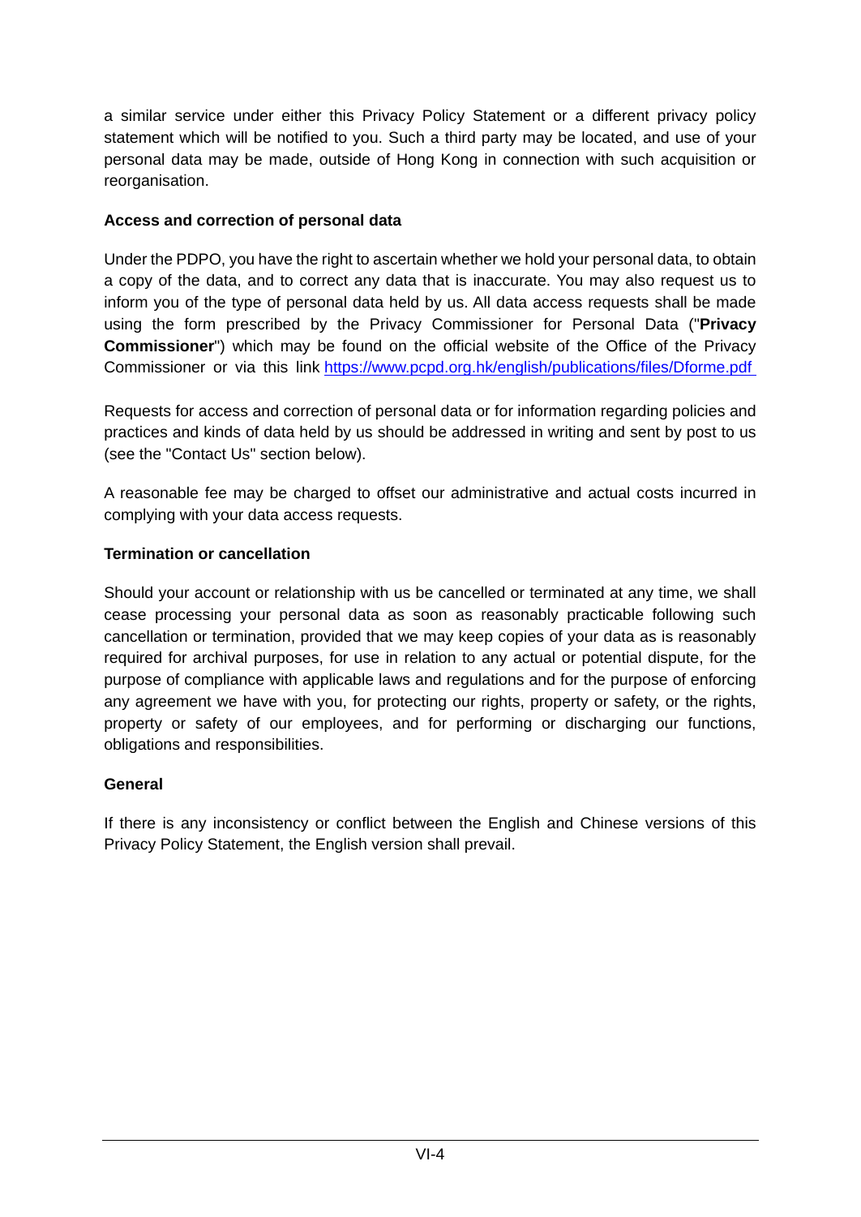a similar service under either this Privacy Policy Statement or a different privacy policy statement which will be notified to you. Such a third party may be located, and use of your personal data may be made, outside of Hong Kong in connection with such acquisition or reorganisation.

**Access and correction of personal data**

Under the PDPO, you have the right to ascertain whether we hold your personal data, to obtain a copy of the data, and to correct any data that is inaccurate. You may also request us to inform you of the type of personal data held by us. All data access requests shall be made using the form prescribed by the Privacy Commissioner for Personal Data ("**Privacy Commissioner**") which may be found on the official website of the Office of the Privacy Commissioner or via this link https://www.pcpd.org.hk/english/publications/files/Dforme.pdf

Requests for access and correction of personal data or for information regarding policies and practices and kinds of data held by us should be addressed in writing and sent by post to us (see the "Contact Us" section below).

A reasonable fee may be charged to offset our administrative and actual costs incurred in complying with your data access requests.

**Termination or cancellation**

Should your account or relationship with us be cancelled or terminated at any time, we shall cease processing your personal data as soon as reasonably practicable following such cancellation or termination, provided that we may keep copies of your data as is reasonably required for archival purposes, for use in relation to any actual or potential dispute, for the purpose of compliance with applicable laws and regulations and for the purpose of enforcing any agreement we have with you, for protecting our rights, property or safety, or the rights, property or safety of our employees, and for performing or discharging our functions, obligations and responsibilities.

**General**

If there is any inconsistency or conflict between the English and Chinese versions of this Privacy Policy Statement, the English version shall prevail.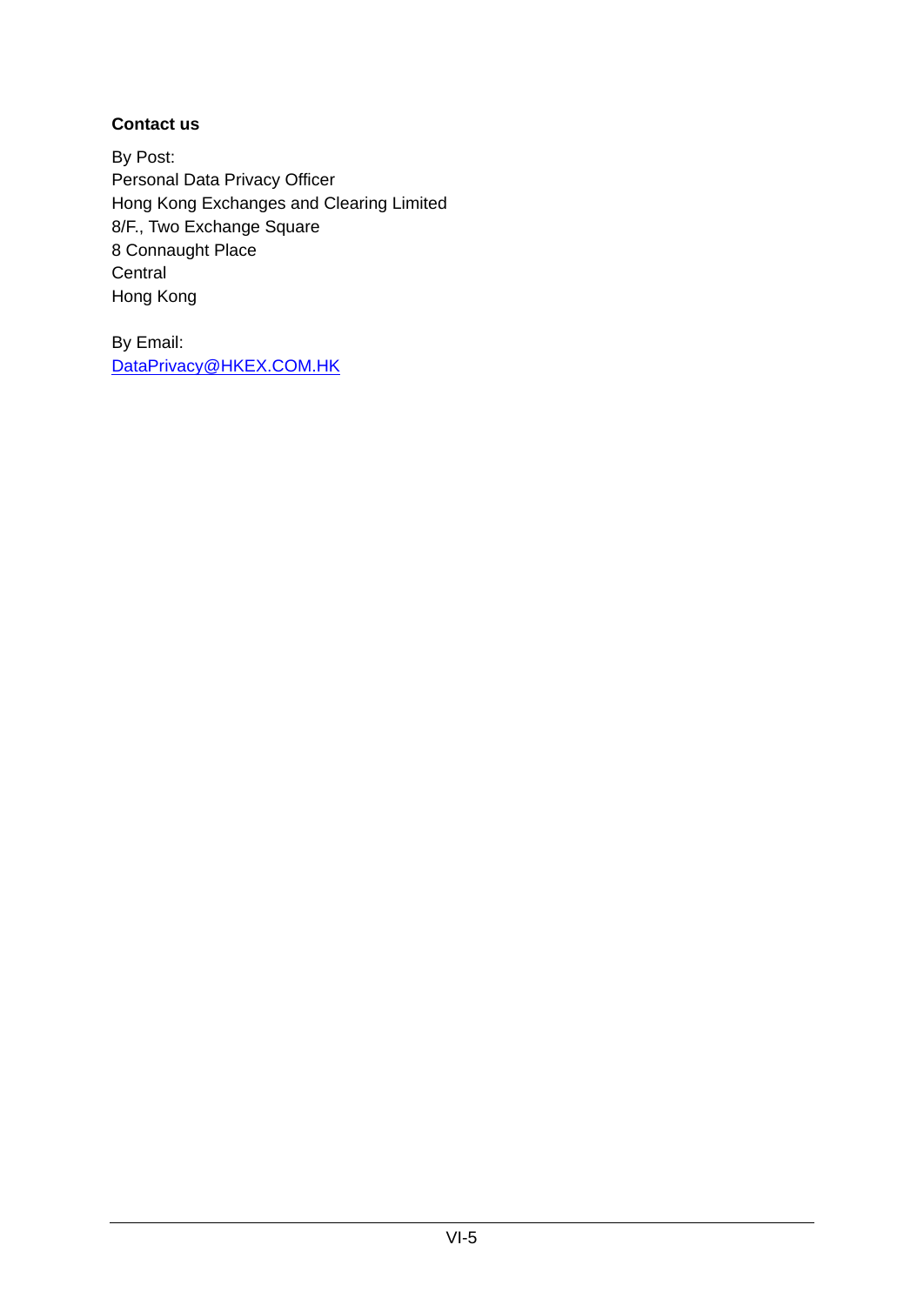**Contact us**

By Post:  
Personal Data Privacy Officer  
Hong Kong Exchanges and Clearing Limited  
8/F., Two Exchange Square  
8 Connaught Place  
Central  
Hong Kong

By Email:  
DataPrivacy@HKEX.COM.HK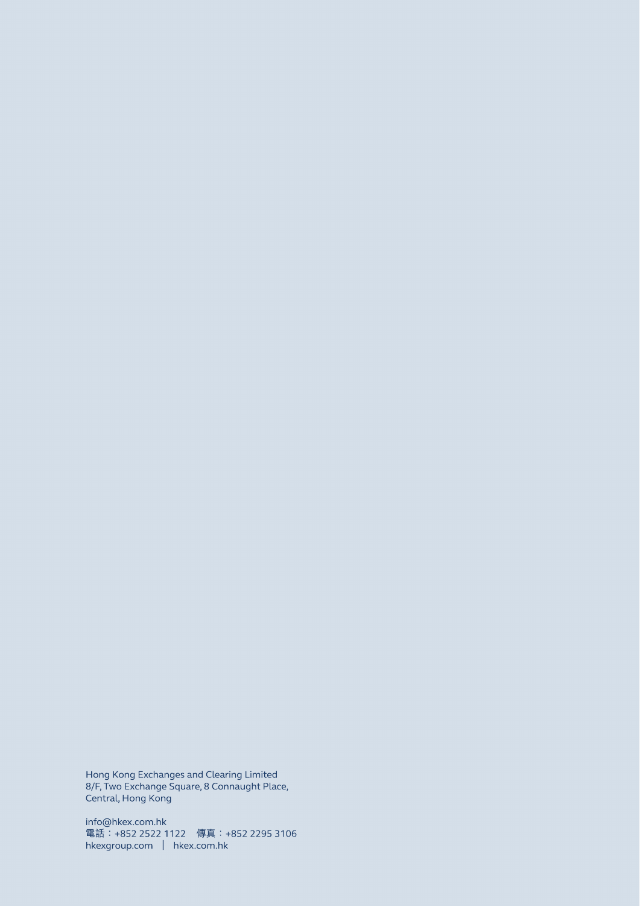Hong Kong Exchanges and Clearing Limited
8/F, Two Exchange Square, 8 Connaught Place,
Central, Hong Kong

info@hkex.com.hk
電話：+852 2522 1122　傳真：+852 2295 3106
hkexgroup.com | hkex.com.hk